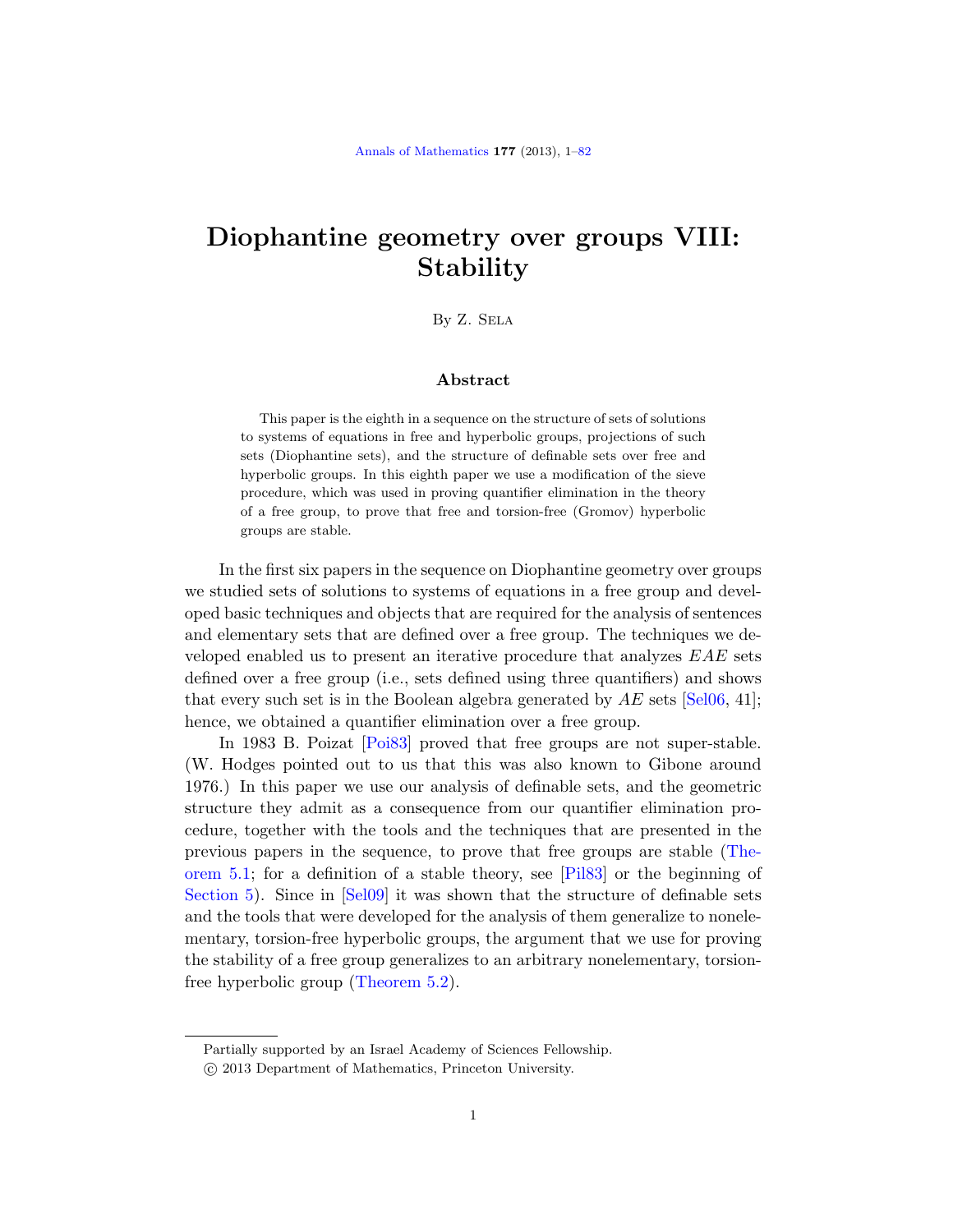# Diophantine geometry over groups VIII: Stability

By Z. Sela

## Abstract

This paper is the eighth in a sequence on the structure of sets of solutions to systems of equations in free and hyperbolic groups, projections of such sets (Diophantine sets), and the structure of definable sets over free and hyperbolic groups. In this eighth paper we use a modification of the sieve procedure, which was used in proving quantifier elimination in the theory of a free group, to prove that free and torsion-free (Gromov) hyperbolic groups are stable.

In the first six papers in the sequence on Diophantine geometry over groups we studied sets of solutions to systems of equations in a free group and developed basic techniques and objects that are required for the analysis of sentences and elementary sets that are defined over a free group. The techniques we developed enabled us to present an iterative procedure that analyzes $EAE$ sets defined over a free group (i.e., sets defined using three quantifiers) and shows that every such set is in the Boolean algebra generated by $AE$ sets [Sel06, 41]; hence, we obtained a quantifier elimination over a free group.

In 1983 B. Poizat [Poi83] proved that free groups are not super-stable. (W. Hodges pointed out to us that this was also known to Gibone around 1976.) In this paper we use our analysis of definable sets, and the geometric structure they admit as a consequence from our quantifier elimination procedure, together with the tools and the techniques that are presented in the previous papers in the sequence, to prove that free groups are stable (Theorem 5.1; for a definition of a stable theory, see [Pil83] or the beginning of Section 5). Since in [Sel09] it was shown that the structure of definable sets and the tools that were developed for the analysis of them generalize to nonelementary, torsion-free hyperbolic groups, the argument that we use for proving the stability of a free group generalizes to an arbitrary nonelementary, torsion-free hyperbolic group (Theorem 5.2).

Partially supported by an Israel Academy of Sciences Fellowship.

© 2013 Department of Mathematics, Princeton University.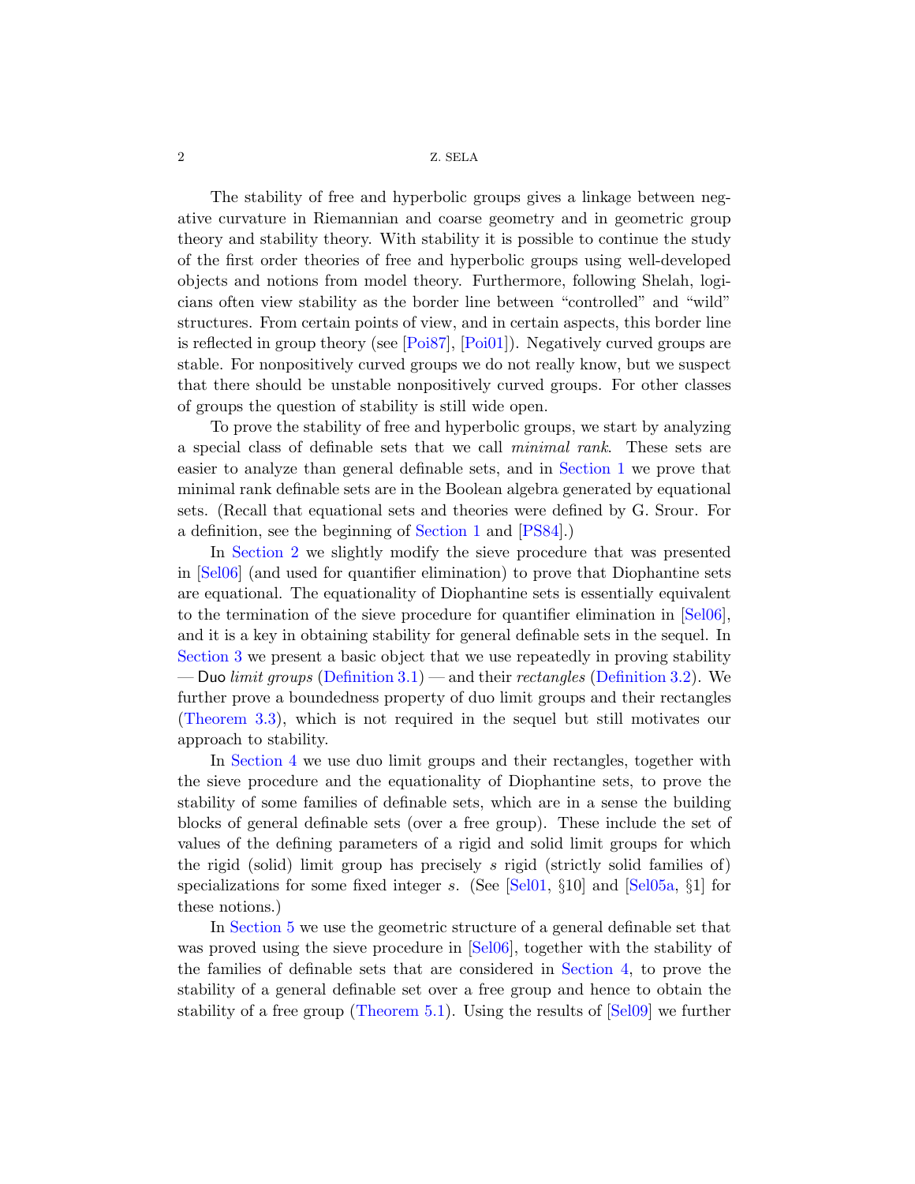The stability of free and hyperbolic groups gives a linkage between negative curvature in Riemannian and coarse geometry and in geometric group theory and stability theory. With stability it is possible to continue the study of the first order theories of free and hyperbolic groups using well-developed objects and notions from model theory. Furthermore, following Shelah, logicians often view stability as the border line between "controlled" and "wild" structures. From certain points of view, and in certain aspects, this border line is reflected in group theory (see [Poi87], [Poi01]). Negatively curved groups are stable. For nonpositively curved groups we do not really know, but we suspect that there should be unstable nonpositively curved groups. For other classes of groups the question of stability is still wide open.

To prove the stability of free and hyperbolic groups, we start by analyzing a special class of definable sets that we call *minimal rank*. These sets are easier to analyze than general definable sets, and in Section 1 we prove that minimal rank definable sets are in the Boolean algebra generated by equational sets. (Recall that equational sets and theories were defined by G. Srour. For a definition, see the beginning of Section 1 and [PS84].)

In Section 2 we slightly modify the sieve procedure that was presented in [Sel06] (and used for quantifier elimination) to prove that Diophantine sets are equational. The equationality of Diophantine sets is essentially equivalent to the termination of the sieve procedure for quantifier elimination in [Sel06], and it is a key in obtaining stability for general definable sets in the sequel. In Section 3 we present a basic object that we use repeatedly in proving stability — Duo *limit groups* (Definition 3.1) — and their *rectangles* (Definition 3.2). We further prove a boundedness property of duo limit groups and their rectangles (Theorem 3.3), which is not required in the sequel but still motivates our approach to stability.

In Section 4 we use duo limit groups and their rectangles, together with the sieve procedure and the equationality of Diophantine sets, to prove the stability of some families of definable sets, which are in a sense the building blocks of general definable sets (over a free group). These include the set of values of the defining parameters of a rigid and solid limit groups for which the rigid (solid) limit group has precisely $s$ rigid (strictly solid families of) specializations for some fixed integer $s$. (See [Sel01, §10] and [Sel05a, §1] for these notions.)

In Section 5 we use the geometric structure of a general definable set that was proved using the sieve procedure in [Sel06], together with the stability of the families of definable sets that are considered in Section 4, to prove the stability of a general definable set over a free group and hence to obtain the stability of a free group (Theorem 5.1). Using the results of [Sel09] we further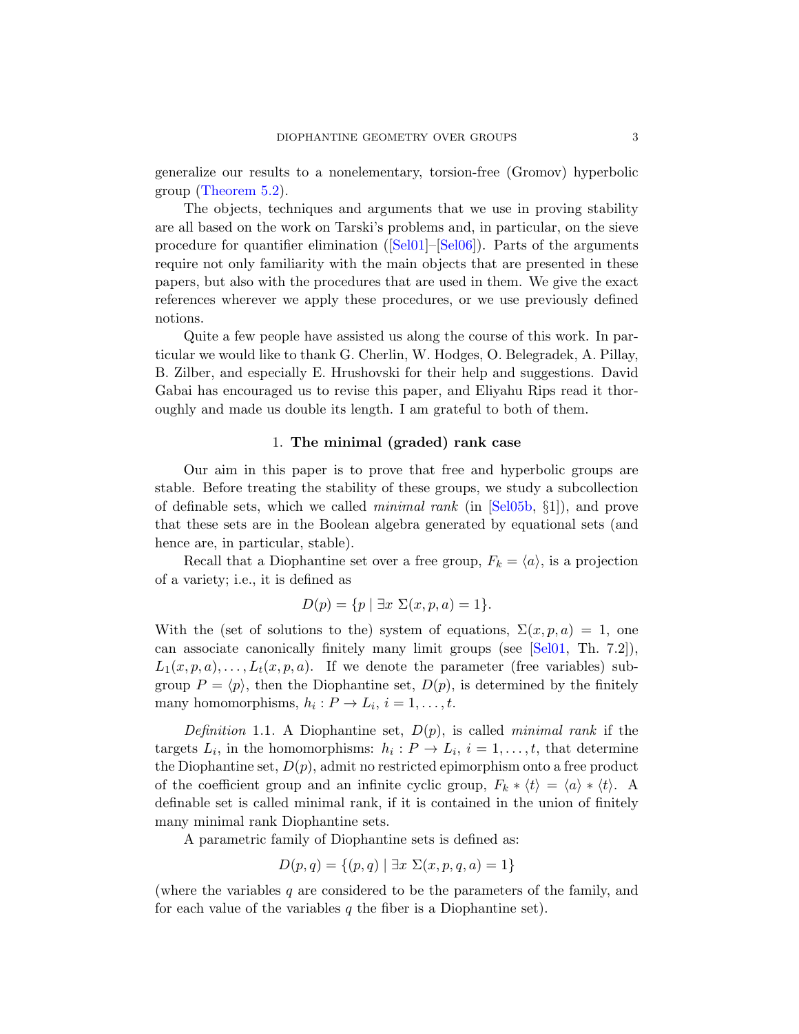generalize our results to a nonelementary, torsion-free (Gromov) hyperbolic group (Theorem 5.2).

The objects, techniques and arguments that we use in proving stability are all based on the work on Tarski's problems and, in particular, on the sieve procedure for quantifier elimination ([Sel01]–[Sel06]). Parts of the arguments require not only familiarity with the main objects that are presented in these papers, but also with the procedures that are used in them. We give the exact references wherever we apply these procedures, or we use previously defined notions.

Quite a few people have assisted us along the course of this work. In particular we would like to thank G. Cherlin, W. Hodges, O. Belegradek, A. Pillay, B. Zilber, and especially E. Hrushovski for their help and suggestions. David Gabai has encouraged us to revise this paper, and Eliyahu Rips read it thoroughly and made us double its length. I am grateful to both of them.

## 1. **The minimal (graded) rank case**

Our aim in this paper is to prove that free and hyperbolic groups are stable. Before treating the stability of these groups, we study a subcollection of definable sets, which we called *minimal rank* (in [Sel05b, §1]), and prove that these sets are in the Boolean algebra generated by equational sets (and hence are, in particular, stable).

Recall that a Diophantine set over a free group, $F_k = \langle a \rangle$, is a projection of a variety; i.e., it is defined as

$$D(p) = \{p \mid \exists x \ \Sigma(x,p,a) = 1\}.$$

With the (set of solutions to the) system of equations, $\Sigma(x,p,a) = 1$, one can associate canonically finitely many limit groups (see [Sel01, Th. 7.2]), $L_1(x,p,a), \ldots, L_t(x,p,a)$. If we denote the parameter (free variables) subgroup $P = \langle p \rangle$, then the Diophantine set, $D(p)$, is determined by the finitely many homomorphisms, $h_i : P \to L_i$, $i = 1, \ldots, t$.

*Definition* 1.1. A Diophantine set, $D(p)$, is called *minimal rank* if the targets $L_i$, in the homomorphisms: $h_i : P \to L_i$, $i = 1, \ldots, t$, that determine the Diophantine set, $D(p)$, admit no restricted epimorphism onto a free product of the coefficient group and an infinite cyclic group, $F_k * \langle t \rangle = \langle a \rangle * \langle t \rangle$. A definable set is called minimal rank, if it is contained in the union of finitely many minimal rank Diophantine sets.

A parametric family of Diophantine sets is defined as:

$$D(p,q) = \{(p,q) \mid \exists x \ \Sigma(x,p,q,a) = 1\}$$

(where the variables $q$ are considered to be the parameters of the family, and for each value of the variables $q$ the fiber is a Diophantine set).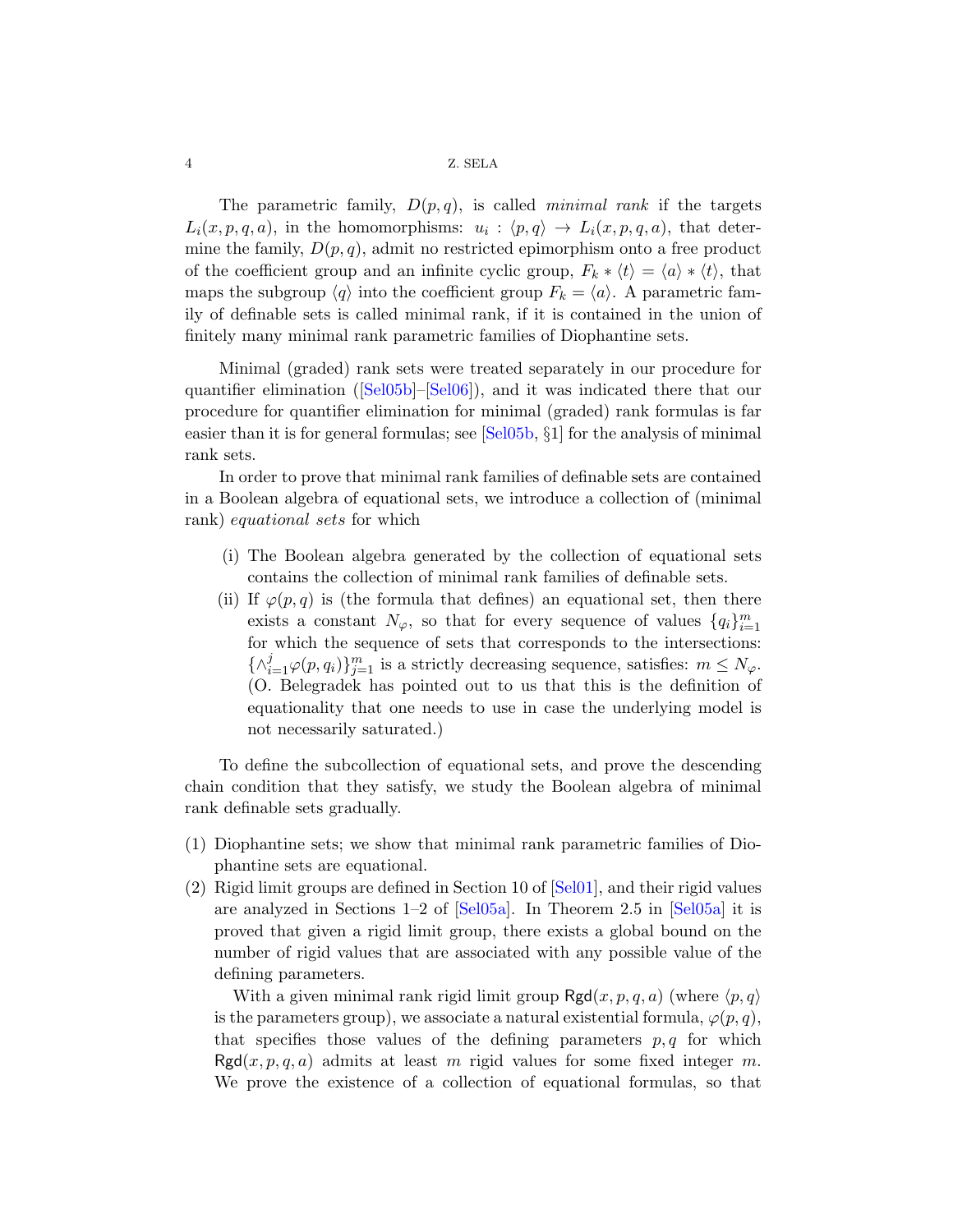The parametric family, $D(p,q)$, is called *minimal rank* if the targets $L_i(x,p,q,a)$, in the homomorphisms: $u_i : \langle p,q \rangle \to L_i(x,p,q,a)$, that determine the family, $D(p,q)$, admit no restricted epimorphism onto a free product of the coefficient group and an infinite cyclic group, $F_k * \langle t \rangle = \langle a \rangle * \langle t \rangle$, that maps the subgroup $\langle q \rangle$ into the coefficient group $F_k = \langle a \rangle$. A parametric family of definable sets is called minimal rank, if it is contained in the union of finitely many minimal rank parametric families of Diophantine sets.

Minimal (graded) rank sets were treated separately in our procedure for quantifier elimination ([Sel05b]–[Sel06]), and it was indicated there that our procedure for quantifier elimination for minimal (graded) rank formulas is far easier than it is for general formulas; see [Sel05b, §1] for the analysis of minimal rank sets.

In order to prove that minimal rank families of definable sets are contained in a Boolean algebra of equational sets, we introduce a collection of (minimal rank) *equational sets* for which

(i) The Boolean algebra generated by the collection of equational sets contains the collection of minimal rank families of definable sets.
(ii) If $\varphi(p,q)$ is (the formula that defines) an equational set, then there exists a constant $N_\varphi$, so that for every sequence of values $\{q_i\}_{i=1}^m$ for which the sequence of sets that corresponds to the intersections: $\{\wedge_{i=1}^j \varphi(p,q_i)\}_{j=1}^m$ is a strictly decreasing sequence, satisfies: $m \leq N_\varphi$. (O. Belegradek has pointed out to us that this is the definition of equationality that one needs to use in case the underlying model is not necessarily saturated.)

To define the subcollection of equational sets, and prove the descending chain condition that they satisfy, we study the Boolean algebra of minimal rank definable sets gradually.

(1) Diophantine sets; we show that minimal rank parametric families of Diophantine sets are equational.
(2) Rigid limit groups are defined in Section 10 of [Sel01], and their rigid values are analyzed in Sections 1–2 of [Sel05a]. In Theorem 2.5 in [Sel05a] it is proved that given a rigid limit group, there exists a global bound on the number of rigid values that are associated with any possible value of the defining parameters.

   With a given minimal rank rigid limit group $\mathsf{Rgd}(x,p,q,a)$ (where $\langle p,q \rangle$ is the parameters group), we associate a natural existential formula, $\varphi(p,q)$, that specifies those values of the defining parameters $p,q$ for which $\mathsf{Rgd}(x,p,q,a)$ admits at least $m$ rigid values for some fixed integer $m$. We prove the existence of a collection of equational formulas, so that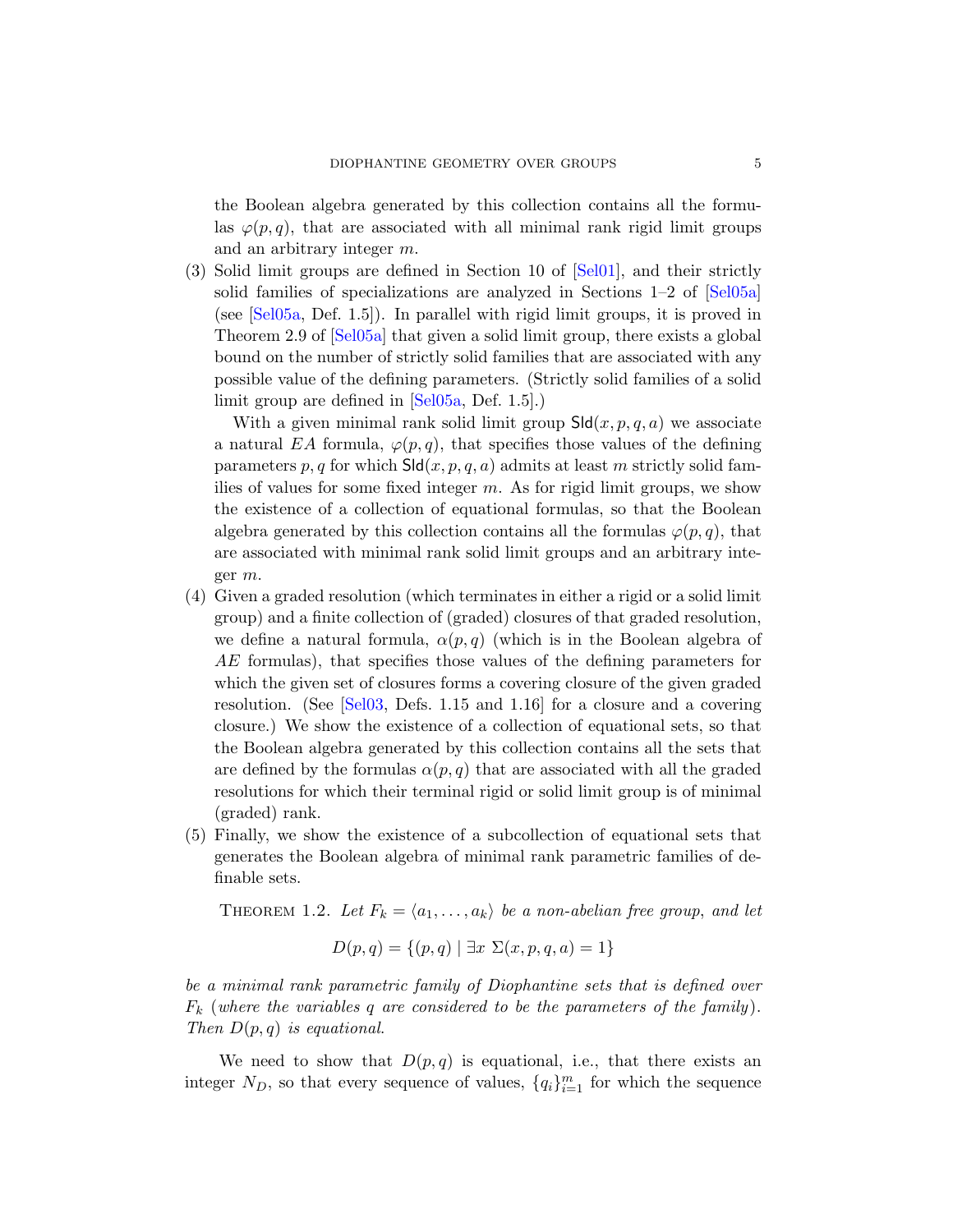the Boolean algebra generated by this collection contains all the formulas $\varphi(p,q)$, that are associated with all minimal rank rigid limit groups and an arbitrary integer $m$.

(3) Solid limit groups are defined in Section 10 of [Sel01], and their strictly solid families of specializations are analyzed in Sections 1–2 of [Sel05a] (see [Sel05a, Def. 1.5]). In parallel with rigid limit groups, it is proved in Theorem 2.9 of [Sel05a] that given a solid limit group, there exists a global bound on the number of strictly solid families that are associated with any possible value of the defining parameters. (Strictly solid families of a solid limit group are defined in [Sel05a, Def. 1.5].)

With a given minimal rank solid limit group $\mathsf{Sld}(x,p,q,a)$ we associate a natural $EA$ formula, $\varphi(p,q)$, that specifies those values of the defining parameters $p,q$ for which $\mathsf{Sld}(x,p,q,a)$ admits at least $m$ strictly solid families of values for some fixed integer $m$. As for rigid limit groups, we show the existence of a collection of equational formulas, so that the Boolean algebra generated by this collection contains all the formulas $\varphi(p,q)$, that are associated with minimal rank solid limit groups and an arbitrary integer $m$.

(4) Given a graded resolution (which terminates in either a rigid or a solid limit group) and a finite collection of (graded) closures of that graded resolution, we define a natural formula, $\alpha(p,q)$ (which is in the Boolean algebra of $AE$ formulas), that specifies those values of the defining parameters for which the given set of closures forms a covering closure of the given graded resolution. (See [Sel03, Defs. 1.15 and 1.16] for a closure and a covering closure.) We show the existence of a collection of equational sets, so that the Boolean algebra generated by this collection contains all the sets that are defined by the formulas $\alpha(p,q)$ that are associated with all the graded resolutions for which their terminal rigid or solid limit group is of minimal (graded) rank.

(5) Finally, we show the existence of a subcollection of equational sets that generates the Boolean algebra of minimal rank parametric families of definable sets.

THEOREM 1.2. *Let $F_k = \langle a_1, \dots, a_k \rangle$ be a non-abelian free group, and let*

$$D(p,q) = \{(p,q) \mid \exists x \ \Sigma(x,p,q,a) = 1\}$$

*be a minimal rank parametric family of Diophantine sets that is defined over $F_k$ (where the variables $q$ are considered to be the parameters of the family). Then $D(p,q)$ is equational.*

We need to show that $D(p,q)$ is equational, i.e., that there exists an integer $N_D$, so that every sequence of values, $\{q_i\}_{i=1}^m$ for which the sequence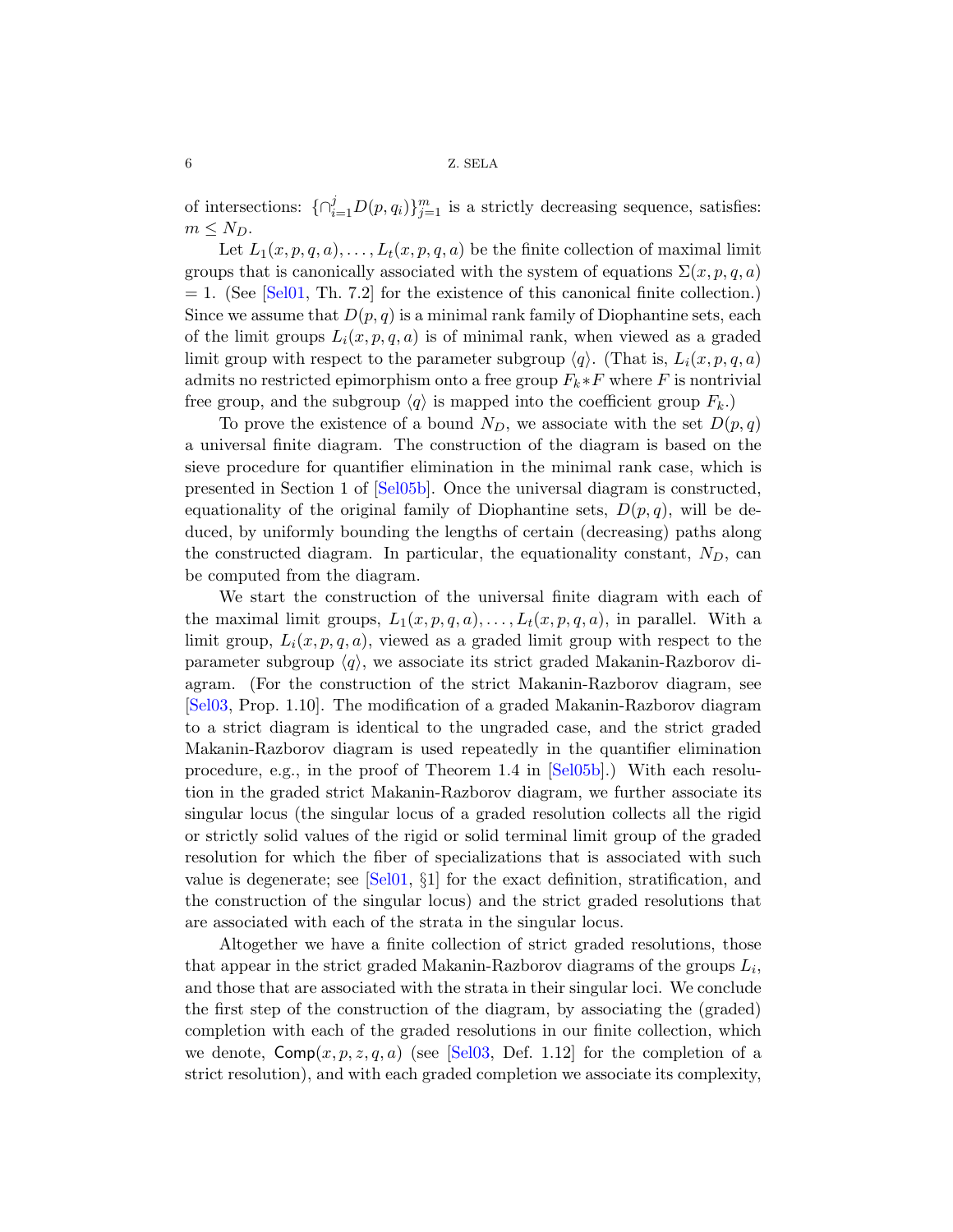of intersections: $\{\cap_{i=1}^{j} D(p,q_i)\}_{j=1}^{m}$ is a strictly decreasing sequence, satisfies: $m \leq N_D$.

Let $L_1(x,p,q,a),\dots,L_t(x,p,q,a)$ be the finite collection of maximal limit groups that is canonically associated with the system of equations $\Sigma(x,p,q,a) = 1$. (See [Sel01, Th. 7.2] for the existence of this canonical finite collection.) Since we assume that $D(p,q)$ is a minimal rank family of Diophantine sets, each of the limit groups $L_i(x,p,q,a)$ is of minimal rank, when viewed as a graded limit group with respect to the parameter subgroup $\langle q \rangle$. (That is, $L_i(x,p,q,a)$ admits no restricted epimorphism onto a free group $F_k * F$ where $F$ is nontrivial free group, and the subgroup $\langle q \rangle$ is mapped into the coefficient group $F_k$.)

To prove the existence of a bound $N_D$, we associate with the set $D(p,q)$ a universal finite diagram. The construction of the diagram is based on the sieve procedure for quantifier elimination in the minimal rank case, which is presented in Section 1 of [Sel05b]. Once the universal diagram is constructed, equationality of the original family of Diophantine sets, $D(p,q)$, will be deduced, by uniformly bounding the lengths of certain (decreasing) paths along the constructed diagram. In particular, the equationality constant, $N_D$, can be computed from the diagram.

We start the construction of the universal finite diagram with each of the maximal limit groups, $L_1(x,p,q,a),\dots,L_t(x,p,q,a)$, in parallel. With a limit group, $L_i(x,p,q,a)$, viewed as a graded limit group with respect to the parameter subgroup $\langle q \rangle$, we associate its strict graded Makanin-Razborov diagram. (For the construction of the strict Makanin-Razborov diagram, see [Sel03, Prop. 1.10]. The modification of a graded Makanin-Razborov diagram to a strict diagram is identical to the ungraded case, and the strict graded Makanin-Razborov diagram is used repeatedly in the quantifier elimination procedure, e.g., in the proof of Theorem 1.4 in [Sel05b].) With each resolution in the graded strict Makanin-Razborov diagram, we further associate its singular locus (the singular locus of a graded resolution collects all the rigid or strictly solid values of the rigid or solid terminal limit group of the graded resolution for which the fiber of specializations that is associated with such value is degenerate; see [Sel01, §1] for the exact definition, stratification, and the construction of the singular locus) and the strict graded resolutions that are associated with each of the strata in the singular locus.

Altogether we have a finite collection of strict graded resolutions, those that appear in the strict graded Makanin-Razborov diagrams of the groups $L_i$, and those that are associated with the strata in their singular loci. We conclude the first step of the construction of the diagram, by associating the (graded) completion with each of the graded resolutions in our finite collection, which we denote, $\mathsf{Comp}(x,p,z,q,a)$ (see [Sel03, Def. 1.12] for the completion of a strict resolution), and with each graded completion we associate its complexity,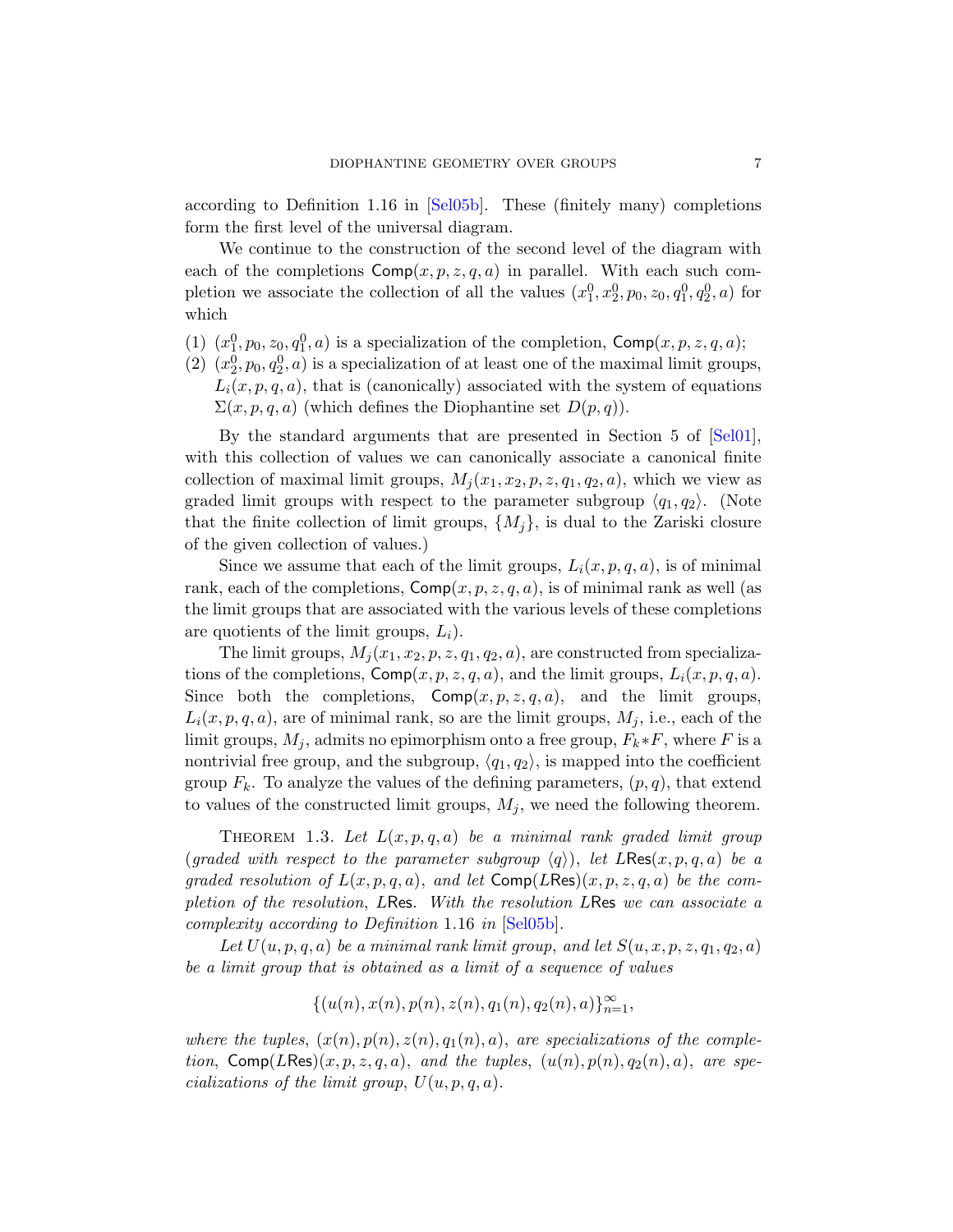according to Definition 1.16 in [Sel05b]. These (finitely many) completions form the first level of the universal diagram.

We continue to the construction of the second level of the diagram with each of the completions $\mathsf{Comp}(x,p,z,q,a)$ in parallel. With each such completion we associate the collection of all the values $(x_1^0,x_2^0,p_0,z_0,q_1^0,q_2^0,a)$ for which

(1) $(x_1^0,p_0,z_0,q_1^0,a)$ is a specialization of the completion, $\mathsf{Comp}(x,p,z,q,a)$;
(2) $(x_2^0,p_0,q_2^0,a)$ is a specialization of at least one of the maximal limit groups, $L_i(x,p,q,a)$, that is (canonically) associated with the system of equations $\Sigma(x,p,q,a)$ (which defines the Diophantine set $D(p,q)$).

By the standard arguments that are presented in Section 5 of [Sel01], with this collection of values we can canonically associate a canonical finite collection of maximal limit groups, $M_j(x_1,x_2,p,z,q_1,q_2,a)$, which we view as graded limit groups with respect to the parameter subgroup $\langle q_1,q_2\rangle$. (Note that the finite collection of limit groups, $\{M_j\}$, is dual to the Zariski closure of the given collection of values.)

Since we assume that each of the limit groups, $L_i(x,p,q,a)$, is of minimal rank, each of the completions, $\mathsf{Comp}(x,p,z,q,a)$, is of minimal rank as well (as the limit groups that are associated with the various levels of these completions are quotients of the limit groups, $L_i$).

The limit groups, $M_j(x_1,x_2,p,z,q_1,q_2,a)$, are constructed from specializations of the completions, $\mathsf{Comp}(x,p,z,q,a)$, and the limit groups, $L_i(x,p,q,a)$. Since both the completions, $\mathsf{Comp}(x,p,z,q,a)$, and the limit groups, $L_i(x,p,q,a)$, are of minimal rank, so are the limit groups, $M_j$, i.e., each of the limit groups, $M_j$, admits no epimorphism onto a free group, $F_k*F$, where $F$ is a nontrivial free group, and the subgroup, $\langle q_1,q_2\rangle$, is mapped into the coefficient group $F_k$. To analyze the values of the defining parameters, $(p,q)$, that extend to values of the constructed limit groups, $M_j$, we need the following theorem.

THEOREM 1.3. *Let $L(x,p,q,a)$ be a minimal rank graded limit group (graded with respect to the parameter subgroup $\langle q\rangle$), let $L\mathsf{Res}(x,p,q,a)$ be a graded resolution of $L(x,p,q,a)$, and let $\mathsf{Comp}(L\mathsf{Res})(x,p,z,q,a)$ be the completion of the resolution, $L\mathsf{Res}$. With the resolution $L\mathsf{Res}$ we can associate a complexity according to Definition 1.16 in [Sel05b].*

*Let $U(u,p,q,a)$ be a minimal rank limit group, and let $S(u,x,p,z,q_1,q_2,a)$ be a limit group that is obtained as a limit of a sequence of values*

$$\{(u(n),x(n),p(n),z(n),q_1(n),q_2(n),a)\}_{n=1}^{\infty},$$

*where the tuples, $(x(n),p(n),z(n),q_1(n),a)$, are specializations of the completion, $\mathsf{Comp}(L\mathsf{Res})(x,p,z,q,a)$, and the tuples, $(u(n),p(n),q_2(n),a)$, are specializations of the limit group, $U(u,p,q,a)$.*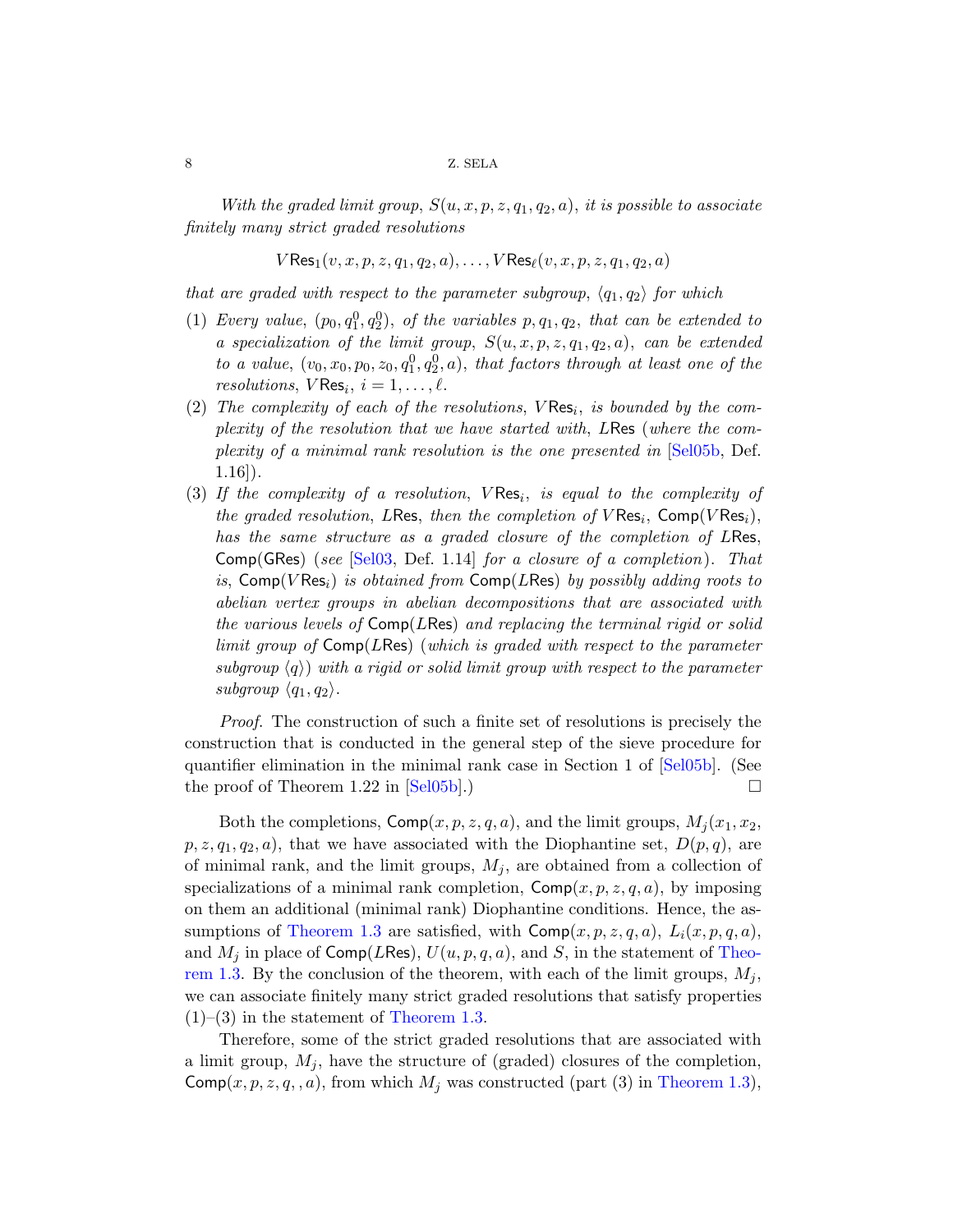*With the graded limit group, $S(u,x,p,z,q_1,q_2,a)$, it is possible to associate finitely many strict graded resolutions*

$$V\mathsf{Res}_1(v,x,p,z,q_1,q_2,a),\ldots,V\mathsf{Res}_\ell(v,x,p,z,q_1,q_2,a)$$

*that are graded with respect to the parameter subgroup, $\langle q_1,q_2\rangle$ for which*

(1) *Every value, $(p_0,q_1^0,q_2^0)$, of the variables $p,q_1,q_2$, that can be extended to a specialization of the limit group, $S(u,x,p,z,q_1,q_2,a)$, can be extended to a value, $(v_0,x_0,p_0,z_0,q_1^0,q_2^0,a)$, that factors through at least one of the resolutions, $V\mathsf{Res}_i$, $i=1,\ldots,\ell$.*

(2) *The complexity of each of the resolutions, $V\mathsf{Res}_i$, is bounded by the complexity of the resolution that we have started with, $L\mathsf{Res}$ (where the complexity of a minimal rank resolution is the one presented in [Sel05b, Def. 1.16]).*

(3) *If the complexity of a resolution, $V\mathsf{Res}_i$, is equal to the complexity of the graded resolution, $L\mathsf{Res}$, then the completion of $V\mathsf{Res}_i$, $\mathsf{Comp}(V\mathsf{Res}_i)$, has the same structure as a graded closure of the completion of $L\mathsf{Res}$, $\mathsf{Comp}(\mathsf{GRes})$ (see [Sel03, Def. 1.14] for a closure of a completion). That is, $\mathsf{Comp}(V\mathsf{Res}_i)$ is obtained from $\mathsf{Comp}(L\mathsf{Res})$ by possibly adding roots to abelian vertex groups in abelian decompositions that are associated with the various levels of $\mathsf{Comp}(L\mathsf{Res})$ and replacing the terminal rigid or solid limit group of $\mathsf{Comp}(L\mathsf{Res})$ (which is graded with respect to the parameter subgroup $\langle q\rangle$) with a rigid or solid limit group with respect to the parameter subgroup $\langle q_1,q_2\rangle$.*

*Proof.* The construction of such a finite set of resolutions is precisely the construction that is conducted in the general step of the sieve procedure for quantifier elimination in the minimal rank case in Section 1 of [Sel05b]. (See the proof of Theorem 1.22 in [Sel05b].) □

Both the completions, $\mathsf{Comp}(x,p,z,q,a)$, and the limit groups, $M_j(x_1,x_2,p,z,q_1,q_2,a)$, that we have associated with the Diophantine set, $D(p,q)$, are of minimal rank, and the limit groups, $M_j$, are obtained from a collection of specializations of a minimal rank completion, $\mathsf{Comp}(x,p,z,q,a)$, by imposing on them an additional (minimal rank) Diophantine conditions. Hence, the assumptions of Theorem 1.3 are satisfied, with $\mathsf{Comp}(x,p,z,q,a)$, $L_i(x,p,q,a)$, and $M_j$ in place of $\mathsf{Comp}(L\mathsf{Res})$, $U(u,p,q,a)$, and $S$, in the statement of Theorem 1.3. By the conclusion of the theorem, with each of the limit groups, $M_j$, we can associate finitely many strict graded resolutions that satisfy properties (1)–(3) in the statement of Theorem 1.3.

Therefore, some of the strict graded resolutions that are associated with a limit group, $M_j$, have the structure of (graded) closures of the completion, $\mathsf{Comp}(x,p,z,q,,a)$, from which $M_j$ was constructed (part (3) in Theorem 1.3),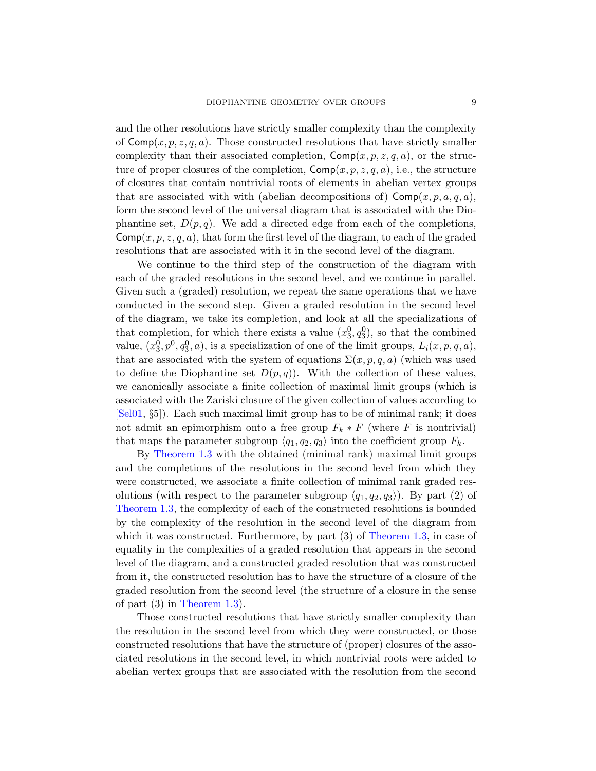and the other resolutions have strictly smaller complexity than the complexity of $\mathsf{Comp}(x,p,z,q,a)$. Those constructed resolutions that have strictly smaller complexity than their associated completion, $\mathsf{Comp}(x,p,z,q,a)$, or the structure of proper closures of the completion, $\mathsf{Comp}(x,p,z,q,a)$, i.e., the structure of closures that contain nontrivial roots of elements in abelian vertex groups that are associated with with (abelian decompositions of) $\mathsf{Comp}(x,p,a,q,a)$, form the second level of the universal diagram that is associated with the Diophantine set, $D(p,q)$. We add a directed edge from each of the completions, $\mathsf{Comp}(x,p,z,q,a)$, that form the first level of the diagram, to each of the graded resolutions that are associated with it in the second level of the diagram.

We continue to the third step of the construction of the diagram with each of the graded resolutions in the second level, and we continue in parallel. Given such a (graded) resolution, we repeat the same operations that we have conducted in the second step. Given a graded resolution in the second level of the diagram, we take its completion, and look at all the specializations of that completion, for which there exists a value $(x_3^0,q_3^0)$, so that the combined value, $(x_3^0,p^0,q_3^0,a)$, is a specialization of one of the limit groups, $L_i(x,p,q,a)$, that are associated with the system of equations $\Sigma(x,p,q,a)$ (which was used to define the Diophantine set $D(p,q)$). With the collection of these values, we canonically associate a finite collection of maximal limit groups (which is associated with the Zariski closure of the given collection of values according to [Sel01, §5]). Each such maximal limit group has to be of minimal rank; it does not admit an epimorphism onto a free group $F_k * F$ (where $F$ is nontrivial) that maps the parameter subgroup $\langle q_1,q_2,q_3\rangle$ into the coefficient group $F_k$.

By Theorem 1.3 with the obtained (minimal rank) maximal limit groups and the completions of the resolutions in the second level from which they were constructed, we associate a finite collection of minimal rank graded resolutions (with respect to the parameter subgroup $\langle q_1,q_2,q_3\rangle$). By part (2) of Theorem 1.3, the complexity of each of the constructed resolutions is bounded by the complexity of the resolution in the second level of the diagram from which it was constructed. Furthermore, by part (3) of Theorem 1.3, in case of equality in the complexities of a graded resolution that appears in the second level of the diagram, and a constructed graded resolution that was constructed from it, the constructed resolution has to have the structure of a closure of the graded resolution from the second level (the structure of a closure in the sense of part (3) in Theorem 1.3).

Those constructed resolutions that have strictly smaller complexity than the resolution in the second level from which they were constructed, or those constructed resolutions that have the structure of (proper) closures of the associated resolutions in the second level, in which nontrivial roots were added to abelian vertex groups that are associated with the resolution from the second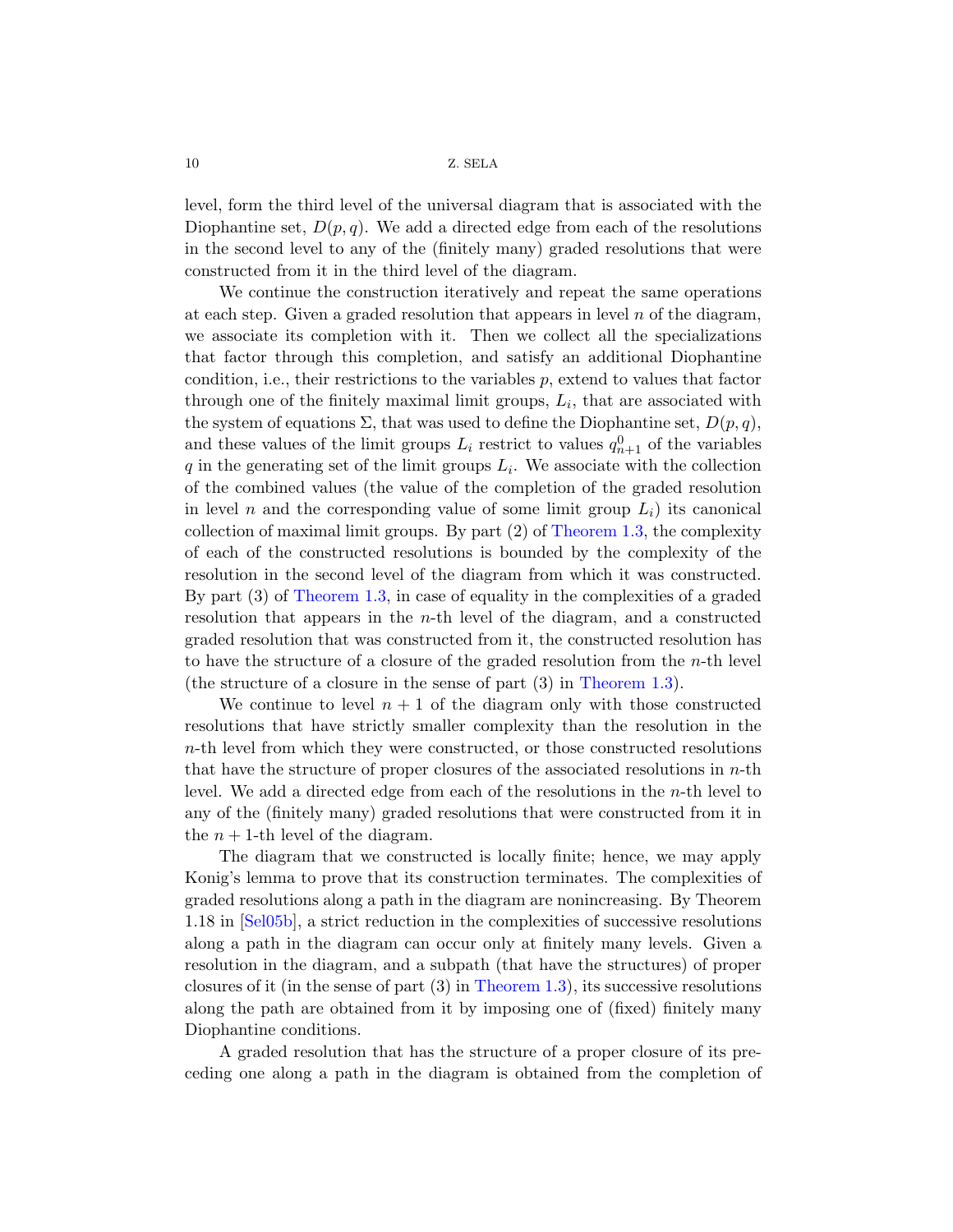level, form the third level of the universal diagram that is associated with the Diophantine set, $D(p,q)$. We add a directed edge from each of the resolutions in the second level to any of the (finitely many) graded resolutions that were constructed from it in the third level of the diagram.

We continue the construction iteratively and repeat the same operations at each step. Given a graded resolution that appears in level $n$ of the diagram, we associate its completion with it. Then we collect all the specializations that factor through this completion, and satisfy an additional Diophantine condition, i.e., their restrictions to the variables $p$, extend to values that factor through one of the finitely maximal limit groups, $L_i$, that are associated with the system of equations $\Sigma$, that was used to define the Diophantine set, $D(p,q)$, and these values of the limit groups $L_i$ restrict to values $q^0_{n+1}$ of the variables $q$ in the generating set of the limit groups $L_i$. We associate with the collection of the combined values (the value of the completion of the graded resolution in level $n$ and the corresponding value of some limit group $L_i$) its canonical collection of maximal limit groups. By part (2) of Theorem 1.3, the complexity of each of the constructed resolutions is bounded by the complexity of the resolution in the second level of the diagram from which it was constructed. By part (3) of Theorem 1.3, in case of equality in the complexities of a graded resolution that appears in the $n$-th level of the diagram, and a constructed graded resolution that was constructed from it, the constructed resolution has to have the structure of a closure of the graded resolution from the $n$-th level (the structure of a closure in the sense of part (3) in Theorem 1.3).

We continue to level $n+1$ of the diagram only with those constructed resolutions that have strictly smaller complexity than the resolution in the $n$-th level from which they were constructed, or those constructed resolutions that have the structure of proper closures of the associated resolutions in $n$-th level. We add a directed edge from each of the resolutions in the $n$-th level to any of the (finitely many) graded resolutions that were constructed from it in the $n+1$-th level of the diagram.

The diagram that we constructed is locally finite; hence, we may apply Konig's lemma to prove that its construction terminates. The complexities of graded resolutions along a path in the diagram are nonincreasing. By Theorem 1.18 in [Sel05b], a strict reduction in the complexities of successive resolutions along a path in the diagram can occur only at finitely many levels. Given a resolution in the diagram, and a subpath (that have the structures) of proper closures of it (in the sense of part (3) in Theorem 1.3), its successive resolutions along the path are obtained from it by imposing one of (fixed) finitely many Diophantine conditions.

A graded resolution that has the structure of a proper closure of its preceding one along a path in the diagram is obtained from the completion of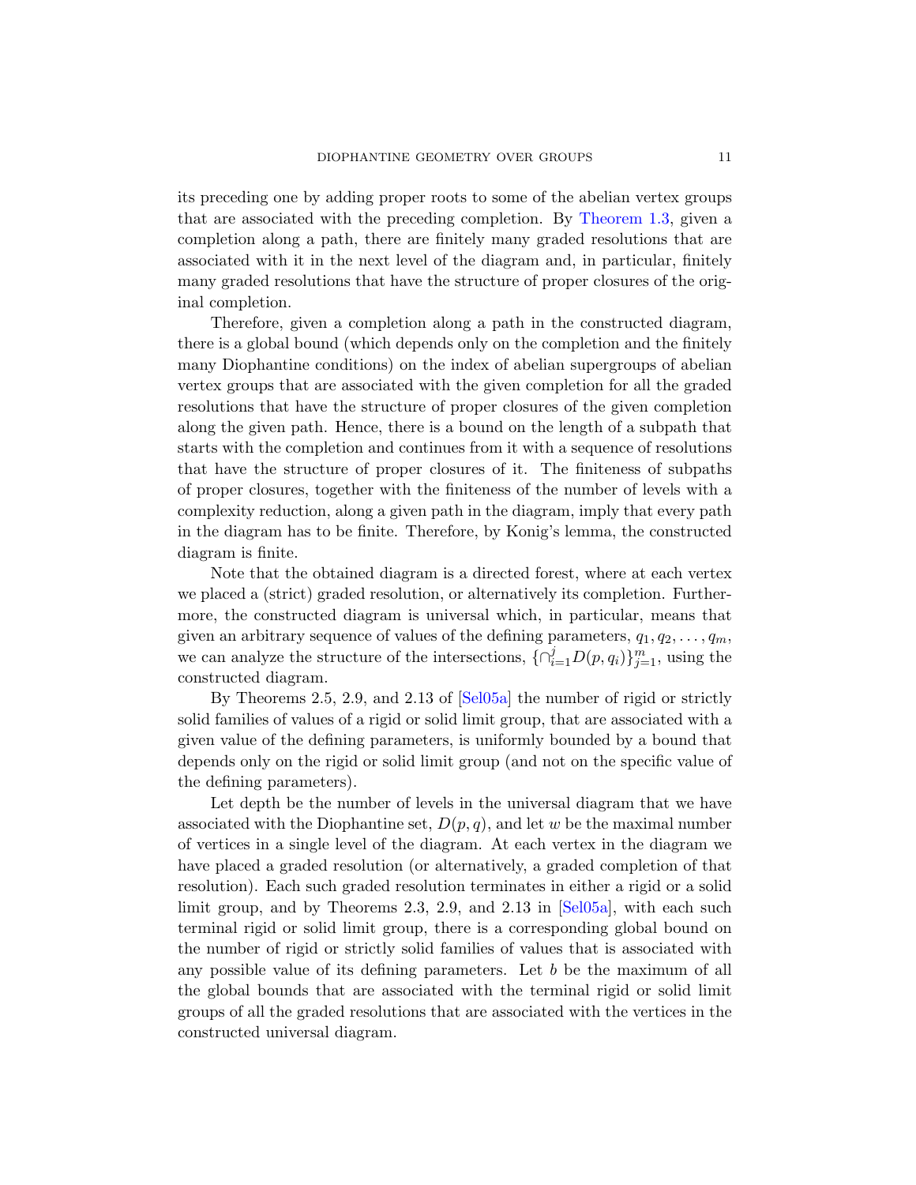its preceding one by adding proper roots to some of the abelian vertex groups that are associated with the preceding completion. By Theorem 1.3, given a completion along a path, there are finitely many graded resolutions that are associated with it in the next level of the diagram and, in particular, finitely many graded resolutions that have the structure of proper closures of the original completion.

Therefore, given a completion along a path in the constructed diagram, there is a global bound (which depends only on the completion and the finitely many Diophantine conditions) on the index of abelian supergroups of abelian vertex groups that are associated with the given completion for all the graded resolutions that have the structure of proper closures of the given completion along the given path. Hence, there is a bound on the length of a subpath that starts with the completion and continues from it with a sequence of resolutions that have the structure of proper closures of it. The finiteness of subpaths of proper closures, together with the finiteness of the number of levels with a complexity reduction, along a given path in the diagram, imply that every path in the diagram has to be finite. Therefore, by Konig's lemma, the constructed diagram is finite.

Note that the obtained diagram is a directed forest, where at each vertex we placed a (strict) graded resolution, or alternatively its completion. Furthermore, the constructed diagram is universal which, in particular, means that given an arbitrary sequence of values of the defining parameters, $q_1, q_2, \dots, q_m$, we can analyze the structure of the intersections, $\{\cap_{i=1}^{j} D(p, q_i)\}_{j=1}^{m}$, using the constructed diagram.

By Theorems 2.5, 2.9, and 2.13 of [Sel05a] the number of rigid or strictly solid families of values of a rigid or solid limit group, that are associated with a given value of the defining parameters, is uniformly bounded by a bound that depends only on the rigid or solid limit group (and not on the specific value of the defining parameters).

Let depth be the number of levels in the universal diagram that we have associated with the Diophantine set, $D(p, q)$, and let $w$ be the maximal number of vertices in a single level of the diagram. At each vertex in the diagram we have placed a graded resolution (or alternatively, a graded completion of that resolution). Each such graded resolution terminates in either a rigid or a solid limit group, and by Theorems 2.3, 2.9, and 2.13 in [Sel05a], with each such terminal rigid or solid limit group, there is a corresponding global bound on the number of rigid or strictly solid families of values that is associated with any possible value of its defining parameters. Let $b$ be the maximum of all the global bounds that are associated with the terminal rigid or solid limit groups of all the graded resolutions that are associated with the vertices in the constructed universal diagram.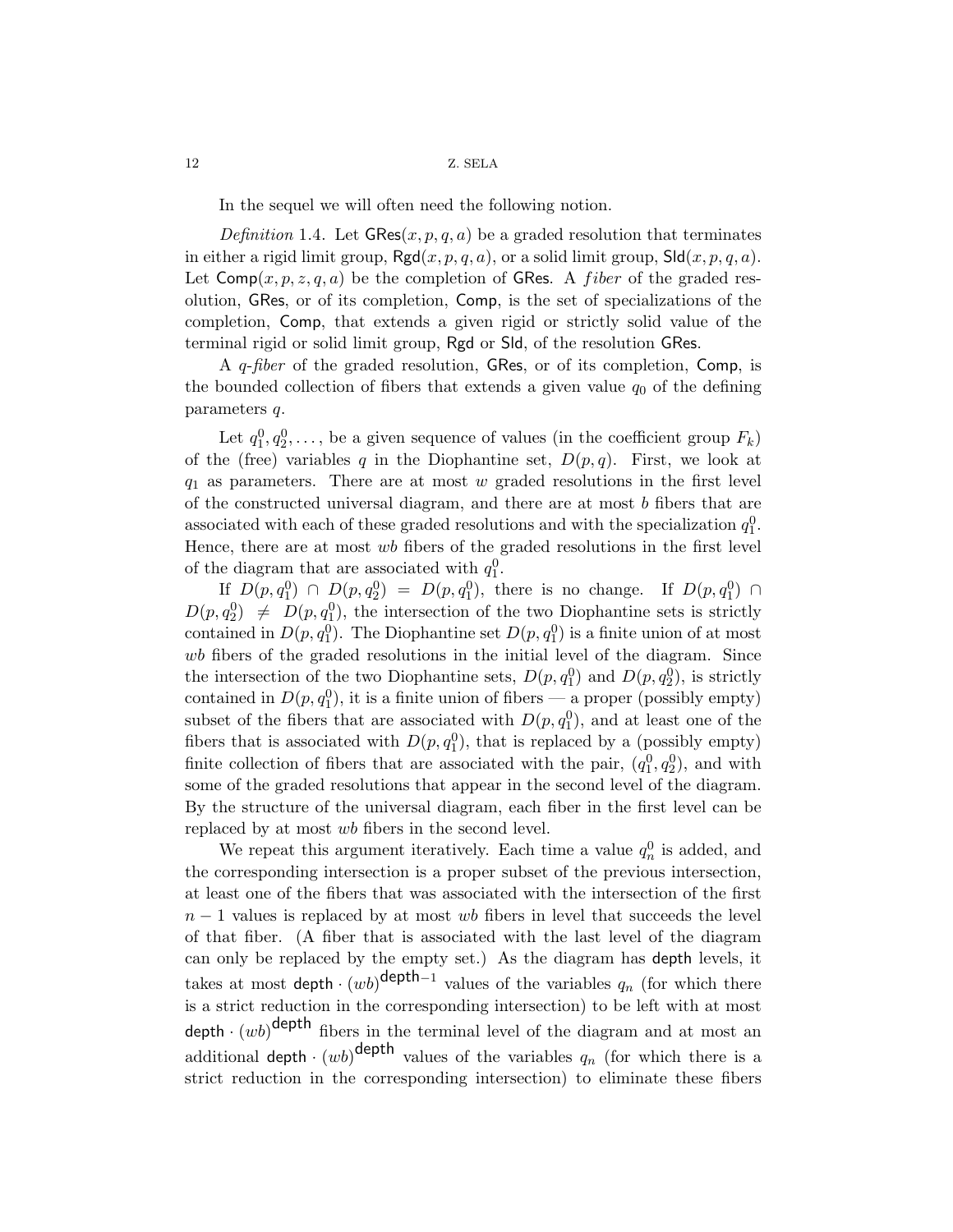In the sequel we will often need the following notion.

*Definition* 1.4. Let $\mathsf{GRes}(x,p,q,a)$ be a graded resolution that terminates in either a rigid limit group, $\mathsf{Rgd}(x,p,q,a)$, or a solid limit group, $\mathsf{Sld}(x,p,q,a)$. Let $\mathsf{Comp}(x,p,z,q,a)$ be the completion of $\mathsf{GRes}$. A *fiber* of the graded resolution, $\mathsf{GRes}$, or of its completion, $\mathsf{Comp}$, is the set of specializations of the completion, $\mathsf{Comp}$, that extends a given rigid or strictly solid value of the terminal rigid or solid limit group, $\mathsf{Rgd}$ or $\mathsf{Sld}$, of the resolution $\mathsf{GRes}$.

A *q-fiber* of the graded resolution, $\mathsf{GRes}$, or of its completion, $\mathsf{Comp}$, is the bounded collection of fibers that extends a given value $q_0$ of the defining parameters $q$.

Let $q_1^0, q_2^0, \dots$, be a given sequence of values (in the coefficient group $F_k$) of the (free) variables $q$ in the Diophantine set, $D(p,q)$. First, we look at $q_1$ as parameters. There are at most $w$ graded resolutions in the first level of the constructed universal diagram, and there are at most $b$ fibers that are associated with each of these graded resolutions and with the specialization $q_1^0$. Hence, there are at most $wb$ fibers of the graded resolutions in the first level of the diagram that are associated with $q_1^0$.

If $D(p,q_1^0) \cap D(p,q_2^0) = D(p,q_1^0)$, there is no change. If $D(p,q_1^0) \cap D(p,q_2^0) \neq D(p,q_1^0)$, the intersection of the two Diophantine sets is strictly contained in $D(p,q_1^0)$. The Diophantine set $D(p,q_1^0)$ is a finite union of at most $wb$ fibers of the graded resolutions in the initial level of the diagram. Since the intersection of the two Diophantine sets, $D(p,q_1^0)$ and $D(p,q_2^0)$, is strictly contained in $D(p,q_1^0)$, it is a finite union of fibers — a proper (possibly empty) subset of the fibers that are associated with $D(p,q_1^0)$, and at least one of the fibers that is associated with $D(p,q_1^0)$, that is replaced by a (possibly empty) finite collection of fibers that are associated with the pair, $(q_1^0,q_2^0)$, and with some of the graded resolutions that appear in the second level of the diagram. By the structure of the universal diagram, each fiber in the first level can be replaced by at most $wb$ fibers in the second level.

We repeat this argument iteratively. Each time a value $q_n^0$ is added, and the corresponding intersection is a proper subset of the previous intersection, at least one of the fibers that was associated with the intersection of the first $n-1$ values is replaced by at most $wb$ fibers in level that succeeds the level of that fiber. (A fiber that is associated with the last level of the diagram can only be replaced by the empty set.) As the diagram has $\mathsf{depth}$ levels, it takes at most $\mathsf{depth} \cdot (wb)^{\mathsf{depth}-1}$ values of the variables $q_n$ (for which there is a strict reduction in the corresponding intersection) to be left with at most $\mathsf{depth} \cdot (wb)^{\mathsf{depth}}$ fibers in the terminal level of the diagram and at most an additional $\mathsf{depth} \cdot (wb)^{\mathsf{depth}}$ values of the variables $q_n$ (for which there is a strict reduction in the corresponding intersection) to eliminate these fibers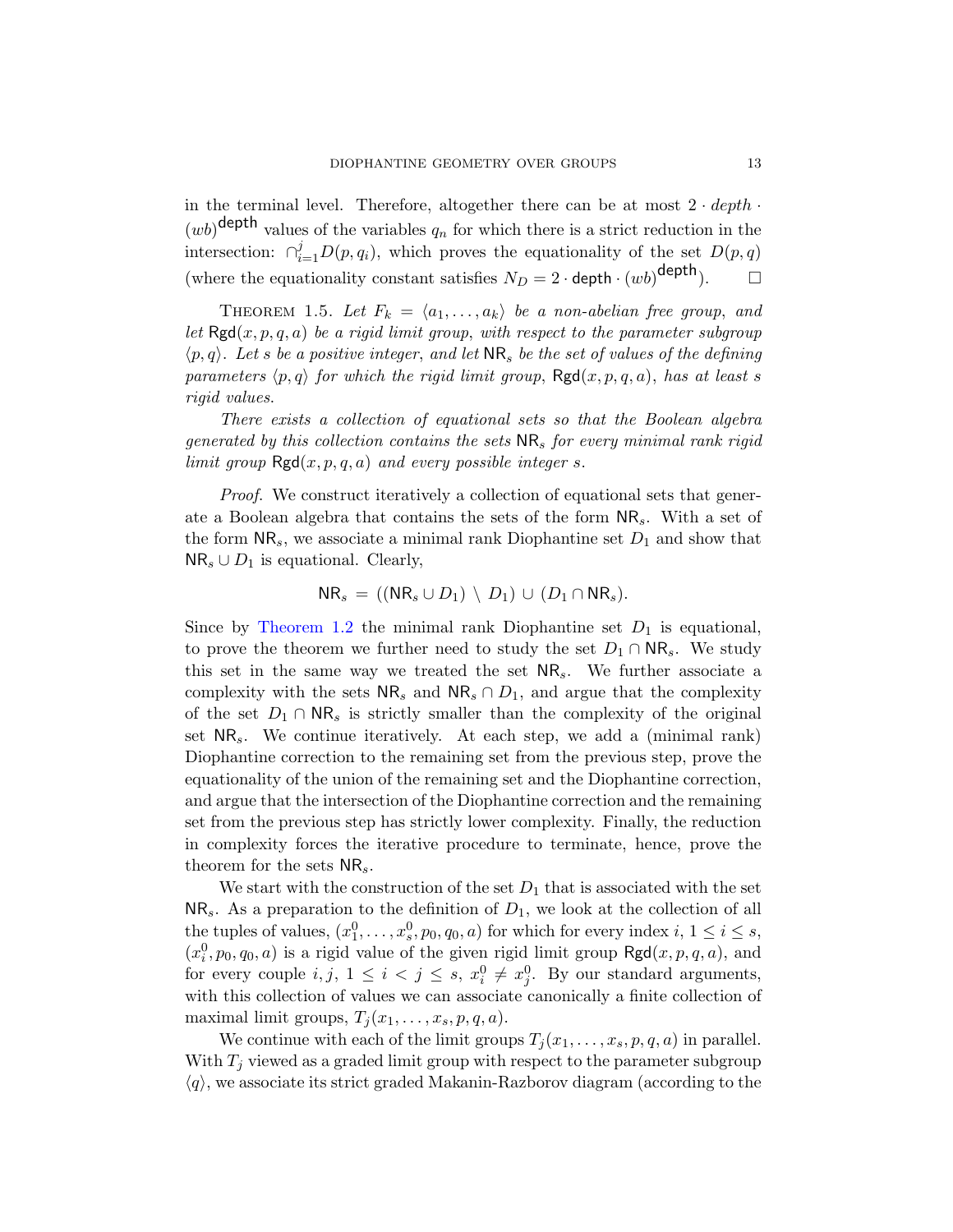in the terminal level. Therefore, altogether there can be at most $2 \cdot depth \cdot (wb)^{\mathsf{depth}}$ values of the variables $q_n$ for which there is a strict reduction in the intersection: $\cap_{i=1}^{j} D(p,q_i)$, which proves the equationality of the set $D(p,q)$ (where the equationality constant satisfies $N_D = 2 \cdot \mathsf{depth} \cdot (wb)^{\mathsf{depth}}$). □

THEOREM 1.5. *Let $F_k = \langle a_1, \ldots, a_k \rangle$ be a non-abelian free group, and let $\mathsf{Rgd}(x,p,q,a)$ be a rigid limit group, with respect to the parameter subgroup $\langle p,q \rangle$. Let $s$ be a positive integer, and let $\mathsf{NR}_s$ be the set of values of the defining parameters $\langle p,q \rangle$ for which the rigid limit group, $\mathsf{Rgd}(x,p,q,a)$, has at least $s$ rigid values.*

*There exists a collection of equational sets so that the Boolean algebra generated by this collection contains the sets $\mathsf{NR}_s$ for every minimal rank rigid limit group $\mathsf{Rgd}(x,p,q,a)$ and every possible integer $s$.*

*Proof.* We construct iteratively a collection of equational sets that generate a Boolean algebra that contains the sets of the form $\mathsf{NR}_s$. With a set of the form $\mathsf{NR}_s$, we associate a minimal rank Diophantine set $D_1$ and show that $\mathsf{NR}_s \cup D_1$ is equational. Clearly,

$$\mathsf{NR}_s = ((\mathsf{NR}_s \cup D_1) \setminus D_1) \cup (D_1 \cap \mathsf{NR}_s).$$

Since by Theorem 1.2 the minimal rank Diophantine set $D_1$ is equational, to prove the theorem we further need to study the set $D_1 \cap \mathsf{NR}_s$. We study this set in the same way we treated the set $\mathsf{NR}_s$. We further associate a complexity with the sets $\mathsf{NR}_s$ and $\mathsf{NR}_s \cap D_1$, and argue that the complexity of the set $D_1 \cap \mathsf{NR}_s$ is strictly smaller than the complexity of the original set $\mathsf{NR}_s$. We continue iteratively. At each step, we add a (minimal rank) Diophantine correction to the remaining set from the previous step, prove the equationality of the union of the remaining set and the Diophantine correction, and argue that the intersection of the Diophantine correction and the remaining set from the previous step has strictly lower complexity. Finally, the reduction in complexity forces the iterative procedure to terminate, hence, prove the theorem for the sets $\mathsf{NR}_s$.

We start with the construction of the set $D_1$ that is associated with the set $\mathsf{NR}_s$. As a preparation to the definition of $D_1$, we look at the collection of all the tuples of values, $(x_1^0, \ldots, x_s^0, p_0, q_0, a)$ for which for every index $i$, $1 \leq i \leq s$, $(x_i^0, p_0, q_0, a)$ is a rigid value of the given rigid limit group $\mathsf{Rgd}(x,p,q,a)$, and for every couple $i,j$, $1 \leq i < j \leq s$, $x_i^0 \neq x_j^0$. By our standard arguments, with this collection of values we can associate canonically a finite collection of maximal limit groups, $T_j(x_1, \ldots, x_s, p, q, a)$.

We continue with each of the limit groups $T_j(x_1, \ldots, x_s, p, q, a)$ in parallel. With $T_j$ viewed as a graded limit group with respect to the parameter subgroup $\langle q \rangle$, we associate its strict graded Makanin-Razborov diagram (according to the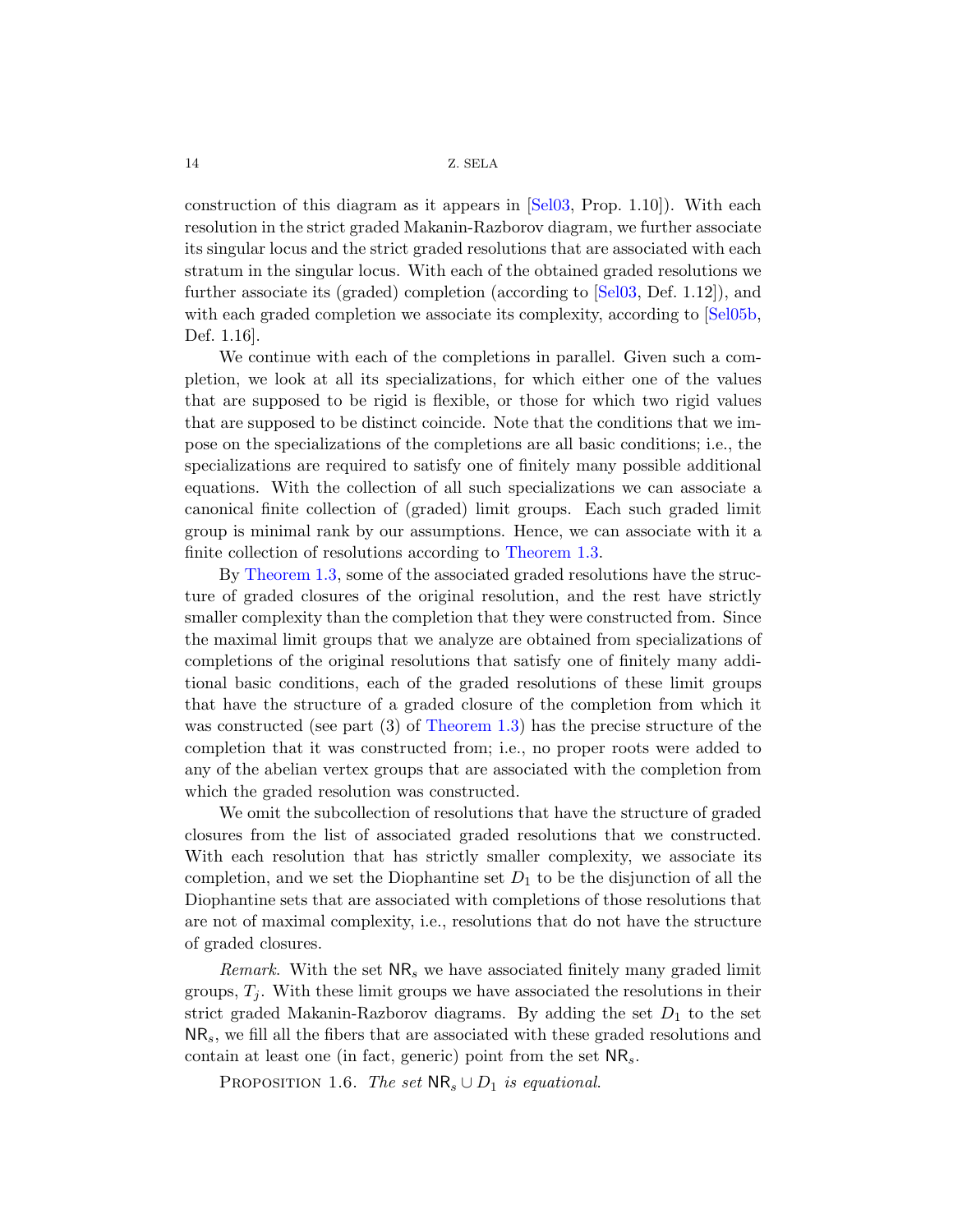construction of this diagram as it appears in [Sel03, Prop. 1.10]). With each resolution in the strict graded Makanin-Razborov diagram, we further associate its singular locus and the strict graded resolutions that are associated with each stratum in the singular locus. With each of the obtained graded resolutions we further associate its (graded) completion (according to [Sel03, Def. 1.12]), and with each graded completion we associate its complexity, according to [Sel05b, Def. 1.16].

We continue with each of the completions in parallel. Given such a completion, we look at all its specializations, for which either one of the values that are supposed to be rigid is flexible, or those for which two rigid values that are supposed to be distinct coincide. Note that the conditions that we impose on the specializations of the completions are all basic conditions; i.e., the specializations are required to satisfy one of finitely many possible additional equations. With the collection of all such specializations we can associate a canonical finite collection of (graded) limit groups. Each such graded limit group is minimal rank by our assumptions. Hence, we can associate with it a finite collection of resolutions according to Theorem 1.3.

By Theorem 1.3, some of the associated graded resolutions have the structure of graded closures of the original resolution, and the rest have strictly smaller complexity than the completion that they were constructed from. Since the maximal limit groups that we analyze are obtained from specializations of completions of the original resolutions that satisfy one of finitely many additional basic conditions, each of the graded resolutions of these limit groups that have the structure of a graded closure of the completion from which it was constructed (see part (3) of Theorem 1.3) has the precise structure of the completion that it was constructed from; i.e., no proper roots were added to any of the abelian vertex groups that are associated with the completion from which the graded resolution was constructed.

We omit the subcollection of resolutions that have the structure of graded closures from the list of associated graded resolutions that we constructed. With each resolution that has strictly smaller complexity, we associate its completion, and we set the Diophantine set $D_1$ to be the disjunction of all the Diophantine sets that are associated with completions of those resolutions that are not of maximal complexity, i.e., resolutions that do not have the structure of graded closures.

*Remark*. With the set $\mathsf{NR}_s$ we have associated finitely many graded limit groups, $T_j$. With these limit groups we have associated the resolutions in their strict graded Makanin-Razborov diagrams. By adding the set $D_1$ to the set $\mathsf{NR}_s$, we fill all the fibers that are associated with these graded resolutions and contain at least one (in fact, generic) point from the set $\mathsf{NR}_s$.

PROPOSITION 1.6. *The set* $\mathsf{NR}_s \cup D_1$ *is equational*.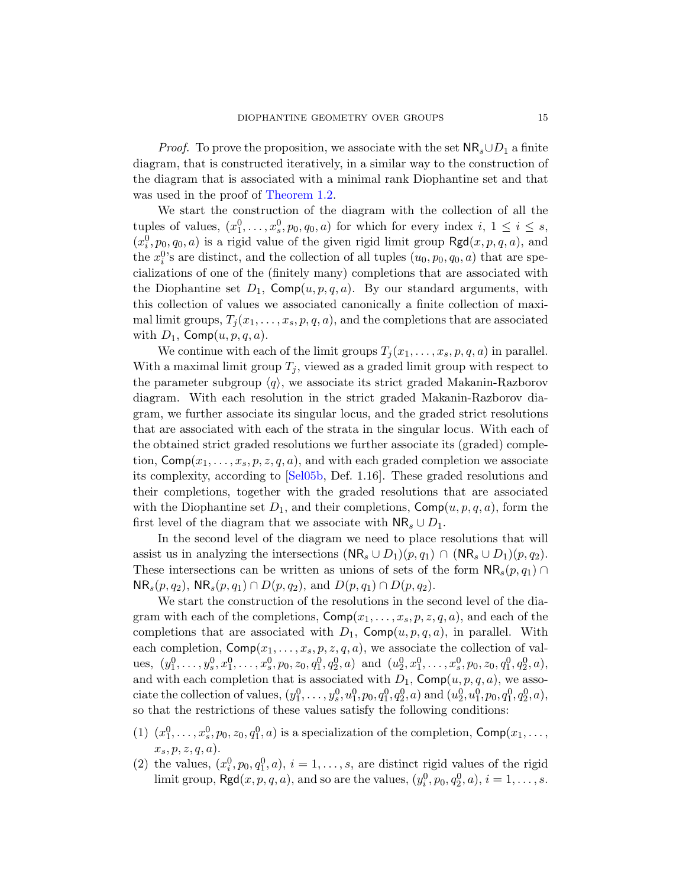*Proof.* To prove the proposition, we associate with the set $\mathsf{NR}_s \cup D_1$ a finite diagram, that is constructed iteratively, in a similar way to the construction of the diagram that is associated with a minimal rank Diophantine set and that was used in the proof of Theorem 1.2.

We start the construction of the diagram with the collection of all the tuples of values, $(x_1^0, \ldots, x_s^0, p_0, q_0, a)$ for which for every index $i$, $1 \leq i \leq s$, $(x_i^0, p_0, q_0, a)$ is a rigid value of the given rigid limit group $\mathsf{Rgd}(x, p, q, a)$, and the $x_i^0$'s are distinct, and the collection of all tuples $(u_0, p_0, q_0, a)$ that are specializations of one of the (finitely many) completions that are associated with the Diophantine set $D_1$, $\mathsf{Comp}(u, p, q, a)$. By our standard arguments, with this collection of values we associated canonically a finite collection of maximal limit groups, $T_j(x_1, \ldots, x_s, p, q, a)$, and the completions that are associated with $D_1$, $\mathsf{Comp}(u, p, q, a)$.

We continue with each of the limit groups $T_j(x_1, \ldots, x_s, p, q, a)$ in parallel. With a maximal limit group $T_j$, viewed as a graded limit group with respect to the parameter subgroup $\langle q \rangle$, we associate its strict graded Makanin-Razborov diagram. With each resolution in the strict graded Makanin-Razborov diagram, we further associate its singular locus, and the graded strict resolutions that are associated with each of the strata in the singular locus. With each of the obtained strict graded resolutions we further associate its (graded) completion, $\mathsf{Comp}(x_1, \ldots, x_s, p, z, q, a)$, and with each graded completion we associate its complexity, according to [Sel05b, Def. 1.16]. These graded resolutions and their completions, together with the graded resolutions that are associated with the Diophantine set $D_1$, and their completions, $\mathsf{Comp}(u, p, q, a)$, form the first level of the diagram that we associate with $\mathsf{NR}_s \cup D_1$.

In the second level of the diagram we need to place resolutions that will assist us in analyzing the intersections $(\mathsf{NR}_s \cup D_1)(p, q_1) \cap (\mathsf{NR}_s \cup D_1)(p, q_2)$. These intersections can be written as unions of sets of the form $\mathsf{NR}_s(p, q_1) \cap \mathsf{NR}_s(p, q_2)$, $\mathsf{NR}_s(p, q_1) \cap D(p, q_2)$, and $D(p, q_1) \cap D(p, q_2)$.

We start the construction of the resolutions in the second level of the diagram with each of the completions, $\mathsf{Comp}(x_1, \ldots, x_s, p, z, q, a)$, and each of the completions that are associated with $D_1$, $\mathsf{Comp}(u, p, q, a)$, in parallel. With each completion, $\mathsf{Comp}(x_1, \ldots, x_s, p, z, q, a)$, we associate the collection of values, $(y_1^0, \ldots, y_s^0, x_1^0, \ldots, x_s^0, p_0, z_0, q_1^0, q_2^0, a)$ and $(u_2^0, x_1^0, \ldots, x_s^0, p_0, z_0, q_1^0, q_2^0, a)$, and with each completion that is associated with $D_1$, $\mathsf{Comp}(u, p, q, a)$, we associate the collection of values, $(y_1^0, \ldots, y_s^0, u_1^0, p_0, q_1^0, q_2^0, a)$ and $(u_2^0, u_1^0, p_0, q_1^0, q_2^0, a)$, so that the restrictions of these values satisfy the following conditions:

(1) $(x_1^0, \ldots, x_s^0, p_0, z_0, q_1^0, a)$ is a specialization of the completion, $\mathsf{Comp}(x_1, \ldots, x_s, p, z, q, a)$.

(2) the values, $(x_i^0, p_0, q_1^0, a)$, $i = 1, \ldots, s$, are distinct rigid values of the rigid limit group, $\mathsf{Rgd}(x, p, q, a)$, and so are the values, $(y_i^0, p_0, q_2^0, a)$, $i = 1, \ldots, s$.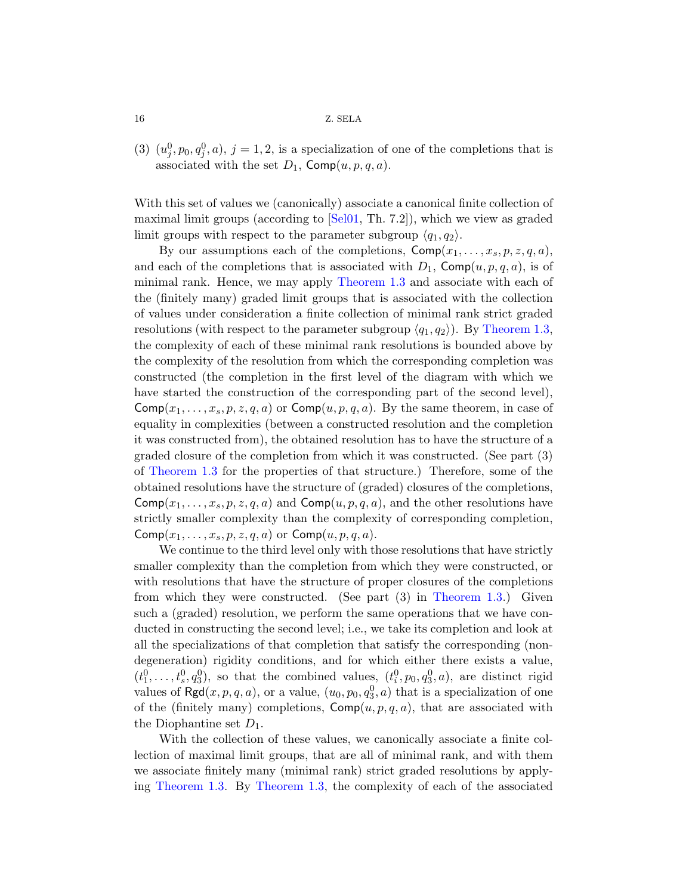(3) $(u^0_j, p_0, q^0_j, a)$, $j = 1, 2$, is a specialization of one of the completions that is associated with the set $D_1$, $\mathsf{Comp}(u, p, q, a)$.

With this set of values we (canonically) associate a canonical finite collection of maximal limit groups (according to [Sel01, Th. 7.2]), which we view as graded limit groups with respect to the parameter subgroup $\langle q_1, q_2 \rangle$.

By our assumptions each of the completions, $\mathsf{Comp}(x_1, \dots, x_s, p, z, q, a)$, and each of the completions that is associated with $D_1$, $\mathsf{Comp}(u, p, q, a)$, is of minimal rank. Hence, we may apply Theorem 1.3 and associate with each of the (finitely many) graded limit groups that is associated with the collection of values under consideration a finite collection of minimal rank strict graded resolutions (with respect to the parameter subgroup $\langle q_1, q_2 \rangle$). By Theorem 1.3, the complexity of each of these minimal rank resolutions is bounded above by the complexity of the resolution from which the corresponding completion was constructed (the completion in the first level of the diagram with which we have started the construction of the corresponding part of the second level), $\mathsf{Comp}(x_1, \dots, x_s, p, z, q, a)$ or $\mathsf{Comp}(u, p, q, a)$. By the same theorem, in case of equality in complexities (between a constructed resolution and the completion it was constructed from), the obtained resolution has to have the structure of a graded closure of the completion from which it was constructed. (See part (3) of Theorem 1.3 for the properties of that structure.) Therefore, some of the obtained resolutions have the structure of (graded) closures of the completions, $\mathsf{Comp}(x_1, \dots, x_s, p, z, q, a)$ and $\mathsf{Comp}(u, p, q, a)$, and the other resolutions have strictly smaller complexity than the complexity of corresponding completion, $\mathsf{Comp}(x_1, \dots, x_s, p, z, q, a)$ or $\mathsf{Comp}(u, p, q, a)$.

We continue to the third level only with those resolutions that have strictly smaller complexity than the completion from which they were constructed, or with resolutions that have the structure of proper closures of the completions from which they were constructed. (See part (3) in Theorem 1.3.) Given such a (graded) resolution, we perform the same operations that we have conducted in constructing the second level; i.e., we take its completion and look at all the specializations of that completion that satisfy the corresponding (non-degeneration) rigidity conditions, and for which either there exists a value, $(t^0_1, \dots, t^0_s, q^0_3)$, so that the combined values, $(t^0_i, p_0, q^0_3, a)$, are distinct rigid values of $\mathsf{Rgd}(x, p, q, a)$, or a value, $(u_0, p_0, q^0_3, a)$ that is a specialization of one of the (finitely many) completions, $\mathsf{Comp}(u, p, q, a)$, that are associated with the Diophantine set $D_1$.

With the collection of these values, we canonically associate a finite collection of maximal limit groups, that are all of minimal rank, and with them we associate finitely many (minimal rank) strict graded resolutions by applying Theorem 1.3. By Theorem 1.3, the complexity of each of the associated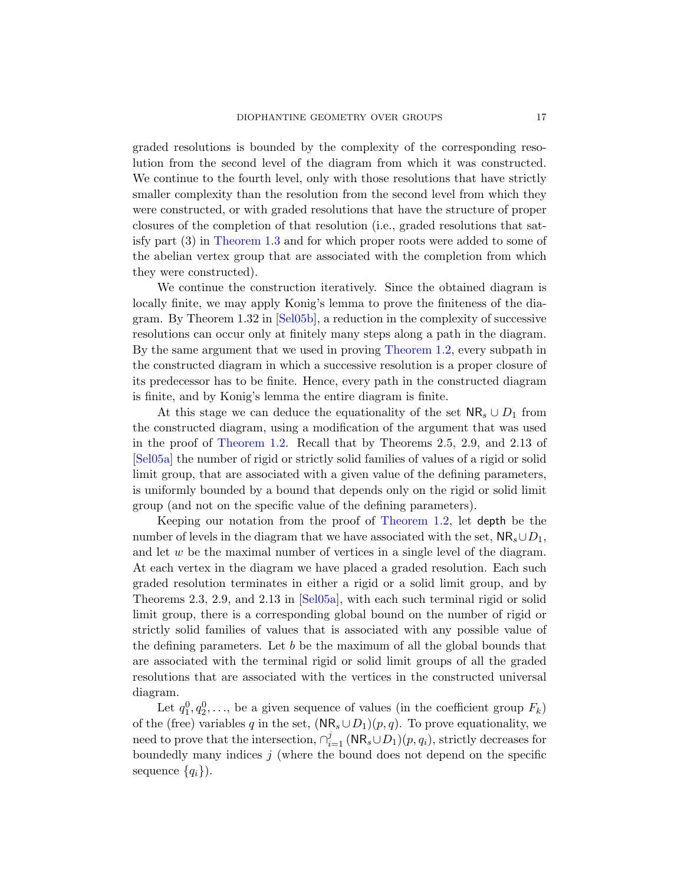graded resolutions is bounded by the complexity of the corresponding resolution from the second level of the diagram from which it was constructed. We continue to the fourth level, only with those resolutions that have strictly smaller complexity than the resolution from the second level from which they were constructed, or with graded resolutions that have the structure of proper closures of the completion of that resolution (i.e., graded resolutions that satisfy part (3) in Theorem 1.3 and for which proper roots were added to some of the abelian vertex group that are associated with the completion from which they were constructed).

We continue the construction iteratively. Since the obtained diagram is locally finite, we may apply Konig's lemma to prove the finiteness of the diagram. By Theorem 1.32 in [Sel05b], a reduction in the complexity of successive resolutions can occur only at finitely many steps along a path in the diagram. By the same argument that we used in proving Theorem 1.2, every subpath in the constructed diagram in which a successive resolution is a proper closure of its predecessor has to be finite. Hence, every path in the constructed diagram is finite, and by Konig's lemma the entire diagram is finite.

At this stage we can deduce the equationality of the set $\mathsf{NR}_s \cup D_1$ from the constructed diagram, using a modification of the argument that was used in the proof of Theorem 1.2. Recall that by Theorems 2.5, 2.9, and 2.13 of [Sel05a] the number of rigid or strictly solid families of values of a rigid or solid limit group, that are associated with a given value of the defining parameters, is uniformly bounded by a bound that depends only on the rigid or solid limit group (and not on the specific value of the defining parameters).

Keeping our notation from the proof of Theorem 1.2, let $\mathsf{depth}$ be the number of levels in the diagram that we have associated with the set, $\mathsf{NR}_s \cup D_1$, and let $w$ be the maximal number of vertices in a single level of the diagram. At each vertex in the diagram we have placed a graded resolution. Each such graded resolution terminates in either a rigid or a solid limit group, and by Theorems 2.3, 2.9, and 2.13 in [Sel05a], with each such terminal rigid or solid limit group, there is a corresponding global bound on the number of rigid or strictly solid families of values that is associated with any possible value of the defining parameters. Let $b$ be the maximum of all the global bounds that are associated with the terminal rigid or solid limit groups of all the graded resolutions that are associated with the vertices in the constructed universal diagram.

Let $q_1^0, q_2^0, \ldots$, be a given sequence of values (in the coefficient group $F_k$) of the (free) variables $q$ in the set, $(\mathsf{NR}_s \cup D_1)(p, q)$. To prove equationality, we need to prove that the intersection, $\cap_{i=1}^{j} (\mathsf{NR}_s \cup D_1)(p, q_i)$, strictly decreases for boundedly many indices $j$ (where the bound does not depend on the specific sequence $\{q_i\}$).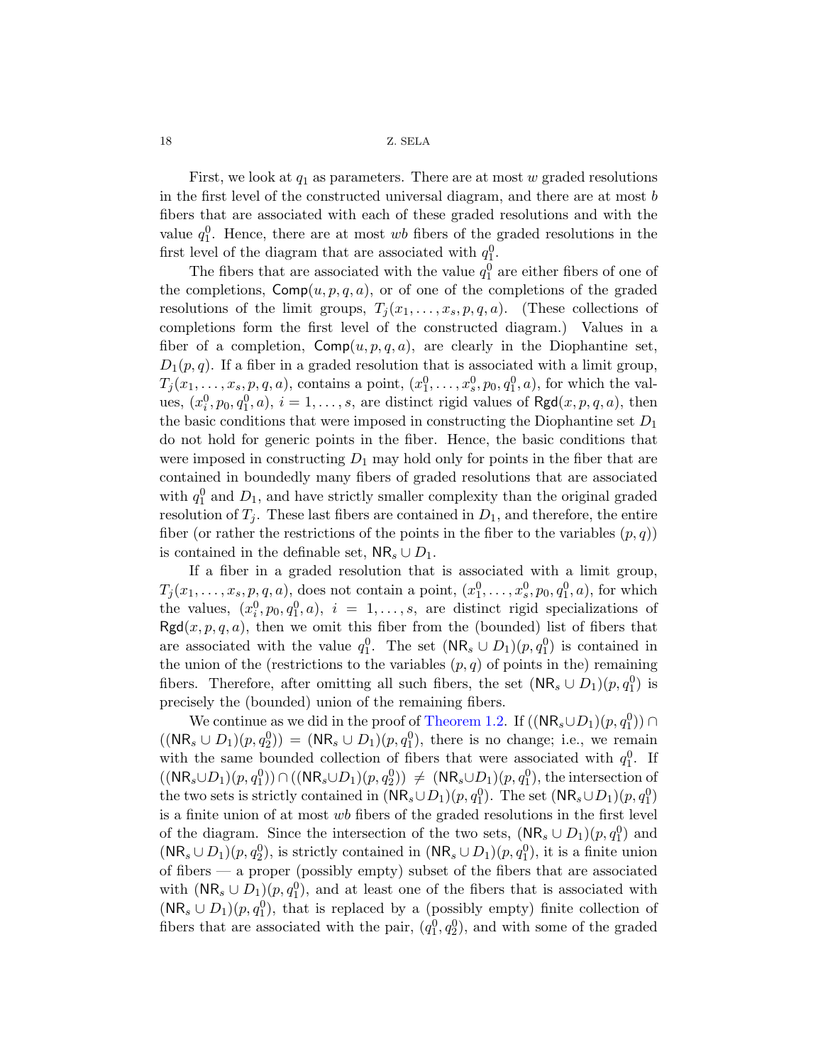First, we look at $q_1$ as parameters. There are at most $w$ graded resolutions in the first level of the constructed universal diagram, and there are at most $b$ fibers that are associated with each of these graded resolutions and with the value $q_1^0$. Hence, there are at most $wb$ fibers of the graded resolutions in the first level of the diagram that are associated with $q_1^0$.

The fibers that are associated with the value $q_1^0$ are either fibers of one of the completions, $\mathsf{Comp}(u,p,q,a)$, or of one of the completions of the graded resolutions of the limit groups, $T_j(x_1,\dots,x_s,p,q,a)$. (These collections of completions form the first level of the constructed diagram.) Values in a fiber of a completion, $\mathsf{Comp}(u,p,q,a)$, are clearly in the Diophantine set, $D_1(p,q)$. If a fiber in a graded resolution that is associated with a limit group, $T_j(x_1,\dots,x_s,p,q,a)$, contains a point, $(x_1^0,\dots,x_s^0,p_0,q_1^0,a)$, for which the values, $(x_i^0,p_0,q_1^0,a)$, $i=1,\dots,s$, are distinct rigid values of $\mathsf{Rgd}(x,p,q,a)$, then the basic conditions that were imposed in constructing the Diophantine set $D_1$ do not hold for generic points in the fiber. Hence, the basic conditions that were imposed in constructing $D_1$ may hold only for points in the fiber that are contained in boundedly many fibers of graded resolutions that are associated with $q_1^0$ and $D_1$, and have strictly smaller complexity than the original graded resolution of $T_j$. These last fibers are contained in $D_1$, and therefore, the entire fiber (or rather the restrictions of the points in the fiber to the variables $(p,q)$) is contained in the definable set, $\mathsf{NR}_s \cup D_1$.

If a fiber in a graded resolution that is associated with a limit group, $T_j(x_1,\dots,x_s,p,q,a)$, does not contain a point, $(x_1^0,\dots,x_s^0,p_0,q_1^0,a)$, for which the values, $(x_i^0,p_0,q_1^0,a)$, $i=1,\dots,s$, are distinct rigid specializations of $\mathsf{Rgd}(x,p,q,a)$, then we omit this fiber from the (bounded) list of fibers that are associated with the value $q_1^0$. The set $(\mathsf{NR}_s \cup D_1)(p,q_1^0)$ is contained in the union of the (restrictions to the variables $(p,q)$ of points in the) remaining fibers. Therefore, after omitting all such fibers, the set $(\mathsf{NR}_s \cup D_1)(p,q_1^0)$ is precisely the (bounded) union of the remaining fibers.

We continue as we did in the proof of Theorem 1.2. If $((\mathsf{NR}_s \cup D_1)(p,q_1^0)) \cap ((\mathsf{NR}_s \cup D_1)(p,q_2^0)) = (\mathsf{NR}_s \cup D_1)(p,q_1^0)$, there is no change; i.e., we remain with the same bounded collection of fibers that were associated with $q_1^0$. If $((\mathsf{NR}_s \cup D_1)(p,q_1^0)) \cap ((\mathsf{NR}_s \cup D_1)(p,q_2^0)) \neq (\mathsf{NR}_s \cup D_1)(p,q_1^0)$, the intersection of the two sets is strictly contained in $(\mathsf{NR}_s \cup D_1)(p,q_1^0)$. The set $(\mathsf{NR}_s \cup D_1)(p,q_1^0)$ is a finite union of at most $wb$ fibers of the graded resolutions in the first level of the diagram. Since the intersection of the two sets, $(\mathsf{NR}_s \cup D_1)(p,q_1^0)$ and $(\mathsf{NR}_s \cup D_1)(p,q_2^0)$, is strictly contained in $(\mathsf{NR}_s \cup D_1)(p,q_1^0)$, it is a finite union of fibers — a proper (possibly empty) subset of the fibers that are associated with $(\mathsf{NR}_s \cup D_1)(p,q_1^0)$, and at least one of the fibers that is associated with $(\mathsf{NR}_s \cup D_1)(p,q_1^0)$, that is replaced by a (possibly empty) finite collection of fibers that are associated with the pair, $(q_1^0,q_2^0)$, and with some of the graded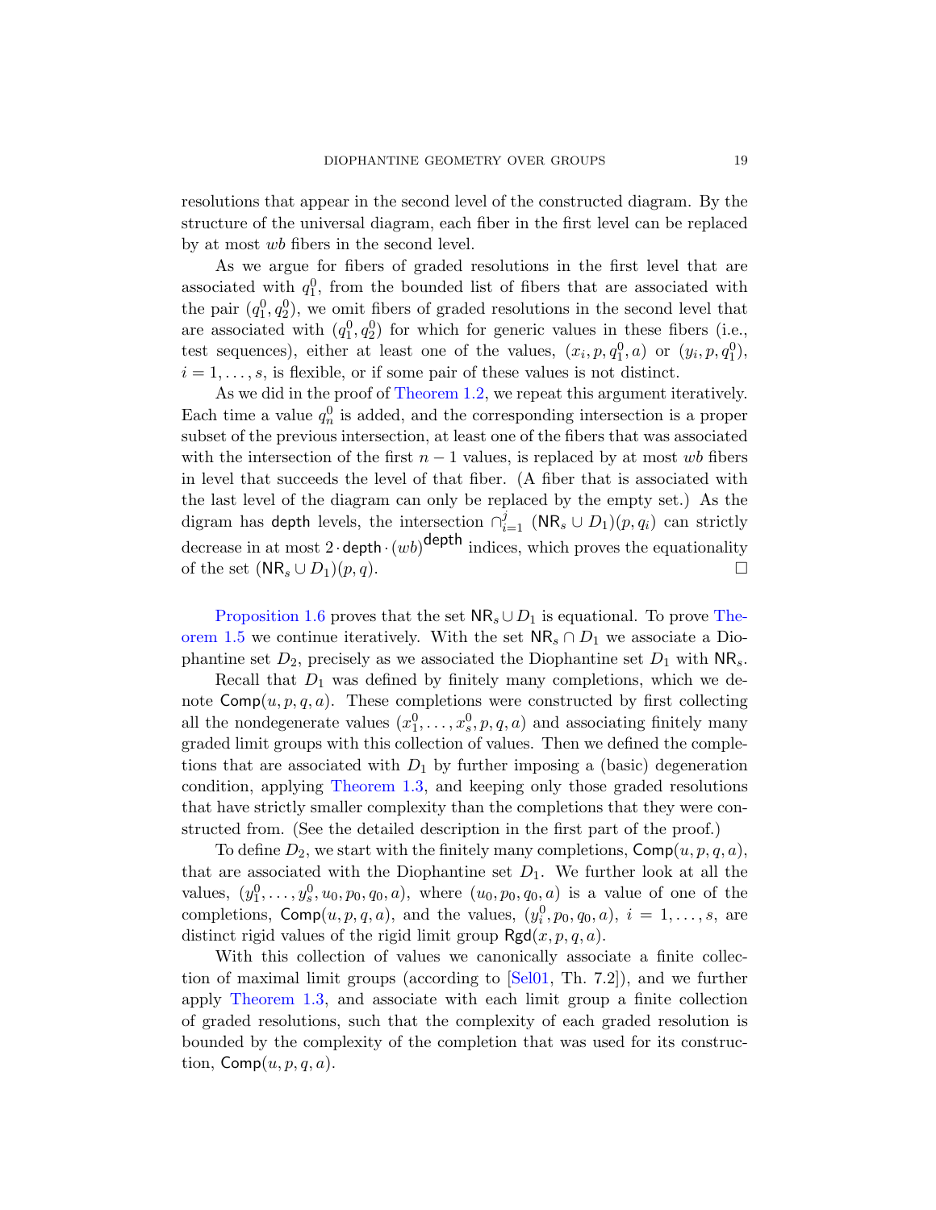resolutions that appear in the second level of the constructed diagram. By the structure of the universal diagram, each fiber in the first level can be replaced by at most $wb$ fibers in the second level.

As we argue for fibers of graded resolutions in the first level that are associated with $q_1^0$, from the bounded list of fibers that are associated with the pair $(q_1^0, q_2^0)$, we omit fibers of graded resolutions in the second level that are associated with $(q_1^0, q_2^0)$ for which for generic values in these fibers (i.e., test sequences), either at least one of the values, $(x_i, p, q_1^0, a)$ or $(y_i, p, q_1^0)$, $i = 1, \dots, s$, is flexible, or if some pair of these values is not distinct.

As we did in the proof of Theorem 1.2, we repeat this argument iteratively. Each time a value $q_n^0$ is added, and the corresponding intersection is a proper subset of the previous intersection, at least one of the fibers that was associated with the intersection of the first $n-1$ values, is replaced by at most $wb$ fibers in level that succeeds the level of that fiber. (A fiber that is associated with the last level of the diagram can only be replaced by the empty set.) As the digram has $\mathsf{depth}$ levels, the intersection $\cap_{i=1}^{j} \ (\mathsf{NR}_s \cup D_1)(p, q_i)$ can strictly decrease in at most $2 \cdot \mathsf{depth} \cdot (wb)^{\mathsf{depth}}$ indices, which proves the equationality of the set $(\mathsf{NR}_s \cup D_1)(p, q)$. □

Proposition 1.6 proves that the set $\mathsf{NR}_s \cup D_1$ is equational. To prove Theorem 1.5 we continue iteratively. With the set $\mathsf{NR}_s \cap D_1$ we associate a Diophantine set $D_2$, precisely as we associated the Diophantine set $D_1$ with $\mathsf{NR}_s$.

Recall that $D_1$ was defined by finitely many completions, which we denote $\mathsf{Comp}(u, p, q, a)$. These completions were constructed by first collecting all the nondegenerate values $(x_1^0, \dots, x_s^0, p, q, a)$ and associating finitely many graded limit groups with this collection of values. Then we defined the completions that are associated with $D_1$ by further imposing a (basic) degeneration condition, applying Theorem 1.3, and keeping only those graded resolutions that have strictly smaller complexity than the completions that they were constructed from. (See the detailed description in the first part of the proof.)

To define $D_2$, we start with the finitely many completions, $\mathsf{Comp}(u, p, q, a)$, that are associated with the Diophantine set $D_1$. We further look at all the values, $(y_1^0, \dots, y_s^0, u_0, p_0, q_0, a)$, where $(u_0, p_0, q_0, a)$ is a value of one of the completions, $\mathsf{Comp}(u, p, q, a)$, and the values, $(y_i^0, p_0, q_0, a)$, $i = 1, \dots, s$, are distinct rigid values of the rigid limit group $\mathsf{Rgd}(x, p, q, a)$.

With this collection of values we canonically associate a finite collection of maximal limit groups (according to [Sel01, Th. 7.2]), and we further apply Theorem 1.3, and associate with each limit group a finite collection of graded resolutions, such that the complexity of each graded resolution is bounded by the complexity of the completion that was used for its construction, $\mathsf{Comp}(u, p, q, a)$.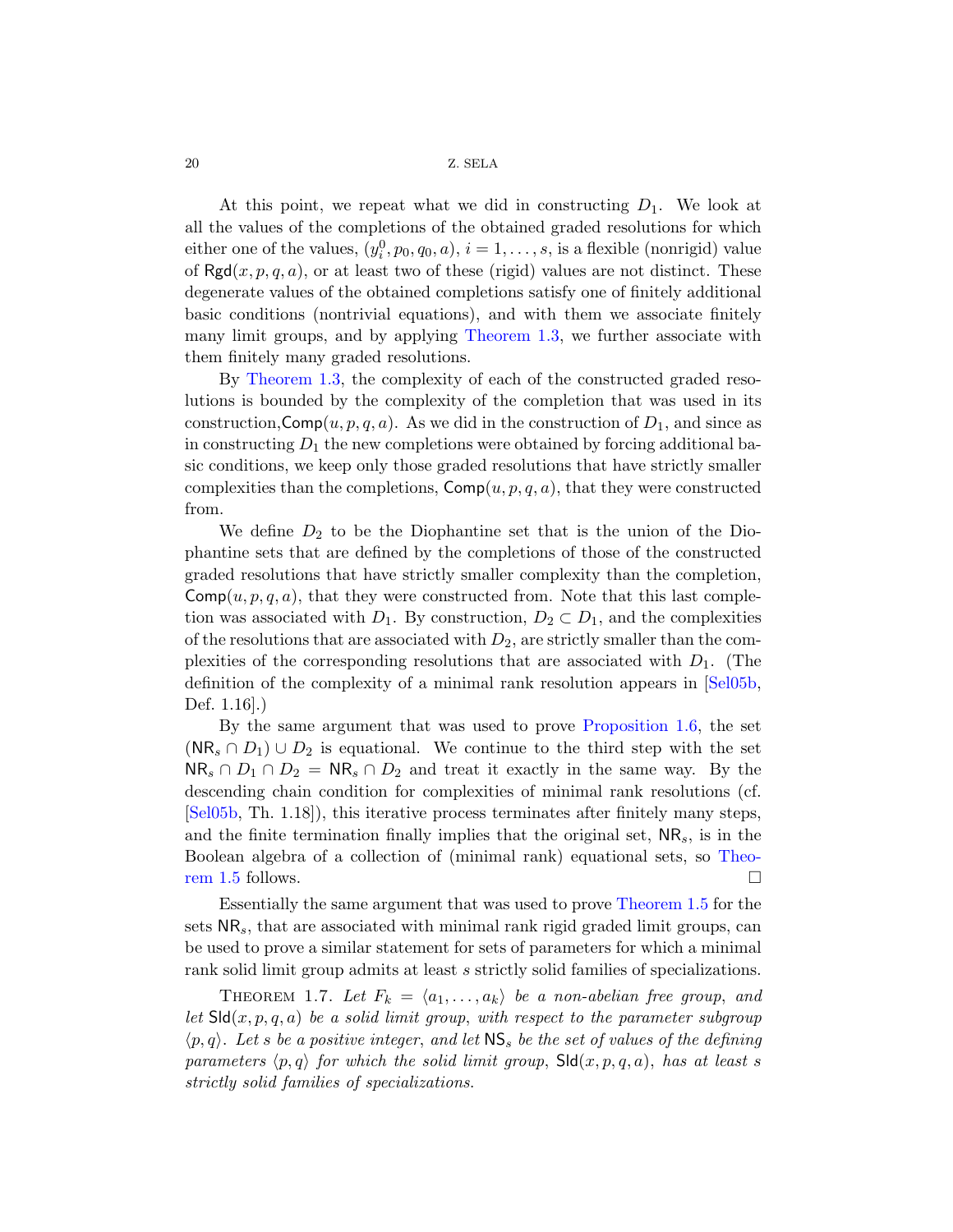At this point, we repeat what we did in constructing $D_1$. We look at all the values of the completions of the obtained graded resolutions for which either one of the values, $(y_i^0, p_0, q_0, a)$, $i = 1, \ldots, s$, is a flexible (nonrigid) value of $\mathsf{Rgd}(x, p, q, a)$, or at least two of these (rigid) values are not distinct. These degenerate values of the obtained completions satisfy one of finitely additional basic conditions (nontrivial equations), and with them we associate finitely many limit groups, and by applying Theorem 1.3, we further associate with them finitely many graded resolutions.

By Theorem 1.3, the complexity of each of the constructed graded resolutions is bounded by the complexity of the completion that was used in its construction, $\mathsf{Comp}(u, p, q, a)$. As we did in the construction of $D_1$, and since as in constructing $D_1$ the new completions were obtained by forcing additional basic conditions, we keep only those graded resolutions that have strictly smaller complexities than the completions, $\mathsf{Comp}(u, p, q, a)$, that they were constructed from.

We define $D_2$ to be the Diophantine set that is the union of the Diophantine sets that are defined by the completions of those of the constructed graded resolutions that have strictly smaller complexity than the completion, $\mathsf{Comp}(u, p, q, a)$, that they were constructed from. Note that this last completion was associated with $D_1$. By construction, $D_2 \subset D_1$, and the complexities of the resolutions that are associated with $D_2$, are strictly smaller than the complexities of the corresponding resolutions that are associated with $D_1$. (The definition of the complexity of a minimal rank resolution appears in [Sel05b, Def. 1.16].)

By the same argument that was used to prove Proposition 1.6, the set $(\mathsf{NR}_s \cap D_1) \cup D_2$ is equational. We continue to the third step with the set $\mathsf{NR}_s \cap D_1 \cap D_2 = \mathsf{NR}_s \cap D_2$ and treat it exactly in the same way. By the descending chain condition for complexities of minimal rank resolutions (cf. [Sel05b, Th. 1.18]), this iterative process terminates after finitely many steps, and the finite termination finally implies that the original set, $\mathsf{NR}_s$, is in the Boolean algebra of a collection of (minimal rank) equational sets, so Theorem 1.5 follows. $\square$

Essentially the same argument that was used to prove Theorem 1.5 for the sets $\mathsf{NR}_s$, that are associated with minimal rank rigid graded limit groups, can be used to prove a similar statement for sets of parameters for which a minimal rank solid limit group admits at least $s$ strictly solid families of specializations.

Theorem 1.7. *Let $F_k = \langle a_1, \ldots, a_k \rangle$ be a non-abelian free group, and let $\mathsf{Sld}(x, p, q, a)$ be a solid limit group, with respect to the parameter subgroup $\langle p, q \rangle$. Let $s$ be a positive integer, and let $\mathsf{NS}_s$ be the set of values of the defining parameters $\langle p, q \rangle$ for which the solid limit group, $\mathsf{Sld}(x, p, q, a)$, has at least $s$ strictly solid families of specializations.*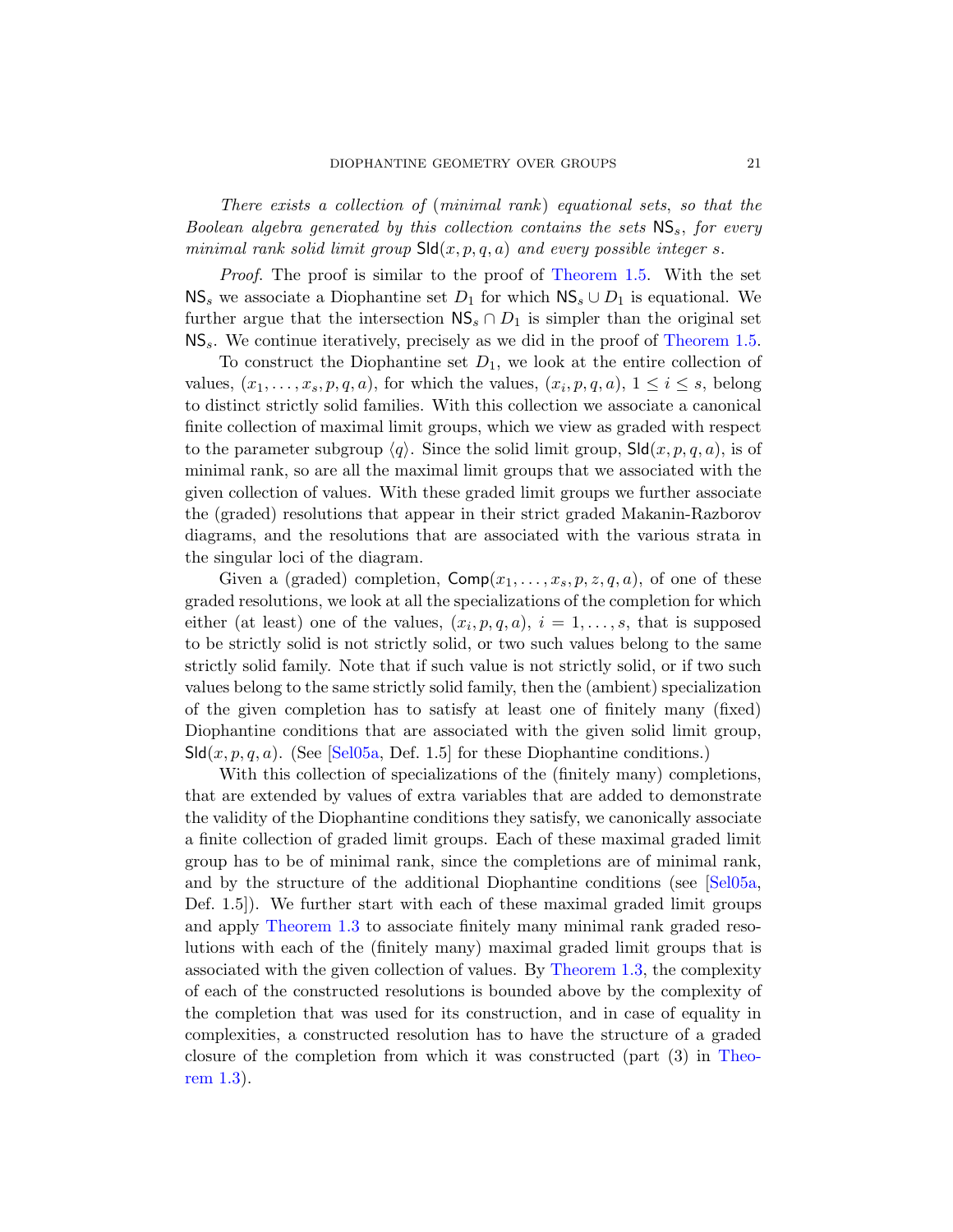*There exists a collection of (minimal rank) equational sets, so that the Boolean algebra generated by this collection contains the sets* $\mathsf{NS}_s$, *for every minimal rank solid limit group* $\mathsf{Sld}(x,p,q,a)$ *and every possible integer* $s$.

*Proof.* The proof is similar to the proof of Theorem 1.5. With the set $\mathsf{NS}_s$ we associate a Diophantine set $D_1$ for which $\mathsf{NS}_s \cup D_1$ is equational. We further argue that the intersection $\mathsf{NS}_s \cap D_1$ is simpler than the original set $\mathsf{NS}_s$. We continue iteratively, precisely as we did in the proof of Theorem 1.5.

To construct the Diophantine set $D_1$, we look at the entire collection of values, $(x_1,\dots,x_s,p,q,a)$, for which the values, $(x_i,p,q,a)$, $1 \leq i \leq s$, belong to distinct strictly solid families. With this collection we associate a canonical finite collection of maximal limit groups, which we view as graded with respect to the parameter subgroup $\langle q \rangle$. Since the solid limit group, $\mathsf{Sld}(x,p,q,a)$, is of minimal rank, so are all the maximal limit groups that we associated with the given collection of values. With these graded limit groups we further associate the (graded) resolutions that appear in their strict graded Makanin-Razborov diagrams, and the resolutions that are associated with the various strata in the singular loci of the diagram.

Given a (graded) completion, $\mathsf{Comp}(x_1,\dots,x_s,p,z,q,a)$, of one of these graded resolutions, we look at all the specializations of the completion for which either (at least) one of the values, $(x_i,p,q,a)$, $i=1,\dots,s$, that is supposed to be strictly solid is not strictly solid, or two such values belong to the same strictly solid family. Note that if such value is not strictly solid, or if two such values belong to the same strictly solid family, then the (ambient) specialization of the given completion has to satisfy at least one of finitely many (fixed) Diophantine conditions that are associated with the given solid limit group, $\mathsf{Sld}(x,p,q,a)$. (See [Sel05a, Def. 1.5] for these Diophantine conditions.)

With this collection of specializations of the (finitely many) completions, that are extended by values of extra variables that are added to demonstrate the validity of the Diophantine conditions they satisfy, we canonically associate a finite collection of graded limit groups. Each of these maximal graded limit group has to be of minimal rank, since the completions are of minimal rank, and by the structure of the additional Diophantine conditions (see [Sel05a, Def. 1.5]). We further start with each of these maximal graded limit groups and apply Theorem 1.3 to associate finitely many minimal rank graded resolutions with each of the (finitely many) maximal graded limit groups that is associated with the given collection of values. By Theorem 1.3, the complexity of each of the constructed resolutions is bounded above by the complexity of the completion that was used for its construction, and in case of equality in complexities, a constructed resolution has to have the structure of a graded closure of the completion from which it was constructed (part (3) in Theorem 1.3).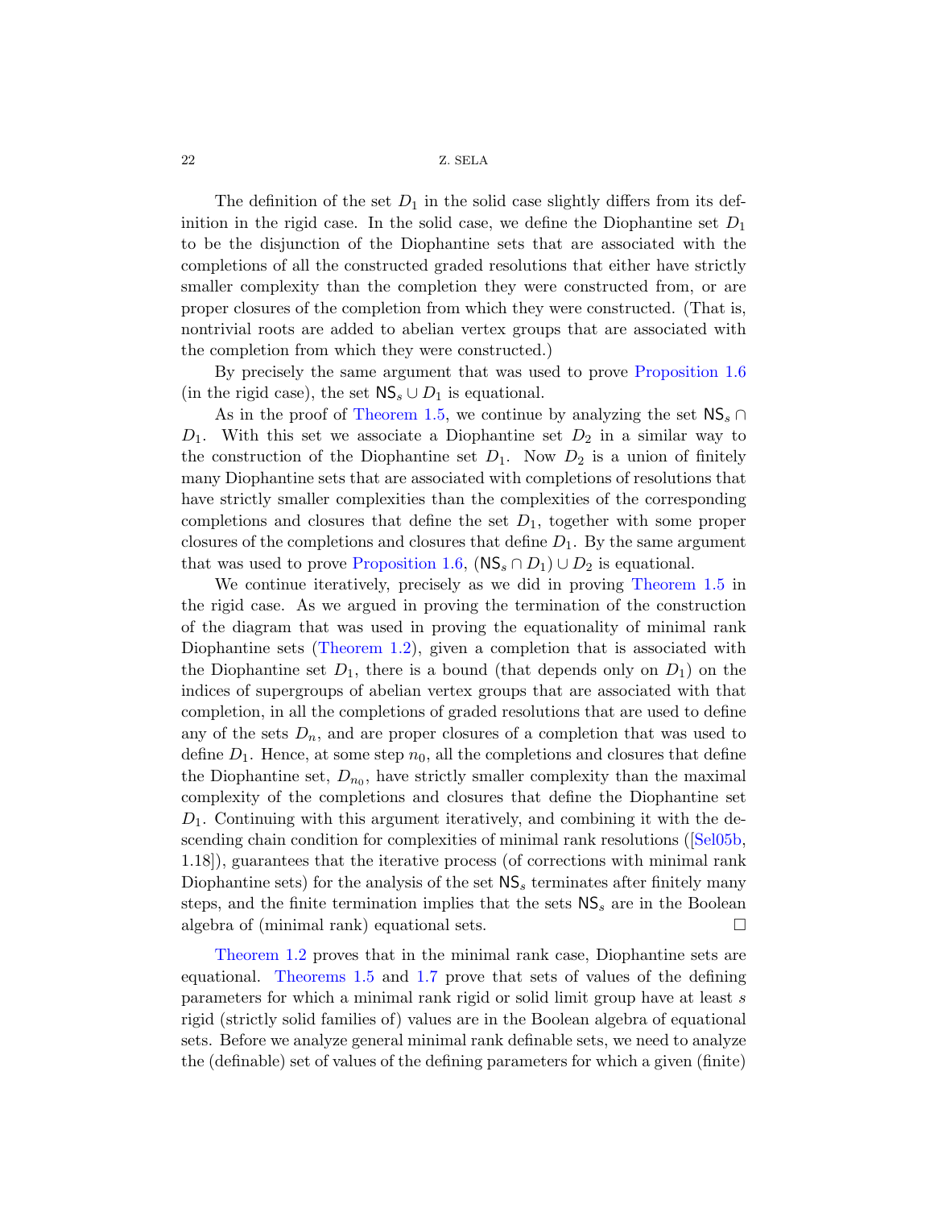The definition of the set $D_1$ in the solid case slightly differs from its definition in the rigid case. In the solid case, we define the Diophantine set $D_1$ to be the disjunction of the Diophantine sets that are associated with the completions of all the constructed graded resolutions that either have strictly smaller complexity than the completion they were constructed from, or are proper closures of the completion from which they were constructed. (That is, nontrivial roots are added to abelian vertex groups that are associated with the completion from which they were constructed.)

By precisely the same argument that was used to prove Proposition 1.6 (in the rigid case), the set $\mathsf{NS}_s \cup D_1$ is equational.

As in the proof of Theorem 1.5, we continue by analyzing the set $\mathsf{NS}_s \cap D_1$. With this set we associate a Diophantine set $D_2$ in a similar way to the construction of the Diophantine set $D_1$. Now $D_2$ is a union of finitely many Diophantine sets that are associated with completions of resolutions that have strictly smaller complexities than the complexities of the corresponding completions and closures that define the set $D_1$, together with some proper closures of the completions and closures that define $D_1$. By the same argument that was used to prove Proposition 1.6, $(\mathsf{NS}_s \cap D_1) \cup D_2$ is equational.

We continue iteratively, precisely as we did in proving Theorem 1.5 in the rigid case. As we argued in proving the termination of the construction of the diagram that was used in proving the equationality of minimal rank Diophantine sets (Theorem 1.2), given a completion that is associated with the Diophantine set $D_1$, there is a bound (that depends only on $D_1$) on the indices of supergroups of abelian vertex groups that are associated with that completion, in all the completions of graded resolutions that are used to define any of the sets $D_n$, and are proper closures of a completion that was used to define $D_1$. Hence, at some step $n_0$, all the completions and closures that define the Diophantine set, $D_{n_0}$, have strictly smaller complexity than the maximal complexity of the completions and closures that define the Diophantine set $D_1$. Continuing with this argument iteratively, and combining it with the descending chain condition for complexities of minimal rank resolutions ([Sel05b, 1.18]), guarantees that the iterative process (of corrections with minimal rank Diophantine sets) for the analysis of the set $\mathsf{NS}_s$ terminates after finitely many steps, and the finite termination implies that the sets $\mathsf{NS}_s$ are in the Boolean algebra of (minimal rank) equational sets. □

Theorem 1.2 proves that in the minimal rank case, Diophantine sets are equational. Theorems 1.5 and 1.7 prove that sets of values of the defining parameters for which a minimal rank rigid or solid limit group have at least $s$ rigid (strictly solid families of) values are in the Boolean algebra of equational sets. Before we analyze general minimal rank definable sets, we need to analyze the (definable) set of values of the defining parameters for which a given (finite)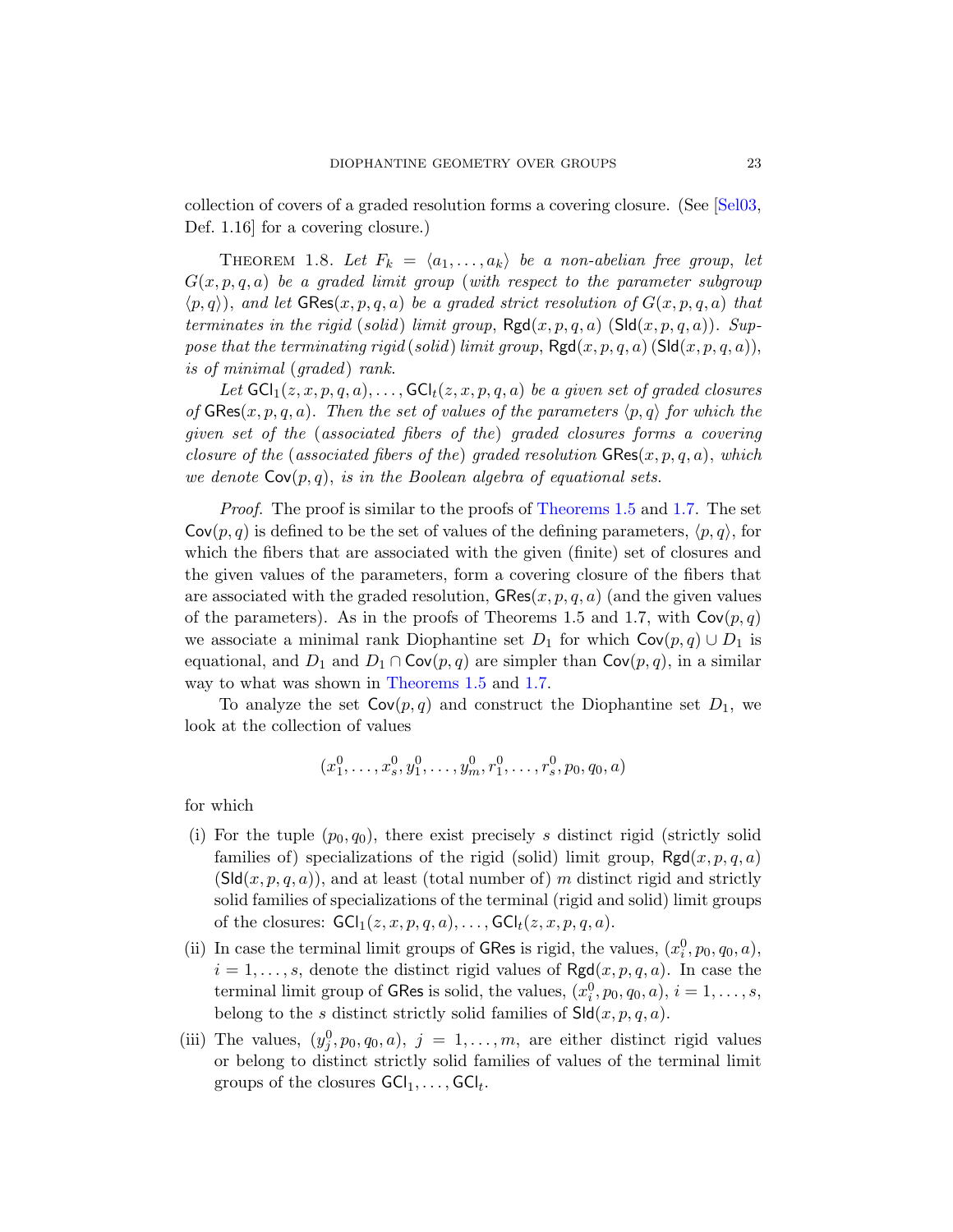collection of covers of a graded resolution forms a covering closure. (See [Sel03, Def. 1.16] for a covering closure.)

THEOREM 1.8. *Let $F_k = \langle a_1, \ldots, a_k \rangle$ be a non-abelian free group, let $G(x,p,q,a)$ be a graded limit group* (*with respect to the parameter subgroup $\langle p,q \rangle$*), *and let $\mathsf{GRes}(x,p,q,a)$ be a graded strict resolution of $G(x,p,q,a)$ that terminates in the rigid* (*solid*) *limit group, $\mathsf{Rgd}(x,p,q,a)$* ($\mathsf{Sld}(x,p,q,a)$). *Suppose that the terminating rigid* (*solid*) *limit group, $\mathsf{Rgd}(x,p,q,a)$* ($\mathsf{Sld}(x,p,q,a)$), *is of minimal* (*graded*) *rank.*

*Let $\mathsf{GCl}_1(z,x,p,q,a), \ldots, \mathsf{GCl}_t(z,x,p,q,a)$ be a given set of graded closures of $\mathsf{GRes}(x,p,q,a)$. Then the set of values of the parameters $\langle p,q \rangle$ for which the given set of the* (*associated fibers of the*) *graded closures forms a covering closure of the* (*associated fibers of the*) *graded resolution $\mathsf{GRes}(x,p,q,a)$, which we denote $\mathsf{Cov}(p,q)$, is in the Boolean algebra of equational sets.*

*Proof.* The proof is similar to the proofs of Theorems 1.5 and 1.7. The set $\mathsf{Cov}(p,q)$ is defined to be the set of values of the defining parameters, $\langle p,q \rangle$, for which the fibers that are associated with the given (finite) set of closures and the given values of the parameters, form a covering closure of the fibers that are associated with the graded resolution, $\mathsf{GRes}(x,p,q,a)$ (and the given values of the parameters). As in the proofs of Theorems 1.5 and 1.7, with $\mathsf{Cov}(p,q)$ we associate a minimal rank Diophantine set $D_1$ for which $\mathsf{Cov}(p,q) \cup D_1$ is equational, and $D_1$ and $D_1 \cap \mathsf{Cov}(p,q)$ are simpler than $\mathsf{Cov}(p,q)$, in a similar way to what was shown in Theorems 1.5 and 1.7.

To analyze the set $\mathsf{Cov}(p,q)$ and construct the Diophantine set $D_1$, we look at the collection of values

$$(x_1^0, \ldots, x_s^0, y_1^0, \ldots, y_m^0, r_1^0, \ldots, r_s^0, p_0, q_0, a)$$

for which

(i) For the tuple $(p_0, q_0)$, there exist precisely $s$ distinct rigid (strictly solid families of) specializations of the rigid (solid) limit group, $\mathsf{Rgd}(x,p,q,a)$ ($\mathsf{Sld}(x,p,q,a)$), and at least (total number of) $m$ distinct rigid and strictly solid families of specializations of the terminal (rigid and solid) limit groups of the closures: $\mathsf{GCl}_1(z,x,p,q,a), \ldots, \mathsf{GCl}_t(z,x,p,q,a)$.

(ii) In case the terminal limit groups of $\mathsf{GRes}$ is rigid, the values, $(x_i^0, p_0, q_0, a)$, $i = 1, \ldots, s$, denote the distinct rigid values of $\mathsf{Rgd}(x,p,q,a)$. In case the terminal limit group of $\mathsf{GRes}$ is solid, the values, $(x_i^0, p_0, q_0, a)$, $i = 1, \ldots, s$, belong to the $s$ distinct strictly solid families of $\mathsf{Sld}(x,p,q,a)$.

(iii) The values, $(y_j^0, p_0, q_0, a)$, $j = 1, \ldots, m$, are either distinct rigid values or belong to distinct strictly solid families of values of the terminal limit groups of the closures $\mathsf{GCl}_1, \ldots, \mathsf{GCl}_t$.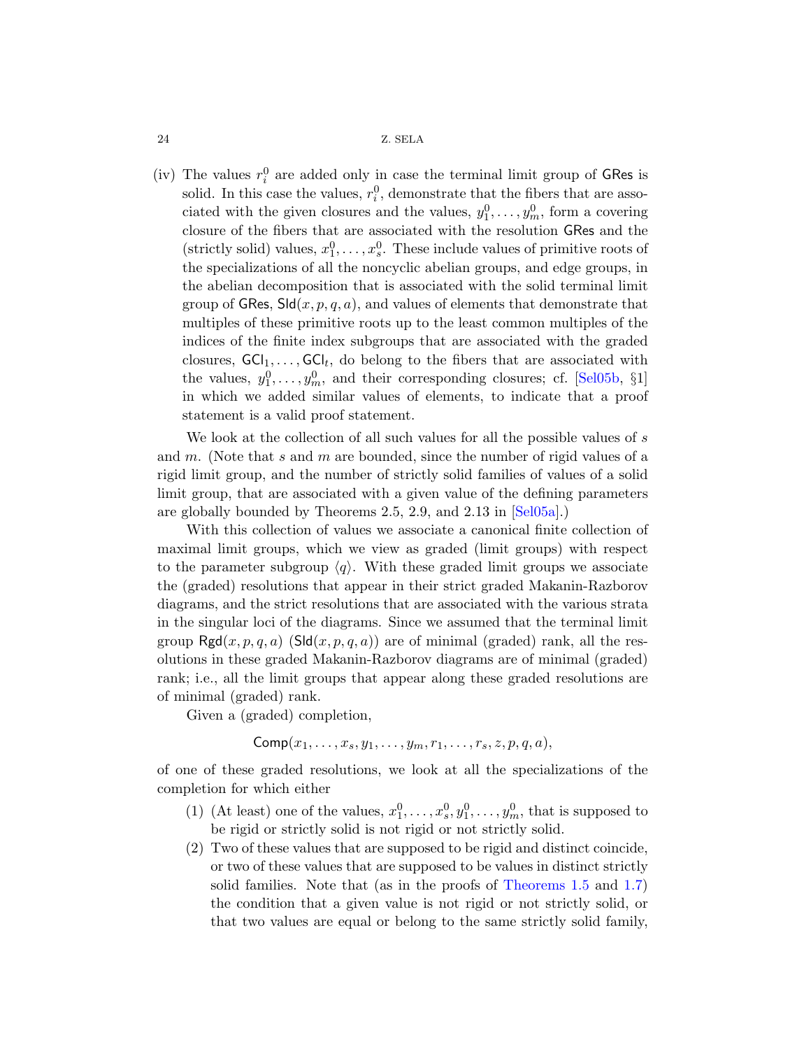(iv) The values $r_i^0$ are added only in case the terminal limit group of GRes is solid. In this case the values, $r_i^0$, demonstrate that the fibers that are associated with the given closures and the values, $y_1^0,\dots,y_m^0$, form a covering closure of the fibers that are associated with the resolution GRes and the (strictly solid) values, $x_1^0,\dots,x_s^0$. These include values of primitive roots of the specializations of all the noncyclic abelian groups, and edge groups, in the abelian decomposition that is associated with the solid terminal limit group of GRes, $\mathsf{Sld}(x,p,q,a)$, and values of elements that demonstrate that multiples of these primitive roots up to the least common multiples of the indices of the finite index subgroups that are associated with the graded closures, $\mathsf{GCl}_1,\dots,\mathsf{GCl}_t$, do belong to the fibers that are associated with the values, $y_1^0,\dots,y_m^0$, and their corresponding closures; cf. [Sel05b, §1] in which we added similar values of elements, to indicate that a proof statement is a valid proof statement.

We look at the collection of all such values for all the possible values of $s$ and $m$. (Note that $s$ and $m$ are bounded, since the number of rigid values of a rigid limit group, and the number of strictly solid families of values of a solid limit group, that are associated with a given value of the defining parameters are globally bounded by Theorems 2.5, 2.9, and 2.13 in [Sel05a].)

With this collection of values we associate a canonical finite collection of maximal limit groups, which we view as graded (limit groups) with respect to the parameter subgroup $\langle q\rangle$. With these graded limit groups we associate the (graded) resolutions that appear in their strict graded Makanin-Razborov diagrams, and the strict resolutions that are associated with the various strata in the singular loci of the diagrams. Since we assumed that the terminal limit group $\mathsf{Rgd}(x,p,q,a)$ ($\mathsf{Sld}(x,p,q,a)$) are of minimal (graded) rank, all the resolutions in these graded Makanin-Razborov diagrams are of minimal (graded) rank; i.e., all the limit groups that appear along these graded resolutions are of minimal (graded) rank.

Given a (graded) completion,

$$\mathsf{Comp}(x_1,\dots,x_s,y_1,\dots,y_m,r_1,\dots,r_s,z,p,q,a),$$

of one of these graded resolutions, we look at all the specializations of the completion for which either

1. (At least) one of the values, $x_1^0,\dots,x_s^0,y_1^0,\dots,y_m^0$, that is supposed to be rigid or strictly solid is not rigid or not strictly solid.
2. Two of these values that are supposed to be rigid and distinct coincide, or two of these values that are supposed to be values in distinct strictly solid families. Note that (as in the proofs of Theorems 1.5 and 1.7) the condition that a given value is not rigid or not strictly solid, or that two values are equal or belong to the same strictly solid family,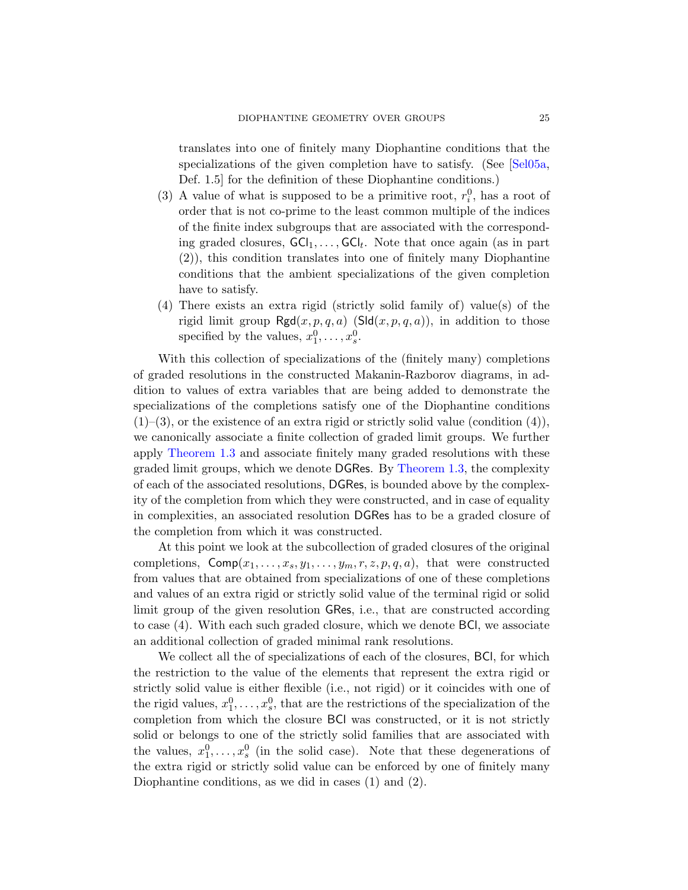translates into one of finitely many Diophantine conditions that the specializations of the given completion have to satisfy. (See [Sel05a, Def. 1.5] for the definition of these Diophantine conditions.)

(3) A value of what is supposed to be a primitive root, $r_i^0$, has a root of order that is not co-prime to the least common multiple of the indices of the finite index subgroups that are associated with the corresponding graded closures, $\mathsf{GCl}_1, \dots, \mathsf{GCl}_t$. Note that once again (as in part (2)), this condition translates into one of finitely many Diophantine conditions that the ambient specializations of the given completion have to satisfy.

(4) There exists an extra rigid (strictly solid family of) value(s) of the rigid limit group $\mathsf{Rgd}(x, p, q, a)$ ($\mathsf{Sld}(x, p, q, a)$), in addition to those specified by the values, $x_1^0, \dots, x_s^0$.

With this collection of specializations of the (finitely many) completions of graded resolutions in the constructed Makanin-Razborov diagrams, in addition to values of extra variables that are being added to demonstrate the specializations of the completions satisfy one of the Diophantine conditions (1)–(3), or the existence of an extra rigid or strictly solid value (condition (4)), we canonically associate a finite collection of graded limit groups. We further apply Theorem 1.3 and associate finitely many graded resolutions with these graded limit groups, which we denote $\mathsf{DGRes}$. By Theorem 1.3, the complexity of each of the associated resolutions, $\mathsf{DGRes}$, is bounded above by the complexity of the completion from which they were constructed, and in case of equality in complexities, an associated resolution $\mathsf{DGRes}$ has to be a graded closure of the completion from which it was constructed.

At this point we look at the subcollection of graded closures of the original completions, $\mathsf{Comp}(x_1, \dots, x_s, y_1, \dots, y_m, r, z, p, q, a)$, that were constructed from values that are obtained from specializations of one of these completions and values of an extra rigid or strictly solid value of the terminal rigid or solid limit group of the given resolution $\mathsf{GRes}$, i.e., that are constructed according to case (4). With each such graded closure, which we denote $\mathsf{BCl}$, we associate an additional collection of graded minimal rank resolutions.

We collect all the of specializations of each of the closures, $\mathsf{BCl}$, for which the restriction to the value of the elements that represent the extra rigid or strictly solid value is either flexible (i.e., not rigid) or it coincides with one of the rigid values, $x_1^0, \dots, x_s^0$, that are the restrictions of the specialization of the completion from which the closure $\mathsf{BCl}$ was constructed, or it is not strictly solid or belongs to one of the strictly solid families that are associated with the values, $x_1^0, \dots, x_s^0$ (in the solid case). Note that these degenerations of the extra rigid or strictly solid value can be enforced by one of finitely many Diophantine conditions, as we did in cases (1) and (2).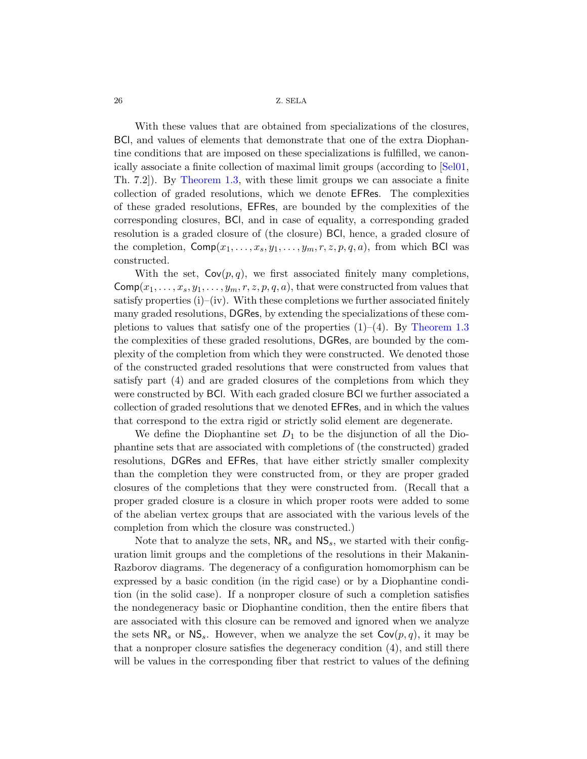With these values that are obtained from specializations of the closures, BCl, and values of elements that demonstrate that one of the extra Diophantine conditions that are imposed on these specializations is fulfilled, we canonically associate a finite collection of maximal limit groups (according to [Sel01, Th. 7.2]). By Theorem 1.3, with these limit groups we can associate a finite collection of graded resolutions, which we denote EFRes. The complexities of these graded resolutions, EFRes, are bounded by the complexities of the corresponding closures, BCl, and in case of equality, a corresponding graded resolution is a graded closure of (the closure) BCl, hence, a graded closure of the completion, $\mathsf{Comp}(x_1,\dots,x_s,y_1,\dots,y_m,r,z,p,q,a)$, from which BCl was constructed.

With the set, $\mathsf{Cov}(p,q)$, we first associated finitely many completions, $\mathsf{Comp}(x_1,\dots,x_s,y_1,\dots,y_m,r,z,p,q,a)$, that were constructed from values that satisfy properties (i)–(iv). With these completions we further associated finitely many graded resolutions, DGRes, by extending the specializations of these completions to values that satisfy one of the properties (1)–(4). By Theorem 1.3 the complexities of these graded resolutions, DGRes, are bounded by the complexity of the completion from which they were constructed. We denoted those of the constructed graded resolutions that were constructed from values that satisfy part (4) and are graded closures of the completions from which they were constructed by BCl. With each graded closure BCl we further associated a collection of graded resolutions that we denoted EFRes, and in which the values that correspond to the extra rigid or strictly solid element are degenerate.

We define the Diophantine set $D_1$ to be the disjunction of all the Diophantine sets that are associated with completions of (the constructed) graded resolutions, DGRes and EFRes, that have either strictly smaller complexity than the completion they were constructed from, or they are proper graded closures of the completions that they were constructed from. (Recall that a proper graded closure is a closure in which proper roots were added to some of the abelian vertex groups that are associated with the various levels of the completion from which the closure was constructed.)

Note that to analyze the sets, $\mathsf{NR}_s$ and $\mathsf{NS}_s$, we started with their configuration limit groups and the completions of the resolutions in their Makanin-Razborov diagrams. The degeneracy of a configuration homomorphism can be expressed by a basic condition (in the rigid case) or by a Diophantine condition (in the solid case). If a nonproper closure of such a completion satisfies the nondegeneracy basic or Diophantine condition, then the entire fibers that are associated with this closure can be removed and ignored when we analyze the sets $\mathsf{NR}_s$ or $\mathsf{NS}_s$. However, when we analyze the set $\mathsf{Cov}(p,q)$, it may be that a nonproper closure satisfies the degeneracy condition (4), and still there will be values in the corresponding fiber that restrict to values of the defining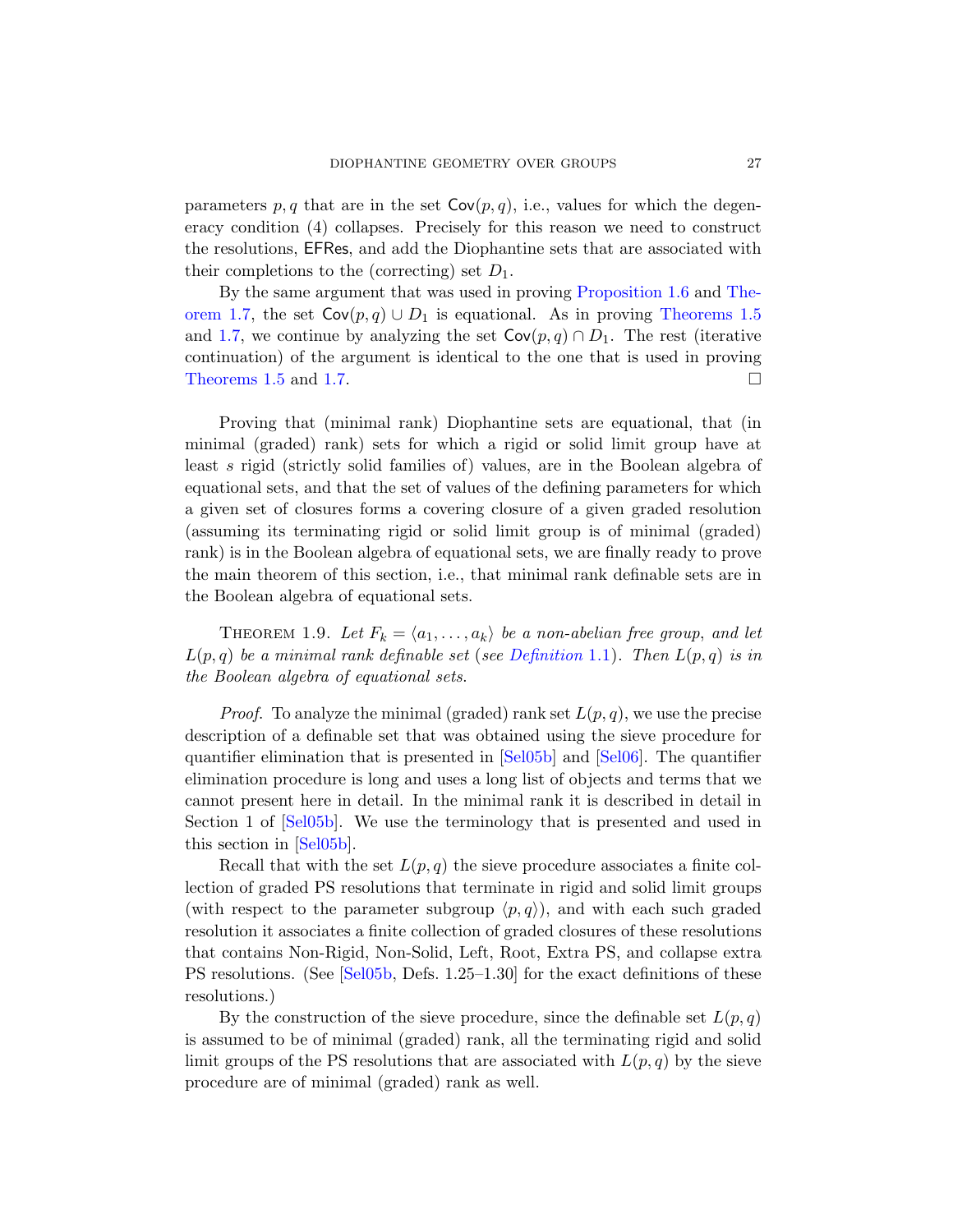parameters $p, q$ that are in the set $\mathsf{Cov}(p, q)$, i.e., values for which the degeneracy condition (4) collapses. Precisely for this reason we need to construct the resolutions, $\mathsf{EFRes}$, and add the Diophantine sets that are associated with their completions to the (correcting) set $D_1$.

By the same argument that was used in proving Proposition 1.6 and Theorem 1.7, the set $\mathsf{Cov}(p, q) \cup D_1$ is equational. As in proving Theorems 1.5 and 1.7, we continue by analyzing the set $\mathsf{Cov}(p, q) \cap D_1$. The rest (iterative continuation) of the argument is identical to the one that is used in proving Theorems 1.5 and 1.7. □

Proving that (minimal rank) Diophantine sets are equational, that (in minimal (graded) rank) sets for which a rigid or solid limit group have at least $s$ rigid (strictly solid families of) values, are in the Boolean algebra of equational sets, and that the set of values of the defining parameters for which a given set of closures forms a covering closure of a given graded resolution (assuming its terminating rigid or solid limit group is of minimal (graded) rank) is in the Boolean algebra of equational sets, we are finally ready to prove the main theorem of this section, i.e., that minimal rank definable sets are in the Boolean algebra of equational sets.

THEOREM 1.9. *Let $F_k = \langle a_1, \ldots, a_k \rangle$ be a non-abelian free group, and let $L(p, q)$ be a minimal rank definable set (see Definition 1.1). Then $L(p, q)$ is in the Boolean algebra of equational sets.*

*Proof*. To analyze the minimal (graded) rank set $L(p, q)$, we use the precise description of a definable set that was obtained using the sieve procedure for quantifier elimination that is presented in [Sel05b] and [Sel06]. The quantifier elimination procedure is long and uses a long list of objects and terms that we cannot present here in detail. In the minimal rank it is described in detail in Section 1 of [Sel05b]. We use the terminology that is presented and used in this section in [Sel05b].

Recall that with the set $L(p, q)$ the sieve procedure associates a finite collection of graded PS resolutions that terminate in rigid and solid limit groups (with respect to the parameter subgroup $\langle p, q \rangle$), and with each such graded resolution it associates a finite collection of graded closures of these resolutions that contains Non-Rigid, Non-Solid, Left, Root, Extra PS, and collapse extra PS resolutions. (See [Sel05b, Defs. 1.25–1.30] for the exact definitions of these resolutions.)

By the construction of the sieve procedure, since the definable set $L(p, q)$ is assumed to be of minimal (graded) rank, all the terminating rigid and solid limit groups of the PS resolutions that are associated with $L(p, q)$ by the sieve procedure are of minimal (graded) rank as well.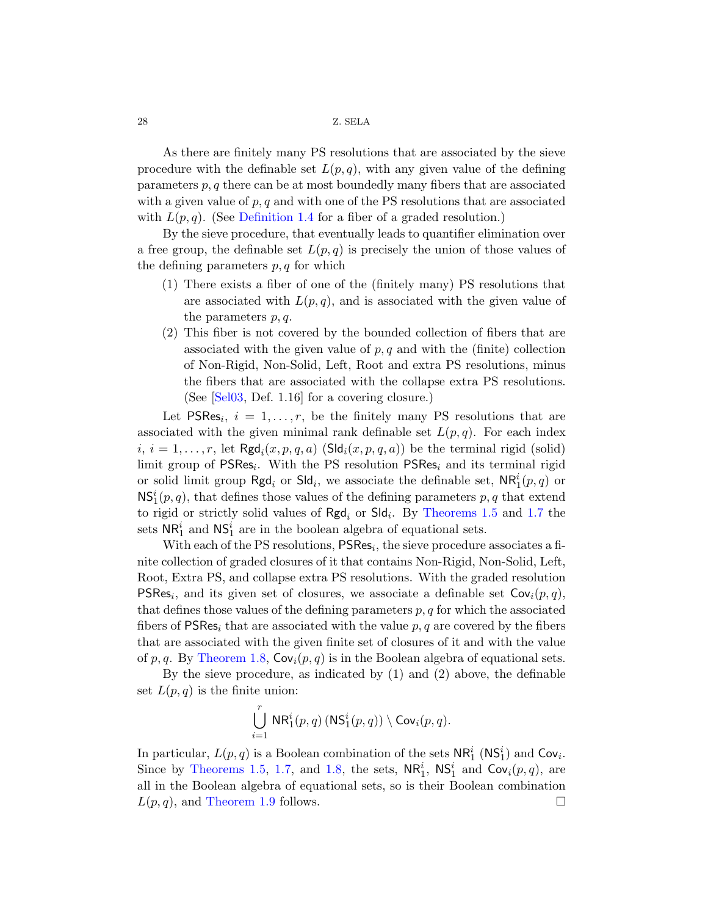As there are finitely many PS resolutions that are associated by the sieve procedure with the definable set $L(p,q)$, with any given value of the defining parameters $p,q$ there can be at most boundedly many fibers that are associated with a given value of $p,q$ and with one of the PS resolutions that are associated with $L(p,q)$. (See Definition 1.4 for a fiber of a graded resolution.)

By the sieve procedure, that eventually leads to quantifier elimination over a free group, the definable set $L(p,q)$ is precisely the union of those values of the defining parameters $p,q$ for which

1. There exists a fiber of one of the (finitely many) PS resolutions that are associated with $L(p,q)$, and is associated with the given value of the parameters $p,q$.
2. This fiber is not covered by the bounded collection of fibers that are associated with the given value of $p,q$ and with the (finite) collection of Non-Rigid, Non-Solid, Left, Root and extra PS resolutions, minus the fibers that are associated with the collapse extra PS resolutions. (See [Sel03, Def. 1.16] for a covering closure.)

Let $\mathsf{PSRes}_i$, $i=1,\dots,r$, be the finitely many PS resolutions that are associated with the given minimal rank definable set $L(p,q)$. For each index $i$, $i=1,\dots,r$, let $\mathsf{Rgd}_i(x,p,q,a)$ ($\mathsf{Sld}_i(x,p,q,a)$) be the terminal rigid (solid) limit group of $\mathsf{PSRes}_i$. With the PS resolution $\mathsf{PSRes}_i$ and its terminal rigid or solid limit group $\mathsf{Rgd}_i$ or $\mathsf{Sld}_i$, we associate the definable set, $\mathsf{NR}_1^i(p,q)$ or $\mathsf{NS}_1^i(p,q)$, that defines those values of the defining parameters $p,q$ that extend to rigid or strictly solid values of $\mathsf{Rgd}_i$ or $\mathsf{Sld}_i$. By Theorems 1.5 and 1.7 the sets $\mathsf{NR}_1^i$ and $\mathsf{NS}_1^i$ are in the boolean algebra of equational sets.

With each of the PS resolutions, $\mathsf{PSRes}_i$, the sieve procedure associates a finite collection of graded closures of it that contains Non-Rigid, Non-Solid, Left, Root, Extra PS, and collapse extra PS resolutions. With the graded resolution $\mathsf{PSRes}_i$, and its given set of closures, we associate a definable set $\mathsf{Cov}_i(p,q)$, that defines those values of the defining parameters $p,q$ for which the associated fibers of $\mathsf{PSRes}_i$ that are associated with the value $p,q$ are covered by the fibers that are associated with the given finite set of closures of it and with the value of $p,q$. By Theorem 1.8, $\mathsf{Cov}_i(p,q)$ is in the Boolean algebra of equational sets.

By the sieve procedure, as indicated by (1) and (2) above, the definable set $L(p,q)$ is the finite union:

$$\bigcup_{i=1}^{r} \mathsf{NR}_1^i(p,q)\,(\mathsf{NS}_1^i(p,q)) \setminus \mathsf{Cov}_i(p,q).$$

In particular, $L(p,q)$ is a Boolean combination of the sets $\mathsf{NR}_1^i$ ($\mathsf{NS}_1^i$) and $\mathsf{Cov}_i$. Since by Theorems 1.5, 1.7, and 1.8, the sets, $\mathsf{NR}_1^i$, $\mathsf{NS}_1^i$ and $\mathsf{Cov}_i(p,q)$, are all in the Boolean algebra of equational sets, so is their Boolean combination $L(p,q)$, and Theorem 1.9 follows. □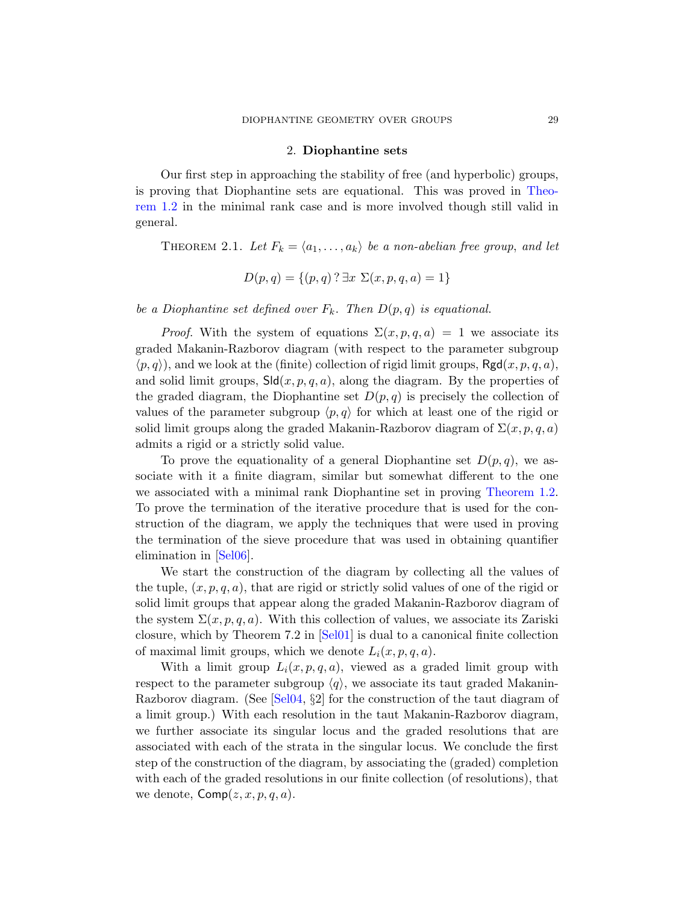## 2. Diophantine sets

Our first step in approaching the stability of free (and hyperbolic) groups, is proving that Diophantine sets are equational. This was proved in Theorem 1.2 in the minimal rank case and is more involved though still valid in general.

THEOREM 2.1. *Let $F_k = \langle a_1, \ldots, a_k \rangle$ be a non-abelian free group, and let*

$$D(p,q) = \{(p,q) \,?\, \exists x \ \Sigma(x,p,q,a) = 1\}$$

*be a Diophantine set defined over $F_k$. Then $D(p,q)$ is equational.*

*Proof.* With the system of equations $\Sigma(x,p,q,a) = 1$ we associate its graded Makanin-Razborov diagram (with respect to the parameter subgroup $\langle p,q \rangle$), and we look at the (finite) collection of rigid limit groups, $\mathsf{Rgd}(x,p,q,a)$, and solid limit groups, $\mathsf{Sld}(x,p,q,a)$, along the diagram. By the properties of the graded diagram, the Diophantine set $D(p,q)$ is precisely the collection of values of the parameter subgroup $\langle p,q \rangle$ for which at least one of the rigid or solid limit groups along the graded Makanin-Razborov diagram of $\Sigma(x,p,q,a)$ admits a rigid or a strictly solid value.

To prove the equationality of a general Diophantine set $D(p,q)$, we associate with it a finite diagram, similar but somewhat different to the one we associated with a minimal rank Diophantine set in proving Theorem 1.2. To prove the termination of the iterative procedure that is used for the construction of the diagram, we apply the techniques that were used in proving the termination of the sieve procedure that was used in obtaining quantifier elimination in [Sel06].

We start the construction of the diagram by collecting all the values of the tuple, $(x,p,q,a)$, that are rigid or strictly solid values of one of the rigid or solid limit groups that appear along the graded Makanin-Razborov diagram of the system $\Sigma(x,p,q,a)$. With this collection of values, we associate its Zariski closure, which by Theorem 7.2 in [Sel01] is dual to a canonical finite collection of maximal limit groups, which we denote $L_i(x,p,q,a)$.

With a limit group $L_i(x,p,q,a)$, viewed as a graded limit group with respect to the parameter subgroup $\langle q \rangle$, we associate its taut graded Makanin-Razborov diagram. (See [Sel04, §2] for the construction of the taut diagram of a limit group.) With each resolution in the taut Makanin-Razborov diagram, we further associate its singular locus and the graded resolutions that are associated with each of the strata in the singular locus. We conclude the first step of the construction of the diagram, by associating the (graded) completion with each of the graded resolutions in our finite collection (of resolutions), that we denote, $\mathsf{Comp}(z,x,p,q,a)$.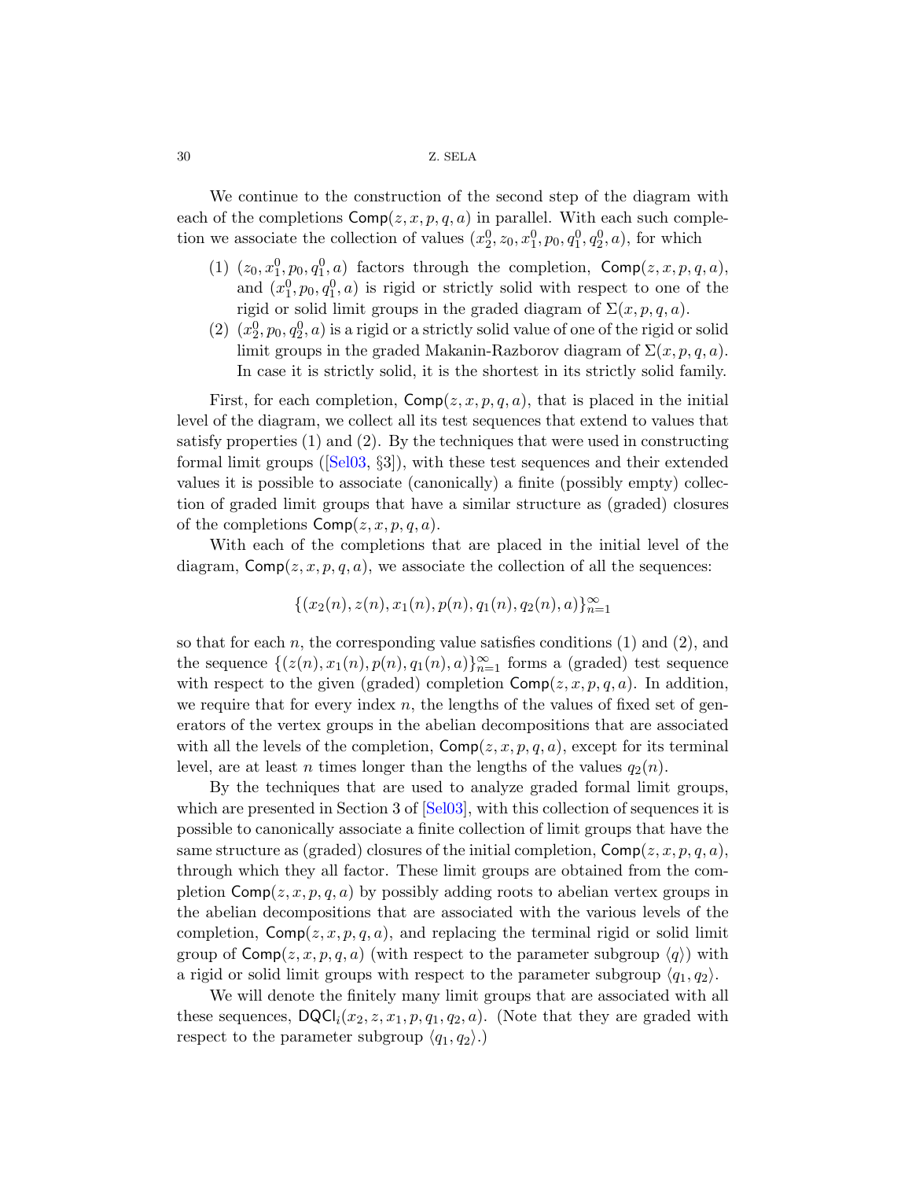We continue to the construction of the second step of the diagram with each of the completions $\mathsf{Comp}(z,x,p,q,a)$ in parallel. With each such completion we associate the collection of values $(x_2^0, z_0, x_1^0, p_0, q_1^0, q_2^0, a)$, for which

1. $(z_0, x_1^0, p_0, q_1^0, a)$ factors through the completion, $\mathsf{Comp}(z,x,p,q,a)$, and $(x_1^0, p_0, q_1^0, a)$ is rigid or strictly solid with respect to one of the rigid or solid limit groups in the graded diagram of $\Sigma(x,p,q,a)$.
2. $(x_2^0, p_0, q_2^0, a)$ is a rigid or a strictly solid value of one of the rigid or solid limit groups in the graded Makanin-Razborov diagram of $\Sigma(x,p,q,a)$. In case it is strictly solid, it is the shortest in its strictly solid family.

First, for each completion, $\mathsf{Comp}(z,x,p,q,a)$, that is placed in the initial level of the diagram, we collect all its test sequences that extend to values that satisfy properties (1) and (2). By the techniques that were used in constructing formal limit groups ([Sel03, §3]), with these test sequences and their extended values it is possible to associate (canonically) a finite (possibly empty) collection of graded limit groups that have a similar structure as (graded) closures of the completions $\mathsf{Comp}(z,x,p,q,a)$.

With each of the completions that are placed in the initial level of the diagram, $\mathsf{Comp}(z,x,p,q,a)$, we associate the collection of all the sequences:

$$\{(x_2(n), z(n), x_1(n), p(n), q_1(n), q_2(n), a)\}_{n=1}^{\infty}$$

so that for each $n$, the corresponding value satisfies conditions (1) and (2), and the sequence $\{(z(n), x_1(n), p(n), q_1(n), a)\}_{n=1}^{\infty}$ forms a (graded) test sequence with respect to the given (graded) completion $\mathsf{Comp}(z,x,p,q,a)$. In addition, we require that for every index $n$, the lengths of the values of fixed set of generators of the vertex groups in the abelian decompositions that are associated with all the levels of the completion, $\mathsf{Comp}(z,x,p,q,a)$, except for its terminal level, are at least $n$ times longer than the lengths of the values $q_2(n)$.

By the techniques that are used to analyze graded formal limit groups, which are presented in Section 3 of [Sel03], with this collection of sequences it is possible to canonically associate a finite collection of limit groups that have the same structure as (graded) closures of the initial completion, $\mathsf{Comp}(z,x,p,q,a)$, through which they all factor. These limit groups are obtained from the completion $\mathsf{Comp}(z,x,p,q,a)$ by possibly adding roots to abelian vertex groups in the abelian decompositions that are associated with the various levels of the completion, $\mathsf{Comp}(z,x,p,q,a)$, and replacing the terminal rigid or solid limit group of $\mathsf{Comp}(z,x,p,q,a)$ (with respect to the parameter subgroup $\langle q \rangle$) with a rigid or solid limit groups with respect to the parameter subgroup $\langle q_1, q_2 \rangle$.

We will denote the finitely many limit groups that are associated with all these sequences, $\mathsf{DQCl}_i(x_2, z, x_1, p, q_1, q_2, a)$. (Note that they are graded with respect to the parameter subgroup $\langle q_1, q_2 \rangle$.)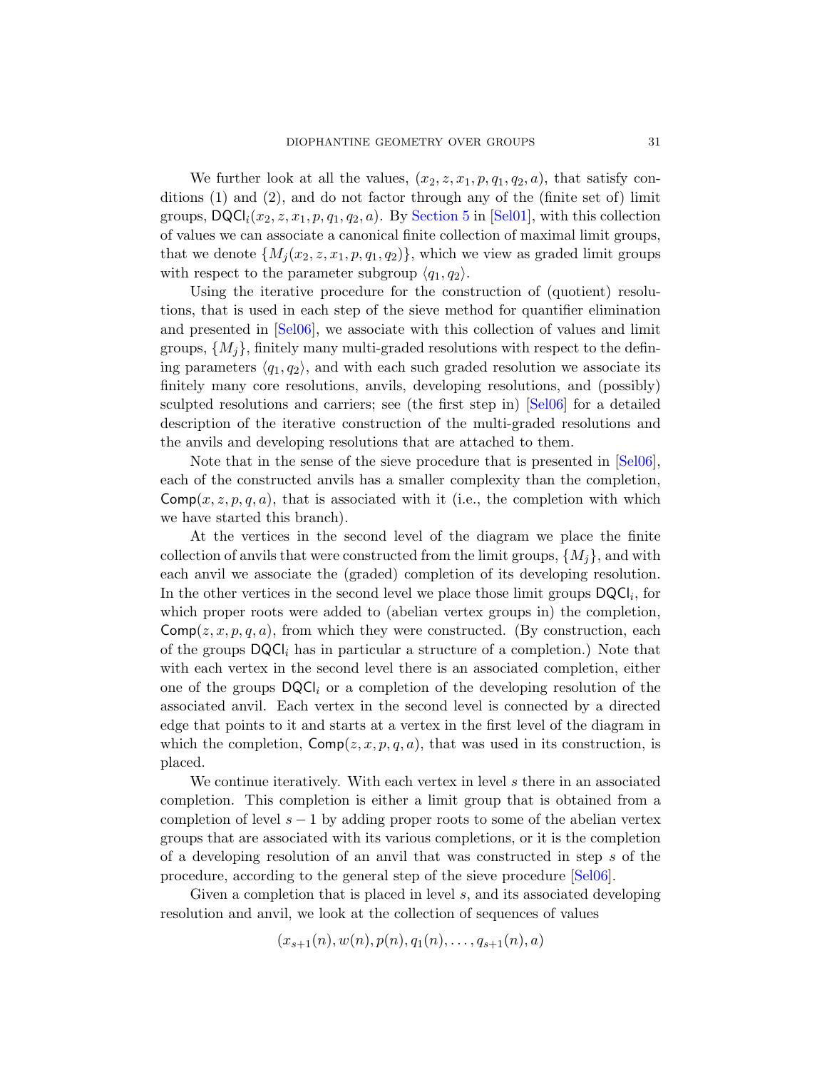We further look at all the values, $(x_2, z, x_1, p, q_1, q_2, a)$, that satisfy conditions (1) and (2), and do not factor through any of the (finite set of) limit groups, $\mathsf{DQCl}_i(x_2, z, x_1, p, q_1, q_2, a)$. By Section 5 in [Sel01], with this collection of values we can associate a canonical finite collection of maximal limit groups, that we denote $\{M_j(x_2, z, x_1, p, q_1, q_2)\}$, which we view as graded limit groups with respect to the parameter subgroup $\langle q_1, q_2 \rangle$.

Using the iterative procedure for the construction of (quotient) resolutions, that is used in each step of the sieve method for quantifier elimination and presented in [Sel06], we associate with this collection of values and limit groups, $\{M_j\}$, finitely many multi-graded resolutions with respect to the defining parameters $\langle q_1, q_2 \rangle$, and with each such graded resolution we associate its finitely many core resolutions, anvils, developing resolutions, and (possibly) sculpted resolutions and carriers; see (the first step in) [Sel06] for a detailed description of the iterative construction of the multi-graded resolutions and the anvils and developing resolutions that are attached to them.

Note that in the sense of the sieve procedure that is presented in [Sel06], each of the constructed anvils has a smaller complexity than the completion, $\mathsf{Comp}(x, z, p, q, a)$, that is associated with it (i.e., the completion with which we have started this branch).

At the vertices in the second level of the diagram we place the finite collection of anvils that were constructed from the limit groups, $\{M_j\}$, and with each anvil we associate the (graded) completion of its developing resolution. In the other vertices in the second level we place those limit groups $\mathsf{DQCl}_i$, for which proper roots were added to (abelian vertex groups in) the completion, $\mathsf{Comp}(z, x, p, q, a)$, from which they were constructed. (By construction, each of the groups $\mathsf{DQCl}_i$ has in particular a structure of a completion.) Note that with each vertex in the second level there is an associated completion, either one of the groups $\mathsf{DQCl}_i$ or a completion of the developing resolution of the associated anvil. Each vertex in the second level is connected by a directed edge that points to it and starts at a vertex in the first level of the diagram in which the completion, $\mathsf{Comp}(z, x, p, q, a)$, that was used in its construction, is placed.

We continue iteratively. With each vertex in level $s$ there in an associated completion. This completion is either a limit group that is obtained from a completion of level $s-1$ by adding proper roots to some of the abelian vertex groups that are associated with its various completions, or it is the completion of a developing resolution of an anvil that was constructed in step $s$ of the procedure, according to the general step of the sieve procedure [Sel06].

Given a completion that is placed in level $s$, and its associated developing resolution and anvil, we look at the collection of sequences of values

$$(x_{s+1}(n), w(n), p(n), q_1(n), \dots, q_{s+1}(n), a)$$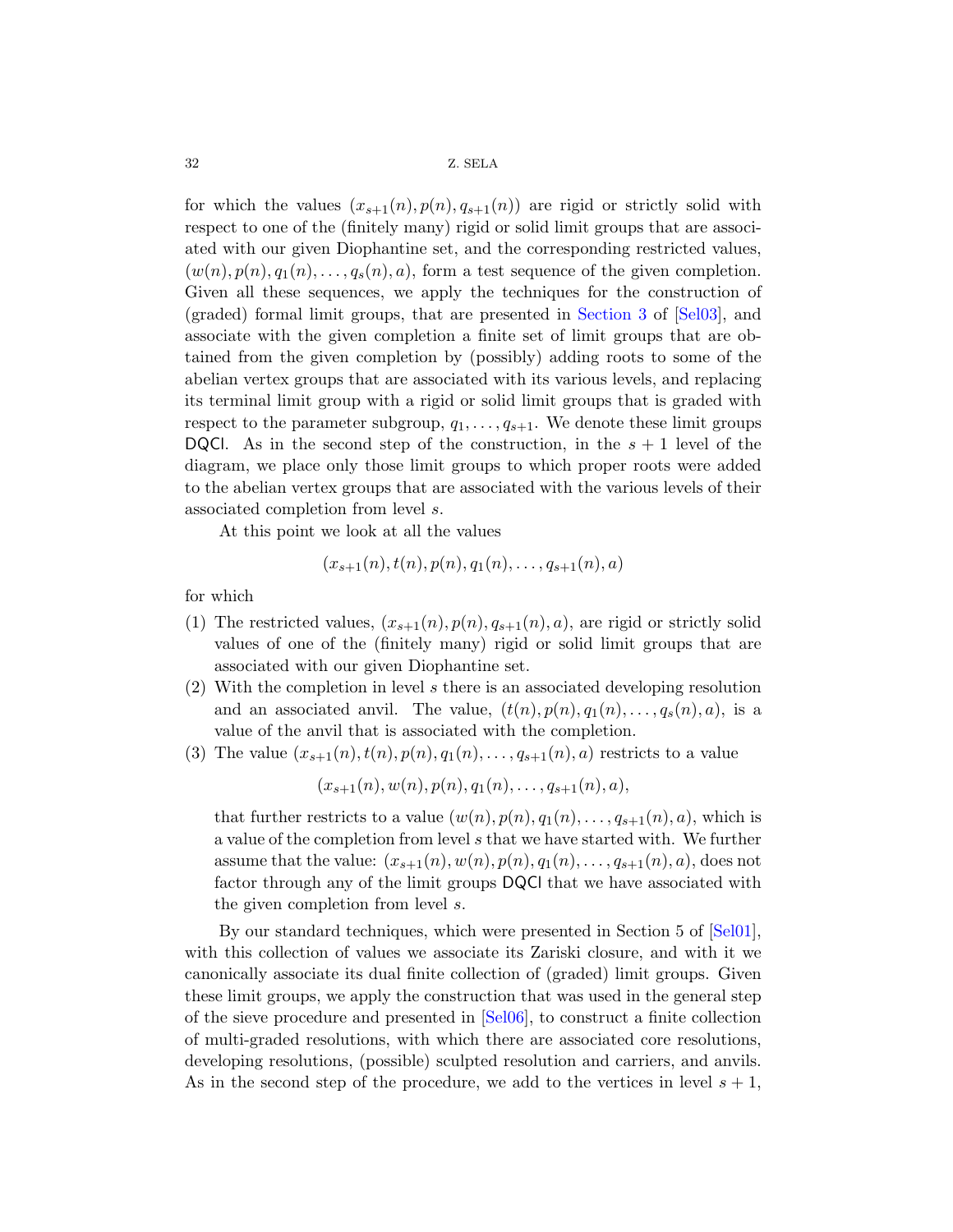for which the values $(x_{s+1}(n), p(n), q_{s+1}(n))$ are rigid or strictly solid with respect to one of the (finitely many) rigid or solid limit groups that are associated with our given Diophantine set, and the corresponding restricted values, $(w(n), p(n), q_1(n), \ldots, q_s(n), a)$, form a test sequence of the given completion. Given all these sequences, we apply the techniques for the construction of (graded) formal limit groups, that are presented in Section 3 of [Sel03], and associate with the given completion a finite set of limit groups that are obtained from the given completion by (possibly) adding roots to some of the abelian vertex groups that are associated with its various levels, and replacing its terminal limit group with a rigid or solid limit groups that is graded with respect to the parameter subgroup, $q_1, \ldots, q_{s+1}$. We denote these limit groups DQCl. As in the second step of the construction, in the $s+1$ level of the diagram, we place only those limit groups to which proper roots were added to the abelian vertex groups that are associated with the various levels of their associated completion from level $s$.

At this point we look at all the values

$$(x_{s+1}(n), t(n), p(n), q_1(n), \ldots, q_{s+1}(n), a)$$

for which

1. The restricted values, $(x_{s+1}(n), p(n), q_{s+1}(n), a)$, are rigid or strictly solid values of one of the (finitely many) rigid or solid limit groups that are associated with our given Diophantine set.
2. With the completion in level $s$ there is an associated developing resolution and an associated anvil. The value, $(t(n), p(n), q_1(n), \ldots, q_s(n), a)$, is a value of the anvil that is associated with the completion.
3. The value $(x_{s+1}(n), t(n), p(n), q_1(n), \ldots, q_{s+1}(n), a)$ restricts to a value

$$(x_{s+1}(n), w(n), p(n), q_1(n), \ldots, q_{s+1}(n), a),$$

that further restricts to a value $(w(n), p(n), q_1(n), \ldots, q_{s+1}(n), a)$, which is a value of the completion from level $s$ that we have started with. We further assume that the value: $(x_{s+1}(n), w(n), p(n), q_1(n), \ldots, q_{s+1}(n), a)$, does not factor through any of the limit groups DQCl that we have associated with the given completion from level $s$.

By our standard techniques, which were presented in Section 5 of [Sel01], with this collection of values we associate its Zariski closure, and with it we canonically associate its dual finite collection of (graded) limit groups. Given these limit groups, we apply the construction that was used in the general step of the sieve procedure and presented in [Sel06], to construct a finite collection of multi-graded resolutions, with which there are associated core resolutions, developing resolutions, (possible) sculpted resolution and carriers, and anvils. As in the second step of the procedure, we add to the vertices in level $s+1$,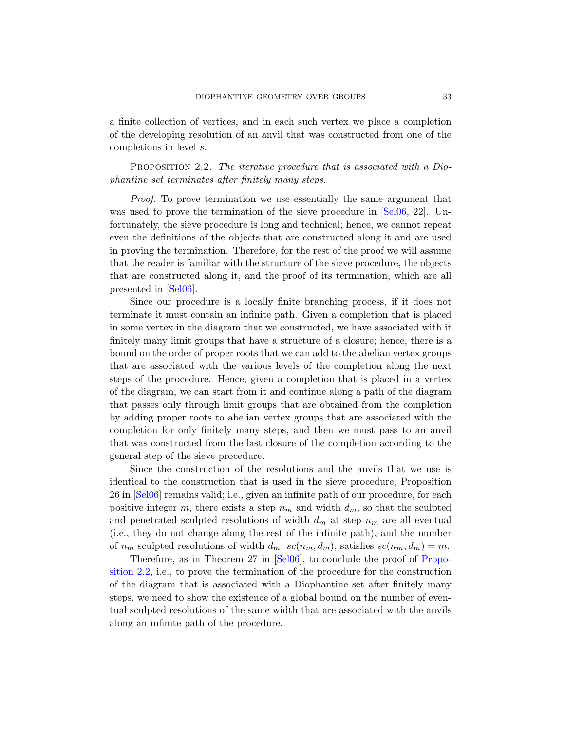a finite collection of vertices, and in each such vertex we place a completion of the developing resolution of an anvil that was constructed from one of the completions in level $s$.

PROPOSITION 2.2. *The iterative procedure that is associated with a Diophantine set terminates after finitely many steps.*

*Proof.* To prove termination we use essentially the same argument that was used to prove the termination of the sieve procedure in [Sel06, 22]. Unfortunately, the sieve procedure is long and technical; hence, we cannot repeat even the definitions of the objects that are constructed along it and are used in proving the termination. Therefore, for the rest of the proof we will assume that the reader is familiar with the structure of the sieve procedure, the objects that are constructed along it, and the proof of its termination, which are all presented in [Sel06].

Since our procedure is a locally finite branching process, if it does not terminate it must contain an infinite path. Given a completion that is placed in some vertex in the diagram that we constructed, we have associated with it finitely many limit groups that have a structure of a closure; hence, there is a bound on the order of proper roots that we can add to the abelian vertex groups that are associated with the various levels of the completion along the next steps of the procedure. Hence, given a completion that is placed in a vertex of the diagram, we can start from it and continue along a path of the diagram that passes only through limit groups that are obtained from the completion by adding proper roots to abelian vertex groups that are associated with the completion for only finitely many steps, and then we must pass to an anvil that was constructed from the last closure of the completion according to the general step of the sieve procedure.

Since the construction of the resolutions and the anvils that we use is identical to the construction that is used in the sieve procedure, Proposition 26 in [Sel06] remains valid; i.e., given an infinite path of our procedure, for each positive integer $m$, there exists a step $n_m$ and width $d_m$, so that the sculpted and penetrated sculpted resolutions of width $d_m$ at step $n_m$ are all eventual (i.e., they do not change along the rest of the infinite path), and the number of $n_m$ sculpted resolutions of width $d_m$, $sc(n_m, d_m)$, satisfies $sc(n_m, d_m) = m$.

Therefore, as in Theorem 27 in [Sel06], to conclude the proof of Proposition 2.2, i.e., to prove the termination of the procedure for the construction of the diagram that is associated with a Diophantine set after finitely many steps, we need to show the existence of a global bound on the number of eventual sculpted resolutions of the same width that are associated with the anvils along an infinite path of the procedure.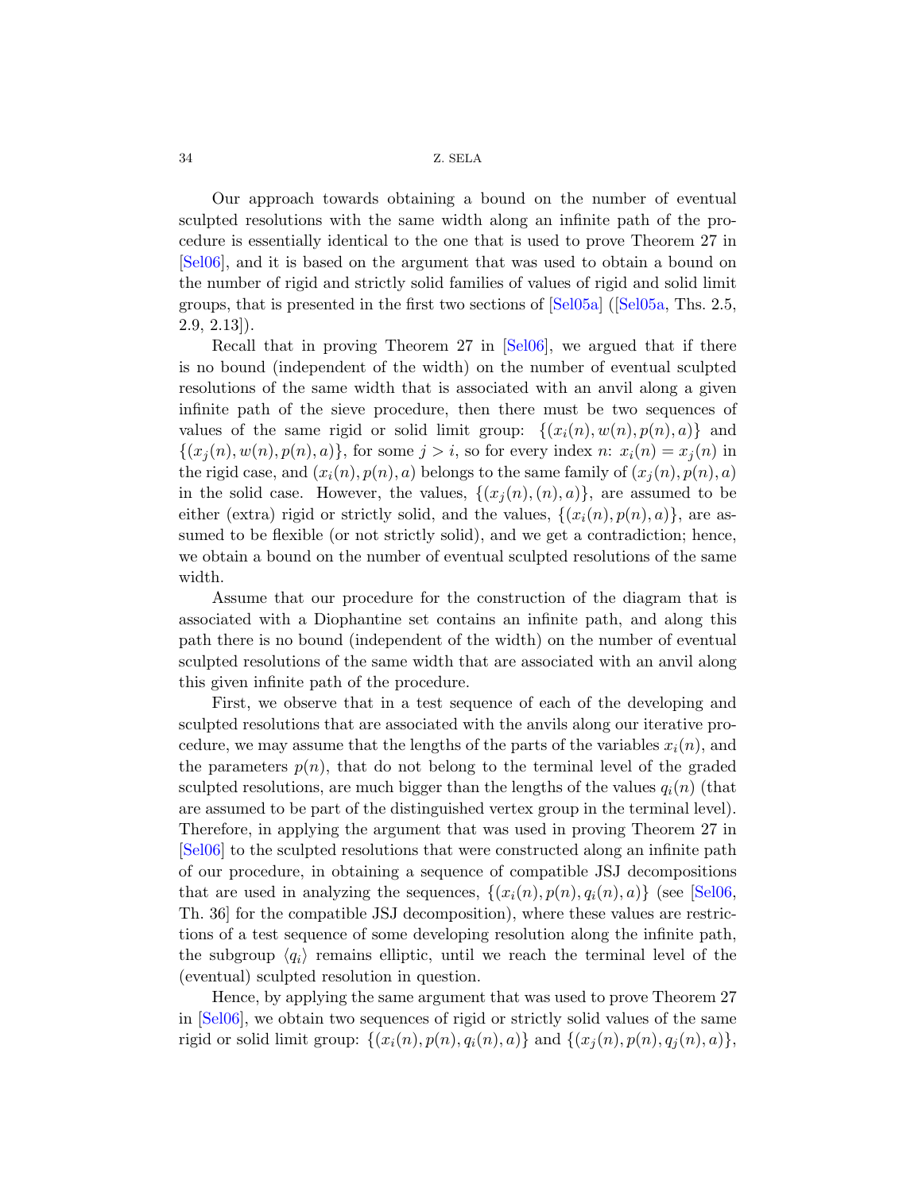Our approach towards obtaining a bound on the number of eventual sculpted resolutions with the same width along an infinite path of the procedure is essentially identical to the one that is used to prove Theorem 27 in [Sel06], and it is based on the argument that was used to obtain a bound on the number of rigid and strictly solid families of values of rigid and solid limit groups, that is presented in the first two sections of [Sel05a] ([Sel05a, Ths. 2.5, 2.9, 2.13]).

Recall that in proving Theorem 27 in [Sel06], we argued that if there is no bound (independent of the width) on the number of eventual sculpted resolutions of the same width that is associated with an anvil along a given infinite path of the sieve procedure, then there must be two sequences of values of the same rigid or solid limit group: $\{(x_i(n), w(n), p(n), a)\}$ and $\{(x_j(n), w(n), p(n), a)\}$, for some $j > i$, so for every index $n$: $x_i(n) = x_j(n)$ in the rigid case, and $(x_i(n), p(n), a)$ belongs to the same family of $(x_j(n), p(n), a)$ in the solid case. However, the values, $\{(x_j(n), (n), a)\}$, are assumed to be either (extra) rigid or strictly solid, and the values, $\{(x_i(n), p(n), a)\}$, are assumed to be flexible (or not strictly solid), and we get a contradiction; hence, we obtain a bound on the number of eventual sculpted resolutions of the same width.

Assume that our procedure for the construction of the diagram that is associated with a Diophantine set contains an infinite path, and along this path there is no bound (independent of the width) on the number of eventual sculpted resolutions of the same width that are associated with an anvil along this given infinite path of the procedure.

First, we observe that in a test sequence of each of the developing and sculpted resolutions that are associated with the anvils along our iterative procedure, we may assume that the lengths of the parts of the variables $x_i(n)$, and the parameters $p(n)$, that do not belong to the terminal level of the graded sculpted resolutions, are much bigger than the lengths of the values $q_i(n)$ (that are assumed to be part of the distinguished vertex group in the terminal level). Therefore, in applying the argument that was used in proving Theorem 27 in [Sel06] to the sculpted resolutions that were constructed along an infinite path of our procedure, in obtaining a sequence of compatible JSJ decompositions that are used in analyzing the sequences, $\{(x_i(n), p(n), q_i(n), a)\}$ (see [Sel06, Th. 36] for the compatible JSJ decomposition), where these values are restrictions of a test sequence of some developing resolution along the infinite path, the subgroup $\langle q_i \rangle$ remains elliptic, until we reach the terminal level of the (eventual) sculpted resolution in question.

Hence, by applying the same argument that was used to prove Theorem 27 in [Sel06], we obtain two sequences of rigid or strictly solid values of the same rigid or solid limit group: $\{(x_i(n), p(n), q_i(n), a)\}$ and $\{(x_j(n), p(n), q_j(n), a)\}$,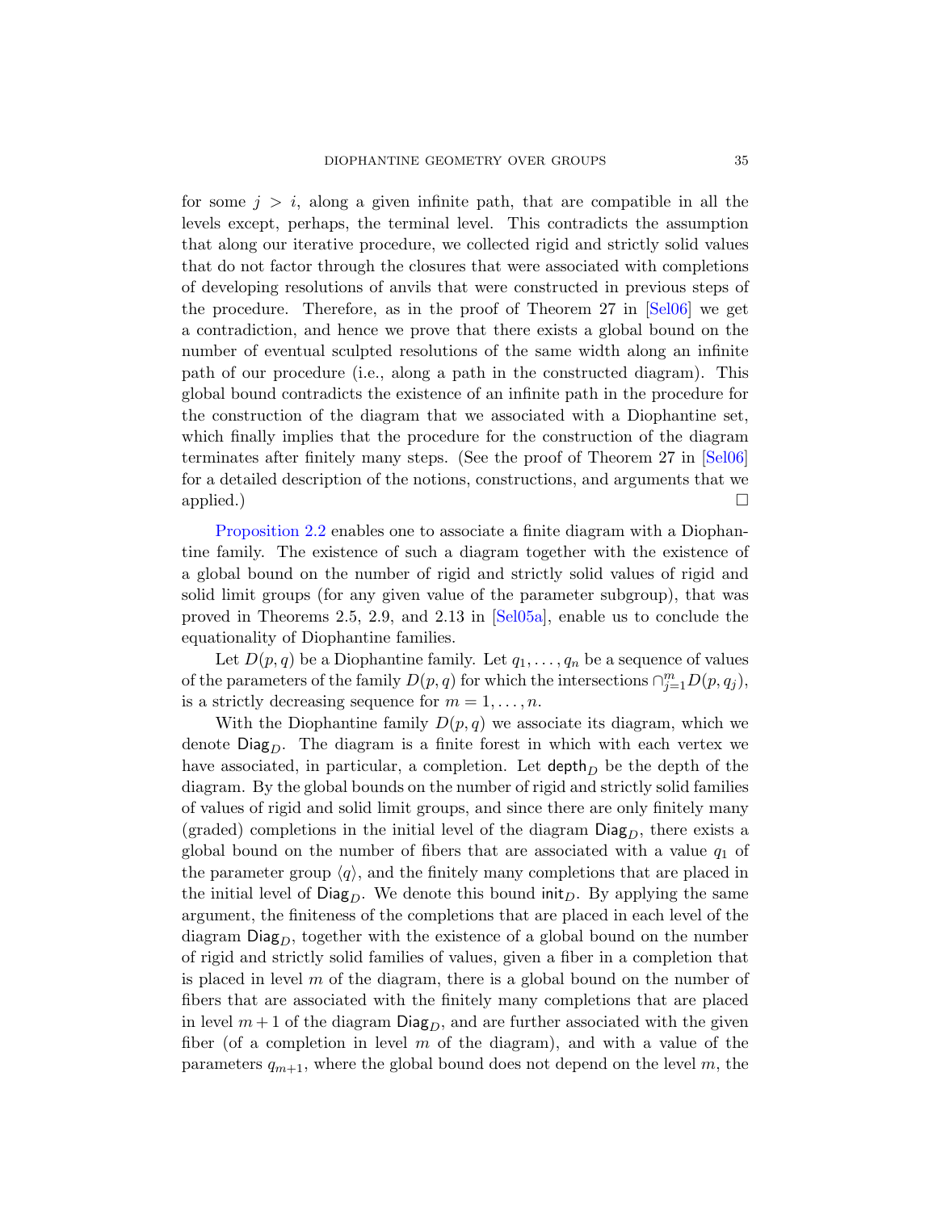for some $j > i$, along a given infinite path, that are compatible in all the levels except, perhaps, the terminal level. This contradicts the assumption that along our iterative procedure, we collected rigid and strictly solid values that do not factor through the closures that were associated with completions of developing resolutions of anvils that were constructed in previous steps of the procedure. Therefore, as in the proof of Theorem 27 in [Sel06] we get a contradiction, and hence we prove that there exists a global bound on the number of eventual sculpted resolutions of the same width along an infinite path of our procedure (i.e., along a path in the constructed diagram). This global bound contradicts the existence of an infinite path in the procedure for the construction of the diagram that we associated with a Diophantine set, which finally implies that the procedure for the construction of the diagram terminates after finitely many steps. (See the proof of Theorem 27 in [Sel06] for a detailed description of the notions, constructions, and arguments that we applied.) □

Proposition 2.2 enables one to associate a finite diagram with a Diophantine family. The existence of such a diagram together with the existence of a global bound on the number of rigid and strictly solid values of rigid and solid limit groups (for any given value of the parameter subgroup), that was proved in Theorems 2.5, 2.9, and 2.13 in [Sel05a], enable us to conclude the equationality of Diophantine families.

Let $D(p,q)$ be a Diophantine family. Let $q_1, \dots, q_n$ be a sequence of values of the parameters of the family $D(p,q)$ for which the intersections $\cap_{j=1}^{m} D(p,q_j)$, is a strictly decreasing sequence for $m = 1, \dots, n$.

With the Diophantine family $D(p,q)$ we associate its diagram, which we denote $\mathsf{Diag}_D$. The diagram is a finite forest in which with each vertex we have associated, in particular, a completion. Let $\mathsf{depth}_D$ be the depth of the diagram. By the global bounds on the number of rigid and strictly solid families of values of rigid and solid limit groups, and since there are only finitely many (graded) completions in the initial level of the diagram $\mathsf{Diag}_D$, there exists a global bound on the number of fibers that are associated with a value $q_1$ of the parameter group $\langle q \rangle$, and the finitely many completions that are placed in the initial level of $\mathsf{Diag}_D$. We denote this bound $\mathsf{init}_D$. By applying the same argument, the finiteness of the completions that are placed in each level of the diagram $\mathsf{Diag}_D$, together with the existence of a global bound on the number of rigid and strictly solid families of values, given a fiber in a completion that is placed in level $m$ of the diagram, there is a global bound on the number of fibers that are associated with the finitely many completions that are placed in level $m+1$ of the diagram $\mathsf{Diag}_D$, and are further associated with the given fiber (of a completion in level $m$ of the diagram), and with a value of the parameters $q_{m+1}$, where the global bound does not depend on the level $m$, the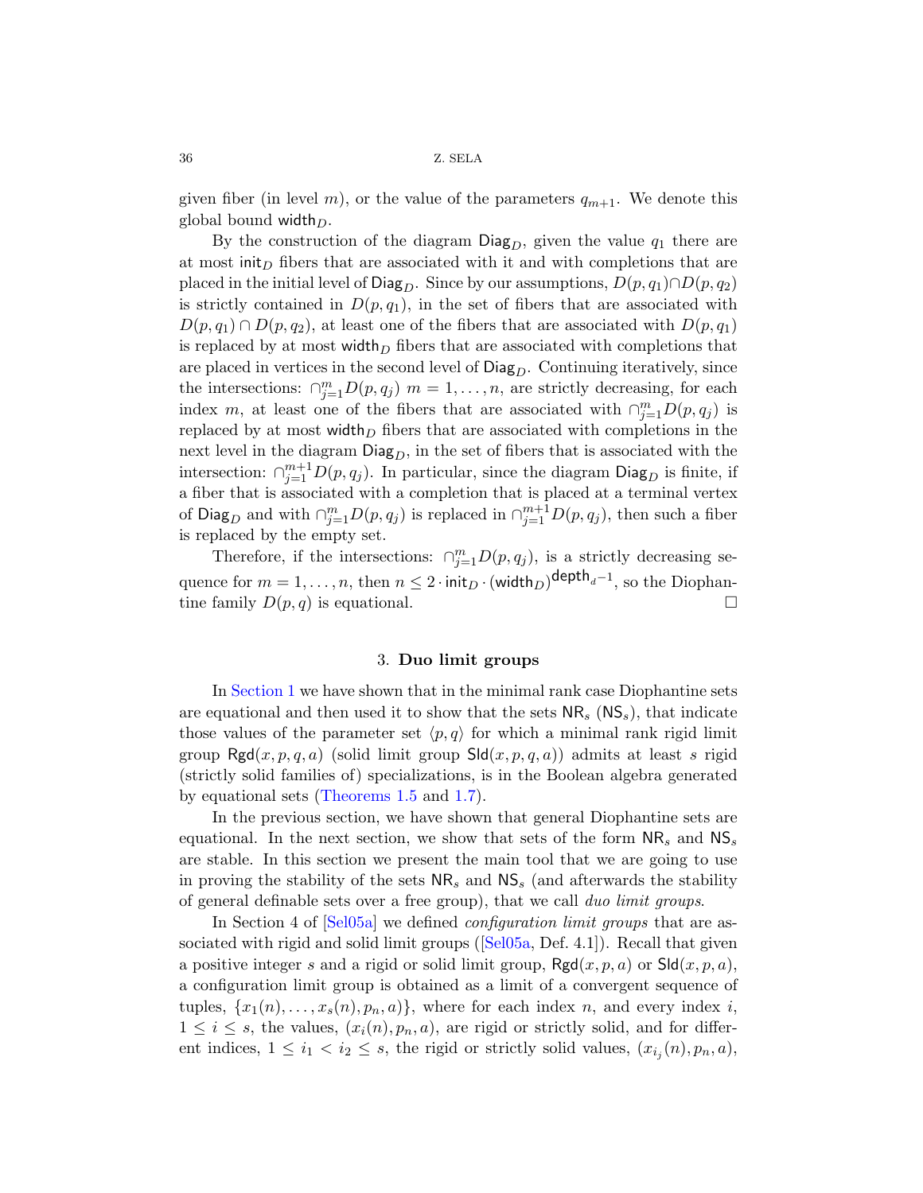given fiber (in level $m$), or the value of the parameters $q_{m+1}$. We denote this global bound $\mathsf{width}_D$.

By the construction of the diagram $\mathsf{Diag}_D$, given the value $q_1$ there are at most $\mathsf{init}_D$ fibers that are associated with it and with completions that are placed in the initial level of $\mathsf{Diag}_D$. Since by our assumptions, $D(p,q_1) \cap D(p,q_2)$ is strictly contained in $D(p,q_1)$, in the set of fibers that are associated with $D(p,q_1) \cap D(p,q_2)$, at least one of the fibers that are associated with $D(p,q_1)$ is replaced by at most $\mathsf{width}_D$ fibers that are associated with completions that are placed in vertices in the second level of $\mathsf{Diag}_D$. Continuing iteratively, since the intersections: $\cap_{j=1}^{m} D(p,q_j)$ $m = 1,\dots,n$, are strictly decreasing, for each index $m$, at least one of the fibers that are associated with $\cap_{j=1}^{m} D(p,q_j)$ is replaced by at most $\mathsf{width}_D$ fibers that are associated with completions in the next level in the diagram $\mathsf{Diag}_D$, in the set of fibers that is associated with the intersection: $\cap_{j=1}^{m+1} D(p,q_j)$. In particular, since the diagram $\mathsf{Diag}_D$ is finite, if a fiber that is associated with a completion that is placed at a terminal vertex of $\mathsf{Diag}_D$ and with $\cap_{j=1}^{m} D(p,q_j)$ is replaced in $\cap_{j=1}^{m+1} D(p,q_j)$, then such a fiber is replaced by the empty set.

Therefore, if the intersections: $\cap_{j=1}^{m} D(p,q_j)$, is a strictly decreasing sequence for $m = 1,\dots,n$, then $n \leq 2 \cdot \mathsf{init}_D \cdot (\mathsf{width}_D)^{\mathsf{depth}_d - 1}$, so the Diophantine family $D(p,q)$ is equational. $\square$

## 3. Duo limit groups

In Section 1 we have shown that in the minimal rank case Diophantine sets are equational and then used it to show that the sets $\mathsf{NR}_s$ ($\mathsf{NS}_s$), that indicate those values of the parameter set $\langle p,q \rangle$ for which a minimal rank rigid limit group $\mathsf{Rgd}(x,p,q,a)$ (solid limit group $\mathsf{Sld}(x,p,q,a)$) admits at least $s$ rigid (strictly solid families of) specializations, is in the Boolean algebra generated by equational sets (Theorems 1.5 and 1.7).

In the previous section, we have shown that general Diophantine sets are equational. In the next section, we show that sets of the form $\mathsf{NR}_s$ and $\mathsf{NS}_s$ are stable. In this section we present the main tool that we are going to use in proving the stability of the sets $\mathsf{NR}_s$ and $\mathsf{NS}_s$ (and afterwards the stability of general definable sets over a free group), that we call *duo limit groups*.

In Section 4 of [Sel05a] we defined *configuration limit groups* that are associated with rigid and solid limit groups ([Sel05a, Def. 4.1]). Recall that given a positive integer $s$ and a rigid or solid limit group, $\mathsf{Rgd}(x,p,a)$ or $\mathsf{Sld}(x,p,a)$, a configuration limit group is obtained as a limit of a convergent sequence of tuples, $\{x_1(n),\dots,x_s(n),p_n,a)\}$, where for each index $n$, and every index $i$, $1 \leq i \leq s$, the values, $(x_i(n),p_n,a)$, are rigid or strictly solid, and for different indices, $1 \leq i_1 < i_2 \leq s$, the rigid or strictly solid values, $(x_{i_j}(n),p_n,a)$,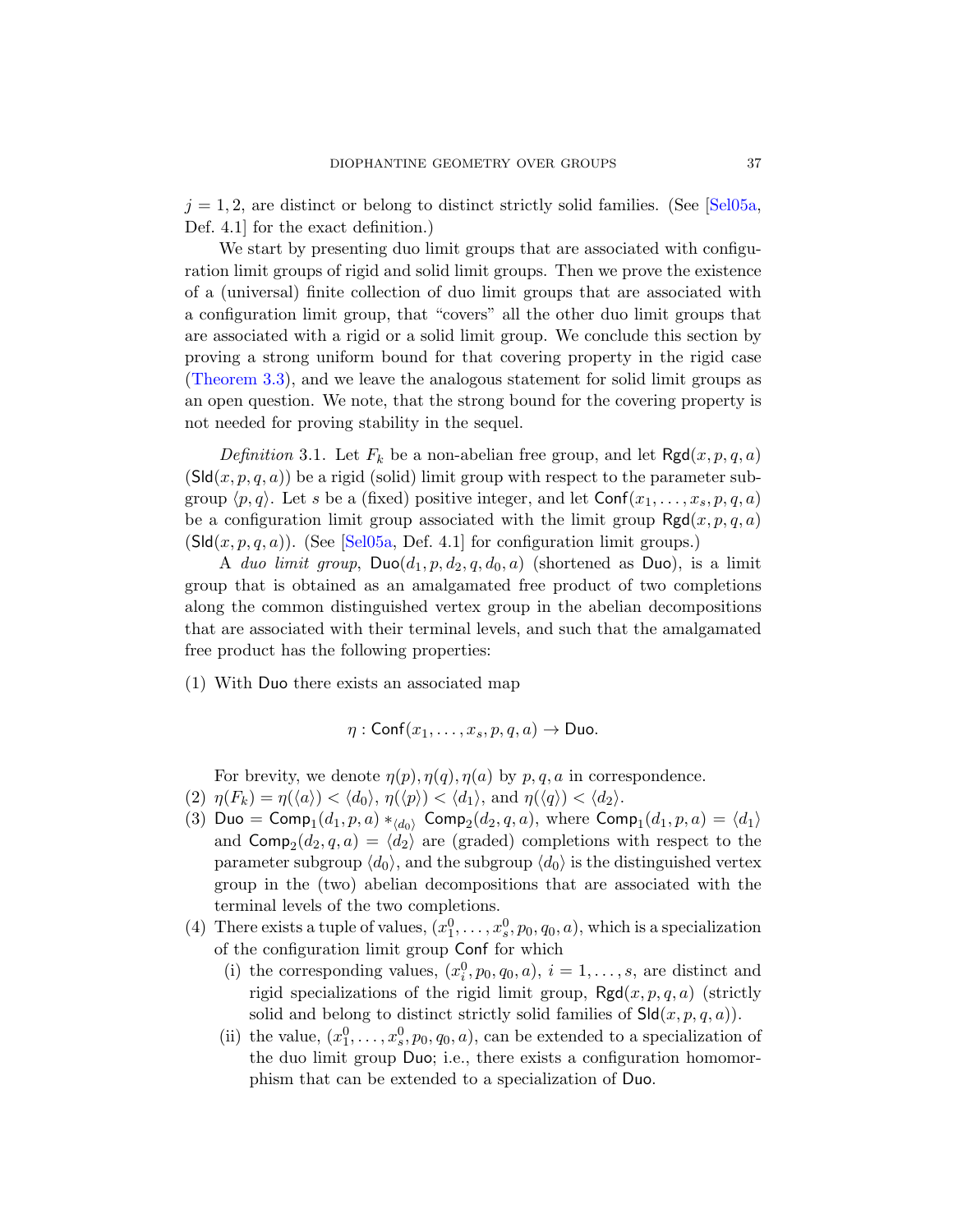$j = 1, 2$, are distinct or belong to distinct strictly solid families. (See [Sel05a, Def. 4.1] for the exact definition.)

We start by presenting duo limit groups that are associated with configuration limit groups of rigid and solid limit groups. Then we prove the existence of a (universal) finite collection of duo limit groups that are associated with a configuration limit group, that "covers" all the other duo limit groups that are associated with a rigid or a solid limit group. We conclude this section by proving a strong uniform bound for that covering property in the rigid case (Theorem 3.3), and we leave the analogous statement for solid limit groups as an open question. We note, that the strong bound for the covering property is not needed for proving stability in the sequel.

*Definition* 3.1. Let $F_k$ be a non-abelian free group, and let $\mathsf{Rgd}(x, p, q, a)$ ($\mathsf{Sld}(x, p, q, a)$) be a rigid (solid) limit group with respect to the parameter subgroup $\langle p, q\rangle$. Let $s$ be a (fixed) positive integer, and let $\mathsf{Conf}(x_1, \dots, x_s, p, q, a)$ be a configuration limit group associated with the limit group $\mathsf{Rgd}(x, p, q, a)$ ($\mathsf{Sld}(x, p, q, a)$). (See [Sel05a, Def. 4.1] for configuration limit groups.)

A *duo limit group*, $\mathsf{Duo}(d_1, p, d_2, q, d_0, a)$ (shortened as $\mathsf{Duo}$), is a limit group that is obtained as an amalgamated free product of two completions along the common distinguished vertex group in the abelian decompositions that are associated with their terminal levels, and such that the amalgamated free product has the following properties:

(1) With $\mathsf{Duo}$ there exists an associated map

$$\eta : \mathsf{Conf}(x_1, \dots, x_s, p, q, a) \to \mathsf{Duo}.$$

For brevity, we denote $\eta(p), \eta(q), \eta(a)$ by $p, q, a$ in correspondence.

(2) $\eta(F_k) = \eta(\langle a\rangle) < \langle d_0\rangle$, $\eta(\langle p\rangle) < \langle d_1\rangle$, and $\eta(\langle q\rangle) < \langle d_2\rangle$.

(3) $\mathsf{Duo} = \mathsf{Comp}_1(d_1, p, a) *_{\langle d_0\rangle} \mathsf{Comp}_2(d_2, q, a)$, where $\mathsf{Comp}_1(d_1, p, a) = \langle d_1\rangle$ and $\mathsf{Comp}_2(d_2, q, a) = \langle d_2\rangle$ are (graded) completions with respect to the parameter subgroup $\langle d_0\rangle$, and the subgroup $\langle d_0\rangle$ is the distinguished vertex group in the (two) abelian decompositions that are associated with the terminal levels of the two completions.

(4) There exists a tuple of values, $(x_1^0, \dots, x_s^0, p_0, q_0, a)$, which is a specialization of the configuration limit group $\mathsf{Conf}$ for which
   (i) the corresponding values, $(x_i^0, p_0, q_0, a)$, $i = 1, \dots, s$, are distinct and rigid specializations of the rigid limit group, $\mathsf{Rgd}(x, p, q, a)$ (strictly solid and belong to distinct strictly solid families of $\mathsf{Sld}(x, p, q, a)$).
   (ii) the value, $(x_1^0, \dots, x_s^0, p_0, q_0, a)$, can be extended to a specialization of the duo limit group $\mathsf{Duo}$; i.e., there exists a configuration homomorphism that can be extended to a specialization of $\mathsf{Duo}$.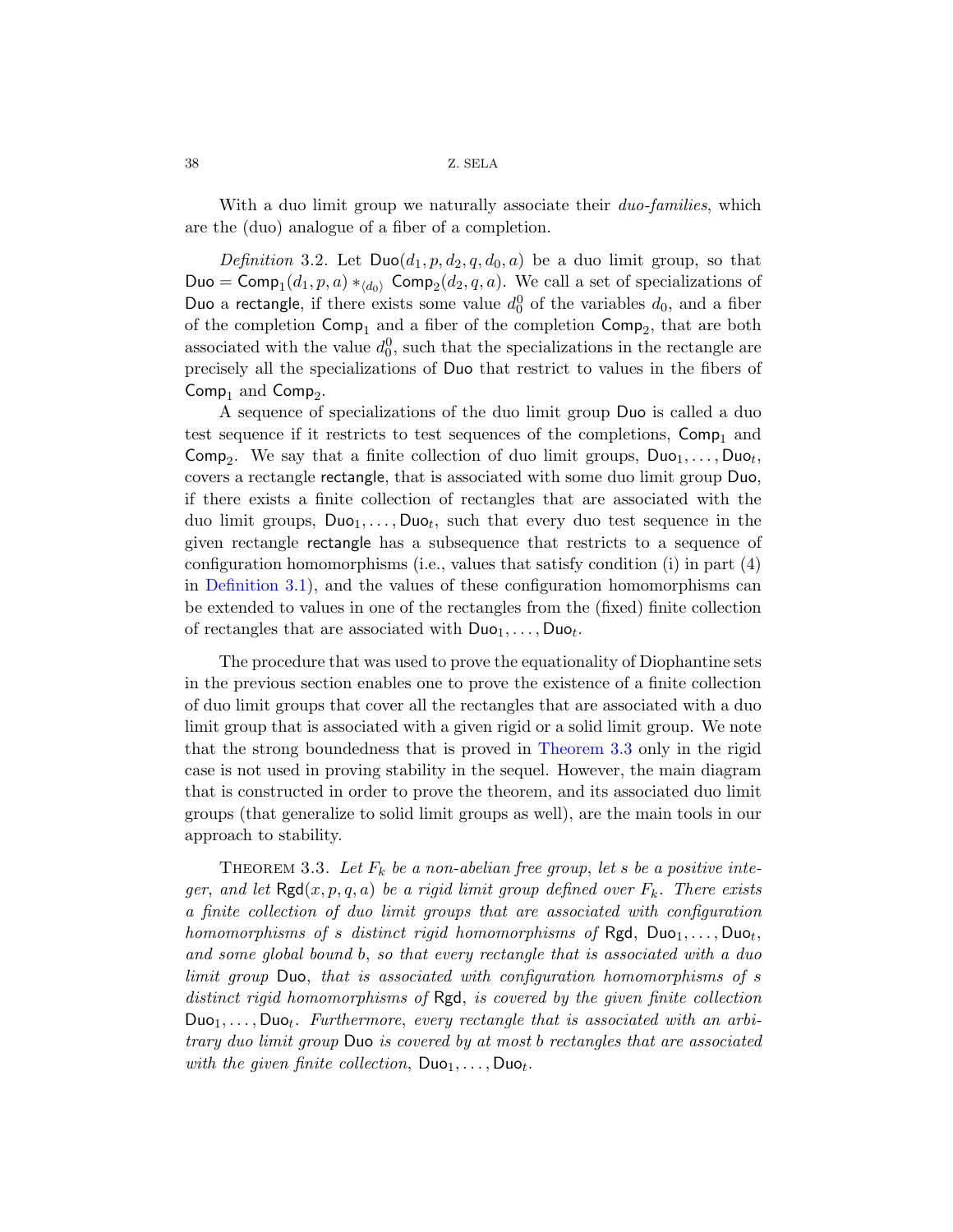With a duo limit group we naturally associate their *duo-families*, which are the (duo) analogue of a fiber of a completion.

*Definition* 3.2. Let $\mathsf{Duo}(d_1,p,d_2,q,d_0,a)$ be a duo limit group, so that $\mathsf{Duo} = \mathsf{Comp}_1(d_1,p,a) *_{\langle d_0 \rangle} \mathsf{Comp}_2(d_2,q,a)$. We call a set of specializations of $\mathsf{Duo}$ a $\mathsf{rectangle}$, if there exists some value $d_0^0$ of the variables $d_0$, and a fiber of the completion $\mathsf{Comp}_1$ and a fiber of the completion $\mathsf{Comp}_2$, that are both associated with the value $d_0^0$, such that the specializations in the rectangle are precisely all the specializations of $\mathsf{Duo}$ that restrict to values in the fibers of $\mathsf{Comp}_1$ and $\mathsf{Comp}_2$.

A sequence of specializations of the duo limit group $\mathsf{Duo}$ is called a duo test sequence if it restricts to test sequences of the completions, $\mathsf{Comp}_1$ and $\mathsf{Comp}_2$. We say that a finite collection of duo limit groups, $\mathsf{Duo}_1,\dots,\mathsf{Duo}_t$, covers a rectangle $\mathsf{rectangle}$, that is associated with some duo limit group $\mathsf{Duo}$, if there exists a finite collection of rectangles that are associated with the duo limit groups, $\mathsf{Duo}_1,\dots,\mathsf{Duo}_t$, such that every duo test sequence in the given rectangle $\mathsf{rectangle}$ has a subsequence that restricts to a sequence of configuration homomorphisms (i.e., values that satisfy condition (i) in part (4) in Definition 3.1), and the values of these configuration homomorphisms can be extended to values in one of the rectangles from the (fixed) finite collection of rectangles that are associated with $\mathsf{Duo}_1,\dots,\mathsf{Duo}_t$.

The procedure that was used to prove the equationality of Diophantine sets in the previous section enables one to prove the existence of a finite collection of duo limit groups that cover all the rectangles that are associated with a duo limit group that is associated with a given rigid or a solid limit group. We note that the strong boundedness that is proved in Theorem 3.3 only in the rigid case is not used in proving stability in the sequel. However, the main diagram that is constructed in order to prove the theorem, and its associated duo limit groups (that generalize to solid limit groups as well), are the main tools in our approach to stability.

THEOREM 3.3. *Let $F_k$ be a non-abelian free group, let $s$ be a positive integer, and let $\mathsf{Rgd}(x,p,q,a)$ be a rigid limit group defined over $F_k$. There exists a finite collection of duo limit groups that are associated with configuration homomorphisms of $s$ distinct rigid homomorphisms of $\mathsf{Rgd}$, $\mathsf{Duo}_1,\dots,\mathsf{Duo}_t$, and some global bound $b$, so that every rectangle that is associated with a duo limit group $\mathsf{Duo}$, that is associated with configuration homomorphisms of $s$ distinct rigid homomorphisms of $\mathsf{Rgd}$, is covered by the given finite collection $\mathsf{Duo}_1,\dots,\mathsf{Duo}_t$. Furthermore, every rectangle that is associated with an arbitrary duo limit group $\mathsf{Duo}$ is covered by at most $b$ rectangles that are associated with the given finite collection, $\mathsf{Duo}_1,\dots,\mathsf{Duo}_t$.*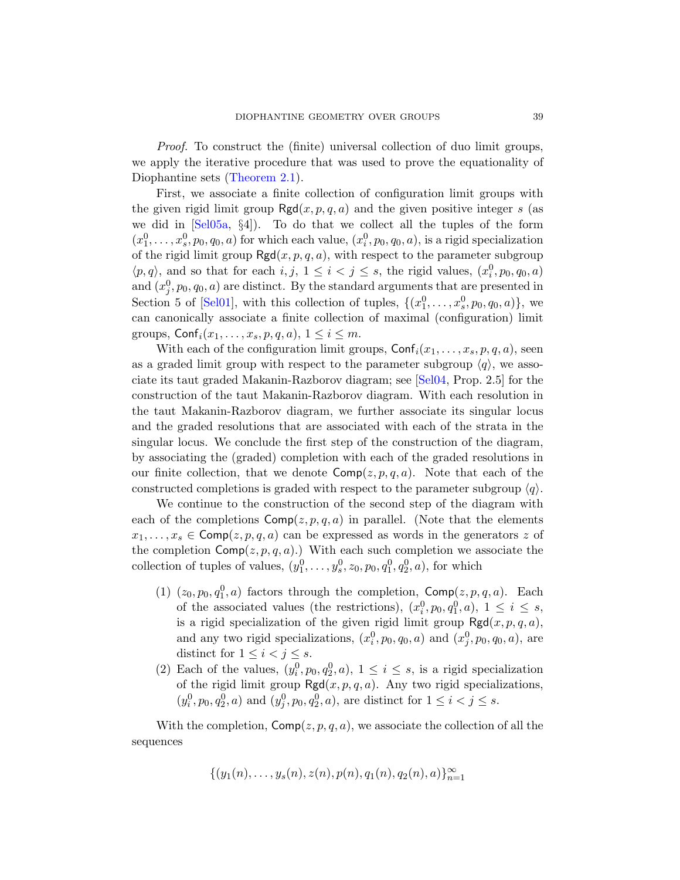*Proof.* To construct the (finite) universal collection of duo limit groups, we apply the iterative procedure that was used to prove the equationality of Diophantine sets (Theorem 2.1).

First, we associate a finite collection of configuration limit groups with the given rigid limit group $\mathsf{Rgd}(x,p,q,a)$ and the given positive integer $s$ (as we did in [Sel05a, §4]). To do that we collect all the tuples of the form $(x_1^0,\ldots,x_s^0,p_0,q_0,a)$ for which each value, $(x_i^0,p_0,q_0,a)$, is a rigid specialization of the rigid limit group $\mathsf{Rgd}(x,p,q,a)$, with respect to the parameter subgroup $\langle p,q\rangle$, and so that for each $i,j$, $1\leq i<j\leq s$, the rigid values, $(x_i^0,p_0,q_0,a)$ and $(x_j^0,p_0,q_0,a)$ are distinct. By the standard arguments that are presented in Section 5 of [Sel01], with this collection of tuples, $\{(x_1^0,\ldots,x_s^0,p_0,q_0,a)\}$, we can canonically associate a finite collection of maximal (configuration) limit groups, $\mathsf{Conf}_i(x_1,\ldots,x_s,p,q,a)$, $1\leq i\leq m$.

With each of the configuration limit groups, $\mathsf{Conf}_i(x_1,\ldots,x_s,p,q,a)$, seen as a graded limit group with respect to the parameter subgroup $\langle q\rangle$, we associate its taut graded Makanin-Razborov diagram; see [Sel04, Prop. 2.5] for the construction of the taut Makanin-Razborov diagram. With each resolution in the taut Makanin-Razborov diagram, we further associate its singular locus and the graded resolutions that are associated with each of the strata in the singular locus. We conclude the first step of the construction of the diagram, by associating the (graded) completion with each of the graded resolutions in our finite collection, that we denote $\mathsf{Comp}(z,p,q,a)$. Note that each of the constructed completions is graded with respect to the parameter subgroup $\langle q\rangle$.

We continue to the construction of the second step of the diagram with each of the completions $\mathsf{Comp}(z,p,q,a)$ in parallel. (Note that the elements $x_1,\ldots,x_s\in\mathsf{Comp}(z,p,q,a)$ can be expressed as words in the generators $z$ of the completion $\mathsf{Comp}(z,p,q,a)$.) With each such completion we associate the collection of tuples of values, $(y_1^0,\ldots,y_s^0,z_0,p_0,q_1^0,q_2^0,a)$, for which

(1) $(z_0,p_0,q_1^0,a)$ factors through the completion, $\mathsf{Comp}(z,p,q,a)$. Each of the associated values (the restrictions), $(x_i^0,p_0,q_1^0,a)$, $1\leq i\leq s$, is a rigid specialization of the given rigid limit group $\mathsf{Rgd}(x,p,q,a)$, and any two rigid specializations, $(x_i^0,p_0,q_0,a)$ and $(x_j^0,p_0,q_0,a)$, are distinct for $1\leq i<j\leq s$.

(2) Each of the values, $(y_i^0,p_0,q_2^0,a)$, $1\leq i\leq s$, is a rigid specialization of the rigid limit group $\mathsf{Rgd}(x,p,q,a)$. Any two rigid specializations, $(y_i^0,p_0,q_2^0,a)$ and $(y_j^0,p_0,q_2^0,a)$, are distinct for $1\leq i<j\leq s$.

With the completion, $\mathsf{Comp}(z,p,q,a)$, we associate the collection of all the sequences

$$\{(y_1(n),\ldots,y_s(n),z(n),p(n),q_1(n),q_2(n),a)\}_{n=1}^{\infty}$$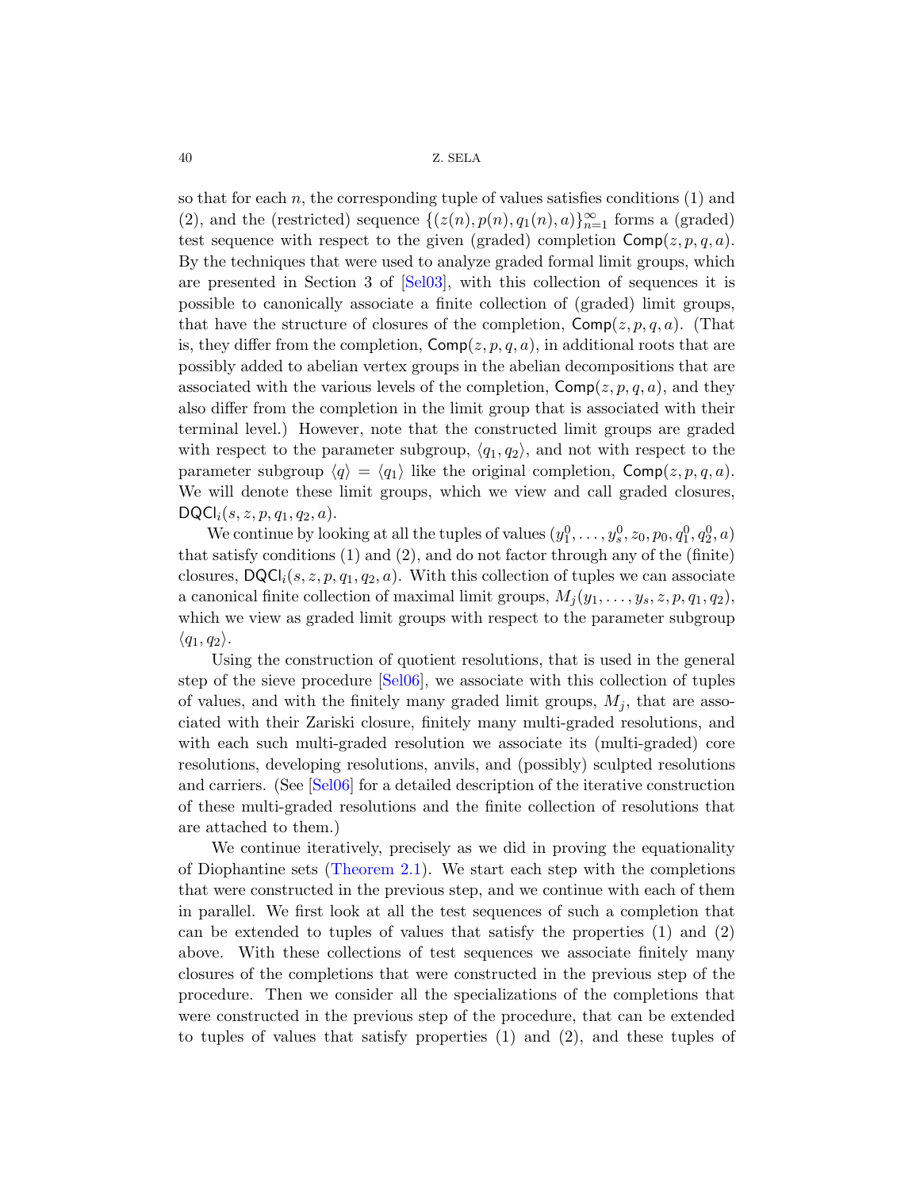so that for each $n$, the corresponding tuple of values satisfies conditions (1) and (2), and the (restricted) sequence $\{(z(n),p(n),q_1(n),a)\}_{n=1}^{\infty}$ forms a (graded) test sequence with respect to the given (graded) completion $\mathsf{Comp}(z,p,q,a)$. By the techniques that were used to analyze graded formal limit groups, which are presented in Section 3 of [Sel03], with this collection of sequences it is possible to canonically associate a finite collection of (graded) limit groups, that have the structure of closures of the completion, $\mathsf{Comp}(z,p,q,a)$. (That is, they differ from the completion, $\mathsf{Comp}(z,p,q,a)$, in additional roots that are possibly added to abelian vertex groups in the abelian decompositions that are associated with the various levels of the completion, $\mathsf{Comp}(z,p,q,a)$, and they also differ from the completion in the limit group that is associated with their terminal level.) However, note that the constructed limit groups are graded with respect to the parameter subgroup, $\langle q_1,q_2\rangle$, and not with respect to the parameter subgroup $\langle q\rangle = \langle q_1\rangle$ like the original completion, $\mathsf{Comp}(z,p,q,a)$. We will denote these limit groups, which we view and call graded closures, $\mathsf{DQCl}_i(s,z,p,q_1,q_2,a)$.

We continue by looking at all the tuples of values $(y_1^0,\dots,y_s^0,z_0,p_0,q_1^0,q_2^0,a)$ that satisfy conditions (1) and (2), and do not factor through any of the (finite) closures, $\mathsf{DQCl}_i(s,z,p,q_1,q_2,a)$. With this collection of tuples we can associate a canonical finite collection of maximal limit groups, $M_j(y_1,\dots,y_s,z,p,q_1,q_2)$, which we view as graded limit groups with respect to the parameter subgroup $\langle q_1,q_2\rangle$.

Using the construction of quotient resolutions, that is used in the general step of the sieve procedure [Sel06], we associate with this collection of tuples of values, and with the finitely many graded limit groups, $M_j$, that are associated with their Zariski closure, finitely many multi-graded resolutions, and with each such multi-graded resolution we associate its (multi-graded) core resolutions, developing resolutions, anvils, and (possibly) sculpted resolutions and carriers. (See [Sel06] for a detailed description of the iterative construction of these multi-graded resolutions and the finite collection of resolutions that are attached to them.)

We continue iteratively, precisely as we did in proving the equationality of Diophantine sets (Theorem 2.1). We start each step with the completions that were constructed in the previous step, and we continue with each of them in parallel. We first look at all the test sequences of such a completion that can be extended to tuples of values that satisfy the properties (1) and (2) above. With these collections of test sequences we associate finitely many closures of the completions that were constructed in the previous step of the procedure. Then we consider all the specializations of the completions that were constructed in the previous step of the procedure, that can be extended to tuples of values that satisfy properties (1) and (2), and these tuples of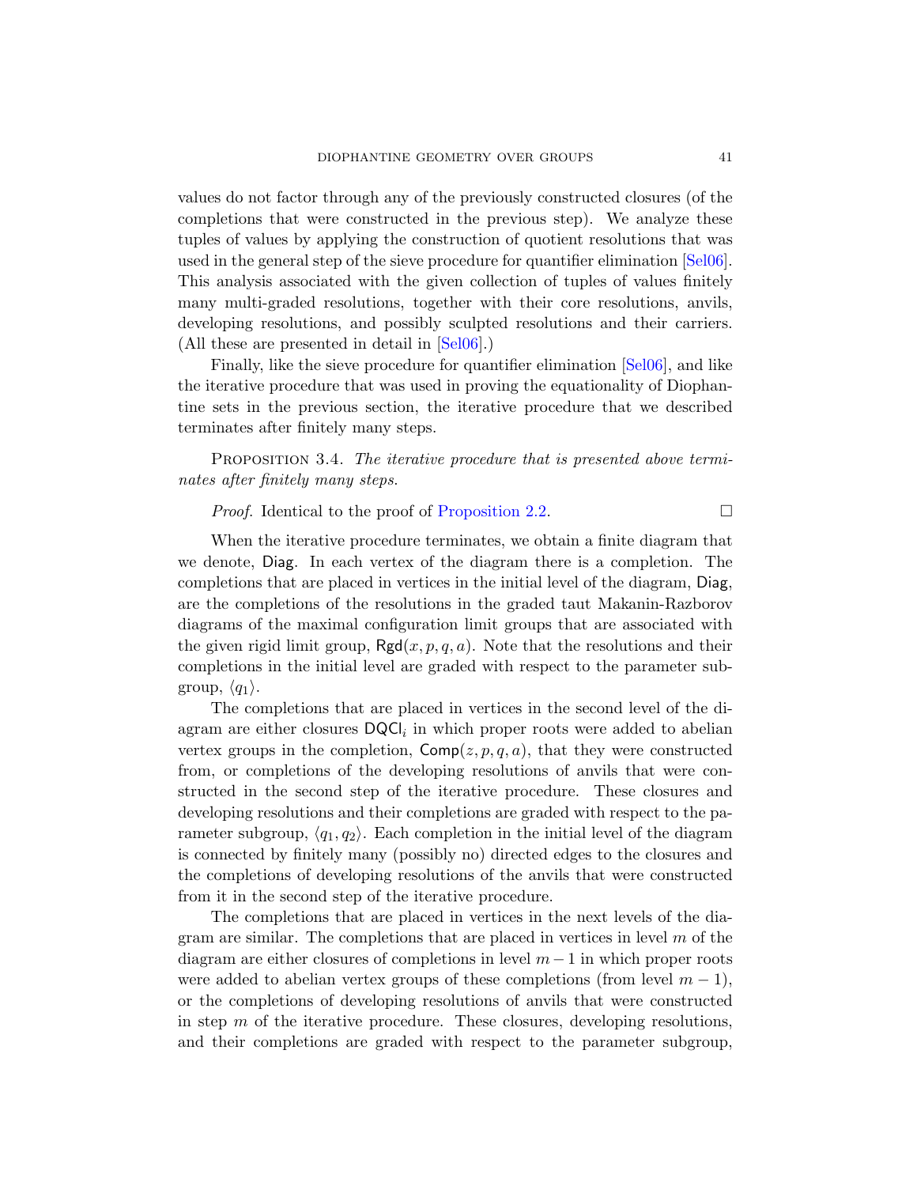values do not factor through any of the previously constructed closures (of the completions that were constructed in the previous step). We analyze these tuples of values by applying the construction of quotient resolutions that was used in the general step of the sieve procedure for quantifier elimination [Sel06]. This analysis associated with the given collection of tuples of values finitely many multi-graded resolutions, together with their core resolutions, anvils, developing resolutions, and possibly sculpted resolutions and their carriers. (All these are presented in detail in [Sel06].)

Finally, like the sieve procedure for quantifier elimination [Sel06], and like the iterative procedure that was used in proving the equationality of Diophantine sets in the previous section, the iterative procedure that we described terminates after finitely many steps.

Proposition 3.4. *The iterative procedure that is presented above terminates after finitely many steps.*

*Proof.* Identical to the proof of Proposition 2.2. □

When the iterative procedure terminates, we obtain a finite diagram that we denote, $\mathsf{Diag}$. In each vertex of the diagram there is a completion. The completions that are placed in vertices in the initial level of the diagram, $\mathsf{Diag}$, are the completions of the resolutions in the graded taut Makanin-Razborov diagrams of the maximal configuration limit groups that are associated with the given rigid limit group, $\mathsf{Rgd}(x, p, q, a)$. Note that the resolutions and their completions in the initial level are graded with respect to the parameter subgroup, $\langle q_1 \rangle$.

The completions that are placed in vertices in the second level of the diagram are either closures $\mathsf{DQCl}_i$ in which proper roots were added to abelian vertex groups in the completion, $\mathsf{Comp}(z, p, q, a)$, that they were constructed from, or completions of the developing resolutions of anvils that were constructed in the second step of the iterative procedure. These closures and developing resolutions and their completions are graded with respect to the parameter subgroup, $\langle q_1, q_2 \rangle$. Each completion in the initial level of the diagram is connected by finitely many (possibly no) directed edges to the closures and the completions of developing resolutions of the anvils that were constructed from it in the second step of the iterative procedure.

The completions that are placed in vertices in the next levels of the diagram are similar. The completions that are placed in vertices in level $m$ of the diagram are either closures of completions in level $m-1$ in which proper roots were added to abelian vertex groups of these completions (from level $m-1$), or the completions of developing resolutions of anvils that were constructed in step $m$ of the iterative procedure. These closures, developing resolutions, and their completions are graded with respect to the parameter subgroup,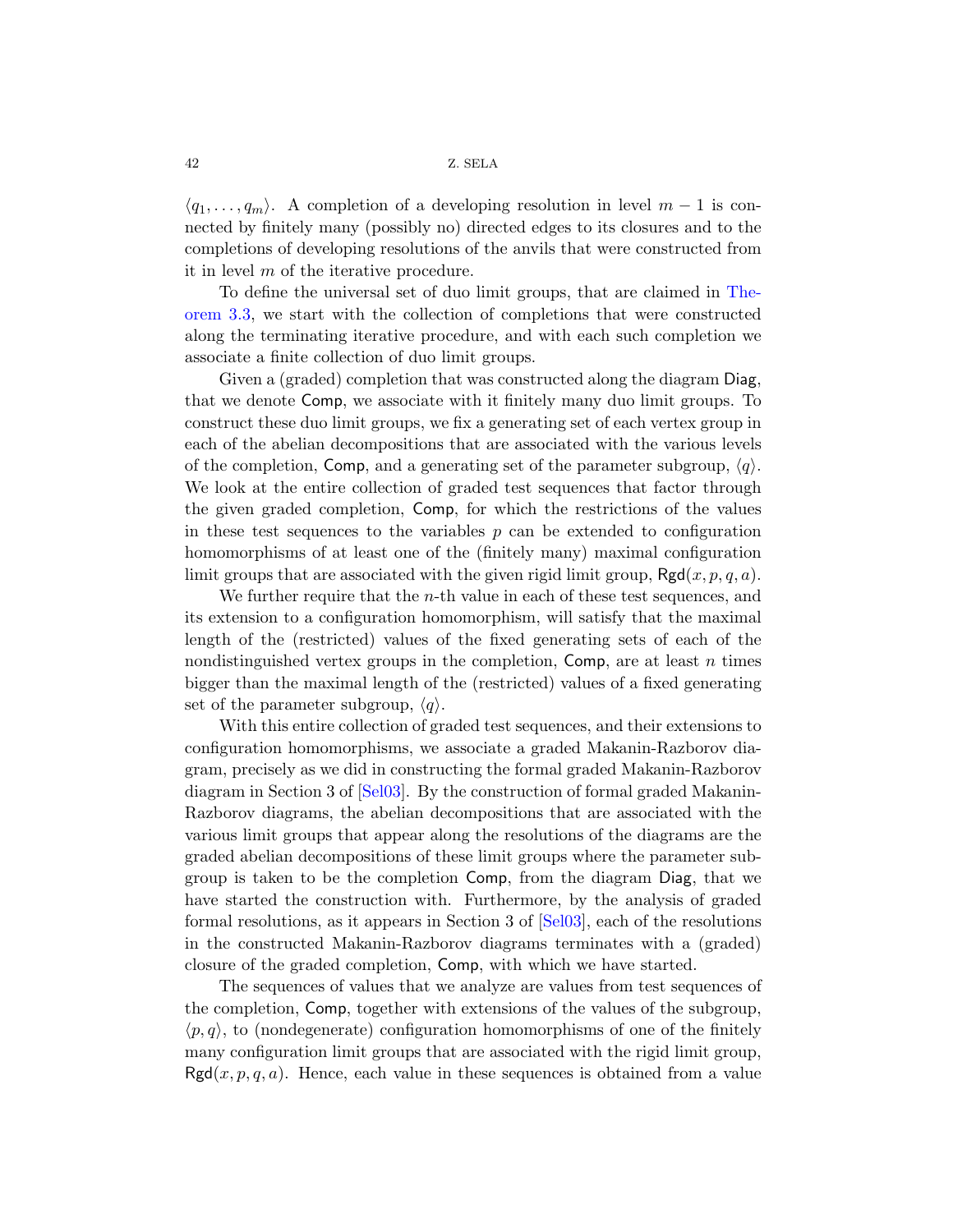$\langle q_1, \ldots, q_m \rangle$. A completion of a developing resolution in level $m-1$ is connected by finitely many (possibly no) directed edges to its closures and to the completions of developing resolutions of the anvils that were constructed from it in level $m$ of the iterative procedure.

To define the universal set of duo limit groups, that are claimed in Theorem 3.3, we start with the collection of completions that were constructed along the terminating iterative procedure, and with each such completion we associate a finite collection of duo limit groups.

Given a (graded) completion that was constructed along the diagram $\mathsf{Diag}$, that we denote $\mathsf{Comp}$, we associate with it finitely many duo limit groups. To construct these duo limit groups, we fix a generating set of each vertex group in each of the abelian decompositions that are associated with the various levels of the completion, $\mathsf{Comp}$, and a generating set of the parameter subgroup, $\langle q \rangle$. We look at the entire collection of graded test sequences that factor through the given graded completion, $\mathsf{Comp}$, for which the restrictions of the values in these test sequences to the variables $p$ can be extended to configuration homomorphisms of at least one of the (finitely many) maximal configuration limit groups that are associated with the given rigid limit group, $\mathsf{Rgd}(x, p, q, a)$.

We further require that the $n$-th value in each of these test sequences, and its extension to a configuration homomorphism, will satisfy that the maximal length of the (restricted) values of the fixed generating sets of each of the nondistinguished vertex groups in the completion, $\mathsf{Comp}$, are at least $n$ times bigger than the maximal length of the (restricted) values of a fixed generating set of the parameter subgroup, $\langle q \rangle$.

With this entire collection of graded test sequences, and their extensions to configuration homomorphisms, we associate a graded Makanin-Razborov diagram, precisely as we did in constructing the formal graded Makanin-Razborov diagram in Section 3 of [Sel03]. By the construction of formal graded Makanin-Razborov diagrams, the abelian decompositions that are associated with the various limit groups that appear along the resolutions of the diagrams are the graded abelian decompositions of these limit groups where the parameter subgroup is taken to be the completion $\mathsf{Comp}$, from the diagram $\mathsf{Diag}$, that we have started the construction with. Furthermore, by the analysis of graded formal resolutions, as it appears in Section 3 of [Sel03], each of the resolutions in the constructed Makanin-Razborov diagrams terminates with a (graded) closure of the graded completion, $\mathsf{Comp}$, with which we have started.

The sequences of values that we analyze are values from test sequences of the completion, $\mathsf{Comp}$, together with extensions of the values of the subgroup, $\langle p, q \rangle$, to (nondegenerate) configuration homomorphisms of one of the finitely many configuration limit groups that are associated with the rigid limit group, $\mathsf{Rgd}(x, p, q, a)$. Hence, each value in these sequences is obtained from a value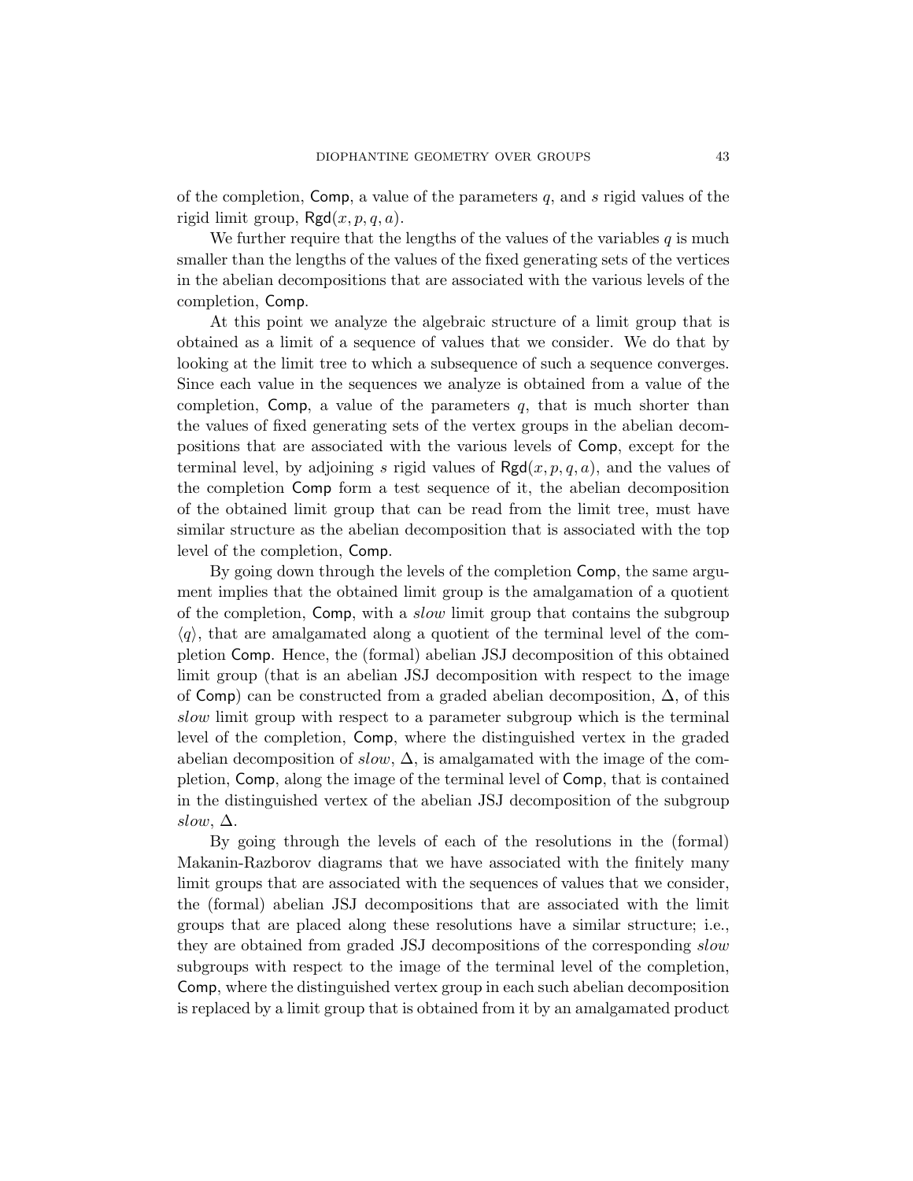of the completion, Comp, a value of the parameters $q$, and $s$ rigid values of the rigid limit group, $\mathsf{Rgd}(x, p, q, a)$.

We further require that the lengths of the values of the variables $q$ is much smaller than the lengths of the values of the fixed generating sets of the vertices in the abelian decompositions that are associated with the various levels of the completion, Comp.

At this point we analyze the algebraic structure of a limit group that is obtained as a limit of a sequence of values that we consider. We do that by looking at the limit tree to which a subsequence of such a sequence converges. Since each value in the sequences we analyze is obtained from a value of the completion, Comp, a value of the parameters $q$, that is much shorter than the values of fixed generating sets of the vertex groups in the abelian decompositions that are associated with the various levels of Comp, except for the terminal level, by adjoining $s$ rigid values of $\mathsf{Rgd}(x, p, q, a)$, and the values of the completion Comp form a test sequence of it, the abelian decomposition of the obtained limit group that can be read from the limit tree, must have similar structure as the abelian decomposition that is associated with the top level of the completion, Comp.

By going down through the levels of the completion Comp, the same argument implies that the obtained limit group is the amalgamation of a quotient of the completion, Comp, with a *slow* limit group that contains the subgroup $\langle q \rangle$, that are amalgamated along a quotient of the terminal level of the completion Comp. Hence, the (formal) abelian JSJ decomposition of this obtained limit group (that is an abelian JSJ decomposition with respect to the image of Comp) can be constructed from a graded abelian decomposition, $\Delta$, of this *slow* limit group with respect to a parameter subgroup which is the terminal level of the completion, Comp, where the distinguished vertex in the graded abelian decomposition of *slow*, $\Delta$, is amalgamated with the image of the completion, Comp, along the image of the terminal level of Comp, that is contained in the distinguished vertex of the abelian JSJ decomposition of the subgroup *slow*, $\Delta$.

By going through the levels of each of the resolutions in the (formal) Makanin-Razborov diagrams that we have associated with the finitely many limit groups that are associated with the sequences of values that we consider, the (formal) abelian JSJ decompositions that are associated with the limit groups that are placed along these resolutions have a similar structure; i.e., they are obtained from graded JSJ decompositions of the corresponding *slow* subgroups with respect to the image of the terminal level of the completion, Comp, where the distinguished vertex group in each such abelian decomposition is replaced by a limit group that is obtained from it by an amalgamated product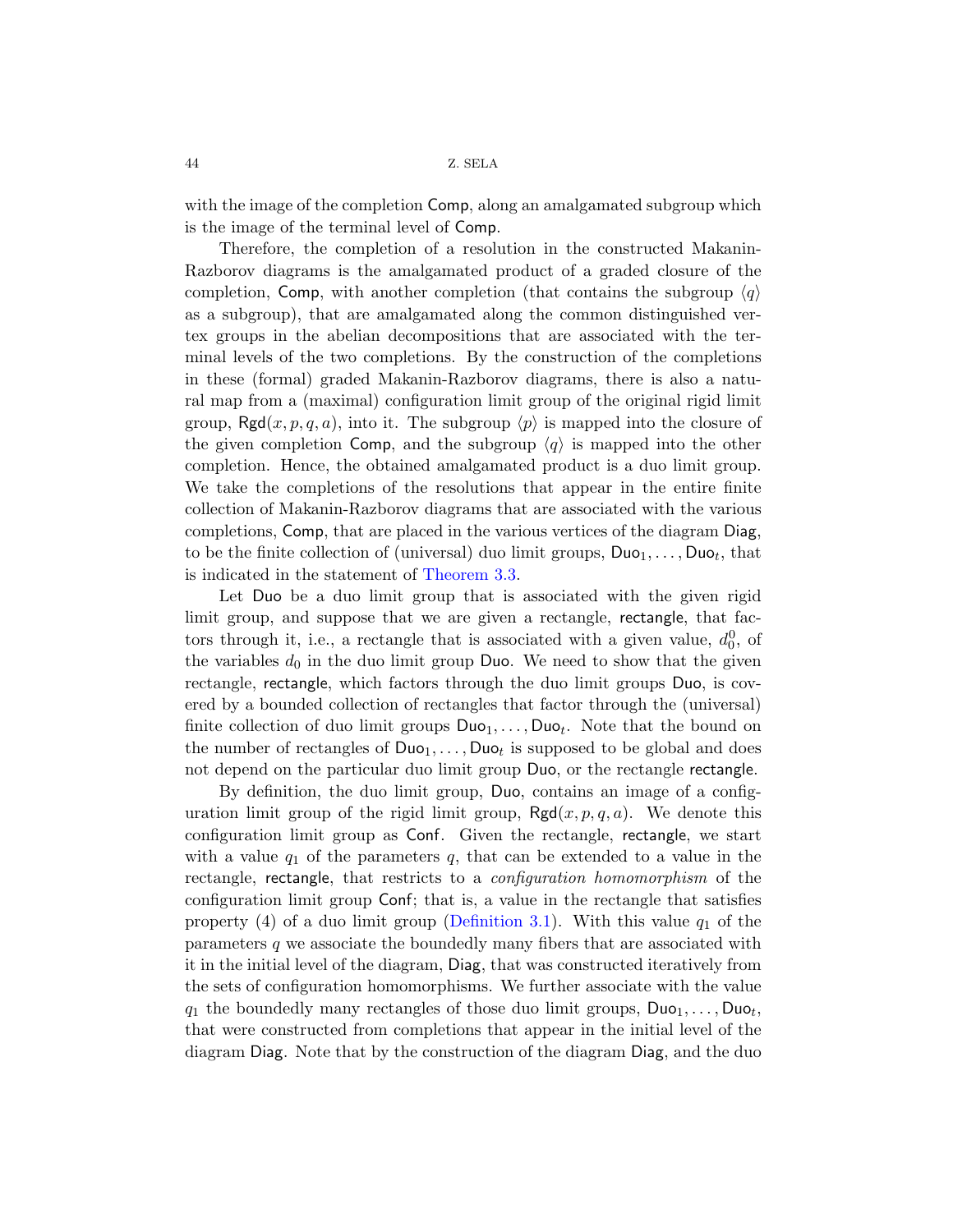with the image of the completion Comp, along an amalgamated subgroup which is the image of the terminal level of Comp.

Therefore, the completion of a resolution in the constructed Makanin-Razborov diagrams is the amalgamated product of a graded closure of the completion, Comp, with another completion (that contains the subgroup $\langle q \rangle$ as a subgroup), that are amalgamated along the common distinguished vertex groups in the abelian decompositions that are associated with the terminal levels of the two completions. By the construction of the completions in these (formal) graded Makanin-Razborov diagrams, there is also a natural map from a (maximal) configuration limit group of the original rigid limit group, $\mathsf{Rgd}(x,p,q,a)$, into it. The subgroup $\langle p \rangle$ is mapped into the closure of the given completion Comp, and the subgroup $\langle q \rangle$ is mapped into the other completion. Hence, the obtained amalgamated product is a duo limit group. We take the completions of the resolutions that appear in the entire finite collection of Makanin-Razborov diagrams that are associated with the various completions, Comp, that are placed in the various vertices of the diagram Diag, to be the finite collection of (universal) duo limit groups, $\mathsf{Duo}_1, \dots, \mathsf{Duo}_t$, that is indicated in the statement of Theorem 3.3.

Let Duo be a duo limit group that is associated with the given rigid limit group, and suppose that we are given a rectangle, rectangle, that factors through it, i.e., a rectangle that is associated with a given value, $d_0^0$, of the variables $d_0$ in the duo limit group Duo. We need to show that the given rectangle, rectangle, which factors through the duo limit groups Duo, is covered by a bounded collection of rectangles that factor through the (universal) finite collection of duo limit groups $\mathsf{Duo}_1, \dots, \mathsf{Duo}_t$. Note that the bound on the number of rectangles of $\mathsf{Duo}_1, \dots, \mathsf{Duo}_t$ is supposed to be global and does not depend on the particular duo limit group Duo, or the rectangle rectangle.

By definition, the duo limit group, Duo, contains an image of a configuration limit group of the rigid limit group, $\mathsf{Rgd}(x,p,q,a)$. We denote this configuration limit group as Conf. Given the rectangle, rectangle, we start with a value $q_1$ of the parameters $q$, that can be extended to a value in the rectangle, rectangle, that restricts to a *configuration homomorphism* of the configuration limit group Conf; that is, a value in the rectangle that satisfies property (4) of a duo limit group (Definition 3.1). With this value $q_1$ of the parameters $q$ we associate the boundedly many fibers that are associated with it in the initial level of the diagram, Diag, that was constructed iteratively from the sets of configuration homomorphisms. We further associate with the value $q_1$ the boundedly many rectangles of those duo limit groups, $\mathsf{Duo}_1, \dots, \mathsf{Duo}_t$, that were constructed from completions that appear in the initial level of the diagram Diag. Note that by the construction of the diagram Diag, and the duo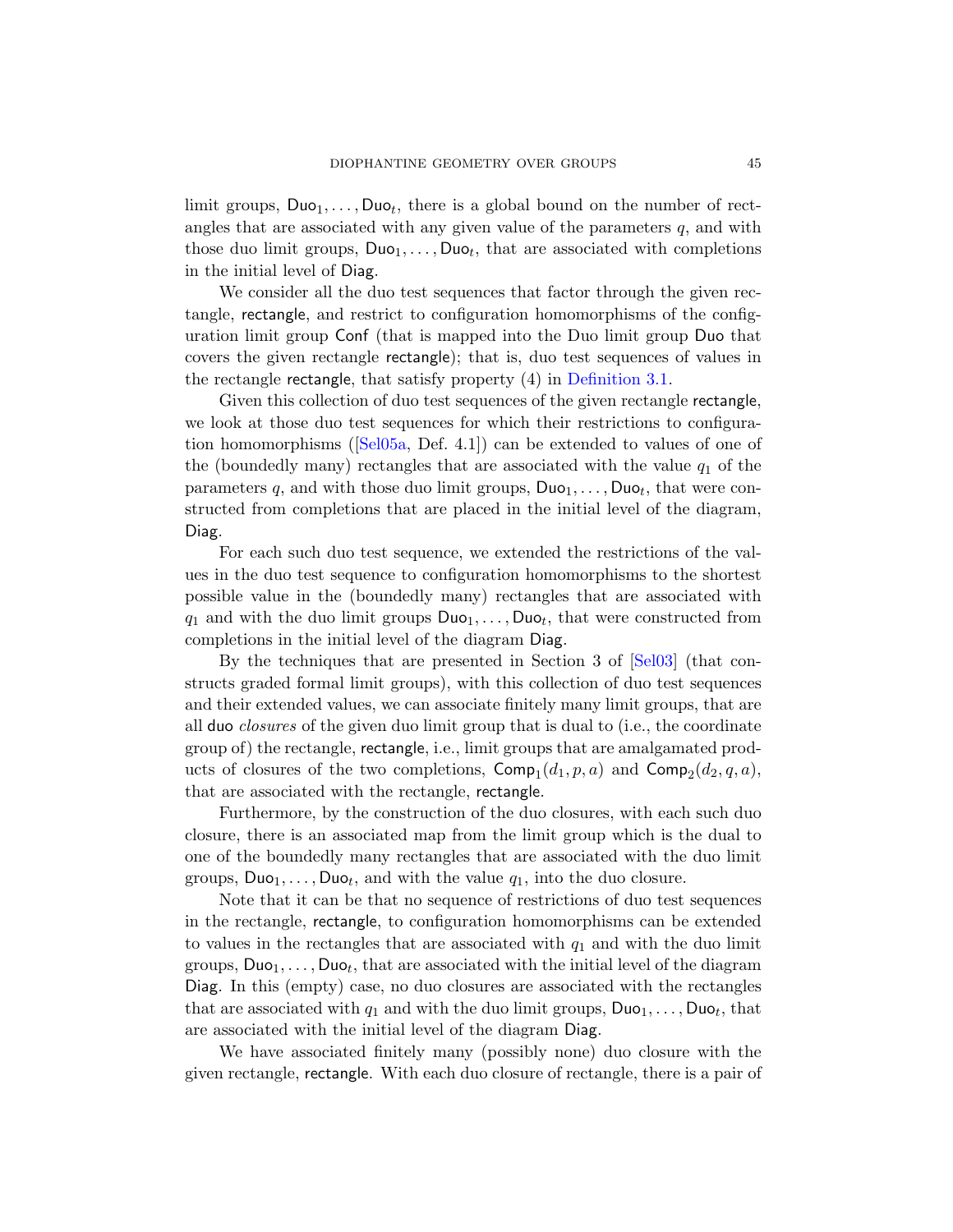limit groups, $\mathsf{Duo}_1, \dots, \mathsf{Duo}_t$, there is a global bound on the number of rectangles that are associated with any given value of the parameters $q$, and with those duo limit groups, $\mathsf{Duo}_1, \dots, \mathsf{Duo}_t$, that are associated with completions in the initial level of $\mathsf{Diag}$.

We consider all the duo test sequences that factor through the given rectangle, $\mathsf{rectangle}$, and restrict to configuration homomorphisms of the configuration limit group $\mathsf{Conf}$ (that is mapped into the Duo limit group $\mathsf{Duo}$ that covers the given rectangle $\mathsf{rectangle}$); that is, duo test sequences of values in the rectangle $\mathsf{rectangle}$, that satisfy property (4) in Definition 3.1.

Given this collection of duo test sequences of the given rectangle $\mathsf{rectangle}$, we look at those duo test sequences for which their restrictions to configuration homomorphisms ([Sel05a, Def. 4.1]) can be extended to values of one of the (boundedly many) rectangles that are associated with the value $q_1$ of the parameters $q$, and with those duo limit groups, $\mathsf{Duo}_1, \dots, \mathsf{Duo}_t$, that were constructed from completions that are placed in the initial level of the diagram, $\mathsf{Diag}$.

For each such duo test sequence, we extended the restrictions of the values in the duo test sequence to configuration homomorphisms to the shortest possible value in the (boundedly many) rectangles that are associated with $q_1$ and with the duo limit groups $\mathsf{Duo}_1, \dots, \mathsf{Duo}_t$, that were constructed from completions in the initial level of the diagram $\mathsf{Diag}$.

By the techniques that are presented in Section 3 of [Sel03] (that constructs graded formal limit groups), with this collection of duo test sequences and their extended values, we can associate finitely many limit groups, that are all duo *closures* of the given duo limit group that is dual to (i.e., the coordinate group of) the rectangle, $\mathsf{rectangle}$, i.e., limit groups that are amalgamated products of closures of the two completions, $\mathsf{Comp}_1(d_1, p, a)$ and $\mathsf{Comp}_2(d_2, q, a)$, that are associated with the rectangle, $\mathsf{rectangle}$.

Furthermore, by the construction of the duo closures, with each such duo closure, there is an associated map from the limit group which is the dual to one of the boundedly many rectangles that are associated with the duo limit groups, $\mathsf{Duo}_1, \dots, \mathsf{Duo}_t$, and with the value $q_1$, into the duo closure.

Note that it can be that no sequence of restrictions of duo test sequences in the rectangle, $\mathsf{rectangle}$, to configuration homomorphisms can be extended to values in the rectangles that are associated with $q_1$ and with the duo limit groups, $\mathsf{Duo}_1, \dots, \mathsf{Duo}_t$, that are associated with the initial level of the diagram $\mathsf{Diag}$. In this (empty) case, no duo closures are associated with the rectangles that are associated with $q_1$ and with the duo limit groups, $\mathsf{Duo}_1, \dots, \mathsf{Duo}_t$, that are associated with the initial level of the diagram $\mathsf{Diag}$.

We have associated finitely many (possibly none) duo closure with the given rectangle, $\mathsf{rectangle}$. With each duo closure of rectangle, there is a pair of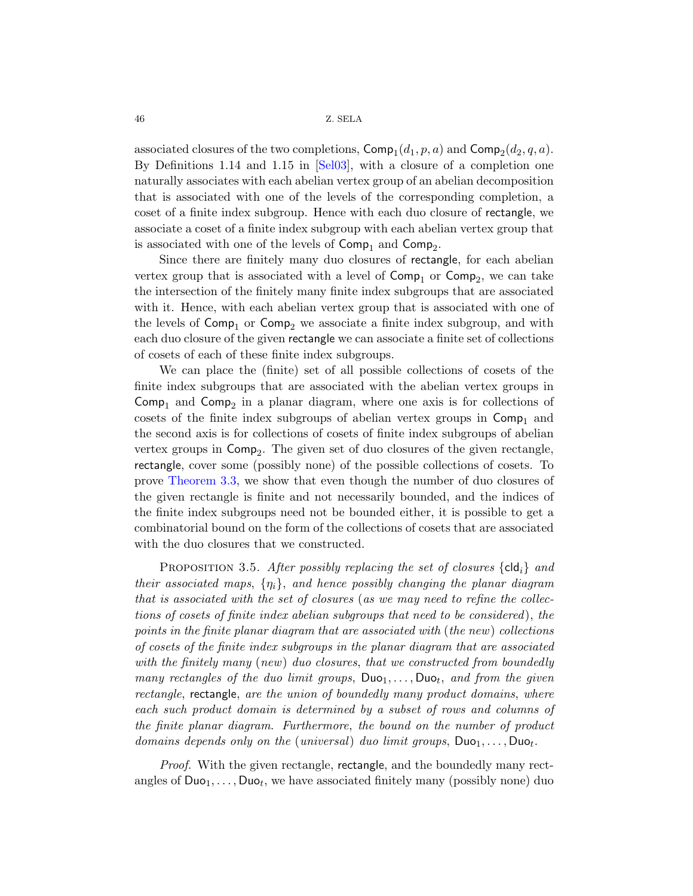associated closures of the two completions, $\mathsf{Comp}_1(d_1, p, a)$ and $\mathsf{Comp}_2(d_2, q, a)$. By Definitions 1.14 and 1.15 in [Sel03], with a closure of a completion one naturally associates with each abelian vertex group of an abelian decomposition that is associated with one of the levels of the corresponding completion, a coset of a finite index subgroup. Hence with each duo closure of $\mathsf{rectangle}$, we associate a coset of a finite index subgroup with each abelian vertex group that is associated with one of the levels of $\mathsf{Comp}_1$ and $\mathsf{Comp}_2$.

Since there are finitely many duo closures of $\mathsf{rectangle}$, for each abelian vertex group that is associated with a level of $\mathsf{Comp}_1$ or $\mathsf{Comp}_2$, we can take the intersection of the finitely many finite index subgroups that are associated with it. Hence, with each abelian vertex group that is associated with one of the levels of $\mathsf{Comp}_1$ or $\mathsf{Comp}_2$ we associate a finite index subgroup, and with each duo closure of the given $\mathsf{rectangle}$ we can associate a finite set of collections of cosets of each of these finite index subgroups.

We can place the (finite) set of all possible collections of cosets of the finite index subgroups that are associated with the abelian vertex groups in $\mathsf{Comp}_1$ and $\mathsf{Comp}_2$ in a planar diagram, where one axis is for collections of cosets of the finite index subgroups of abelian vertex groups in $\mathsf{Comp}_1$ and the second axis is for collections of cosets of finite index subgroups of abelian vertex groups in $\mathsf{Comp}_2$. The given set of duo closures of the given rectangle, $\mathsf{rectangle}$, cover some (possibly none) of the possible collections of cosets. To prove Theorem 3.3, we show that even though the number of duo closures of the given rectangle is finite and not necessarily bounded, and the indices of the finite index subgroups need not be bounded either, it is possible to get a combinatorial bound on the form of the collections of cosets that are associated with the duo closures that we constructed.

Proposition 3.5. *After possibly replacing the set of closures $\{\mathsf{cld}_i\}$ and their associated maps, $\{\eta_i\}$, and hence possibly changing the planar diagram that is associated with the set of closures (as we may need to refine the collections of cosets of finite index abelian subgroups that need to be considered), the points in the finite planar diagram that are associated with (the new) collections of cosets of the finite index subgroups in the planar diagram that are associated with the finitely many (new) duo closures, that we constructed from boundedly many rectangles of the duo limit groups, $\mathsf{Duo}_1, \dots, \mathsf{Duo}_t$, and from the given rectangle, $\mathsf{rectangle}$, are the union of boundedly many product domains, where each such product domain is determined by a subset of rows and columns of the finite planar diagram. Furthermore, the bound on the number of product domains depends only on the (universal) duo limit groups, $\mathsf{Duo}_1, \dots, \mathsf{Duo}_t$.*

*Proof.* With the given rectangle, $\mathsf{rectangle}$, and the boundedly many rectangles of $\mathsf{Duo}_1, \dots, \mathsf{Duo}_t$, we have associated finitely many (possibly none) duo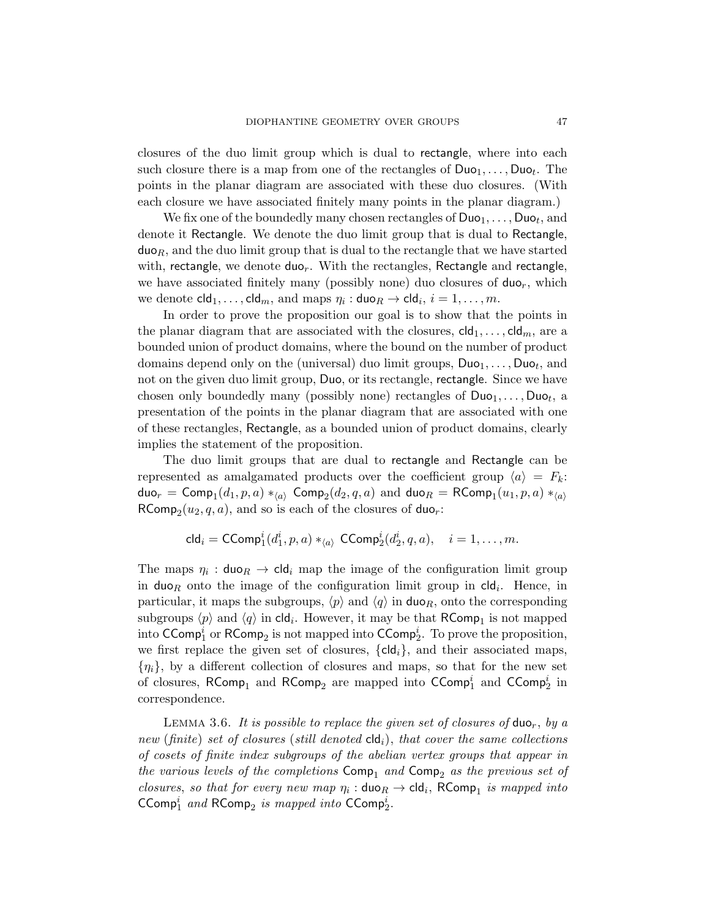closures of the duo limit group which is dual to $\mathsf{rectangle}$, where into each such closure there is a map from one of the rectangles of $\mathsf{Duo}_1, \dots, \mathsf{Duo}_t$. The points in the planar diagram are associated with these duo closures. (With each closure we have associated finitely many points in the planar diagram.)

We fix one of the boundedly many chosen rectangles of $\mathsf{Duo}_1, \dots, \mathsf{Duo}_t$, and denote it $\mathsf{Rectangle}$. We denote the duo limit group that is dual to $\mathsf{Rectangle}$, $\mathsf{duo}_R$, and the duo limit group that is dual to the rectangle that we have started with, $\mathsf{rectangle}$, we denote $\mathsf{duo}_r$. With the rectangles, $\mathsf{Rectangle}$ and $\mathsf{rectangle}$, we have associated finitely many (possibly none) duo closures of $\mathsf{duo}_r$, which we denote $\mathsf{cld}_1, \dots, \mathsf{cld}_m$, and maps $\eta_i : \mathsf{duo}_R \to \mathsf{cld}_i$, $i = 1, \dots, m$.

In order to prove the proposition our goal is to show that the points in the planar diagram that are associated with the closures, $\mathsf{cld}_1, \dots, \mathsf{cld}_m$, are a bounded union of product domains, where the bound on the number of product domains depend only on the (universal) duo limit groups, $\mathsf{Duo}_1, \dots, \mathsf{Duo}_t$, and not on the given duo limit group, $\mathsf{Duo}$, or its rectangle, $\mathsf{rectangle}$. Since we have chosen only boundedly many (possibly none) rectangles of $\mathsf{Duo}_1, \dots, \mathsf{Duo}_t$, a presentation of the points in the planar diagram that are associated with one of these rectangles, $\mathsf{Rectangle}$, as a bounded union of product domains, clearly implies the statement of the proposition.

The duo limit groups that are dual to $\mathsf{rectangle}$ and $\mathsf{Rectangle}$ can be represented as amalgamated products over the coefficient group $\langle a \rangle = F_k$: $\mathsf{duo}_r = \mathsf{Comp}_1(d_1, p, a) *_{\langle a \rangle} \mathsf{Comp}_2(d_2, q, a)$ and $\mathsf{duo}_R = \mathsf{RComp}_1(u_1, p, a) *_{\langle a \rangle} \mathsf{RComp}_2(u_2, q, a)$, and so is each of the closures of $\mathsf{duo}_r$:

$$\mathsf{cld}_i = \mathsf{CComp}_1^i(d_1^i, p, a) *_{\langle a \rangle} \mathsf{CComp}_2^i(d_2^i, q, a), \quad i = 1, \dots, m.$$

The maps $\eta_i : \mathsf{duo}_R \to \mathsf{cld}_i$ map the image of the configuration limit group in $\mathsf{duo}_R$ onto the image of the configuration limit group in $\mathsf{cld}_i$. Hence, in particular, it maps the subgroups, $\langle p \rangle$ and $\langle q \rangle$ in $\mathsf{duo}_R$, onto the corresponding subgroups $\langle p \rangle$ and $\langle q \rangle$ in $\mathsf{cld}_i$. However, it may be that $\mathsf{RComp}_1$ is not mapped into $\mathsf{CComp}_1^i$ or $\mathsf{RComp}_2$ is not mapped into $\mathsf{CComp}_2^i$. To prove the proposition, we first replace the given set of closures, $\{\mathsf{cld}_i\}$, and their associated maps, $\{\eta_i\}$, by a different collection of closures and maps, so that for the new set of closures, $\mathsf{RComp}_1$ and $\mathsf{RComp}_2$ are mapped into $\mathsf{CComp}_1^i$ and $\mathsf{CComp}_2^i$ in correspondence.

Lemma 3.6. *It is possible to replace the given set of closures of $\mathsf{duo}_r$, by a new (finite) set of closures (still denoted $\mathsf{cld}_i$), that cover the same collections of cosets of finite index subgroups of the abelian vertex groups that appear in the various levels of the completions $\mathsf{Comp}_1$ and $\mathsf{Comp}_2$ as the previous set of closures, so that for every new map $\eta_i : \mathsf{duo}_R \to \mathsf{cld}_i$, $\mathsf{RComp}_1$ is mapped into $\mathsf{CComp}_1^i$ and $\mathsf{RComp}_2$ is mapped into $\mathsf{CComp}_2^i$.*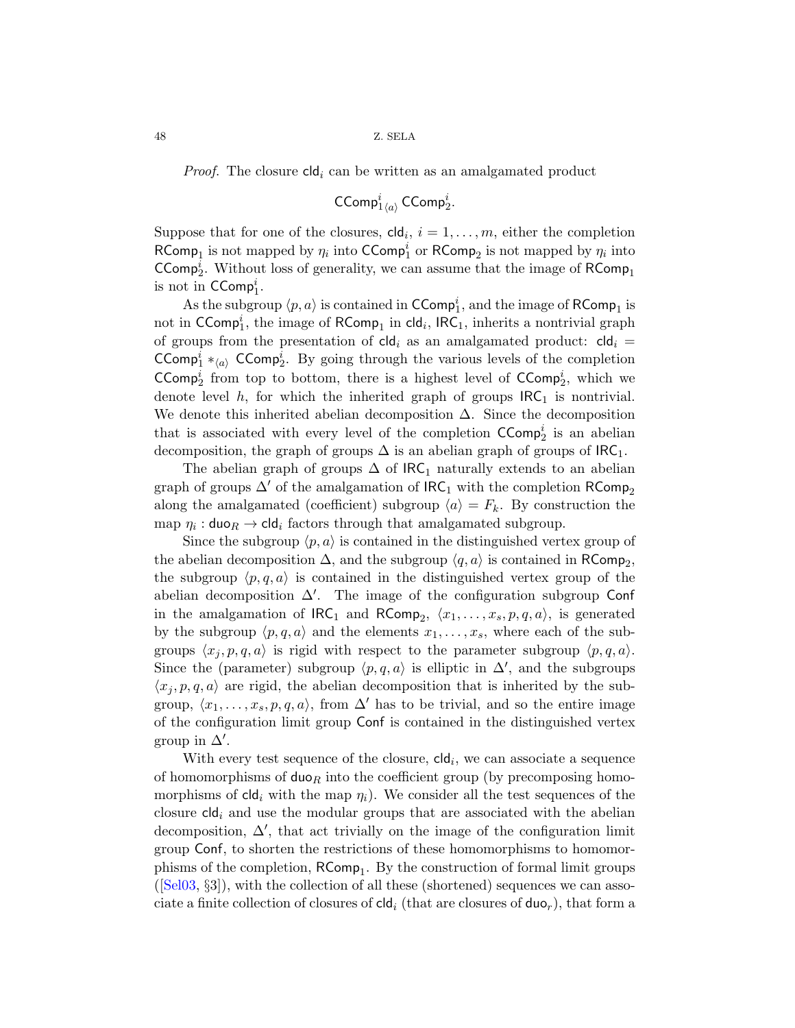*Proof.* The closure $\mathsf{cld}_i$ can be written as an amalgamated product

$$\mathsf{CComp}^i_1{}_{\langle a \rangle}\, \mathsf{CComp}^i_2.$$

Suppose that for one of the closures, $\mathsf{cld}_i$, $i = 1, \ldots, m$, either the completion $\mathsf{RComp}_1$ is not mapped by $\eta_i$ into $\mathsf{CComp}^i_1$ or $\mathsf{RComp}_2$ is not mapped by $\eta_i$ into $\mathsf{CComp}^i_2$. Without loss of generality, we can assume that the image of $\mathsf{RComp}_1$ is not in $\mathsf{CComp}^i_1$.

As the subgroup $\langle p, a \rangle$ is contained in $\mathsf{CComp}^i_1$, and the image of $\mathsf{RComp}_1$ is not in $\mathsf{CComp}^i_1$, the image of $\mathsf{RComp}_1$ in $\mathsf{cld}_i$, $\mathsf{IRC}_1$, inherits a nontrivial graph of groups from the presentation of $\mathsf{cld}_i$ as an amalgamated product: $\mathsf{cld}_i = \mathsf{CComp}^i_1 *_{\langle a \rangle} \mathsf{CComp}^i_2$. By going through the various levels of the completion $\mathsf{CComp}^i_2$ from top to bottom, there is a highest level of $\mathsf{CComp}^i_2$, which we denote level $h$, for which the inherited graph of groups $\mathsf{IRC}_1$ is nontrivial. We denote this inherited abelian decomposition $\Delta$. Since the decomposition that is associated with every level of the completion $\mathsf{CComp}^i_2$ is an abelian decomposition, the graph of groups $\Delta$ is an abelian graph of groups of $\mathsf{IRC}_1$.

The abelian graph of groups $\Delta$ of $\mathsf{IRC}_1$ naturally extends to an abelian graph of groups $\Delta'$ of the amalgamation of $\mathsf{IRC}_1$ with the completion $\mathsf{RComp}_2$ along the amalgamated (coefficient) subgroup $\langle a \rangle = F_k$. By construction the map $\eta_i : \mathsf{duo}_R \to \mathsf{cld}_i$ factors through that amalgamated subgroup.

Since the subgroup $\langle p, a \rangle$ is contained in the distinguished vertex group of the abelian decomposition $\Delta$, and the subgroup $\langle q, a \rangle$ is contained in $\mathsf{RComp}_2$, the subgroup $\langle p, q, a \rangle$ is contained in the distinguished vertex group of the abelian decomposition $\Delta'$. The image of the configuration subgroup $\mathsf{Conf}$ in the amalgamation of $\mathsf{IRC}_1$ and $\mathsf{RComp}_2$, $\langle x_1, \ldots, x_s, p, q, a \rangle$, is generated by the subgroup $\langle p, q, a \rangle$ and the elements $x_1, \ldots, x_s$, where each of the subgroups $\langle x_j, p, q, a \rangle$ is rigid with respect to the parameter subgroup $\langle p, q, a \rangle$. Since the (parameter) subgroup $\langle p, q, a \rangle$ is elliptic in $\Delta'$, and the subgroups $\langle x_j, p, q, a \rangle$ are rigid, the abelian decomposition that is inherited by the subgroup, $\langle x_1, \ldots, x_s, p, q, a \rangle$, from $\Delta'$ has to be trivial, and so the entire image of the configuration limit group $\mathsf{Conf}$ is contained in the distinguished vertex group in $\Delta'$.

With every test sequence of the closure, $\mathsf{cld}_i$, we can associate a sequence of homomorphisms of $\mathsf{duo}_R$ into the coefficient group (by precomposing homomorphisms of $\mathsf{cld}_i$ with the map $\eta_i$). We consider all the test sequences of the closure $\mathsf{cld}_i$ and use the modular groups that are associated with the abelian decomposition, $\Delta'$, that act trivially on the image of the configuration limit group $\mathsf{Conf}$, to shorten the restrictions of these homomorphisms to homomorphisms of the completion, $\mathsf{RComp}_1$. By the construction of formal limit groups ([Sel03, §3]), with the collection of all these (shortened) sequences we can associate a finite collection of closures of $\mathsf{cld}_i$ (that are closures of $\mathsf{duo}_r$), that form a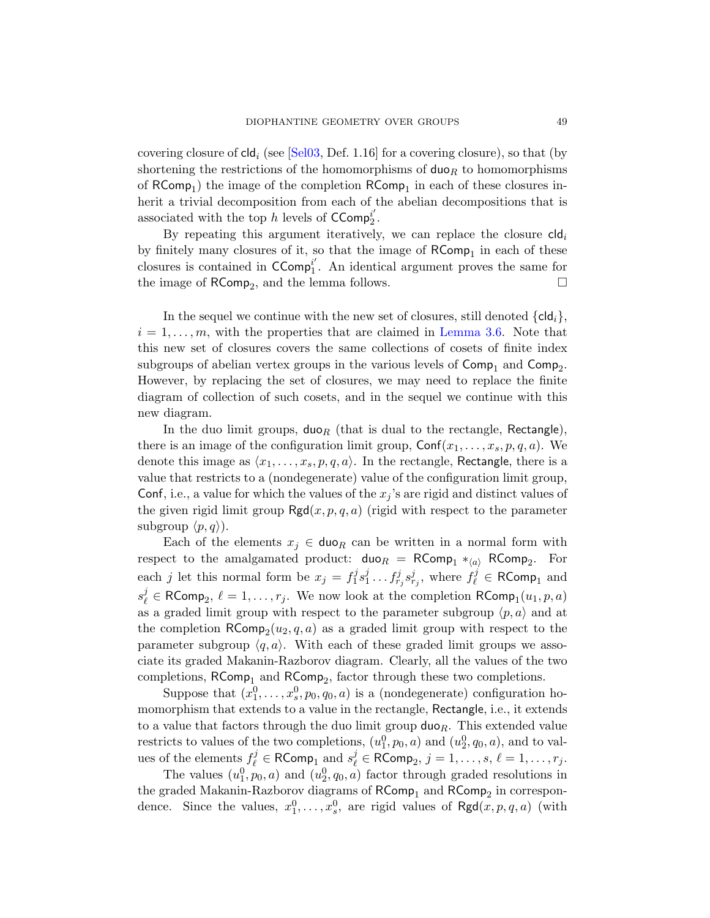covering closure of $\mathsf{cld}_i$ (see [Sel03, Def. 1.16] for a covering closure), so that (by shortening the restrictions of the homomorphisms of $\mathsf{duo}_R$ to homomorphisms of $\mathsf{RComp}_1$) the image of the completion $\mathsf{RComp}_1$ in each of these closures inherit a trivial decomposition from each of the abelian decompositions that is associated with the top $h$ levels of $\mathsf{CComp}_2^{i'}$.

By repeating this argument iteratively, we can replace the closure $\mathsf{cld}_i$ by finitely many closures of it, so that the image of $\mathsf{RComp}_1$ in each of these closures is contained in $\mathsf{CComp}_1^{i'}$. An identical argument proves the same for the image of $\mathsf{RComp}_2$, and the lemma follows. □

In the sequel we continue with the new set of closures, still denoted $\{\mathsf{cld}_i\}$, $i = 1, \ldots, m$, with the properties that are claimed in Lemma 3.6. Note that this new set of closures covers the same collections of cosets of finite index subgroups of abelian vertex groups in the various levels of $\mathsf{Comp}_1$ and $\mathsf{Comp}_2$. However, by replacing the set of closures, we may need to replace the finite diagram of collection of such cosets, and in the sequel we continue with this new diagram.

In the duo limit groups, $\mathsf{duo}_R$ (that is dual to the rectangle, $\mathsf{Rectangle}$), there is an image of the configuration limit group, $\mathsf{Conf}(x_1, \ldots, x_s, p, q, a)$. We denote this image as $\langle x_1, \ldots, x_s, p, q, a\rangle$. In the rectangle, $\mathsf{Rectangle}$, there is a value that restricts to a (nondegenerate) value of the configuration limit group, $\mathsf{Conf}$, i.e., a value for which the values of the $x_j$'s are rigid and distinct values of the given rigid limit group $\mathsf{Rgd}(x, p, q, a)$ (rigid with respect to the parameter subgroup $\langle p, q\rangle$).

Each of the elements $x_j \in \mathsf{duo}_R$ can be written in a normal form with respect to the amalgamated product: $\mathsf{duo}_R = \mathsf{RComp}_1 *_{\langle a\rangle} \mathsf{RComp}_2$. For each $j$ let this normal form be $x_j = f_1^j s_1^j \ldots f_{r_j}^j s_{r_j}^j$, where $f_\ell^j \in \mathsf{RComp}_1$ and $s_\ell^j \in \mathsf{RComp}_2$, $\ell = 1, \ldots, r_j$. We now look at the completion $\mathsf{RComp}_1(u_1, p, a)$ as a graded limit group with respect to the parameter subgroup $\langle p, a\rangle$ and at the completion $\mathsf{RComp}_2(u_2, q, a)$ as a graded limit group with respect to the parameter subgroup $\langle q, a\rangle$. With each of these graded limit groups we associate its graded Makanin-Razborov diagram. Clearly, all the values of the two completions, $\mathsf{RComp}_1$ and $\mathsf{RComp}_2$, factor through these two completions.

Suppose that $(x_1^0, \ldots, x_s^0, p_0, q_0, a)$ is a (nondegenerate) configuration homomorphism that extends to a value in the rectangle, $\mathsf{Rectangle}$, i.e., it extends to a value that factors through the duo limit group $\mathsf{duo}_R$. This extended value restricts to values of the two completions, $(u_1^0, p_0, a)$ and $(u_2^0, q_0, a)$, and to values of the elements $f_\ell^j \in \mathsf{RComp}_1$ and $s_\ell^j \in \mathsf{RComp}_2$, $j = 1, \ldots, s$, $\ell = 1, \ldots, r_j$.

The values $(u_1^0, p_0, a)$ and $(u_2^0, q_0, a)$ factor through graded resolutions in the graded Makanin-Razborov diagrams of $\mathsf{RComp}_1$ and $\mathsf{RComp}_2$ in correspondence. Since the values, $x_1^0, \ldots, x_s^0$, are rigid values of $\mathsf{Rgd}(x, p, q, a)$ (with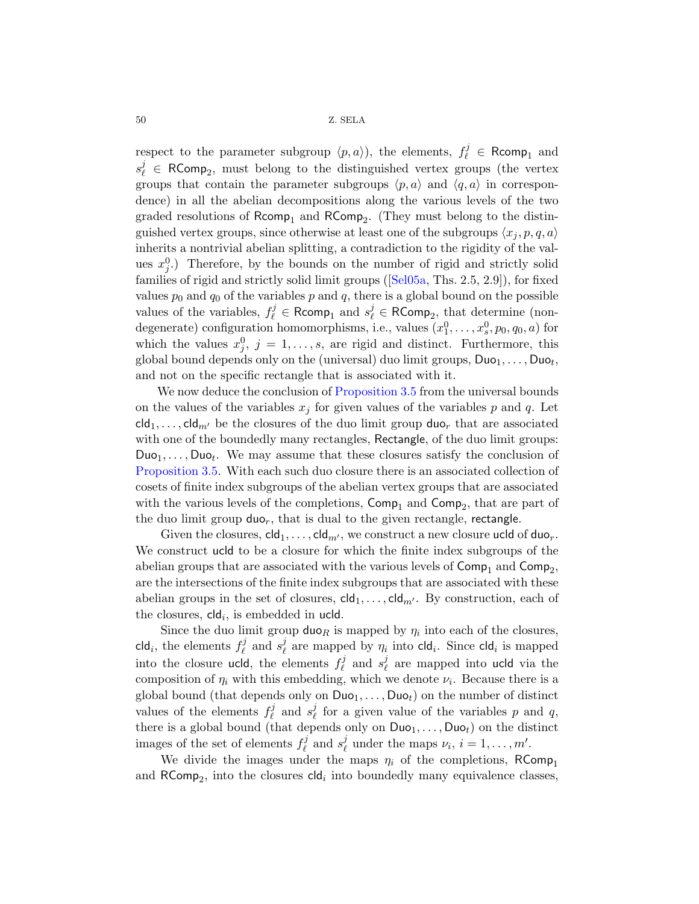respect to the parameter subgroup $\langle p,a\rangle$), the elements, $f^j_\ell \in \mathsf{Rcomp}_1$ and $s^j_\ell \in \mathsf{RComp}_2$, must belong to the distinguished vertex groups (the vertex groups that contain the parameter subgroups $\langle p,a\rangle$ and $\langle q,a\rangle$ in correspondence) in all the abelian decompositions along the various levels of the two graded resolutions of $\mathsf{Rcomp}_1$ and $\mathsf{RComp}_2$. (They must belong to the distinguished vertex groups, since otherwise at least one of the subgroups $\langle x_j,p,q,a\rangle$ inherits a nontrivial abelian splitting, a contradiction to the rigidity of the values $x^0_j$.) Therefore, by the bounds on the number of rigid and strictly solid families of rigid and strictly solid limit groups ([Sel05a, Ths. 2.5, 2.9]), for fixed values $p_0$ and $q_0$ of the variables $p$ and $q$, there is a global bound on the possible values of the variables, $f^j_\ell \in \mathsf{Rcomp}_1$ and $s^j_\ell \in \mathsf{RComp}_2$, that determine (non-degenerate) configuration homomorphisms, i.e., values $(x^0_1,\dots,x^0_s,p_0,q_0,a)$ for which the values $x^0_j$, $j=1,\dots,s$, are rigid and distinct. Furthermore, this global bound depends only on the (universal) duo limit groups, $\mathsf{Duo}_1,\dots,\mathsf{Duo}_t$, and not on the specific rectangle that is associated with it.

We now deduce the conclusion of Proposition 3.5 from the universal bounds on the values of the variables $x_j$ for given values of the variables $p$ and $q$. Let $\mathsf{cld}_1,\dots,\mathsf{cld}_{m'}$ be the closures of the duo limit group $\mathsf{duo}_r$ that are associated with one of the boundedly many rectangles, $\mathsf{Rectangle}$, of the duo limit groups: $\mathsf{Duo}_1,\dots,\mathsf{Duo}_t$. We may assume that these closures satisfy the conclusion of Proposition 3.5. With each such duo closure there is an associated collection of cosets of finite index subgroups of the abelian vertex groups that are associated with the various levels of the completions, $\mathsf{Comp}_1$ and $\mathsf{Comp}_2$, that are part of the duo limit group $\mathsf{duo}_r$, that is dual to the given rectangle, $\mathsf{rectangle}$.

Given the closures, $\mathsf{cld}_1,\dots,\mathsf{cld}_{m'}$, we construct a new closure $\mathsf{ucld}$ of $\mathsf{duo}_r$. We construct $\mathsf{ucld}$ to be a closure for which the finite index subgroups of the abelian groups that are associated with the various levels of $\mathsf{Comp}_1$ and $\mathsf{Comp}_2$, are the intersections of the finite index subgroups that are associated with these abelian groups in the set of closures, $\mathsf{cld}_1,\dots,\mathsf{cld}_{m'}$. By construction, each of the closures, $\mathsf{cld}_i$, is embedded in $\mathsf{ucld}$.

Since the duo limit group $\mathsf{duo}_R$ is mapped by $\eta_i$ into each of the closures, $\mathsf{cld}_i$, the elements $f^j_\ell$ and $s^j_\ell$ are mapped by $\eta_i$ into $\mathsf{cld}_i$. Since $\mathsf{cld}_i$ is mapped into the closure $\mathsf{ucld}$, the elements $f^j_\ell$ and $s^j_\ell$ are mapped into $\mathsf{ucld}$ via the composition of $\eta_i$ with this embedding, which we denote $\nu_i$. Because there is a global bound (that depends only on $\mathsf{Duo}_1,\dots,\mathsf{Duo}_t$) on the number of distinct values of the elements $f^j_\ell$ and $s^j_\ell$ for a given value of the variables $p$ and $q$, there is a global bound (that depends only on $\mathsf{Duo}_1,\dots,\mathsf{Duo}_t$) on the distinct images of the set of elements $f^j_\ell$ and $s^j_\ell$ under the maps $\nu_i$, $i=1,\dots,m'$.

We divide the images under the maps $\eta_i$ of the completions, $\mathsf{RComp}_1$ and $\mathsf{RComp}_2$, into the closures $\mathsf{cld}_i$ into boundedly many equivalence classes,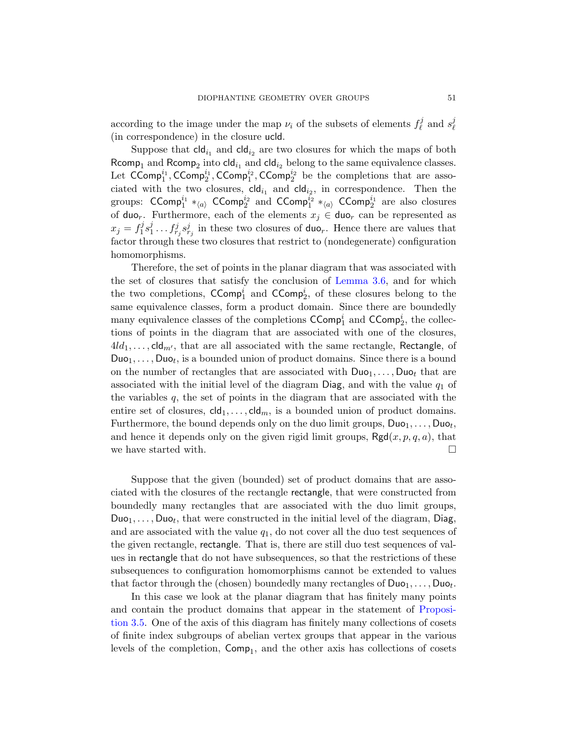according to the image under the map $\nu_i$ of the subsets of elements $f^j_\ell$ and $s^j_\ell$ (in correspondence) in the closure $\mathsf{ucld}$.

Suppose that $\mathsf{cld}_{i_1}$ and $\mathsf{cld}_{i_2}$ are two closures for which the maps of both $\mathsf{Rcomp}_1$ and $\mathsf{Rcomp}_2$ into $\mathsf{cld}_{i_1}$ and $\mathsf{cld}_{i_2}$ belong to the same equivalence classes. Let $\mathsf{CComp}^{i_1}_1, \mathsf{CComp}^{i_1}_2, \mathsf{CComp}^{i_2}_1, \mathsf{CComp}^{i_2}_2$ be the completions that are associated with the two closures, $\mathsf{cld}_{i_1}$ and $\mathsf{cld}_{i_2}$, in correspondence. Then the groups: $\mathsf{CComp}^{i_1}_1 *_{\langle a \rangle} \mathsf{CComp}^{i_2}_2$ and $\mathsf{CComp}^{i_2}_1 *_{\langle a \rangle} \mathsf{CComp}^{i_1}_2$ are also closures of $\mathsf{duo}_r$. Furthermore, each of the elements $x_j \in \mathsf{duo}_r$ can be represented as $x_j = f^j_1 s^j_1 \dots f^j_{r_j} s^j_{r_j}$ in these two closures of $\mathsf{duo}_r$. Hence there are values that factor through these two closures that restrict to (nondegenerate) configuration homomorphisms.

Therefore, the set of points in the planar diagram that was associated with the set of closures that satisfy the conclusion of Lemma 3.6, and for which the two completions, $\mathsf{CComp}^i_1$ and $\mathsf{CComp}^i_2$, of these closures belong to the same equivalence classes, form a product domain. Since there are boundedly many equivalence classes of the completions $\mathsf{CComp}^i_1$ and $\mathsf{CComp}^i_2$, the collections of points in the diagram that are associated with one of the closures, $4ld_1, \dots, \mathsf{cld}_{m'}$, that are all associated with the same rectangle, $\mathsf{Rectangle}$, of $\mathsf{Duo}_1, \dots, \mathsf{Duo}_t$, is a bounded union of product domains. Since there is a bound on the number of rectangles that are associated with $\mathsf{Duo}_1, \dots, \mathsf{Duo}_t$ that are associated with the initial level of the diagram $\mathsf{Diag}$, and with the value $q_1$ of the variables $q$, the set of points in the diagram that are associated with the entire set of closures, $\mathsf{cld}_1, \dots, \mathsf{cld}_m$, is a bounded union of product domains. Furthermore, the bound depends only on the duo limit groups, $\mathsf{Duo}_1, \dots, \mathsf{Duo}_t$, and hence it depends only on the given rigid limit groups, $\mathsf{Rgd}(x,p,q,a)$, that we have started with. □

Suppose that the given (bounded) set of product domains that are associated with the closures of the rectangle $\mathsf{rectangle}$, that were constructed from boundedly many rectangles that are associated with the duo limit groups, $\mathsf{Duo}_1, \dots, \mathsf{Duo}_t$, that were constructed in the initial level of the diagram, $\mathsf{Diag}$, and are associated with the value $q_1$, do not cover all the duo test sequences of the given rectangle, $\mathsf{rectangle}$. That is, there are still duo test sequences of values in $\mathsf{rectangle}$ that do not have subsequences, so that the restrictions of these subsequences to configuration homomorphisms cannot be extended to values that factor through the (chosen) boundedly many rectangles of $\mathsf{Duo}_1, \dots, \mathsf{Duo}_t$.

In this case we look at the planar diagram that has finitely many points and contain the product domains that appear in the statement of Proposition 3.5. One of the axis of this diagram has finitely many collections of cosets of finite index subgroups of abelian vertex groups that appear in the various levels of the completion, $\mathsf{Comp}_1$, and the other axis has collections of cosets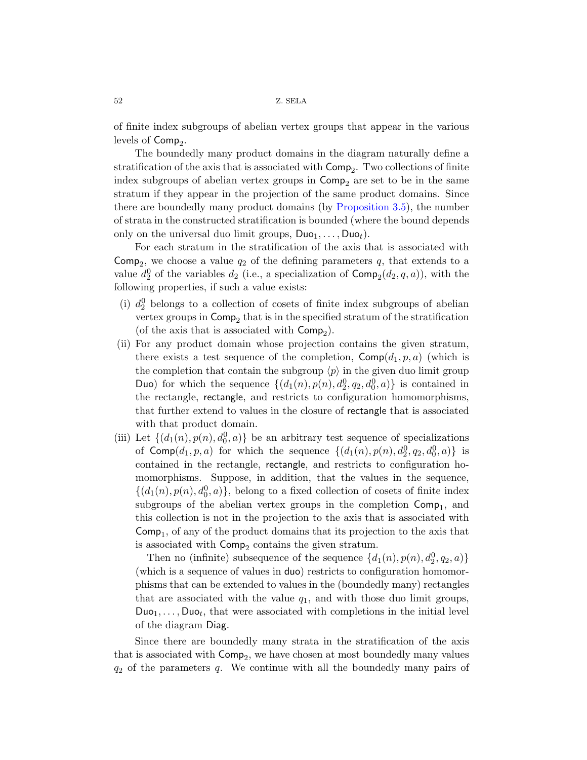of finite index subgroups of abelian vertex groups that appear in the various levels of $\mathsf{Comp}_2$.

The boundedly many product domains in the diagram naturally define a stratification of the axis that is associated with $\mathsf{Comp}_2$. Two collections of finite index subgroups of abelian vertex groups in $\mathsf{Comp}_2$ are set to be in the same stratum if they appear in the projection of the same product domains. Since there are boundedly many product domains (by Proposition 3.5), the number of strata in the constructed stratification is bounded (where the bound depends only on the universal duo limit groups, $\mathsf{Duo}_1, \dots, \mathsf{Duo}_t$).

For each stratum in the stratification of the axis that is associated with $\mathsf{Comp}_2$, we choose a value $q_2$ of the defining parameters $q$, that extends to a value $d_2^0$ of the variables $d_2$ (i.e., a specialization of $\mathsf{Comp}_2(d_2, q, a)$), with the following properties, if such a value exists:

(i) $d_2^0$ belongs to a collection of cosets of finite index subgroups of abelian vertex groups in $\mathsf{Comp}_2$ that is in the specified stratum of the stratification (of the axis that is associated with $\mathsf{Comp}_2$).

(ii) For any product domain whose projection contains the given stratum, there exists a test sequence of the completion, $\mathsf{Comp}(d_1, p, a)$ (which is the completion that contain the subgroup $\langle p \rangle$ in the given duo limit group $\mathsf{Duo}$) for which the sequence $\{(d_1(n), p(n), d_2^0, q_2, d_0^0, a)\}$ is contained in the rectangle, $\mathsf{rectangle}$, and restricts to configuration homomorphisms, that further extend to values in the closure of $\mathsf{rectangle}$ that is associated with that product domain.

(iii) Let $\{(d_1(n), p(n), d_0^0, a)\}$ be an arbitrary test sequence of specializations of $\mathsf{Comp}(d_1, p, a)$ for which the sequence $\{(d_1(n), p(n), d_2^0, q_2, d_0^0, a)\}$ is contained in the rectangle, $\mathsf{rectangle}$, and restricts to configuration homomorphisms. Suppose, in addition, that the values in the sequence, $\{(d_1(n), p(n), d_0^0, a)\}$, belong to a fixed collection of cosets of finite index subgroups of the abelian vertex groups in the completion $\mathsf{Comp}_1$, and this collection is not in the projection to the axis that is associated with $\mathsf{Comp}_1$, of any of the product domains that its projection to the axis that is associated with $\mathsf{Comp}_2$ contains the given stratum.

   Then no (infinite) subsequence of the sequence $\{d_1(n), p(n), d_2^0, q_2, a)\}$ (which is a sequence of values in $\mathsf{duo}$) restricts to configuration homomorphisms that can be extended to values in the (boundedly many) rectangles that are associated with the value $q_1$, and with those duo limit groups, $\mathsf{Duo}_1, \dots, \mathsf{Duo}_t$, that were associated with completions in the initial level of the diagram $\mathsf{Diag}$.

Since there are boundedly many strata in the stratification of the axis that is associated with $\mathsf{Comp}_2$, we have chosen at most boundedly many values $q_2$ of the parameters $q$. We continue with all the boundedly many pairs of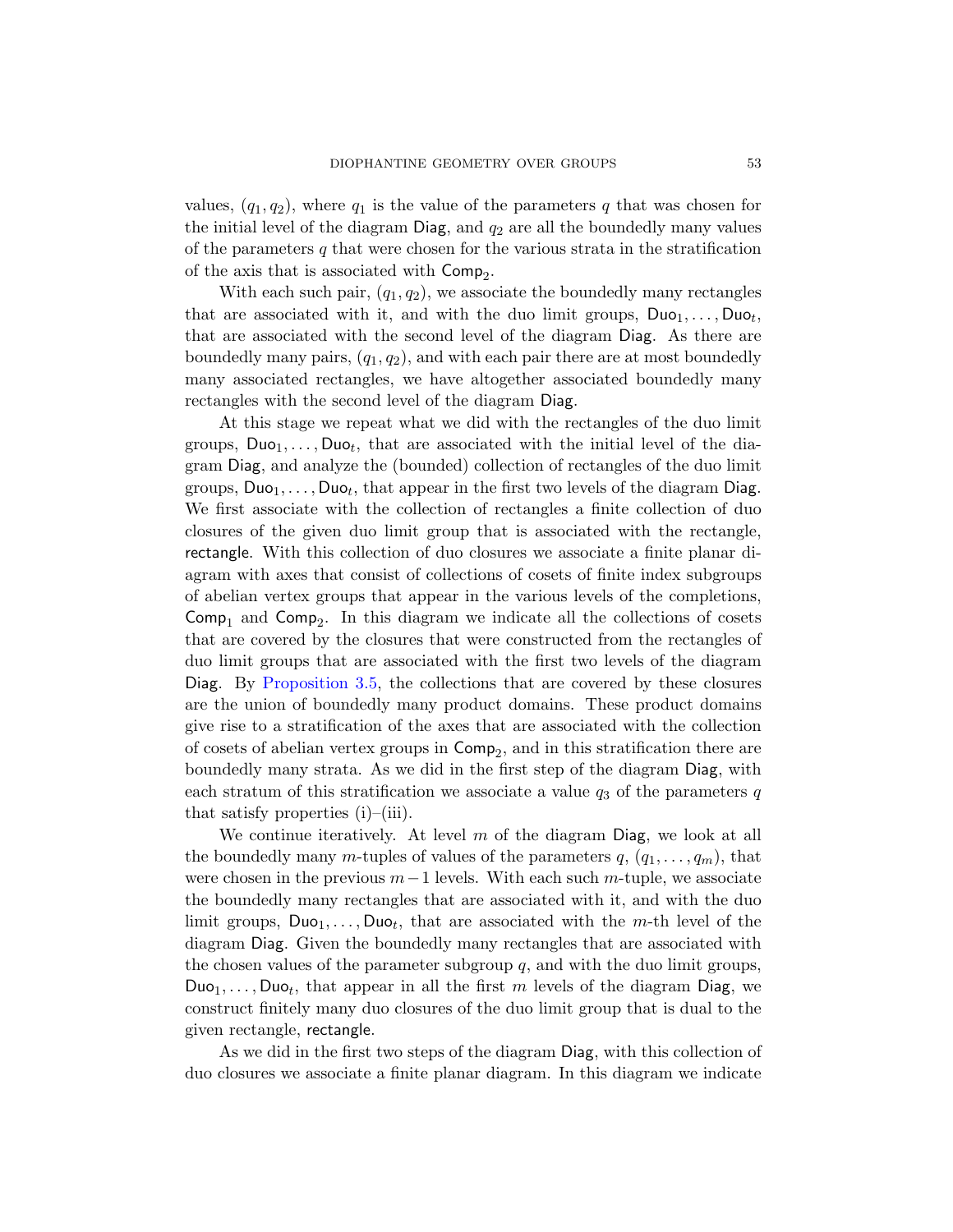values, $(q_1, q_2)$, where $q_1$ is the value of the parameters $q$ that was chosen for the initial level of the diagram $\mathsf{Diag}$, and $q_2$ are all the boundedly many values of the parameters $q$ that were chosen for the various strata in the stratification of the axis that is associated with $\mathsf{Comp}_2$.

With each such pair, $(q_1, q_2)$, we associate the boundedly many rectangles that are associated with it, and with the duo limit groups, $\mathsf{Duo}_1, \dots, \mathsf{Duo}_t$, that are associated with the second level of the diagram $\mathsf{Diag}$. As there are boundedly many pairs, $(q_1, q_2)$, and with each pair there are at most boundedly many associated rectangles, we have altogether associated boundedly many rectangles with the second level of the diagram $\mathsf{Diag}$.

At this stage we repeat what we did with the rectangles of the duo limit groups, $\mathsf{Duo}_1, \dots, \mathsf{Duo}_t$, that are associated with the initial level of the diagram $\mathsf{Diag}$, and analyze the (bounded) collection of rectangles of the duo limit groups, $\mathsf{Duo}_1, \dots, \mathsf{Duo}_t$, that appear in the first two levels of the diagram $\mathsf{Diag}$. We first associate with the collection of rectangles a finite collection of duo closures of the given duo limit group that is associated with the rectangle, $\mathsf{rectangle}$. With this collection of duo closures we associate a finite planar diagram with axes that consist of collections of cosets of finite index subgroups of abelian vertex groups that appear in the various levels of the completions, $\mathsf{Comp}_1$ and $\mathsf{Comp}_2$. In this diagram we indicate all the collections of cosets that are covered by the closures that were constructed from the rectangles of duo limit groups that are associated with the first two levels of the diagram $\mathsf{Diag}$. By Proposition 3.5, the collections that are covered by these closures are the union of boundedly many product domains. These product domains give rise to a stratification of the axes that are associated with the collection of cosets of abelian vertex groups in $\mathsf{Comp}_2$, and in this stratification there are boundedly many strata. As we did in the first step of the diagram $\mathsf{Diag}$, with each stratum of this stratification we associate a value $q_3$ of the parameters $q$ that satisfy properties (i)–(iii).

We continue iteratively. At level $m$ of the diagram $\mathsf{Diag}$, we look at all the boundedly many $m$-tuples of values of the parameters $q$, $(q_1, \dots, q_m)$, that were chosen in the previous $m-1$ levels. With each such $m$-tuple, we associate the boundedly many rectangles that are associated with it, and with the duo limit groups, $\mathsf{Duo}_1, \dots, \mathsf{Duo}_t$, that are associated with the $m$-th level of the diagram $\mathsf{Diag}$. Given the boundedly many rectangles that are associated with the chosen values of the parameter subgroup $q$, and with the duo limit groups, $\mathsf{Duo}_1, \dots, \mathsf{Duo}_t$, that appear in all the first $m$ levels of the diagram $\mathsf{Diag}$, we construct finitely many duo closures of the duo limit group that is dual to the given rectangle, $\mathsf{rectangle}$.

As we did in the first two steps of the diagram $\mathsf{Diag}$, with this collection of duo closures we associate a finite planar diagram. In this diagram we indicate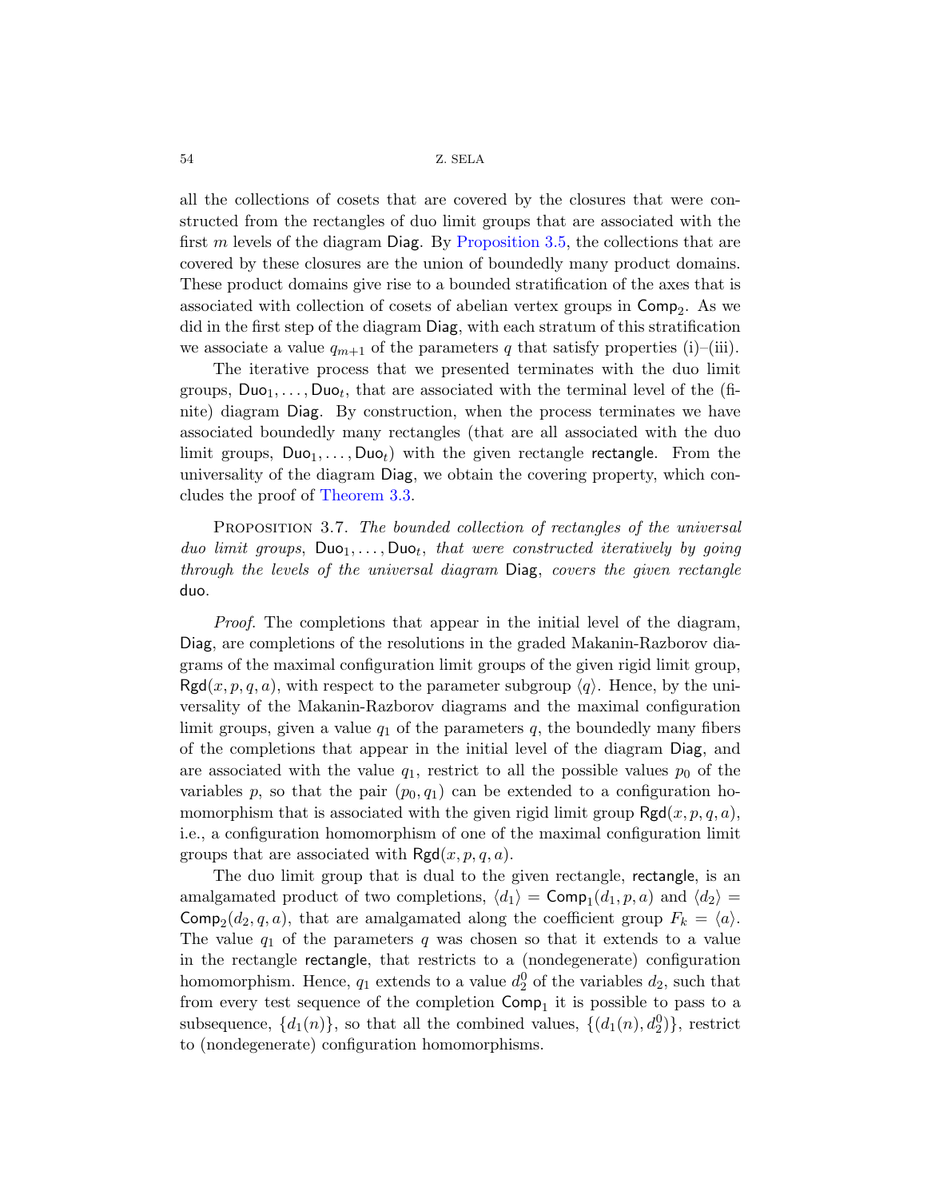all the collections of cosets that are covered by the closures that were constructed from the rectangles of duo limit groups that are associated with the first $m$ levels of the diagram $\mathsf{Diag}$. By Proposition 3.5, the collections that are covered by these closures are the union of boundedly many product domains. These product domains give rise to a bounded stratification of the axes that is associated with collection of cosets of abelian vertex groups in $\mathsf{Comp}_2$. As we did in the first step of the diagram $\mathsf{Diag}$, with each stratum of this stratification we associate a value $q_{m+1}$ of the parameters $q$ that satisfy properties (i)–(iii).

The iterative process that we presented terminates with the duo limit groups, $\mathsf{Duo}_1, \dots, \mathsf{Duo}_t$, that are associated with the terminal level of the (finite) diagram $\mathsf{Diag}$. By construction, when the process terminates we have associated boundedly many rectangles (that are all associated with the duo limit groups, $\mathsf{Duo}_1, \dots, \mathsf{Duo}_t$) with the given rectangle $\mathsf{rectangle}$. From the universality of the diagram $\mathsf{Diag}$, we obtain the covering property, which concludes the proof of Theorem 3.3.

Proposition 3.7. *The bounded collection of rectangles of the universal duo limit groups, $\mathsf{Duo}_1, \dots, \mathsf{Duo}_t$, that were constructed iteratively by going through the levels of the universal diagram $\mathsf{Diag}$, covers the given rectangle $\mathsf{duo}$.*

*Proof.* The completions that appear in the initial level of the diagram, $\mathsf{Diag}$, are completions of the resolutions in the graded Makanin-Razborov diagrams of the maximal configuration limit groups of the given rigid limit group, $\mathsf{Rgd}(x,p,q,a)$, with respect to the parameter subgroup $\langle q \rangle$. Hence, by the universality of the Makanin-Razborov diagrams and the maximal configuration limit groups, given a value $q_1$ of the parameters $q$, the boundedly many fibers of the completions that appear in the initial level of the diagram $\mathsf{Diag}$, and are associated with the value $q_1$, restrict to all the possible values $p_0$ of the variables $p$, so that the pair $(p_0, q_1)$ can be extended to a configuration homomorphism that is associated with the given rigid limit group $\mathsf{Rgd}(x,p,q,a)$, i.e., a configuration homomorphism of one of the maximal configuration limit groups that are associated with $\mathsf{Rgd}(x,p,q,a)$.

The duo limit group that is dual to the given rectangle, $\mathsf{rectangle}$, is an amalgamated product of two completions, $\langle d_1 \rangle = \mathsf{Comp}_1(d_1,p,a)$ and $\langle d_2 \rangle = \mathsf{Comp}_2(d_2,q,a)$, that are amalgamated along the coefficient group $F_k = \langle a \rangle$. The value $q_1$ of the parameters $q$ was chosen so that it extends to a value in the rectangle $\mathsf{rectangle}$, that restricts to a (nondegenerate) configuration homomorphism. Hence, $q_1$ extends to a value $d_2^0$ of the variables $d_2$, such that from every test sequence of the completion $\mathsf{Comp}_1$ it is possible to pass to a subsequence, $\{d_1(n)\}$, so that all the combined values, $\{(d_1(n), d_2^0)\}$, restrict to (nondegenerate) configuration homomorphisms.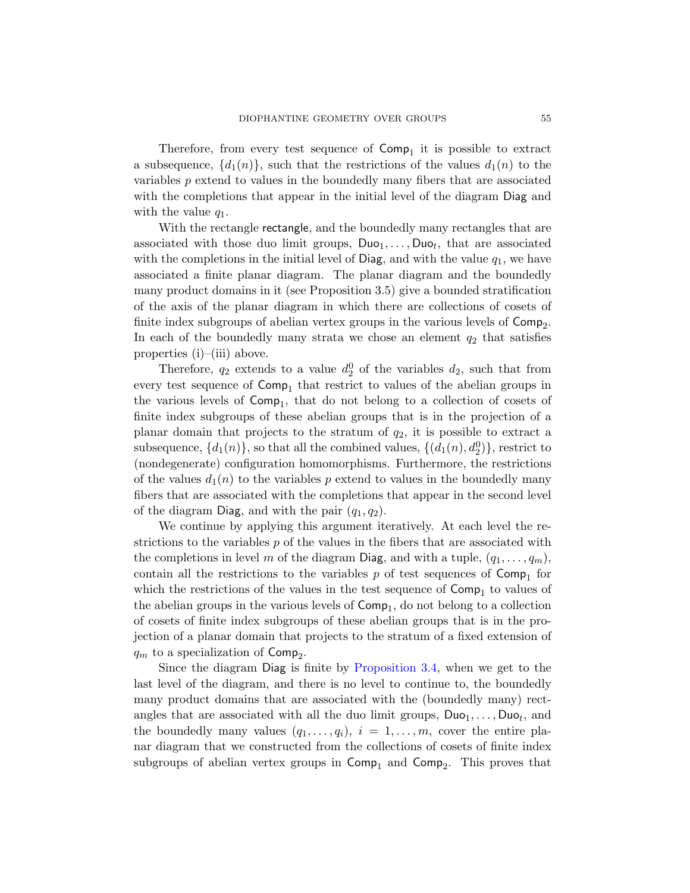Therefore, from every test sequence of $\mathsf{Comp}_1$ it is possible to extract a subsequence, $\{d_1(n)\}$, such that the restrictions of the values $d_1(n)$ to the variables $p$ extend to values in the boundedly many fibers that are associated with the completions that appear in the initial level of the diagram $\mathsf{Diag}$ and with the value $q_1$.

With the rectangle $\mathsf{rectangle}$, and the boundedly many rectangles that are associated with those duo limit groups, $\mathsf{Duo}_1, \dots, \mathsf{Duo}_t$, that are associated with the completions in the initial level of $\mathsf{Diag}$, and with the value $q_1$, we have associated a finite planar diagram. The planar diagram and the boundedly many product domains in it (see Proposition 3.5) give a bounded stratification of the axis of the planar diagram in which there are collections of cosets of finite index subgroups of abelian vertex groups in the various levels of $\mathsf{Comp}_2$. In each of the boundedly many strata we chose an element $q_2$ that satisfies properties (i)–(iii) above.

Therefore, $q_2$ extends to a value $d_2^0$ of the variables $d_2$, such that from every test sequence of $\mathsf{Comp}_1$ that restrict to values of the abelian groups in the various levels of $\mathsf{Comp}_1$, that do not belong to a collection of cosets of finite index subgroups of these abelian groups that is in the projection of a planar domain that projects to the stratum of $q_2$, it is possible to extract a subsequence, $\{d_1(n)\}$, so that all the combined values, $\{(d_1(n), d_2^0)\}$, restrict to (nondegenerate) configuration homomorphisms. Furthermore, the restrictions of the values $d_1(n)$ to the variables $p$ extend to values in the boundedly many fibers that are associated with the completions that appear in the second level of the diagram $\mathsf{Diag}$, and with the pair $(q_1, q_2)$.

We continue by applying this argument iteratively. At each level the restrictions to the variables $p$ of the values in the fibers that are associated with the completions in level $m$ of the diagram $\mathsf{Diag}$, and with a tuple, $(q_1, \dots, q_m)$, contain all the restrictions to the variables $p$ of test sequences of $\mathsf{Comp}_1$ for which the restrictions of the values in the test sequence of $\mathsf{Comp}_1$ to values of the abelian groups in the various levels of $\mathsf{Comp}_1$, do not belong to a collection of cosets of finite index subgroups of these abelian groups that is in the projection of a planar domain that projects to the stratum of a fixed extension of $q_m$ to a specialization of $\mathsf{Comp}_2$.

Since the diagram $\mathsf{Diag}$ is finite by Proposition 3.4, when we get to the last level of the diagram, and there is no level to continue to, the boundedly many product domains that are associated with the (boundedly many) rectangles that are associated with all the duo limit groups, $\mathsf{Duo}_1, \dots, \mathsf{Duo}_t$, and the boundedly many values $(q_1, \dots, q_i)$, $i = 1, \dots, m$, cover the entire planar diagram that we constructed from the collections of cosets of finite index subgroups of abelian vertex groups in $\mathsf{Comp}_1$ and $\mathsf{Comp}_2$. This proves that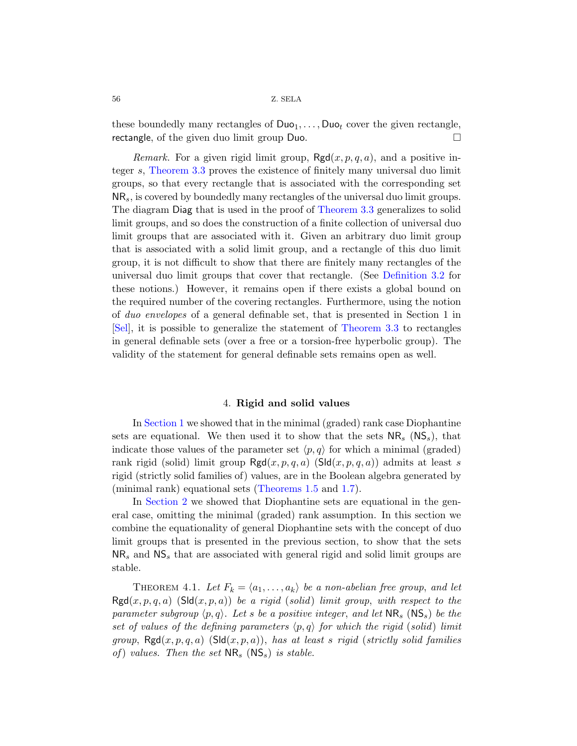these boundedly many rectangles of $\mathsf{Duo}_1, \dots, \mathsf{Duo}_t$ cover the given rectangle, rectangle, of the given duo limit group Duo. □

*Remark.* For a given rigid limit group, $\mathsf{Rgd}(x, p, q, a)$, and a positive integer $s$, Theorem 3.3 proves the existence of finitely many universal duo limit groups, so that every rectangle that is associated with the corresponding set $\mathsf{NR}_s$, is covered by boundedly many rectangles of the universal duo limit groups. The diagram Diag that is used in the proof of Theorem 3.3 generalizes to solid limit groups, and so does the construction of a finite collection of universal duo limit groups that are associated with it. Given an arbitrary duo limit group that is associated with a solid limit group, and a rectangle of this duo limit group, it is not difficult to show that there are finitely many rectangles of the universal duo limit groups that cover that rectangle. (See Definition 3.2 for these notions.) However, it remains open if there exists a global bound on the required number of the covering rectangles. Furthermore, using the notion of *duo envelopes* of a general definable set, that is presented in Section 1 in [Sel], it is possible to generalize the statement of Theorem 3.3 to rectangles in general definable sets (over a free or a torsion-free hyperbolic group). The validity of the statement for general definable sets remains open as well.

## 4. Rigid and solid values

In Section 1 we showed that in the minimal (graded) rank case Diophantine sets are equational. We then used it to show that the sets $\mathsf{NR}_s$ ($\mathsf{NS}_s$), that indicate those values of the parameter set $\langle p, q\rangle$ for which a minimal (graded) rank rigid (solid) limit group $\mathsf{Rgd}(x, p, q, a)$ ($\mathsf{Sld}(x, p, q, a)$) admits at least $s$ rigid (strictly solid families of) values, are in the Boolean algebra generated by (minimal rank) equational sets (Theorems 1.5 and 1.7).

In Section 2 we showed that Diophantine sets are equational in the general case, omitting the minimal (graded) rank assumption. In this section we combine the equationality of general Diophantine sets with the concept of duo limit groups that is presented in the previous section, to show that the sets $\mathsf{NR}_s$ and $\mathsf{NS}_s$ that are associated with general rigid and solid limit groups are stable.

THEOREM 4.1. *Let $F_k = \langle a_1, \dots, a_k\rangle$ be a non-abelian free group, and let $\mathsf{Rgd}(x, p, q, a)$ ($\mathsf{Sld}(x, p, a)$) be a rigid (solid) limit group, with respect to the parameter subgroup $\langle p, q\rangle$. Let $s$ be a positive integer, and let $\mathsf{NR}_s$ ($\mathsf{NS}_s$) be the set of values of the defining parameters $\langle p, q\rangle$ for which the rigid (solid) limit group, $\mathsf{Rgd}(x, p, q, a)$ ($\mathsf{Sld}(x, p, a)$), has at least $s$ rigid (strictly solid families of) values. Then the set $\mathsf{NR}_s$ ($\mathsf{NS}_s$) is stable.*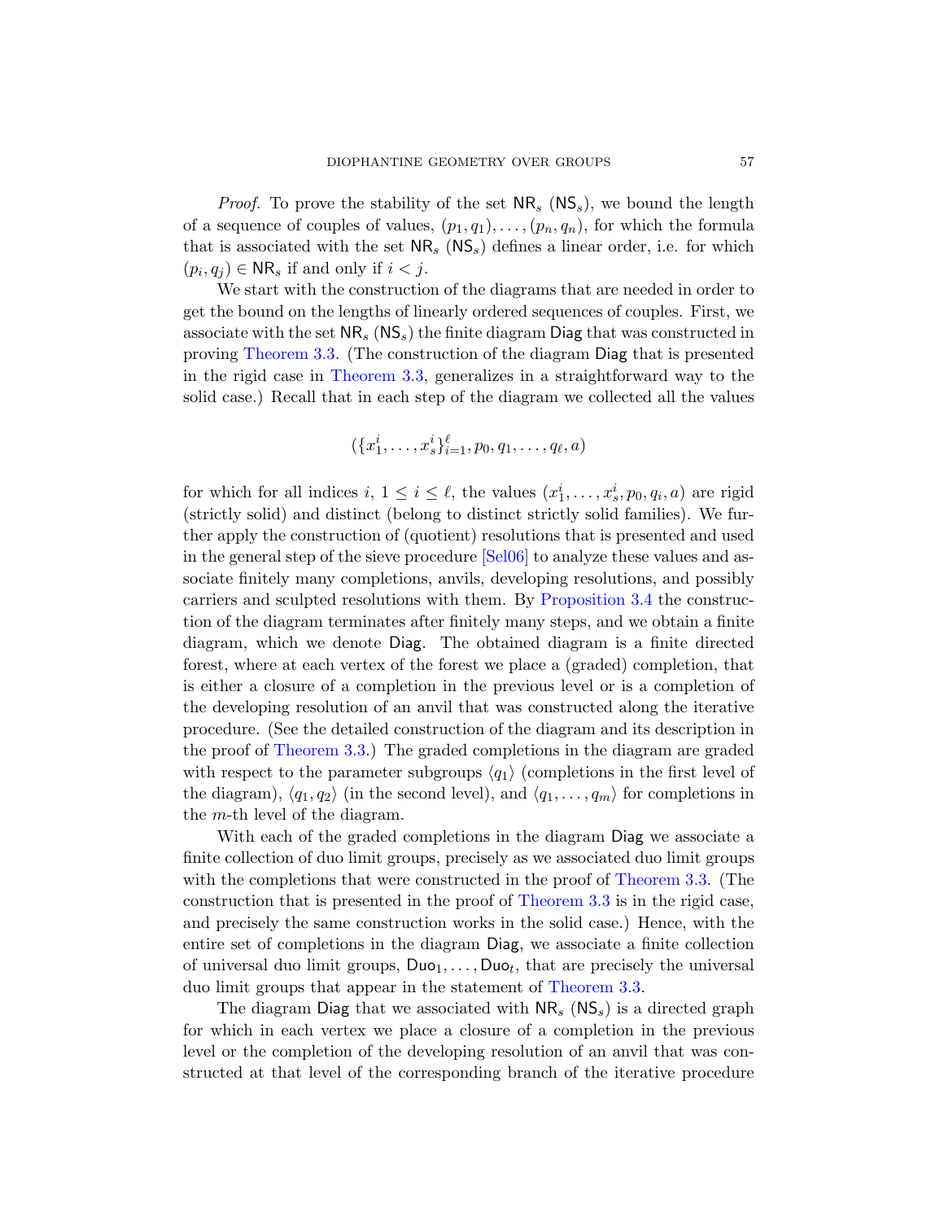*Proof.* To prove the stability of the set $\mathsf{NR}_s$ ($\mathsf{NS}_s$), we bound the length of a sequence of couples of values, $(p_1, q_1), \ldots, (p_n, q_n)$, for which the formula that is associated with the set $\mathsf{NR}_s$ ($\mathsf{NS}_s$) defines a linear order, i.e. for which $(p_i, q_j) \in \mathsf{NR}_s$ if and only if $i < j$.

We start with the construction of the diagrams that are needed in order to get the bound on the lengths of linearly ordered sequences of couples. First, we associate with the set $\mathsf{NR}_s$ ($\mathsf{NS}_s$) the finite diagram $\mathsf{Diag}$ that was constructed in proving Theorem 3.3. (The construction of the diagram $\mathsf{Diag}$ that is presented in the rigid case in Theorem 3.3, generalizes in a straightforward way to the solid case.) Recall that in each step of the diagram we collected all the values

$$(\{x_1^i, \ldots, x_s^i\}_{i=1}^{\ell}, p_0, q_1, \ldots, q_\ell, a)$$

for which for all indices $i$, $1 \leq i \leq \ell$, the values $(x_1^i, \ldots, x_s^i, p_0, q_i, a)$ are rigid (strictly solid) and distinct (belong to distinct strictly solid families). We further apply the construction of (quotient) resolutions that is presented and used in the general step of the sieve procedure [Sel06] to analyze these values and associate finitely many completions, anvils, developing resolutions, and possibly carriers and sculpted resolutions with them. By Proposition 3.4 the construction of the diagram terminates after finitely many steps, and we obtain a finite diagram, which we denote $\mathsf{Diag}$. The obtained diagram is a finite directed forest, where at each vertex of the forest we place a (graded) completion, that is either a closure of a completion in the previous level or is a completion of the developing resolution of an anvil that was constructed along the iterative procedure. (See the detailed construction of the diagram and its description in the proof of Theorem 3.3.) The graded completions in the diagram are graded with respect to the parameter subgroups $\langle q_1 \rangle$ (completions in the first level of the diagram), $\langle q_1, q_2 \rangle$ (in the second level), and $\langle q_1, \ldots, q_m \rangle$ for completions in the $m$-th level of the diagram.

With each of the graded completions in the diagram $\mathsf{Diag}$ we associate a finite collection of duo limit groups, precisely as we associated duo limit groups with the completions that were constructed in the proof of Theorem 3.3. (The construction that is presented in the proof of Theorem 3.3 is in the rigid case, and precisely the same construction works in the solid case.) Hence, with the entire set of completions in the diagram $\mathsf{Diag}$, we associate a finite collection of universal duo limit groups, $\mathsf{Duo}_1, \ldots, \mathsf{Duo}_t$, that are precisely the universal duo limit groups that appear in the statement of Theorem 3.3.

The diagram $\mathsf{Diag}$ that we associated with $\mathsf{NR}_s$ ($\mathsf{NS}_s$) is a directed graph for which in each vertex we place a closure of a completion in the previous level or the completion of the developing resolution of an anvil that was constructed at that level of the corresponding branch of the iterative procedure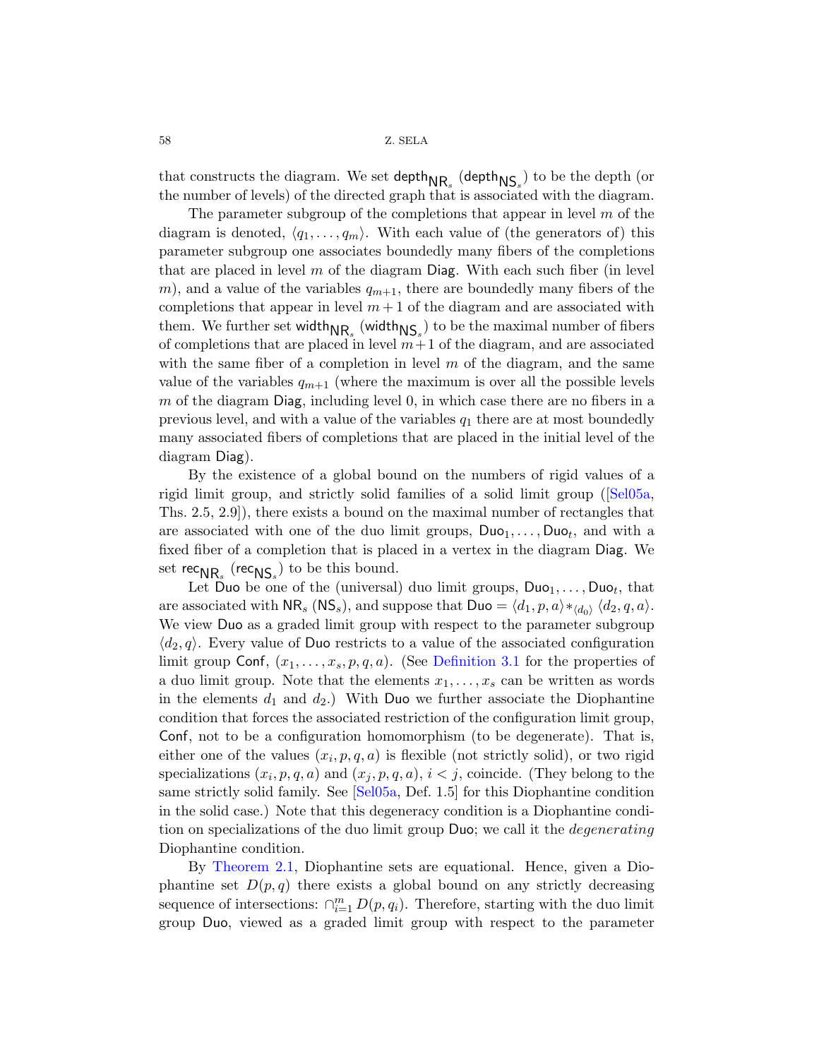that constructs the diagram. We set $\mathsf{depth}_{\mathsf{NR}_s}$ ($\mathsf{depth}_{\mathsf{NS}_s}$) to be the depth (or the number of levels) of the directed graph that is associated with the diagram.

The parameter subgroup of the completions that appear in level $m$ of the diagram is denoted, $\langle q_1, \dots, q_m \rangle$. With each value of (the generators of) this parameter subgroup one associates boundedly many fibers of the completions that are placed in level $m$ of the diagram $\mathsf{Diag}$. With each such fiber (in level $m$), and a value of the variables $q_{m+1}$, there are boundedly many fibers of the completions that appear in level $m+1$ of the diagram and are associated with them. We further set $\mathsf{width}_{\mathsf{NR}_s}$ ($\mathsf{width}_{\mathsf{NS}_s}$) to be the maximal number of fibers of completions that are placed in level $m+1$ of the diagram, and are associated with the same fiber of a completion in level $m$ of the diagram, and the same value of the variables $q_{m+1}$ (where the maximum is over all the possible levels $m$ of the diagram $\mathsf{Diag}$, including level 0, in which case there are no fibers in a previous level, and with a value of the variables $q_1$ there are at most boundedly many associated fibers of completions that are placed in the initial level of the diagram $\mathsf{Diag}$).

By the existence of a global bound on the numbers of rigid values of a rigid limit group, and strictly solid families of a solid limit group ([Sel05a, Ths. 2.5, 2.9]), there exists a bound on the maximal number of rectangles that are associated with one of the duo limit groups, $\mathsf{Duo}_1, \dots, \mathsf{Duo}_t$, and with a fixed fiber of a completion that is placed in a vertex in the diagram $\mathsf{Diag}$. We set $\mathsf{rec}_{\mathsf{NR}_s}$ ($\mathsf{rec}_{\mathsf{NS}_s}$) to be this bound.

Let $\mathsf{Duo}$ be one of the (universal) duo limit groups, $\mathsf{Duo}_1, \dots, \mathsf{Duo}_t$, that are associated with $\mathsf{NR}_s$ ($\mathsf{NS}_s$), and suppose that $\mathsf{Duo} = \langle d_1, p, a \rangle *_{\langle d_0 \rangle} \langle d_2, q, a \rangle$. We view $\mathsf{Duo}$ as a graded limit group with respect to the parameter subgroup $\langle d_2, q \rangle$. Every value of $\mathsf{Duo}$ restricts to a value of the associated configuration limit group $\mathsf{Conf}$, $(x_1, \dots, x_s, p, q, a)$. (See Definition 3.1 for the properties of a duo limit group. Note that the elements $x_1, \dots, x_s$ can be written as words in the elements $d_1$ and $d_2$.) With $\mathsf{Duo}$ we further associate the Diophantine condition that forces the associated restriction of the configuration limit group, $\mathsf{Conf}$, not to be a configuration homomorphism (to be degenerate). That is, either one of the values $(x_i, p, q, a)$ is flexible (not strictly solid), or two rigid specializations $(x_i, p, q, a)$ and $(x_j, p, q, a)$, $i < j$, coincide. (They belong to the same strictly solid family. See [Sel05a, Def. 1.5] for this Diophantine condition in the solid case.) Note that this degeneracy condition is a Diophantine condition on specializations of the duo limit group $\mathsf{Duo}$; we call it the *degenerating* Diophantine condition.

By Theorem 2.1, Diophantine sets are equational. Hence, given a Diophantine set $D(p, q)$ there exists a global bound on any strictly decreasing sequence of intersections: $\cap_{i=1}^{m} D(p, q_i)$. Therefore, starting with the duo limit group $\mathsf{Duo}$, viewed as a graded limit group with respect to the parameter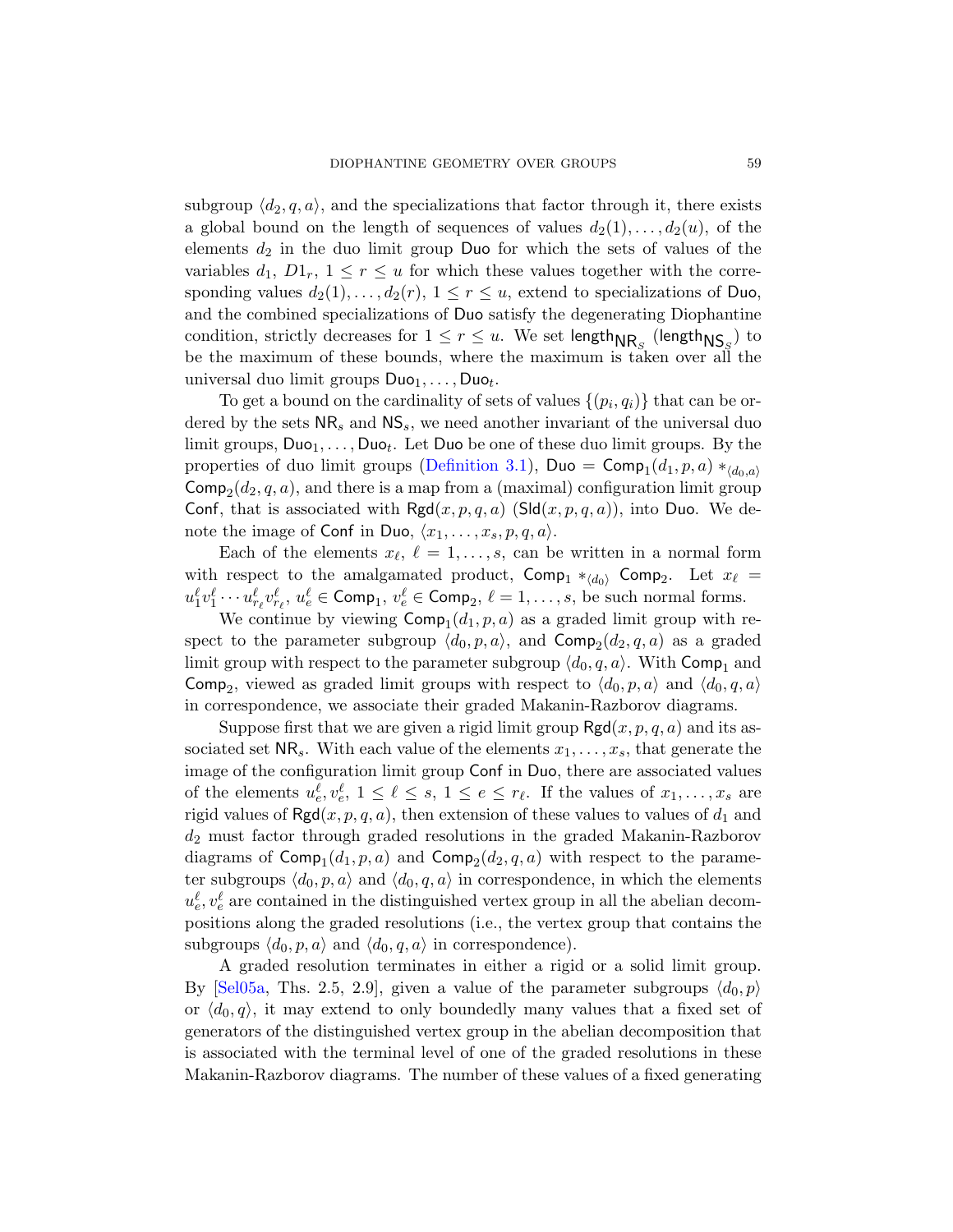subgroup $\langle d_2, q, a\rangle$, and the specializations that factor through it, there exists a global bound on the length of sequences of values $d_2(1), \ldots, d_2(u)$, of the elements $d_2$ in the duo limit group $\mathsf{Duo}$ for which the sets of values of the variables $d_1$, $D1_r$, $1 \leq r \leq u$ for which these values together with the corresponding values $d_2(1), \ldots, d_2(r)$, $1 \leq r \leq u$, extend to specializations of $\mathsf{Duo}$, and the combined specializations of $\mathsf{Duo}$ satisfy the degenerating Diophantine condition, strictly decreases for $1 \leq r \leq u$. We set $\mathsf{length}_{\mathsf{NR}_s}$ ($\mathsf{length}_{\mathsf{NS}_s}$) to be the maximum of these bounds, where the maximum is taken over all the universal duo limit groups $\mathsf{Duo}_1, \ldots, \mathsf{Duo}_t$.

To get a bound on the cardinality of sets of values $\{(p_i, q_i)\}$ that can be ordered by the sets $\mathsf{NR}_s$ and $\mathsf{NS}_s$, we need another invariant of the universal duo limit groups, $\mathsf{Duo}_1, \ldots, \mathsf{Duo}_t$. Let $\mathsf{Duo}$ be one of these duo limit groups. By the properties of duo limit groups (Definition 3.1), $\mathsf{Duo} = \mathsf{Comp}_1(d_1, p, a) *_{\langle d_0, a\rangle} \mathsf{Comp}_2(d_2, q, a)$, and there is a map from a (maximal) configuration limit group $\mathsf{Conf}$, that is associated with $\mathsf{Rgd}(x, p, q, a)$ ($\mathsf{Sld}(x, p, q, a)$), into $\mathsf{Duo}$. We denote the image of $\mathsf{Conf}$ in $\mathsf{Duo}$, $\langle x_1, \ldots, x_s, p, q, a\rangle$.

Each of the elements $x_\ell$, $\ell = 1, \ldots, s$, can be written in a normal form with respect to the amalgamated product, $\mathsf{Comp}_1 *_{\langle d_0\rangle} \mathsf{Comp}_2$. Let $x_\ell = u_1^\ell v_1^\ell \cdots u_{r_\ell}^\ell v_{r_\ell}^\ell$, $u_e^\ell \in \mathsf{Comp}_1$, $v_e^\ell \in \mathsf{Comp}_2$, $\ell = 1, \ldots, s$, be such normal forms.

We continue by viewing $\mathsf{Comp}_1(d_1, p, a)$ as a graded limit group with respect to the parameter subgroup $\langle d_0, p, a\rangle$, and $\mathsf{Comp}_2(d_2, q, a)$ as a graded limit group with respect to the parameter subgroup $\langle d_0, q, a\rangle$. With $\mathsf{Comp}_1$ and $\mathsf{Comp}_2$, viewed as graded limit groups with respect to $\langle d_0, p, a\rangle$ and $\langle d_0, q, a\rangle$ in correspondence, we associate their graded Makanin-Razborov diagrams.

Suppose first that we are given a rigid limit group $\mathsf{Rgd}(x, p, q, a)$ and its associated set $\mathsf{NR}_s$. With each value of the elements $x_1, \ldots, x_s$, that generate the image of the configuration limit group $\mathsf{Conf}$ in $\mathsf{Duo}$, there are associated values of the elements $u_e^\ell, v_e^\ell$, $1 \leq \ell \leq s$, $1 \leq e \leq r_\ell$. If the values of $x_1, \ldots, x_s$ are rigid values of $\mathsf{Rgd}(x, p, q, a)$, then extension of these values to values of $d_1$ and $d_2$ must factor through graded resolutions in the graded Makanin-Razborov diagrams of $\mathsf{Comp}_1(d_1, p, a)$ and $\mathsf{Comp}_2(d_2, q, a)$ with respect to the parameter subgroups $\langle d_0, p, a\rangle$ and $\langle d_0, q, a\rangle$ in correspondence, in which the elements $u_e^\ell, v_e^\ell$ are contained in the distinguished vertex group in all the abelian decompositions along the graded resolutions (i.e., the vertex group that contains the subgroups $\langle d_0, p, a\rangle$ and $\langle d_0, q, a\rangle$ in correspondence).

A graded resolution terminates in either a rigid or a solid limit group. By [Sel05a, Ths. 2.5, 2.9], given a value of the parameter subgroups $\langle d_0, p\rangle$ or $\langle d_0, q\rangle$, it may extend to only boundedly many values that a fixed set of generators of the distinguished vertex group in the abelian decomposition that is associated with the terminal level of one of the graded resolutions in these Makanin-Razborov diagrams. The number of these values of a fixed generating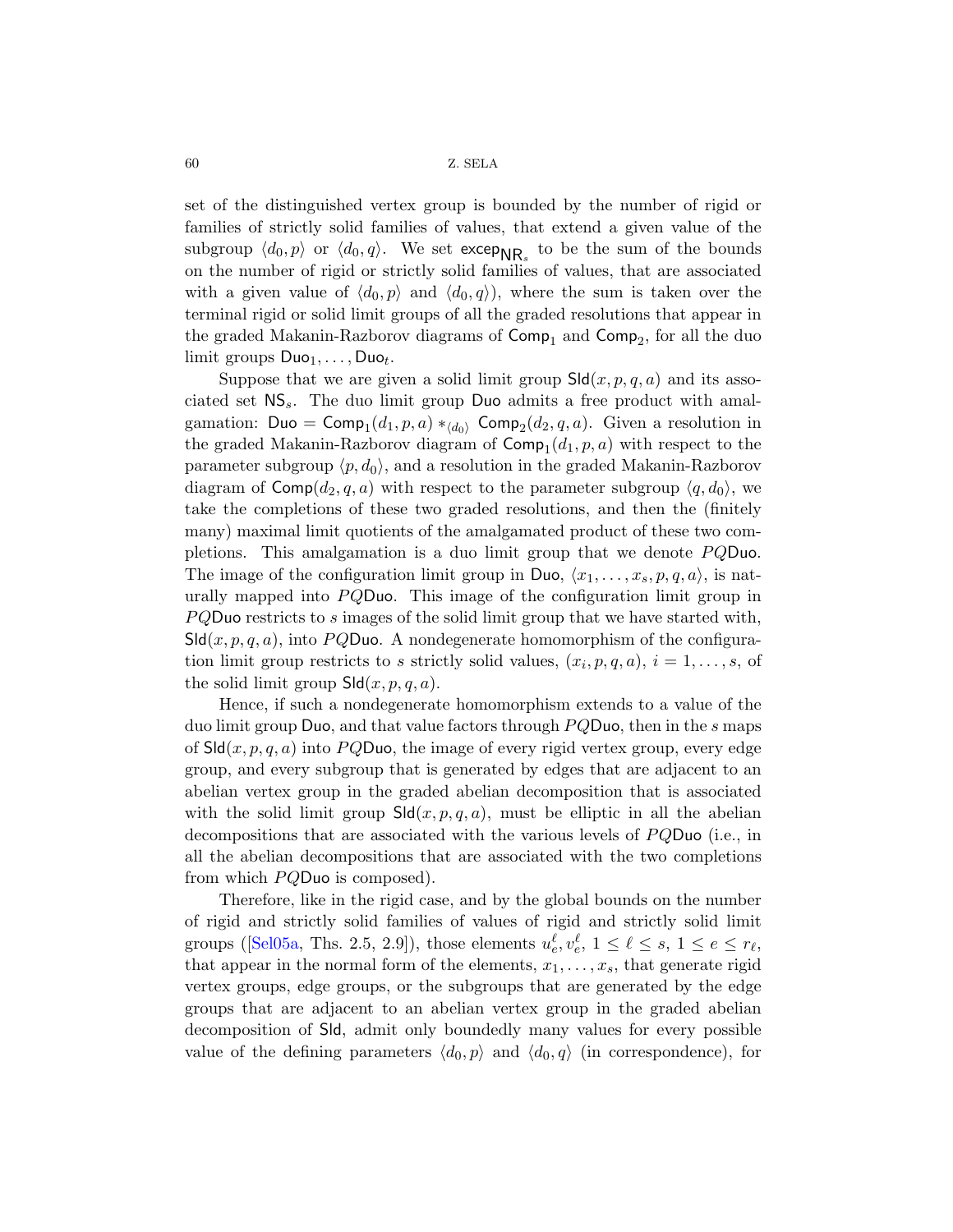set of the distinguished vertex group is bounded by the number of rigid or families of strictly solid families of values, that extend a given value of the subgroup $\langle d_0, p\rangle$ or $\langle d_0, q\rangle$. We set $\mathsf{excep}_{\mathsf{NR}_s}$ to be the sum of the bounds on the number of rigid or strictly solid families of values, that are associated with a given value of $\langle d_0, p\rangle$ and $\langle d_0, q\rangle$), where the sum is taken over the terminal rigid or solid limit groups of all the graded resolutions that appear in the graded Makanin-Razborov diagrams of $\mathsf{Comp}_1$ and $\mathsf{Comp}_2$, for all the duo limit groups $\mathsf{Duo}_1, \dots, \mathsf{Duo}_t$.

Suppose that we are given a solid limit group $\mathsf{Sld}(x, p, q, a)$ and its associated set $\mathsf{NS}_s$. The duo limit group $\mathsf{Duo}$ admits a free product with amalgamation: $\mathsf{Duo} = \mathsf{Comp}_1(d_1, p, a) *_{\langle d_0\rangle} \mathsf{Comp}_2(d_2, q, a)$. Given a resolution in the graded Makanin-Razborov diagram of $\mathsf{Comp}_1(d_1, p, a)$ with respect to the parameter subgroup $\langle p, d_0\rangle$, and a resolution in the graded Makanin-Razborov diagram of $\mathsf{Comp}(d_2, q, a)$ with respect to the parameter subgroup $\langle q, d_0\rangle$, we take the completions of these two graded resolutions, and then the (finitely many) maximal limit quotients of the amalgamated product of these two completions. This amalgamation is a duo limit group that we denote $PQ\mathsf{Duo}$. The image of the configuration limit group in $\mathsf{Duo}$, $\langle x_1, \dots, x_s, p, q, a\rangle$, is naturally mapped into $PQ\mathsf{Duo}$. This image of the configuration limit group in $PQ\mathsf{Duo}$ restricts to $s$ images of the solid limit group that we have started with, $\mathsf{Sld}(x, p, q, a)$, into $PQ\mathsf{Duo}$. A nondegenerate homomorphism of the configuration limit group restricts to $s$ strictly solid values, $(x_i, p, q, a)$, $i = 1, \dots, s$, of the solid limit group $\mathsf{Sld}(x, p, q, a)$.

Hence, if such a nondegenerate homomorphism extends to a value of the duo limit group $\mathsf{Duo}$, and that value factors through $PQ\mathsf{Duo}$, then in the $s$ maps of $\mathsf{Sld}(x, p, q, a)$ into $PQ\mathsf{Duo}$, the image of every rigid vertex group, every edge group, and every subgroup that is generated by edges that are adjacent to an abelian vertex group in the graded abelian decomposition that is associated with the solid limit group $\mathsf{Sld}(x, p, q, a)$, must be elliptic in all the abelian decompositions that are associated with the various levels of $PQ\mathsf{Duo}$ (i.e., in all the abelian decompositions that are associated with the two completions from which $PQ\mathsf{Duo}$ is composed).

Therefore, like in the rigid case, and by the global bounds on the number of rigid and strictly solid families of values of rigid and strictly solid limit groups ([Sel05a, Ths. 2.5, 2.9]), those elements $u_e^\ell, v_e^\ell$, $1 \leq \ell \leq s$, $1 \leq e \leq r_\ell$, that appear in the normal form of the elements, $x_1, \dots, x_s$, that generate rigid vertex groups, edge groups, or the subgroups that are generated by the edge groups that are adjacent to an abelian vertex group in the graded abelian decomposition of $\mathsf{Sld}$, admit only boundedly many values for every possible value of the defining parameters $\langle d_0, p\rangle$ and $\langle d_0, q\rangle$ (in correspondence), for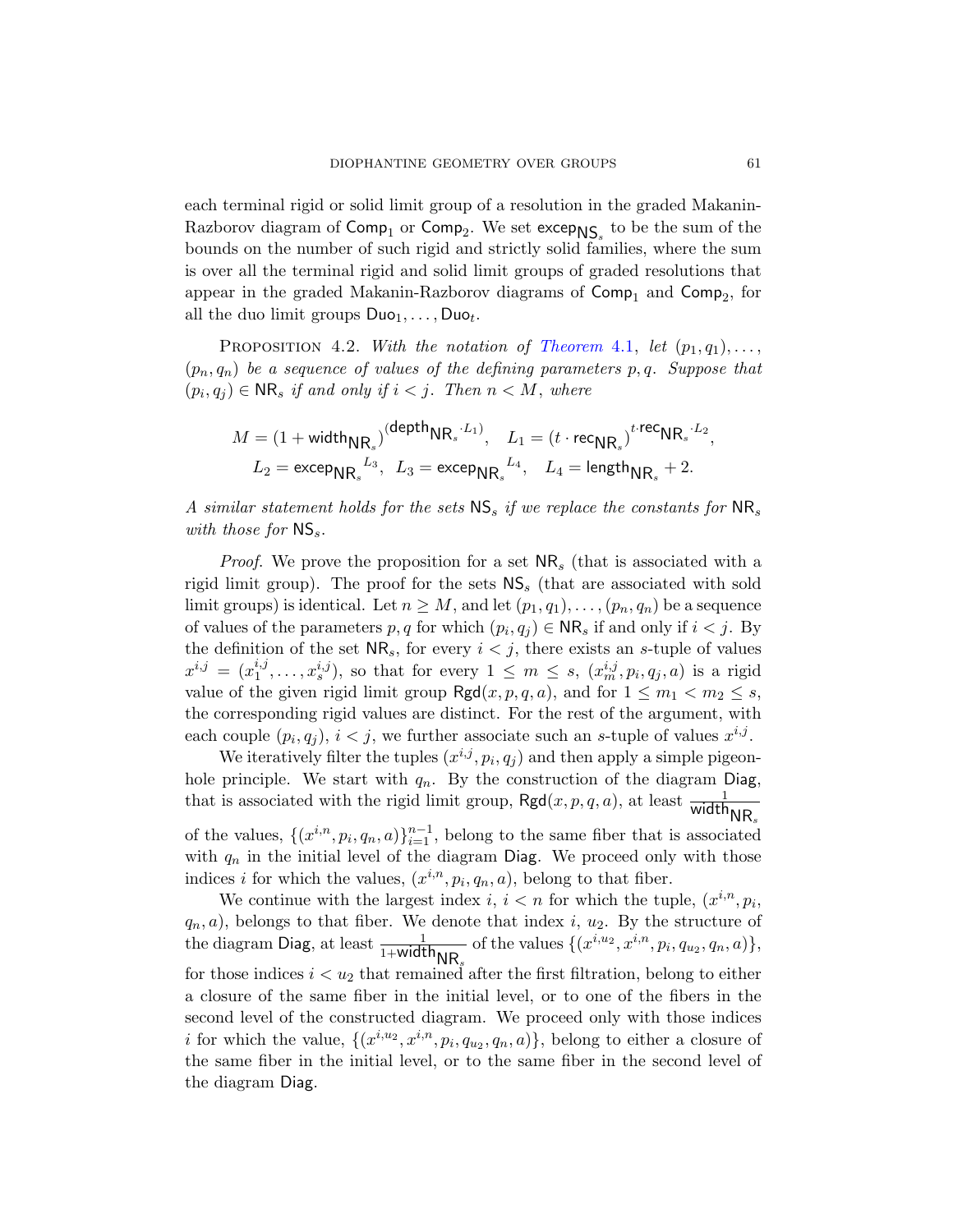each terminal rigid or solid limit group of a resolution in the graded Makanin-Razborov diagram of $\mathsf{Comp}_1$ or $\mathsf{Comp}_2$. We set $\mathsf{excep}_{\mathsf{NS}_s}$ to be the sum of the bounds on the number of such rigid and strictly solid families, where the sum is over all the terminal rigid and solid limit groups of graded resolutions that appear in the graded Makanin-Razborov diagrams of $\mathsf{Comp}_1$ and $\mathsf{Comp}_2$, for all the duo limit groups $\mathsf{Duo}_1, \dots, \mathsf{Duo}_t$.

Proposition 4.2. *With the notation of Theorem 4.1, let $(p_1, q_1), \dots, (p_n, q_n)$ be a sequence of values of the defining parameters $p, q$. Suppose that $(p_i, q_j) \in \mathsf{NR}_s$ if and only if $i < j$. Then $n < M$, where*

$$M = (1 + \mathsf{width}_{\mathsf{NR}_s})^{(\mathsf{depth}_{\mathsf{NR}_s} \cdot L_1)}, \quad L_1 = (t \cdot \mathsf{rec}_{\mathsf{NR}_s})^{t \cdot \mathsf{rec}_{\mathsf{NR}_s} \cdot L_2},$$
$$L_2 = \mathsf{excep}_{\mathsf{NR}_s}{}^{L_3}, \;\; L_3 = \mathsf{excep}_{\mathsf{NR}_s}{}^{L_4}, \quad L_4 = \mathsf{length}_{\mathsf{NR}_s} + 2.$$

*A similar statement holds for the sets $\mathsf{NS}_s$ if we replace the constants for $\mathsf{NR}_s$ with those for $\mathsf{NS}_s$.*

*Proof.* We prove the proposition for a set $\mathsf{NR}_s$ (that is associated with a rigid limit group). The proof for the sets $\mathsf{NS}_s$ (that are associated with sold limit groups) is identical. Let $n \geq M$, and let $(p_1, q_1), \dots, (p_n, q_n)$ be a sequence of values of the parameters $p, q$ for which $(p_i, q_j) \in \mathsf{NR}_s$ if and only if $i < j$. By the definition of the set $\mathsf{NR}_s$, for every $i < j$, there exists an $s$-tuple of values $x^{i,j} = (x_1^{i,j}, \dots, x_s^{i,j})$, so that for every $1 \leq m \leq s$, $(x_m^{i,j}, p_i, q_j, a)$ is a rigid value of the given rigid limit group $\mathsf{Rgd}(x, p, q, a)$, and for $1 \leq m_1 < m_2 \leq s$, the corresponding rigid values are distinct. For the rest of the argument, with each couple $(p_i, q_j)$, $i < j$, we further associate such an $s$-tuple of values $x^{i,j}$.

We iteratively filter the tuples $(x^{i,j}, p_i, q_j)$ and then apply a simple pigeonhole principle. We start with $q_n$. By the construction of the diagram $\mathsf{Diag}$, that is associated with the rigid limit group, $\mathsf{Rgd}(x, p, q, a)$, at least $\frac{1}{\mathsf{width}_{\mathsf{NR}_s}}$ of the values, $\{(x^{i,n}, p_i, q_n, a)\}_{i=1}^{n-1}$, belong to the same fiber that is associated with $q_n$ in the initial level of the diagram $\mathsf{Diag}$. We proceed only with those indices $i$ for which the values, $(x^{i,n}, p_i, q_n, a)$, belong to that fiber.

We continue with the largest index $i$, $i < n$ for which the tuple, $(x^{i,n}, p_i, q_n, a)$, belongs to that fiber. We denote that index $i$, $u_2$. By the structure of the diagram $\mathsf{Diag}$, at least $\frac{1}{1 + \mathsf{width}_{\mathsf{NR}_s}}$ of the values $\{(x^{i,u_2}, x^{i,n}, p_i, q_{u_2}, q_n, a)\}$, for those indices $i < u_2$ that remained after the first filtration, belong to either a closure of the same fiber in the initial level, or to one of the fibers in the second level of the constructed diagram. We proceed only with those indices $i$ for which the value, $\{(x^{i,u_2}, x^{i,n}, p_i, q_{u_2}, q_n, a)\}$, belong to either a closure of the same fiber in the initial level, or to the same fiber in the second level of the diagram $\mathsf{Diag}$.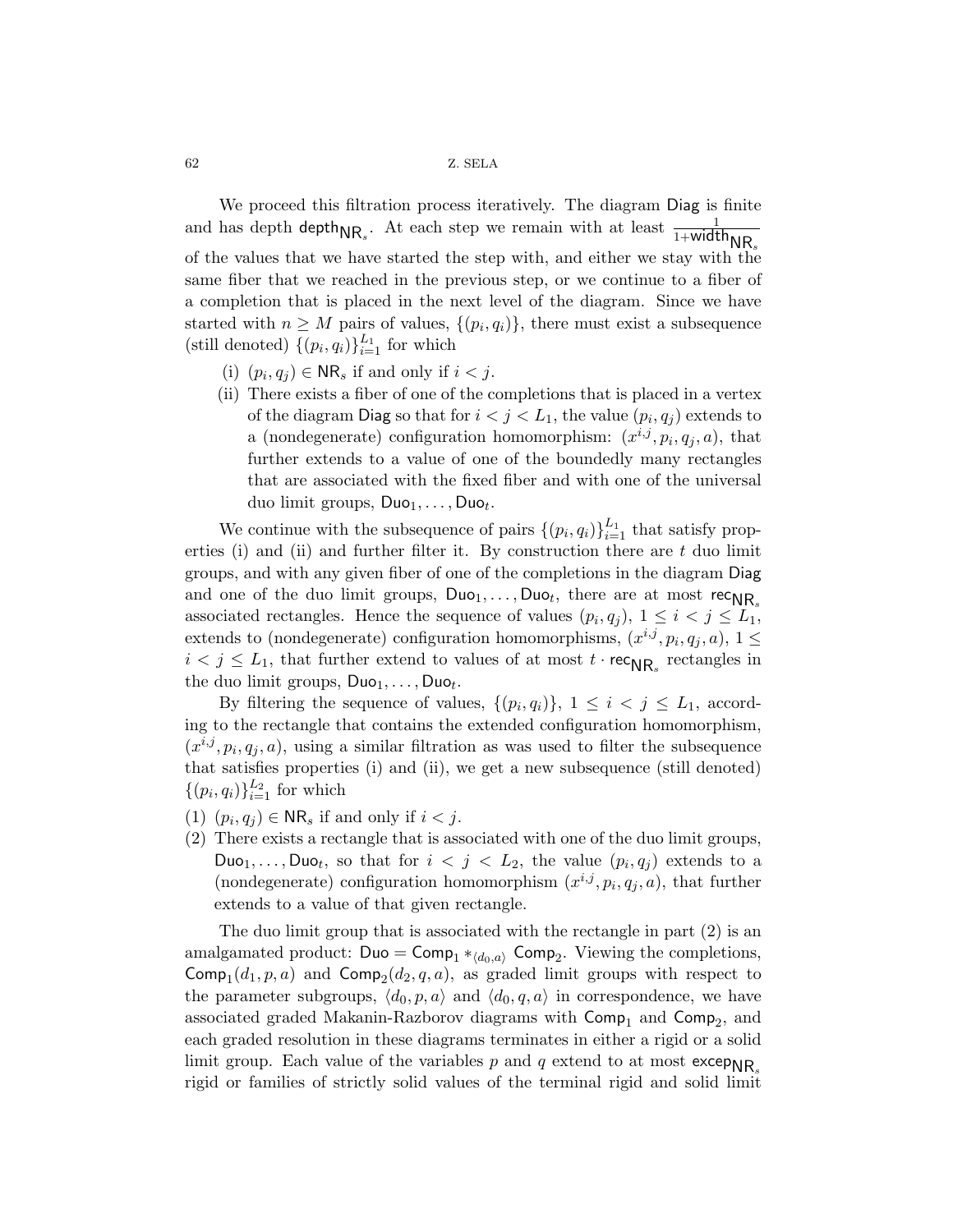We proceed this filtration process iteratively. The diagram $\mathsf{Diag}$ is finite and has depth $\mathsf{depth}_{\mathsf{NR}_s}$. At each step we remain with at least $\frac{1}{1+\mathsf{width}_{\mathsf{NR}_s}}$ of the values that we have started the step with, and either we stay with the same fiber that we reached in the previous step, or we continue to a fiber of a completion that is placed in the next level of the diagram. Since we have started with $n \geq M$ pairs of values, $\{(p_i, q_i)\}$, there must exist a subsequence (still denoted) $\{(p_i, q_i)\}_{i=1}^{L_1}$ for which

- (i) $(p_i, q_j) \in \mathsf{NR}_s$ if and only if $i < j$.
- (ii) There exists a fiber of one of the completions that is placed in a vertex of the diagram $\mathsf{Diag}$ so that for $i < j < L_1$, the value $(p_i, q_j)$ extends to a (nondegenerate) configuration homomorphism: $(x^{i,j}, p_i, q_j, a)$, that further extends to a value of one of the boundedly many rectangles that are associated with the fixed fiber and with one of the universal duo limit groups, $\mathsf{Duo}_1, \dots, \mathsf{Duo}_t$.

We continue with the subsequence of pairs $\{(p_i, q_i)\}_{i=1}^{L_1}$ that satisfy properties (i) and (ii) and further filter it. By construction there are $t$ duo limit groups, and with any given fiber of one of the completions in the diagram $\mathsf{Diag}$ and one of the duo limit groups, $\mathsf{Duo}_1, \dots, \mathsf{Duo}_t$, there are at most $\mathsf{rec}_{\mathsf{NR}_s}$ associated rectangles. Hence the sequence of values $(p_i, q_j)$, $1 \leq i < j \leq L_1$, extends to (nondegenerate) configuration homomorphisms, $(x^{i,j}, p_i, q_j, a)$, $1 \leq i < j \leq L_1$, that further extend to values of at most $t \cdot \mathsf{rec}_{\mathsf{NR}_s}$ rectangles in the duo limit groups, $\mathsf{Duo}_1, \dots, \mathsf{Duo}_t$.

By filtering the sequence of values, $\{(p_i, q_i)\}$, $1 \leq i < j \leq L_1$, according to the rectangle that contains the extended configuration homomorphism, $(x^{i,j}, p_i, q_j, a)$, using a similar filtration as was used to filter the subsequence that satisfies properties (i) and (ii), we get a new subsequence (still denoted) $\{(p_i, q_i)\}_{i=1}^{L_2}$ for which

(1) $(p_i, q_j) \in \mathsf{NR}_s$ if and only if $i < j$.

(2) There exists a rectangle that is associated with one of the duo limit groups, $\mathsf{Duo}_1, \dots, \mathsf{Duo}_t$, so that for $i < j < L_2$, the value $(p_i, q_j)$ extends to a (nondegenerate) configuration homomorphism $(x^{i,j}, p_i, q_j, a)$, that further extends to a value of that given rectangle.

The duo limit group that is associated with the rectangle in part (2) is an amalgamated product: $\mathsf{Duo} = \mathsf{Comp}_1 *_{\langle d_0, a \rangle} \mathsf{Comp}_2$. Viewing the completions, $\mathsf{Comp}_1(d_1, p, a)$ and $\mathsf{Comp}_2(d_2, q, a)$, as graded limit groups with respect to the parameter subgroups, $\langle d_0, p, a \rangle$ and $\langle d_0, q, a \rangle$ in correspondence, we have associated graded Makanin-Razborov diagrams with $\mathsf{Comp}_1$ and $\mathsf{Comp}_2$, and each graded resolution in these diagrams terminates in either a rigid or a solid limit group. Each value of the variables $p$ and $q$ extend to at most $\mathsf{excep}_{\mathsf{NR}_s}$ rigid or families of strictly solid values of the terminal rigid and solid limit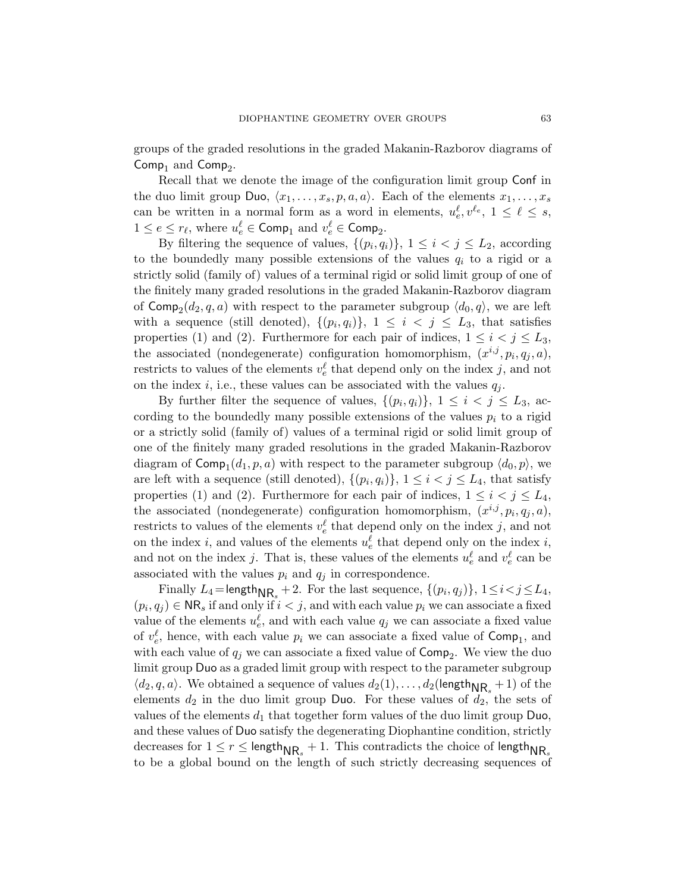groups of the graded resolutions in the graded Makanin-Razborov diagrams of $\mathsf{Comp}_1$ and $\mathsf{Comp}_2$.

Recall that we denote the image of the configuration limit group $\mathsf{Conf}$ in the duo limit group $\mathsf{Duo}$, $\langle x_1, \dots, x_s, p, a, a \rangle$. Each of the elements $x_1, \dots, x_s$ can be written in a normal form as a word in elements, $u^\ell_e, v^{\ell_e}$, $1 \leq \ell \leq s$, $1 \leq e \leq r_\ell$, where $u^\ell_e \in \mathsf{Comp}_1$ and $v^\ell_e \in \mathsf{Comp}_2$.

By filtering the sequence of values, $\{(p_i, q_i)\}$, $1 \leq i < j \leq L_2$, according to the boundedly many possible extensions of the values $q_i$ to a rigid or a strictly solid (family of) values of a terminal rigid or solid limit group of one of the finitely many graded resolutions in the graded Makanin-Razborov diagram of $\mathsf{Comp}_2(d_2, q, a)$ with respect to the parameter subgroup $\langle d_0, q \rangle$, we are left with a sequence (still denoted), $\{(p_i, q_i)\}$, $1 \leq i < j \leq L_3$, that satisfies properties (1) and (2). Furthermore for each pair of indices, $1 \leq i < j \leq L_3$, the associated (nondegenerate) configuration homomorphism, $(x^{i,j}, p_i, q_j, a)$, restricts to values of the elements $v^\ell_e$ that depend only on the index $j$, and not on the index $i$, i.e., these values can be associated with the values $q_j$.

By further filter the sequence of values, $\{(p_i, q_i)\}$, $1 \leq i < j \leq L_3$, according to the boundedly many possible extensions of the values $p_i$ to a rigid or a strictly solid (family of) values of a terminal rigid or solid limit group of one of the finitely many graded resolutions in the graded Makanin-Razborov diagram of $\mathsf{Comp}_1(d_1, p, a)$ with respect to the parameter subgroup $\langle d_0, p \rangle$, we are left with a sequence (still denoted), $\{(p_i, q_i)\}$, $1 \leq i < j \leq L_4$, that satisfy properties (1) and (2). Furthermore for each pair of indices, $1 \leq i < j \leq L_4$, the associated (nondegenerate) configuration homomorphism, $(x^{i,j}, p_i, q_j, a)$, restricts to values of the elements $v^\ell_e$ that depend only on the index $j$, and not on the index $i$, and values of the elements $u^\ell_e$ that depend only on the index $i$, and not on the index $j$. That is, these values of the elements $u^\ell_e$ and $v^\ell_e$ can be associated with the values $p_i$ and $q_j$ in correspondence.

Finally $L_4 = \mathsf{length}_{\mathsf{NR}_s} + 2$. For the last sequence, $\{(p_i, q_j)\}$, $1 \leq i < j \leq L_4$, $(p_i, q_j) \in \mathsf{NR}_s$ if and only if $i < j$, and with each value $p_i$ we can associate a fixed value of the elements $u^\ell_e$, and with each value $q_j$ we can associate a fixed value of $v^\ell_e$, hence, with each value $p_i$ we can associate a fixed value of $\mathsf{Comp}_1$, and with each value of $q_j$ we can associate a fixed value of $\mathsf{Comp}_2$. We view the duo limit group $\mathsf{Duo}$ as a graded limit group with respect to the parameter subgroup $\langle d_2, q, a \rangle$. We obtained a sequence of values $d_2(1), \dots, d_2(\mathsf{length}_{\mathsf{NR}_s} + 1)$ of the elements $d_2$ in the duo limit group $\mathsf{Duo}$. For these values of $d_2$, the sets of values of the elements $d_1$ that together form values of the duo limit group $\mathsf{Duo}$, and these values of $\mathsf{Duo}$ satisfy the degenerating Diophantine condition, strictly decreases for $1 \leq r \leq \mathsf{length}_{\mathsf{NR}_s} + 1$. This contradicts the choice of $\mathsf{length}_{\mathsf{NR}_s}$ to be a global bound on the length of such strictly decreasing sequences of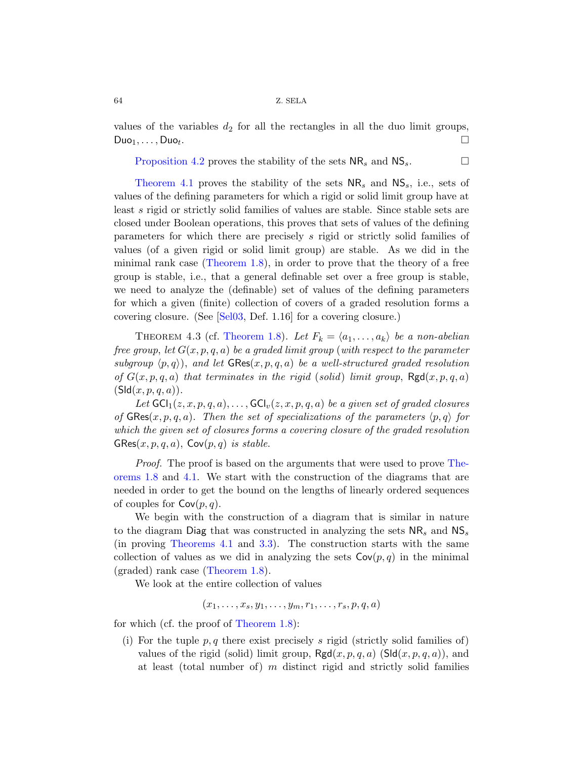values of the variables $d_2$ for all the rectangles in all the duo limit groups, $\mathsf{Duo}_1, \dots, \mathsf{Duo}_t$. □

Proposition 4.2 proves the stability of the sets $\mathsf{NR}_s$ and $\mathsf{NS}_s$. □

Theorem 4.1 proves the stability of the sets $\mathsf{NR}_s$ and $\mathsf{NS}_s$, i.e., sets of values of the defining parameters for which a rigid or solid limit group have at least $s$ rigid or strictly solid families of values are stable. Since stable sets are closed under Boolean operations, this proves that sets of values of the defining parameters for which there are precisely $s$ rigid or strictly solid families of values (of a given rigid or solid limit group) are stable. As we did in the minimal rank case (Theorem 1.8), in order to prove that the theory of a free group is stable, i.e., that a general definable set over a free group is stable, we need to analyze the (definable) set of values of the defining parameters for which a given (finite) collection of covers of a graded resolution forms a covering closure. (See [Sel03, Def. 1.16] for a covering closure.)

Theorem 4.3 (cf. Theorem 1.8). *Let $F_k = \langle a_1, \dots, a_k \rangle$ be a non-abelian free group, let $G(x,p,q,a)$ be a graded limit group (with respect to the parameter subgroup $\langle p,q \rangle$), and let $\mathsf{GRes}(x,p,q,a)$ be a well-structured graded resolution of $G(x,p,q,a)$ that terminates in the rigid (solid) limit group, $\mathsf{Rgd}(x,p,q,a)$ ($\mathsf{Sld}(x,p,q,a)$).*

*Let $\mathsf{GCl}_1(z,x,p,q,a), \dots, \mathsf{GCl}_v(z,x,p,q,a)$ be a given set of graded closures of $\mathsf{GRes}(x,p,q,a)$. Then the set of specializations of the parameters $\langle p,q \rangle$ for which the given set of closures forms a covering closure of the graded resolution $\mathsf{GRes}(x,p,q,a)$, $\mathsf{Cov}(p,q)$ is stable.*

*Proof.* The proof is based on the arguments that were used to prove Theorems 1.8 and 4.1. We start with the construction of the diagrams that are needed in order to get the bound on the lengths of linearly ordered sequences of couples for $\mathsf{Cov}(p,q)$.

We begin with the construction of a diagram that is similar in nature to the diagram $\mathsf{Diag}$ that was constructed in analyzing the sets $\mathsf{NR}_s$ and $\mathsf{NS}_s$ (in proving Theorems 4.1 and 3.3). The construction starts with the same collection of values as we did in analyzing the sets $\mathsf{Cov}(p,q)$ in the minimal (graded) rank case (Theorem 1.8).

We look at the entire collection of values

$$(x_1, \dots, x_s, y_1, \dots, y_m, r_1, \dots, r_s, p, q, a)$$

for which (cf. the proof of Theorem 1.8):

(i) For the tuple $p,q$ there exist precisely $s$ rigid (strictly solid families of) values of the rigid (solid) limit group, $\mathsf{Rgd}(x,p,q,a)$ ($\mathsf{Sld}(x,p,q,a)$), and at least (total number of) $m$ distinct rigid and strictly solid families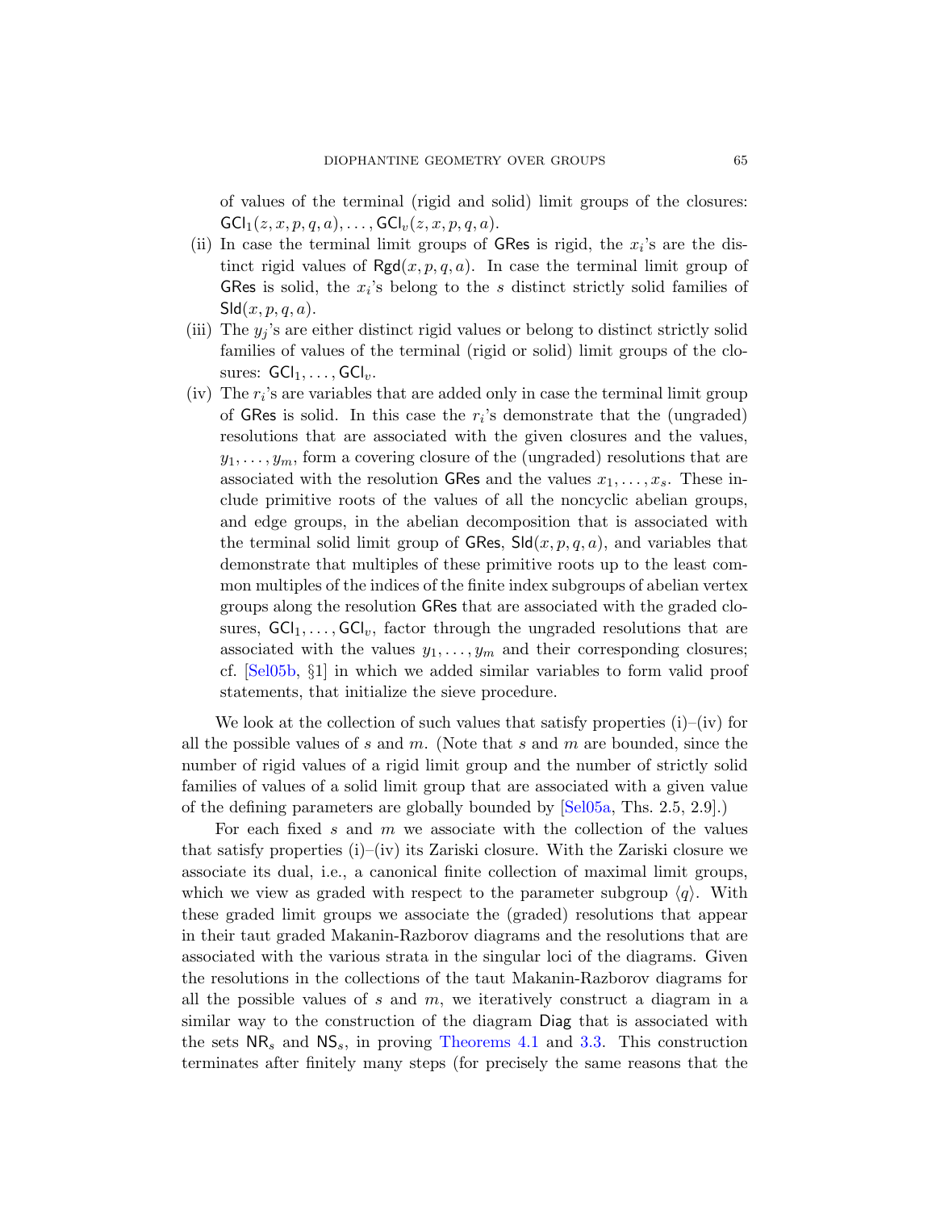of values of the terminal (rigid and solid) limit groups of the closures: $\mathsf{GCl}_1(z,x,p,q,a),\dots,\mathsf{GCl}_v(z,x,p,q,a)$.

(ii) In case the terminal limit groups of $\mathsf{GRes}$ is rigid, the $x_i$'s are the distinct rigid values of $\mathsf{Rgd}(x,p,q,a)$. In case the terminal limit group of $\mathsf{GRes}$ is solid, the $x_i$'s belong to the $s$ distinct strictly solid families of $\mathsf{Sld}(x,p,q,a)$.

(iii) The $y_j$'s are either distinct rigid values or belong to distinct strictly solid families of values of the terminal (rigid or solid) limit groups of the closures: $\mathsf{GCl}_1,\dots,\mathsf{GCl}_v$.

(iv) The $r_i$'s are variables that are added only in case the terminal limit group of $\mathsf{GRes}$ is solid. In this case the $r_i$'s demonstrate that the (ungraded) resolutions that are associated with the given closures and the values, $y_1,\dots,y_m$, form a covering closure of the (ungraded) resolutions that are associated with the resolution $\mathsf{GRes}$ and the values $x_1,\dots,x_s$. These include primitive roots of the values of all the noncyclic abelian groups, and edge groups, in the abelian decomposition that is associated with the terminal solid limit group of $\mathsf{GRes}$, $\mathsf{Sld}(x,p,q,a)$, and variables that demonstrate that multiples of these primitive roots up to the least common multiples of the indices of the finite index subgroups of abelian vertex groups along the resolution $\mathsf{GRes}$ that are associated with the graded closures, $\mathsf{GCl}_1,\dots,\mathsf{GCl}_v$, factor through the ungraded resolutions that are associated with the values $y_1,\dots,y_m$ and their corresponding closures; cf. [Sel05b, §1] in which we added similar variables to form valid proof statements, that initialize the sieve procedure.

We look at the collection of such values that satisfy properties (i)–(iv) for all the possible values of $s$ and $m$. (Note that $s$ and $m$ are bounded, since the number of rigid values of a rigid limit group and the number of strictly solid families of values of a solid limit group that are associated with a given value of the defining parameters are globally bounded by [Sel05a, Ths. 2.5, 2.9].)

For each fixed $s$ and $m$ we associate with the collection of the values that satisfy properties (i)–(iv) its Zariski closure. With the Zariski closure we associate its dual, i.e., a canonical finite collection of maximal limit groups, which we view as graded with respect to the parameter subgroup $\langle q\rangle$. With these graded limit groups we associate the (graded) resolutions that appear in their taut graded Makanin-Razborov diagrams and the resolutions that are associated with the various strata in the singular loci of the diagrams. Given the resolutions in the collections of the taut Makanin-Razborov diagrams for all the possible values of $s$ and $m$, we iteratively construct a diagram in a similar way to the construction of the diagram $\mathsf{Diag}$ that is associated with the sets $\mathsf{NR}_s$ and $\mathsf{NS}_s$, in proving Theorems 4.1 and 3.3. This construction terminates after finitely many steps (for precisely the same reasons that the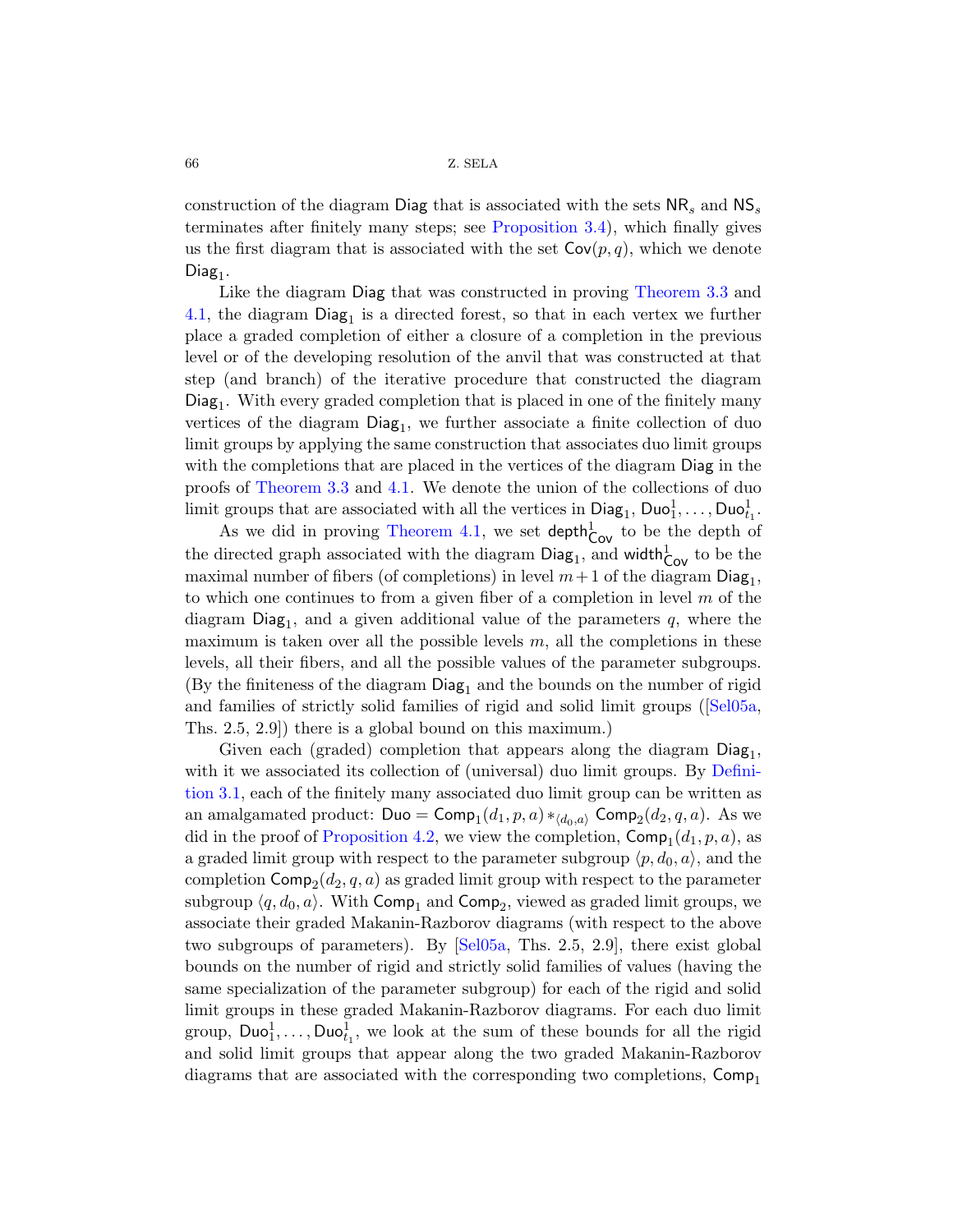construction of the diagram $\mathsf{Diag}$ that is associated with the sets $\mathsf{NR}_s$ and $\mathsf{NS}_s$ terminates after finitely many steps; see Proposition 3.4), which finally gives us the first diagram that is associated with the set $\mathsf{Cov}(p,q)$, which we denote $\mathsf{Diag}_1$.

Like the diagram $\mathsf{Diag}$ that was constructed in proving Theorem 3.3 and 4.1, the diagram $\mathsf{Diag}_1$ is a directed forest, so that in each vertex we further place a graded completion of either a closure of a completion in the previous level or of the developing resolution of the anvil that was constructed at that step (and branch) of the iterative procedure that constructed the diagram $\mathsf{Diag}_1$. With every graded completion that is placed in one of the finitely many vertices of the diagram $\mathsf{Diag}_1$, we further associate a finite collection of duo limit groups by applying the same construction that associates duo limit groups with the completions that are placed in the vertices of the diagram $\mathsf{Diag}$ in the proofs of Theorem 3.3 and 4.1. We denote the union of the collections of duo limit groups that are associated with all the vertices in $\mathsf{Diag}_1$, $\mathsf{Duo}^1_1,\dots,\mathsf{Duo}^1_{t_1}$.

As we did in proving Theorem 4.1, we set $\mathsf{depth}^1_{\mathsf{Cov}}$ to be the depth of the directed graph associated with the diagram $\mathsf{Diag}_1$, and $\mathsf{width}^1_{\mathsf{Cov}}$ to be the maximal number of fibers (of completions) in level $m+1$ of the diagram $\mathsf{Diag}_1$, to which one continues to from a given fiber of a completion in level $m$ of the diagram $\mathsf{Diag}_1$, and a given additional value of the parameters $q$, where the maximum is taken over all the possible levels $m$, all the completions in these levels, all their fibers, and all the possible values of the parameter subgroups. (By the finiteness of the diagram $\mathsf{Diag}_1$ and the bounds on the number of rigid and families of strictly solid families of rigid and solid limit groups ([Sel05a, Ths. 2.5, 2.9]) there is a global bound on this maximum.)

Given each (graded) completion that appears along the diagram $\mathsf{Diag}_1$, with it we associated its collection of (universal) duo limit groups. By Definition 3.1, each of the finitely many associated duo limit group can be written as an amalgamated product: $\mathsf{Duo} = \mathsf{Comp}_1(d_1,p,a) *_{\langle d_0,a\rangle} \mathsf{Comp}_2(d_2,q,a)$. As we did in the proof of Proposition 4.2, we view the completion, $\mathsf{Comp}_1(d_1,p,a)$, as a graded limit group with respect to the parameter subgroup $\langle p,d_0,a\rangle$, and the completion $\mathsf{Comp}_2(d_2,q,a)$ as graded limit group with respect to the parameter subgroup $\langle q,d_0,a\rangle$. With $\mathsf{Comp}_1$ and $\mathsf{Comp}_2$, viewed as graded limit groups, we associate their graded Makanin-Razborov diagrams (with respect to the above two subgroups of parameters). By [Sel05a, Ths. 2.5, 2.9], there exist global bounds on the number of rigid and strictly solid families of values (having the same specialization of the parameter subgroup) for each of the rigid and solid limit groups in these graded Makanin-Razborov diagrams. For each duo limit group, $\mathsf{Duo}^1_1,\dots,\mathsf{Duo}^1_{t_1}$, we look at the sum of these bounds for all the rigid and solid limit groups that appear along the two graded Makanin-Razborov diagrams that are associated with the corresponding two completions, $\mathsf{Comp}_1$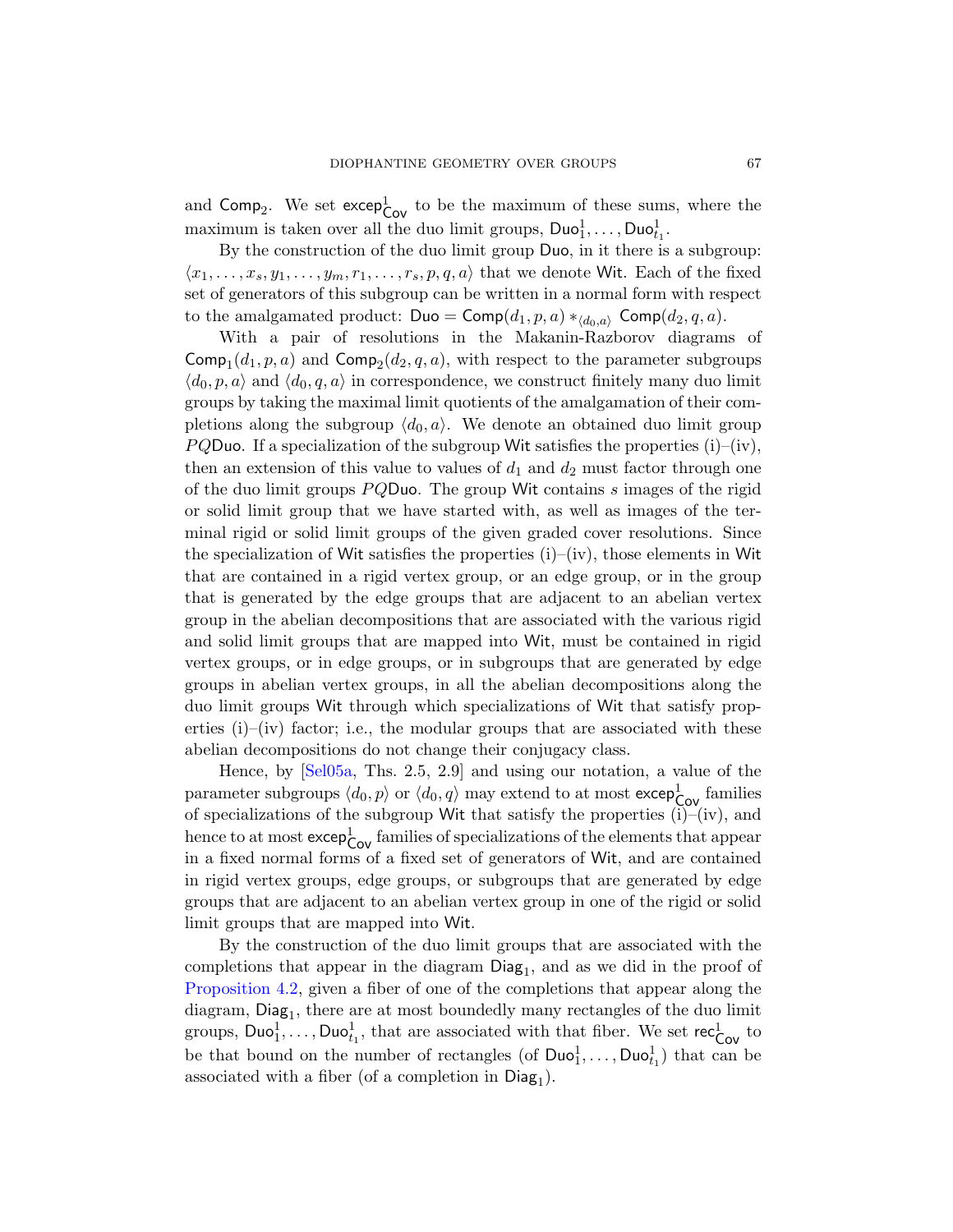and $\mathsf{Comp}_2$. We set $\mathsf{excep}^1_{\mathsf{Cov}}$ to be the maximum of these sums, where the maximum is taken over all the duo limit groups, $\mathsf{Duo}^1_1, \dots, \mathsf{Duo}^1_{t_1}$.

By the construction of the duo limit group $\mathsf{Duo}$, in it there is a subgroup: $\langle x_1, \dots, x_s, y_1, \dots, y_m, r_1, \dots, r_s, p, q, a \rangle$ that we denote $\mathsf{Wit}$. Each of the fixed set of generators of this subgroup can be written in a normal form with respect to the amalgamated product: $\mathsf{Duo} = \mathsf{Comp}(d_1, p, a) *_{\langle d_0, a \rangle} \mathsf{Comp}(d_2, q, a)$.

With a pair of resolutions in the Makanin-Razborov diagrams of $\mathsf{Comp}_1(d_1, p, a)$ and $\mathsf{Comp}_2(d_2, q, a)$, with respect to the parameter subgroups $\langle d_0, p, a \rangle$ and $\langle d_0, q, a \rangle$ in correspondence, we construct finitely many duo limit groups by taking the maximal limit quotients of the amalgamation of their completions along the subgroup $\langle d_0, a \rangle$. We denote an obtained duo limit group $PQ\mathsf{Duo}$. If a specialization of the subgroup $\mathsf{Wit}$ satisfies the properties (i)–(iv), then an extension of this value to values of $d_1$ and $d_2$ must factor through one of the duo limit groups $PQ\mathsf{Duo}$. The group $\mathsf{Wit}$ contains $s$ images of the rigid or solid limit group that we have started with, as well as images of the terminal rigid or solid limit groups of the given graded cover resolutions. Since the specialization of $\mathsf{Wit}$ satisfies the properties (i)–(iv), those elements in $\mathsf{Wit}$ that are contained in a rigid vertex group, or an edge group, or in the group that is generated by the edge groups that are adjacent to an abelian vertex group in the abelian decompositions that are associated with the various rigid and solid limit groups that are mapped into $\mathsf{Wit}$, must be contained in rigid vertex groups, or in edge groups, or in subgroups that are generated by edge groups in abelian vertex groups, in all the abelian decompositions along the duo limit groups $\mathsf{Wit}$ through which specializations of $\mathsf{Wit}$ that satisfy properties (i)–(iv) factor; i.e., the modular groups that are associated with these abelian decompositions do not change their conjugacy class.

Hence, by [Sel05a, Ths. 2.5, 2.9] and using our notation, a value of the parameter subgroups $\langle d_0, p \rangle$ or $\langle d_0, q \rangle$ may extend to at most $\mathsf{excep}^1_{\mathsf{Cov}}$ families of specializations of the subgroup $\mathsf{Wit}$ that satisfy the properties (i)–(iv), and hence to at most $\mathsf{excep}^1_{\mathsf{Cov}}$ families of specializations of the elements that appear in a fixed normal forms of a fixed set of generators of $\mathsf{Wit}$, and are contained in rigid vertex groups, edge groups, or subgroups that are generated by edge groups that are adjacent to an abelian vertex group in one of the rigid or solid limit groups that are mapped into $\mathsf{Wit}$.

By the construction of the duo limit groups that are associated with the completions that appear in the diagram $\mathsf{Diag}_1$, and as we did in the proof of Proposition 4.2, given a fiber of one of the completions that appear along the diagram, $\mathsf{Diag}_1$, there are at most boundedly many rectangles of the duo limit groups, $\mathsf{Duo}^1_1, \dots, \mathsf{Duo}^1_{t_1}$, that are associated with that fiber. We set $\mathsf{rec}^1_{\mathsf{Cov}}$ to be that bound on the number of rectangles (of $\mathsf{Duo}^1_1, \dots, \mathsf{Duo}^1_{t_1}$) that can be associated with a fiber (of a completion in $\mathsf{Diag}_1$).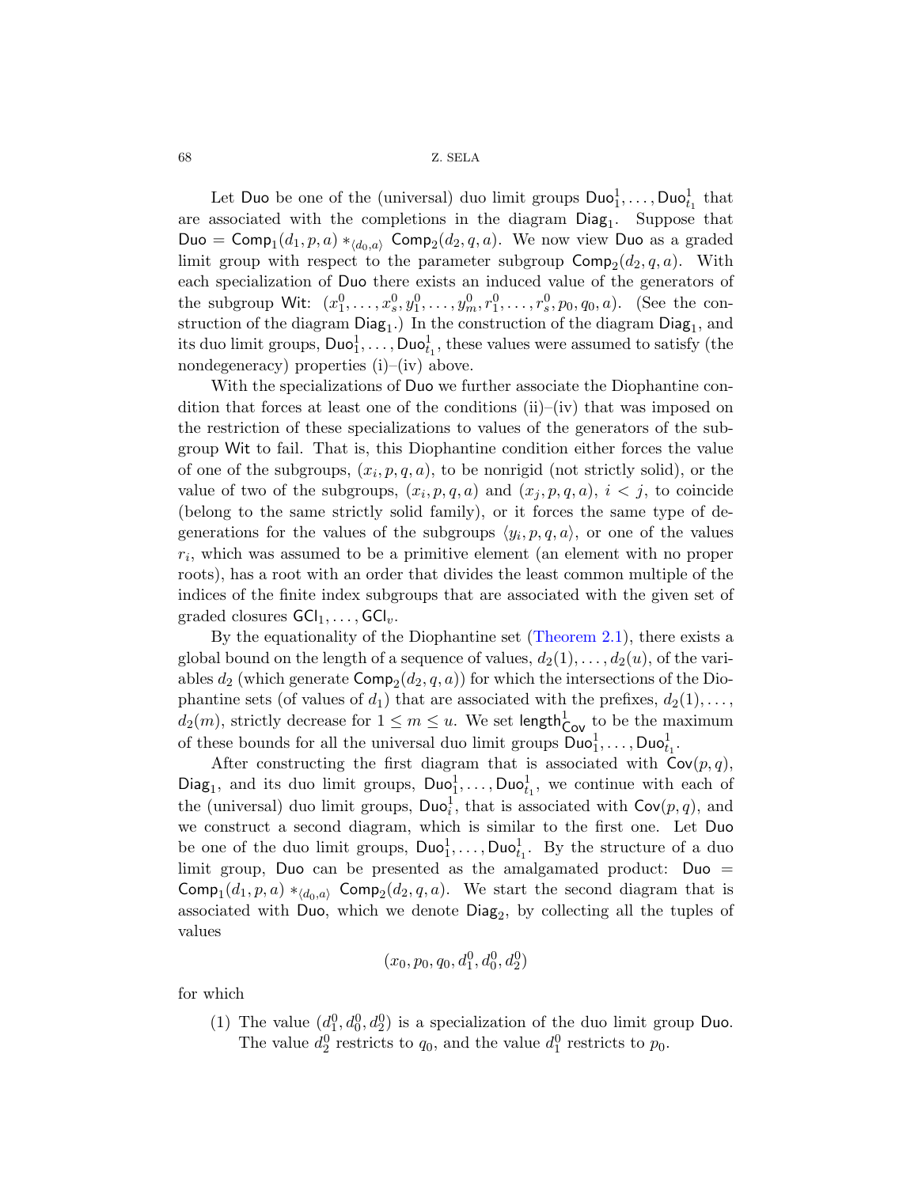Let $\mathsf{Duo}$ be one of the (universal) duo limit groups $\mathsf{Duo}^1_1,\dots,\mathsf{Duo}^1_{t_1}$ that are associated with the completions in the diagram $\mathsf{Diag}_1$. Suppose that $\mathsf{Duo} = \mathsf{Comp}_1(d_1,p,a) *_{\langle d_0,a\rangle} \mathsf{Comp}_2(d_2,q,a)$. We now view $\mathsf{Duo}$ as a graded limit group with respect to the parameter subgroup $\mathsf{Comp}_2(d_2,q,a)$. With each specialization of $\mathsf{Duo}$ there exists an induced value of the generators of the subgroup $\mathsf{Wit}$: $(x^0_1,\dots,x^0_s,y^0_1,\dots,y^0_m,r^0_1,\dots,r^0_s,p_0,q_0,a)$. (See the construction of the diagram $\mathsf{Diag}_1$.) In the construction of the diagram $\mathsf{Diag}_1$, and its duo limit groups, $\mathsf{Duo}^1_1,\dots,\mathsf{Duo}^1_{t_1}$, these values were assumed to satisfy (the nondegeneracy) properties (i)–(iv) above.

With the specializations of $\mathsf{Duo}$ we further associate the Diophantine condition that forces at least one of the conditions (ii)–(iv) that was imposed on the restriction of these specializations to values of the generators of the subgroup $\mathsf{Wit}$ to fail. That is, this Diophantine condition either forces the value of one of the subgroups, $(x_i,p,q,a)$, to be nonrigid (not strictly solid), or the value of two of the subgroups, $(x_i,p,q,a)$ and $(x_j,p,q,a)$, $i<j$, to coincide (belong to the same strictly solid family), or it forces the same type of degenerations for the values of the subgroups $\langle y_i,p,q,a\rangle$, or one of the values $r_i$, which was assumed to be a primitive element (an element with no proper roots), has a root with an order that divides the least common multiple of the indices of the finite index subgroups that are associated with the given set of graded closures $\mathsf{GCl}_1,\dots,\mathsf{GCl}_v$.

By the equationality of the Diophantine set (Theorem 2.1), there exists a global bound on the length of a sequence of values, $d_2(1),\dots,d_2(u)$, of the variables $d_2$ (which generate $\mathsf{Comp}_2(d_2,q,a)$) for which the intersections of the Diophantine sets (of values of $d_1$) that are associated with the prefixes, $d_2(1),\dots,d_2(m)$, strictly decrease for $1\le m\le u$. We set $\mathsf{length}^1_{\mathsf{Cov}}$ to be the maximum of these bounds for all the universal duo limit groups $\mathsf{Duo}^1_1,\dots,\mathsf{Duo}^1_{t_1}$.

After constructing the first diagram that is associated with $\mathsf{Cov}(p,q)$, $\mathsf{Diag}_1$, and its duo limit groups, $\mathsf{Duo}^1_1,\dots,\mathsf{Duo}^1_{t_1}$, we continue with each of the (universal) duo limit groups, $\mathsf{Duo}^1_i$, that is associated with $\mathsf{Cov}(p,q)$, and we construct a second diagram, which is similar to the first one. Let $\mathsf{Duo}$ be one of the duo limit groups, $\mathsf{Duo}^1_1,\dots,\mathsf{Duo}^1_{t_1}$. By the structure of a duo limit group, $\mathsf{Duo}$ can be presented as the amalgamated product: $\mathsf{Duo} = \mathsf{Comp}_1(d_1,p,a) *_{\langle d_0,a\rangle} \mathsf{Comp}_2(d_2,q,a)$. We start the second diagram that is associated with $\mathsf{Duo}$, which we denote $\mathsf{Diag}_2$, by collecting all the tuples of values

$$(x_0,p_0,q_0,d^0_1,d^0_0,d^0_2)$$

for which

(1) The value $(d^0_1,d^0_0,d^0_2)$ is a specialization of the duo limit group $\mathsf{Duo}$. The value $d^0_2$ restricts to $q_0$, and the value $d^0_1$ restricts to $p_0$.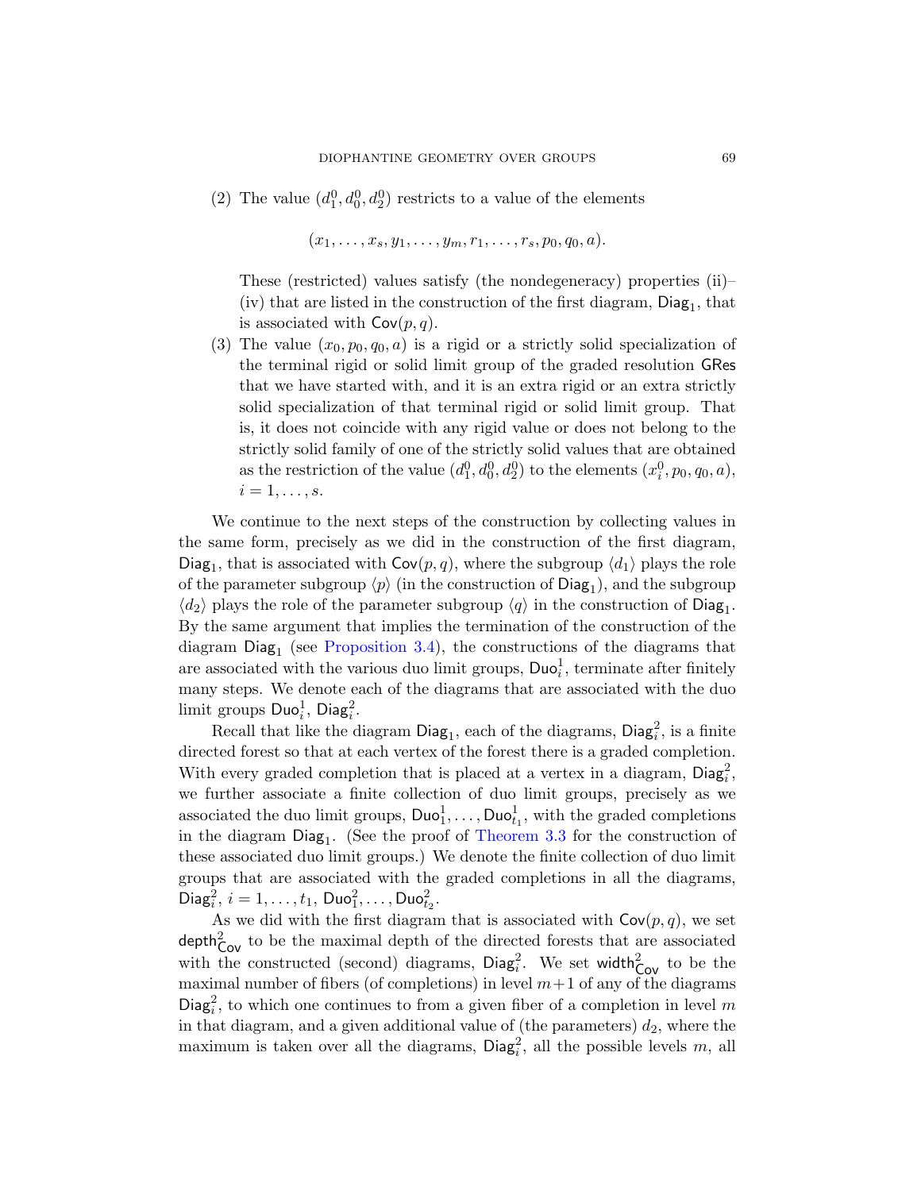(2) The value $(d_1^0, d_0^0, d_2^0)$ restricts to a value of the elements

$$(x_1, \dots, x_s, y_1, \dots, y_m, r_1, \dots, r_s, p_0, q_0, a).$$

These (restricted) values satisfy (the nondegeneracy) properties (ii)–(iv) that are listed in the construction of the first diagram, $\mathsf{Diag}_1$, that is associated with $\mathsf{Cov}(p, q)$.

(3) The value $(x_0, p_0, q_0, a)$ is a rigid or a strictly solid specialization of the terminal rigid or solid limit group of the graded resolution $\mathsf{GRes}$ that we have started with, and it is an extra rigid or an extra strictly solid specialization of that terminal rigid or solid limit group. That is, it does not coincide with any rigid value or does not belong to the strictly solid family of one of the strictly solid values that are obtained as the restriction of the value $(d_1^0, d_0^0, d_2^0)$ to the elements $(x_i^0, p_0, q_0, a)$, $i = 1, \dots, s$.

We continue to the next steps of the construction by collecting values in the same form, precisely as we did in the construction of the first diagram, $\mathsf{Diag}_1$, that is associated with $\mathsf{Cov}(p, q)$, where the subgroup $\langle d_1 \rangle$ plays the role of the parameter subgroup $\langle p \rangle$ (in the construction of $\mathsf{Diag}_1$), and the subgroup $\langle d_2 \rangle$ plays the role of the parameter subgroup $\langle q \rangle$ in the construction of $\mathsf{Diag}_1$. By the same argument that implies the termination of the construction of the diagram $\mathsf{Diag}_1$ (see Proposition 3.4), the constructions of the diagrams that are associated with the various duo limit groups, $\mathsf{Duo}_i^1$, terminate after finitely many steps. We denote each of the diagrams that are associated with the duo limit groups $\mathsf{Duo}_i^1$, $\mathsf{Diag}_i^2$.

Recall that like the diagram $\mathsf{Diag}_1$, each of the diagrams, $\mathsf{Diag}_i^2$, is a finite directed forest so that at each vertex of the forest there is a graded completion. With every graded completion that is placed at a vertex in a diagram, $\mathsf{Diag}_i^2$, we further associate a finite collection of duo limit groups, precisely as we associated the duo limit groups, $\mathsf{Duo}_1^1, \dots, \mathsf{Duo}_{t_1}^1$, with the graded completions in the diagram $\mathsf{Diag}_1$. (See the proof of Theorem 3.3 for the construction of these associated duo limit groups.) We denote the finite collection of duo limit groups that are associated with the graded completions in all the diagrams, $\mathsf{Diag}_i^2$, $i = 1, \dots, t_1$, $\mathsf{Duo}_1^2, \dots, \mathsf{Duo}_{t_2}^2$.

As we did with the first diagram that is associated with $\mathsf{Cov}(p, q)$, we set $\mathsf{depth}_{\mathsf{Cov}}^2$ to be the maximal depth of the directed forests that are associated with the constructed (second) diagrams, $\mathsf{Diag}_i^2$. We set $\mathsf{width}_{\mathsf{Cov}}^2$ to be the maximal number of fibers (of completions) in level $m+1$ of any of the diagrams $\mathsf{Diag}_i^2$, to which one continues to from a given fiber of a completion in level $m$ in that diagram, and a given additional value of (the parameters) $d_2$, where the maximum is taken over all the diagrams, $\mathsf{Diag}_i^2$, all the possible levels $m$, all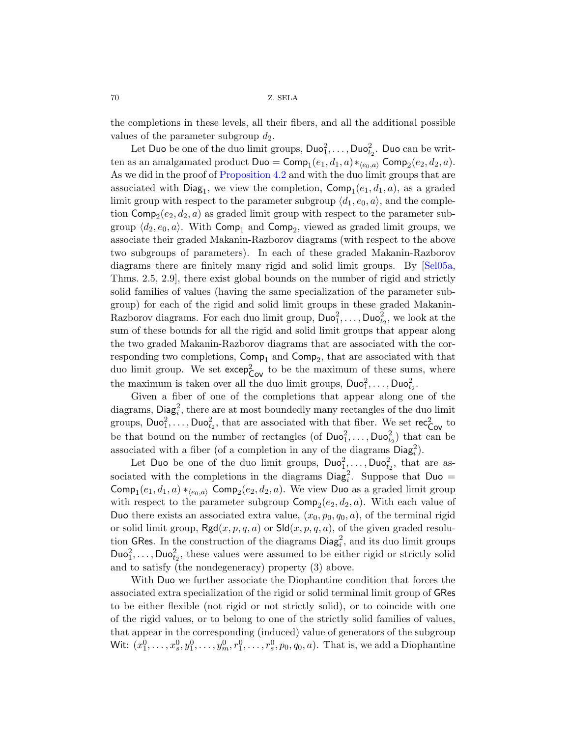the completions in these levels, all their fibers, and all the additional possible values of the parameter subgroup $d_2$.

Let $\mathsf{Duo}$ be one of the duo limit groups, $\mathsf{Duo}^2_1,\dots,\mathsf{Duo}^2_{t_2}$. $\mathsf{Duo}$ can be written as an amalgamated product $\mathsf{Duo}=\mathsf{Comp}_1(e_1,d_1,a)*_{\langle e_0,a\rangle}\mathsf{Comp}_2(e_2,d_2,a)$. As we did in the proof of Proposition 4.2 and with the duo limit groups that are associated with $\mathsf{Diag}_1$, we view the completion, $\mathsf{Comp}_1(e_1,d_1,a)$, as a graded limit group with respect to the parameter subgroup $\langle d_1,e_0,a\rangle$, and the completion $\mathsf{Comp}_2(e_2,d_2,a)$ as graded limit group with respect to the parameter subgroup $\langle d_2,e_0,a\rangle$. With $\mathsf{Comp}_1$ and $\mathsf{Comp}_2$, viewed as graded limit groups, we associate their graded Makanin-Razborov diagrams (with respect to the above two subgroups of parameters). In each of these graded Makanin-Razborov diagrams there are finitely many rigid and solid limit groups. By [Sel05a, Thms. 2.5, 2.9], there exist global bounds on the number of rigid and strictly solid families of values (having the same specialization of the parameter subgroup) for each of the rigid and solid limit groups in these graded Makanin-Razborov diagrams. For each duo limit group, $\mathsf{Duo}^2_1,\dots,\mathsf{Duo}^2_{t_2}$, we look at the sum of these bounds for all the rigid and solid limit groups that appear along the two graded Makanin-Razborov diagrams that are associated with the corresponding two completions, $\mathsf{Comp}_1$ and $\mathsf{Comp}_2$, that are associated with that duo limit group. We set $\mathsf{excep}^2_{\mathsf{Cov}}$ to be the maximum of these sums, where the maximum is taken over all the duo limit groups, $\mathsf{Duo}^2_1,\dots,\mathsf{Duo}^2_{t_2}$.

Given a fiber of one of the completions that appear along one of the diagrams, $\mathsf{Diag}^2_i$, there are at most boundedly many rectangles of the duo limit groups, $\mathsf{Duo}^2_1,\dots,\mathsf{Duo}^2_{t_2}$, that are associated with that fiber. We set $\mathsf{rec}^2_{\mathsf{Cov}}$ to be that bound on the number of rectangles (of $\mathsf{Duo}^2_1,\dots,\mathsf{Duo}^2_{t_2}$) that can be associated with a fiber (of a completion in any of the diagrams $\mathsf{Diag}^2_i$).

Let $\mathsf{Duo}$ be one of the duo limit groups, $\mathsf{Duo}^2_1,\dots,\mathsf{Duo}^2_{t_2}$, that are associated with the completions in the diagrams $\mathsf{Diag}^2_i$. Suppose that $\mathsf{Duo}=\mathsf{Comp}_1(e_1,d_1,a)*_{\langle e_0,a\rangle}\mathsf{Comp}_2(e_2,d_2,a)$. We view $\mathsf{Duo}$ as a graded limit group with respect to the parameter subgroup $\mathsf{Comp}_2(e_2,d_2,a)$. With each value of $\mathsf{Duo}$ there exists an associated extra value, $(x_0,p_0,q_0,a)$, of the terminal rigid or solid limit group, $\mathsf{Rgd}(x,p,q,a)$ or $\mathsf{Sld}(x,p,q,a)$, of the given graded resolution $\mathsf{GRes}$. In the construction of the diagrams $\mathsf{Diag}^2_i$, and its duo limit groups $\mathsf{Duo}^2_1,\dots,\mathsf{Duo}^2_{t_2}$, these values were assumed to be either rigid or strictly solid and to satisfy (the nondegeneracy) property (3) above.

With $\mathsf{Duo}$ we further associate the Diophantine condition that forces the associated extra specialization of the rigid or solid terminal limit group of $\mathsf{GRes}$ to be either flexible (not rigid or not strictly solid), or to coincide with one of the rigid values, or to belong to one of the strictly solid families of values, that appear in the corresponding (induced) value of generators of the subgroup $\mathsf{Wit}$: $(x^0_1,\dots,x^0_s,y^0_1,\dots,y^0_m,r^0_1,\dots,r^0_s,p_0,q_0,a)$. That is, we add a Diophantine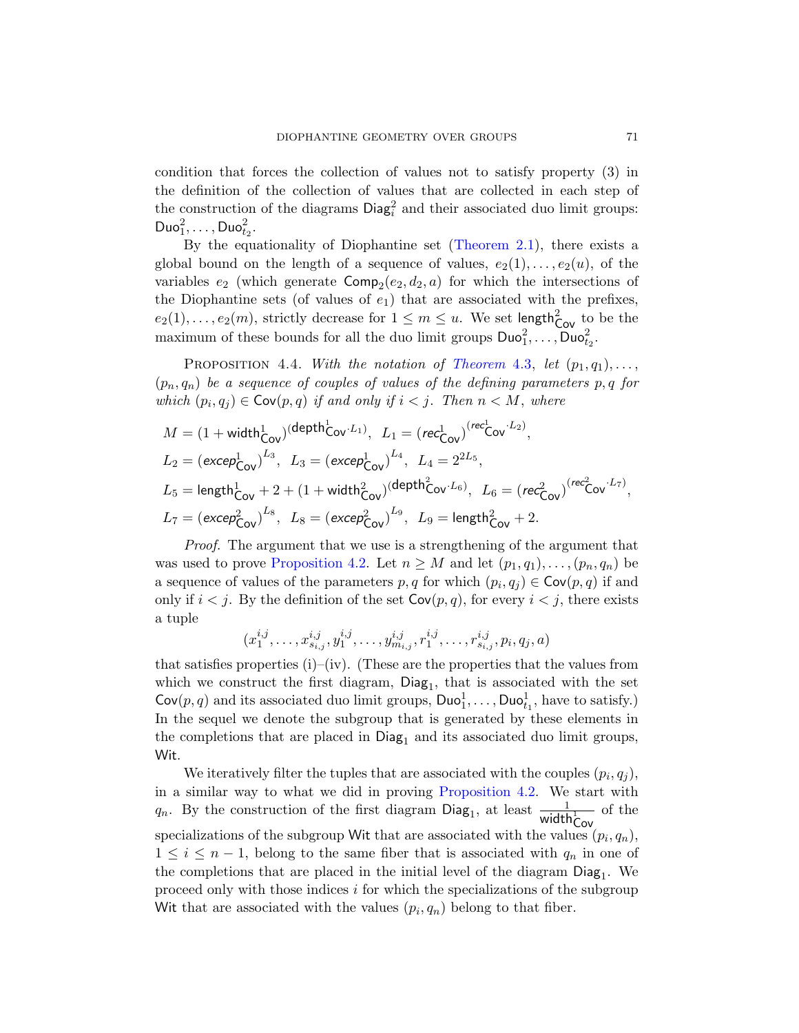condition that forces the collection of values not to satisfy property (3) in the definition of the collection of values that are collected in each step of the construction of the diagrams $\mathsf{Diag}^2_i$ and their associated duo limit groups: $\mathsf{Duo}^2_1, \dots, \mathsf{Duo}^2_{t_2}$.

By the equationality of Diophantine set (Theorem 2.1), there exists a global bound on the length of a sequence of values, $e_2(1), \dots, e_2(u)$, of the variables $e_2$ (which generate $\mathsf{Comp}_2(e_2, d_2, a)$ for which the intersections of the Diophantine sets (of values of $e_1$) that are associated with the prefixes, $e_2(1), \dots, e_2(m)$, strictly decrease for $1 \leq m \leq u$. We set $\mathsf{length}^2_{\mathsf{Cov}}$ to be the maximum of these bounds for all the duo limit groups $\mathsf{Duo}^2_1, \dots, \mathsf{Duo}^2_{t_2}$.

Proposition 4.4. *With the notation of Theorem 4.3, let $(p_1, q_1), \dots, (p_n, q_n)$ be a sequence of couples of values of the defining parameters $p, q$ for which $(p_i, q_j) \in \mathsf{Cov}(p, q)$ if and only if $i < j$. Then $n < M$, where*

$$
\begin{aligned}
&M = (1 + \mathsf{width}^1_{\mathsf{Cov}})^{(\mathsf{depth}^1_{\mathsf{Cov}} \cdot L_1)}, \;\; L_1 = (\mathit{rec}^1_{\mathsf{Cov}})^{(\mathit{rec}^1_{\mathsf{Cov}} \cdot L_2)}, \\
&L_2 = \left(\mathit{excep}^1_{\mathsf{Cov}}\right)^{L_3}, \;\; L_3 = \left(\mathit{excep}^1_{\mathsf{Cov}}\right)^{L_4}, \;\; L_4 = 2^{2L_5}, \\
&L_5 = \mathsf{length}^1_{\mathsf{Cov}} + 2 + (1 + \mathsf{width}^2_{\mathsf{Cov}})^{(\mathsf{depth}^2_{\mathsf{Cov}} \cdot L_6)}, \;\; L_6 = (\mathit{rec}^2_{\mathsf{Cov}})^{(\mathit{rec}^2_{\mathsf{Cov}} \cdot L_7)}, \\
&L_7 = \left(\mathit{excep}^2_{\mathsf{Cov}}\right)^{L_8}, \;\; L_8 = \left(\mathit{excep}^2_{\mathsf{Cov}}\right)^{L_9}, \;\; L_9 = \mathsf{length}^2_{\mathsf{Cov}} + 2.
\end{aligned}
$$

*Proof.* The argument that we use is a strengthening of the argument that was used to prove Proposition 4.2. Let $n \geq M$ and let $(p_1, q_1), \dots, (p_n, q_n)$ be a sequence of values of the parameters $p, q$ for which $(p_i, q_j) \in \mathsf{Cov}(p, q)$ if and only if $i < j$. By the definition of the set $\mathsf{Cov}(p, q)$, for every $i < j$, there exists a tuple

$$
(x^{i,j}_1, \dots, x^{i,j}_{s_{i,j}}, y^{i,j}_1, \dots, y^{i,j}_{m_{i,j}}, r^{i,j}_1, \dots, r^{i,j}_{s_{i,j}}, p_i, q_j, a)
$$

that satisfies properties (i)–(iv). (These are the properties that the values from which we construct the first diagram, $\mathsf{Diag}_1$, that is associated with the set $\mathsf{Cov}(p, q)$ and its associated duo limit groups, $\mathsf{Duo}^1_1, \dots, \mathsf{Duo}^1_{t_1}$, have to satisfy.) In the sequel we denote the subgroup that is generated by these elements in the completions that are placed in $\mathsf{Diag}_1$ and its associated duo limit groups, $\mathsf{Wit}$.

We iteratively filter the tuples that are associated with the couples $(p_i, q_j)$, in a similar way to what we did in proving Proposition 4.2. We start with $q_n$. By the construction of the first diagram $\mathsf{Diag}_1$, at least $\frac{1}{\mathsf{width}^1_{\mathsf{Cov}}}$ of the specializations of the subgroup $\mathsf{Wit}$ that are associated with the values $(p_i, q_n)$, $1 \leq i \leq n-1$, belong to the same fiber that is associated with $q_n$ in one of the completions that are placed in the initial level of the diagram $\mathsf{Diag}_1$. We proceed only with those indices $i$ for which the specializations of the subgroup $\mathsf{Wit}$ that are associated with the values $(p_i, q_n)$ belong to that fiber.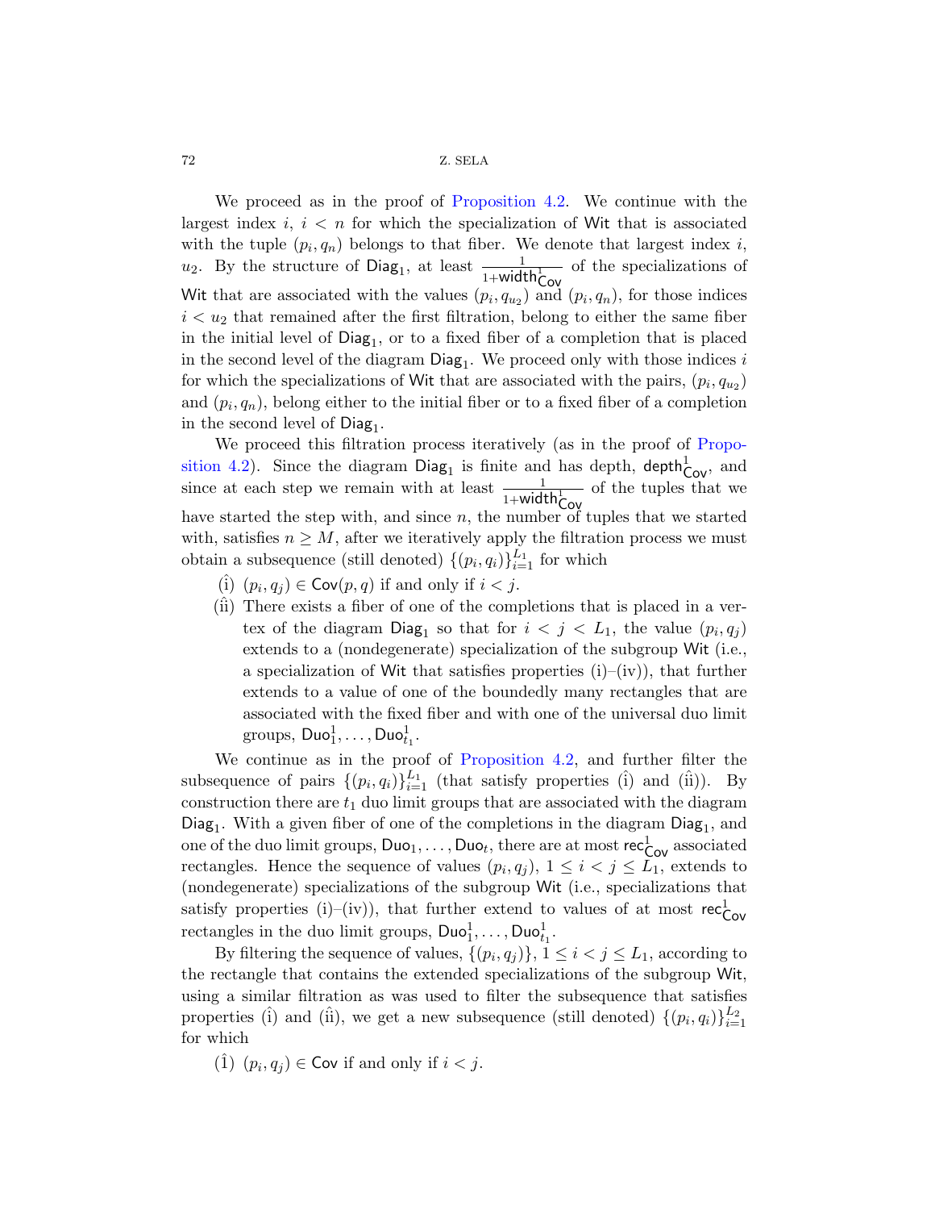We proceed as in the proof of Proposition 4.2. We continue with the largest index $i$, $i < n$ for which the specialization of $\mathsf{Wit}$ that is associated with the tuple $(p_i, q_n)$ belongs to that fiber. We denote that largest index $i$, $u_2$. By the structure of $\mathsf{Diag}_1$, at least $\frac{1}{1+\mathsf{width}^1_{\mathsf{Cov}}}$ of the specializations of $\mathsf{Wit}$ that are associated with the values $(p_i, q_{u_2})$ and $(p_i, q_n)$, for those indices $i < u_2$ that remained after the first filtration, belong to either the same fiber in the initial level of $\mathsf{Diag}_1$, or to a fixed fiber of a completion that is placed in the second level of the diagram $\mathsf{Diag}_1$. We proceed only with those indices $i$ for which the specializations of $\mathsf{Wit}$ that are associated with the pairs, $(p_i, q_{u_2})$ and $(p_i, q_n)$, belong either to the initial fiber or to a fixed fiber of a completion in the second level of $\mathsf{Diag}_1$.

We proceed this filtration process iteratively (as in the proof of Proposition 4.2). Since the diagram $\mathsf{Diag}_1$ is finite and has depth, $\mathsf{depth}^1_{\mathsf{Cov}}$, and since at each step we remain with at least $\frac{1}{1+\mathsf{width}^1_{\mathsf{Cov}}}$ of the tuples that we have started the step with, and since $n$, the number of tuples that we started with, satisfies $n \geq M$, after we iteratively apply the filtration process we must obtain a subsequence (still denoted) $\{(p_i, q_i)\}_{i=1}^{L_1}$ for which

- $(\hat{\text{i}})$ $(p_i, q_j) \in \mathsf{Cov}(p, q)$ if and only if $i < j$.
- $(\hat{\text{ii}})$ There exists a fiber of one of the completions that is placed in a vertex of the diagram $\mathsf{Diag}_1$ so that for $i < j < L_1$, the value $(p_i, q_j)$ extends to a (nondegenerate) specialization of the subgroup $\mathsf{Wit}$ (i.e., a specialization of $\mathsf{Wit}$ that satisfies properties (i)–(iv)), that further extends to a value of one of the boundedly many rectangles that are associated with the fixed fiber and with one of the universal duo limit groups, $\mathsf{Duo}^1_1, \dots, \mathsf{Duo}^1_{t_1}$.

We continue as in the proof of Proposition 4.2, and further filter the subsequence of pairs $\{(p_i, q_i)\}_{i=1}^{L_1}$ (that satisfy properties $(\hat{\text{i}})$ and $(\hat{\text{ii}})$). By construction there are $t_1$ duo limit groups that are associated with the diagram $\mathsf{Diag}_1$. With a given fiber of one of the completions in the diagram $\mathsf{Diag}_1$, and one of the duo limit groups, $\mathsf{Duo}_1, \dots, \mathsf{Duo}_t$, there are at most $\mathsf{rec}^1_{\mathsf{Cov}}$ associated rectangles. Hence the sequence of values $(p_i, q_j)$, $1 \leq i < j \leq L_1$, extends to (nondegenerate) specializations of the subgroup $\mathsf{Wit}$ (i.e., specializations that satisfy properties (i)–(iv)), that further extend to values of at most $\mathsf{rec}^1_{\mathsf{Cov}}$ rectangles in the duo limit groups, $\mathsf{Duo}^1_1, \dots, \mathsf{Duo}^1_{t_1}$.

By filtering the sequence of values, $\{(p_i, q_j)\}$, $1 \leq i < j \leq L_1$, according to the rectangle that contains the extended specializations of the subgroup $\mathsf{Wit}$, using a similar filtration as was used to filter the subsequence that satisfies properties $(\hat{\text{i}})$ and $(\hat{\text{ii}})$, we get a new subsequence (still denoted) $\{(p_i, q_i)\}_{i=1}^{L_2}$ for which

- $(\hat{1})$ $(p_i, q_j) \in \mathsf{Cov}$ if and only if $i < j$.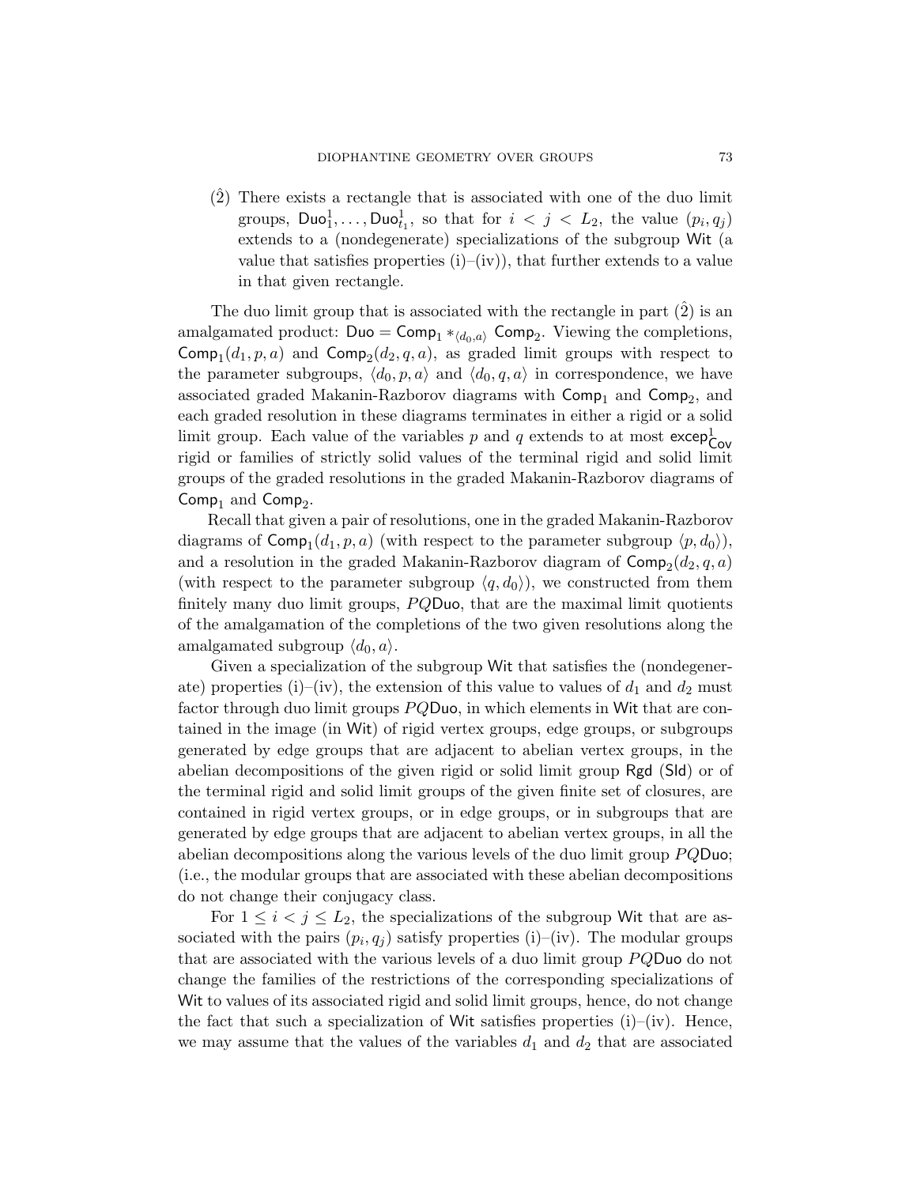($\hat{2}$) There exists a rectangle that is associated with one of the duo limit groups, $\mathsf{Duo}^1_1, \ldots, \mathsf{Duo}^1_{t_1}$, so that for $i < j < L_2$, the value $(p_i, q_j)$ extends to a (nondegenerate) specializations of the subgroup $\mathsf{Wit}$ (a value that satisfies properties (i)–(iv)), that further extends to a value in that given rectangle.

The duo limit group that is associated with the rectangle in part ($\hat{2}$) is an amalgamated product: $\mathsf{Duo} = \mathsf{Comp}_1 *_{\langle d_0, a \rangle} \mathsf{Comp}_2$. Viewing the completions, $\mathsf{Comp}_1(d_1, p, a)$ and $\mathsf{Comp}_2(d_2, q, a)$, as graded limit groups with respect to the parameter subgroups, $\langle d_0, p, a \rangle$ and $\langle d_0, q, a \rangle$ in correspondence, we have associated graded Makanin-Razborov diagrams with $\mathsf{Comp}_1$ and $\mathsf{Comp}_2$, and each graded resolution in these diagrams terminates in either a rigid or a solid limit group. Each value of the variables $p$ and $q$ extends to at most $\mathsf{excep}^1_{\mathsf{Cov}}$ rigid or families of strictly solid values of the terminal rigid and solid limit groups of the graded resolutions in the graded Makanin-Razborov diagrams of $\mathsf{Comp}_1$ and $\mathsf{Comp}_2$.

Recall that given a pair of resolutions, one in the graded Makanin-Razborov diagrams of $\mathsf{Comp}_1(d_1, p, a)$ (with respect to the parameter subgroup $\langle p, d_0 \rangle$), and a resolution in the graded Makanin-Razborov diagram of $\mathsf{Comp}_2(d_2, q, a)$ (with respect to the parameter subgroup $\langle q, d_0 \rangle$), we constructed from them finitely many duo limit groups, $PQ\mathsf{Duo}$, that are the maximal limit quotients of the amalgamation of the completions of the two given resolutions along the amalgamated subgroup $\langle d_0, a \rangle$.

Given a specialization of the subgroup $\mathsf{Wit}$ that satisfies the (nondegenerate) properties (i)–(iv), the extension of this value to values of $d_1$ and $d_2$ must factor through duo limit groups $PQ\mathsf{Duo}$, in which elements in $\mathsf{Wit}$ that are contained in the image (in $\mathsf{Wit}$) of rigid vertex groups, edge groups, or subgroups generated by edge groups that are adjacent to abelian vertex groups, in the abelian decompositions of the given rigid or solid limit group $\mathsf{Rgd}$ ($\mathsf{Sld}$) or of the terminal rigid and solid limit groups of the given finite set of closures, are contained in rigid vertex groups, or in edge groups, or in subgroups that are generated by edge groups that are adjacent to abelian vertex groups, in all the abelian decompositions along the various levels of the duo limit group $PQ\mathsf{Duo}$; (i.e., the modular groups that are associated with these abelian decompositions do not change their conjugacy class.

For $1 \leq i < j \leq L_2$, the specializations of the subgroup $\mathsf{Wit}$ that are associated with the pairs $(p_i, q_j)$ satisfy properties (i)–(iv). The modular groups that are associated with the various levels of a duo limit group $PQ\mathsf{Duo}$ do not change the families of the restrictions of the corresponding specializations of $\mathsf{Wit}$ to values of its associated rigid and solid limit groups, hence, do not change the fact that such a specialization of $\mathsf{Wit}$ satisfies properties (i)–(iv). Hence, we may assume that the values of the variables $d_1$ and $d_2$ that are associated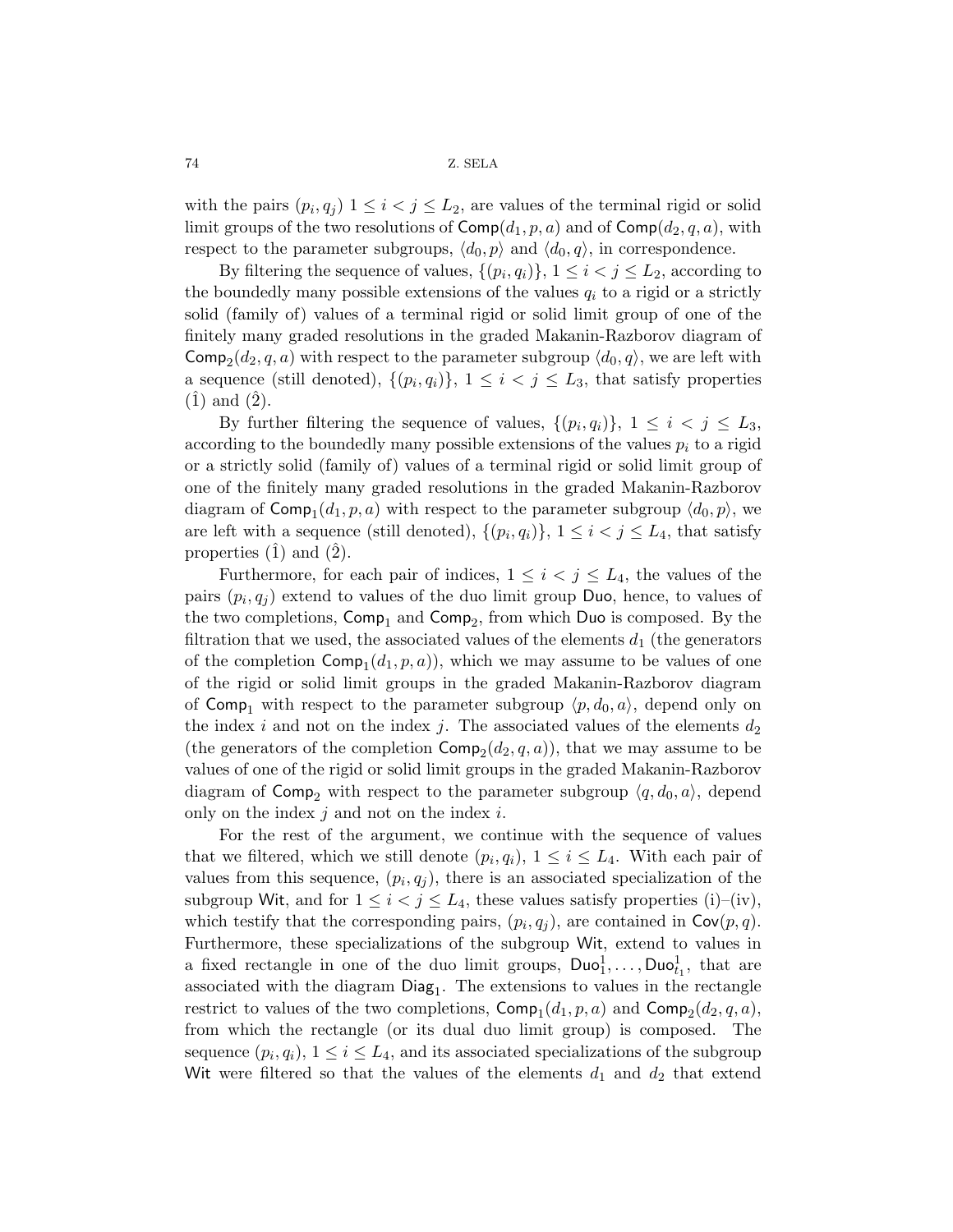with the pairs $(p_i, q_j)$ $1 \leq i < j \leq L_2$, are values of the terminal rigid or solid limit groups of the two resolutions of $\mathsf{Comp}(d_1, p, a)$ and of $\mathsf{Comp}(d_2, q, a)$, with respect to the parameter subgroups, $\langle d_0, p \rangle$ and $\langle d_0, q \rangle$, in correspondence.

By filtering the sequence of values, $\{(p_i, q_i)\}$, $1 \leq i < j \leq L_2$, according to the boundedly many possible extensions of the values $q_i$ to a rigid or a strictly solid (family of) values of a terminal rigid or solid limit group of one of the finitely many graded resolutions in the graded Makanin-Razborov diagram of $\mathsf{Comp}_2(d_2, q, a)$ with respect to the parameter subgroup $\langle d_0, q \rangle$, we are left with a sequence (still denoted), $\{(p_i, q_i)\}$, $1 \leq i < j \leq L_3$, that satisfy properties $(\hat{1})$ and $(\hat{2})$.

By further filtering the sequence of values, $\{(p_i, q_i)\}$, $1 \leq i < j \leq L_3$, according to the boundedly many possible extensions of the values $p_i$ to a rigid or a strictly solid (family of) values of a terminal rigid or solid limit group of one of the finitely many graded resolutions in the graded Makanin-Razborov diagram of $\mathsf{Comp}_1(d_1, p, a)$ with respect to the parameter subgroup $\langle d_0, p \rangle$, we are left with a sequence (still denoted), $\{(p_i, q_i)\}$, $1 \leq i < j \leq L_4$, that satisfy properties $(\hat{1})$ and $(\hat{2})$.

Furthermore, for each pair of indices, $1 \leq i < j \leq L_4$, the values of the pairs $(p_i, q_j)$ extend to values of the duo limit group $\mathsf{Duo}$, hence, to values of the two completions, $\mathsf{Comp}_1$ and $\mathsf{Comp}_2$, from which $\mathsf{Duo}$ is composed. By the filtration that we used, the associated values of the elements $d_1$ (the generators of the completion $\mathsf{Comp}_1(d_1, p, a)$), which we may assume to be values of one of the rigid or solid limit groups in the graded Makanin-Razborov diagram of $\mathsf{Comp}_1$ with respect to the parameter subgroup $\langle p, d_0, a \rangle$, depend only on the index $i$ and not on the index $j$. The associated values of the elements $d_2$ (the generators of the completion $\mathsf{Comp}_2(d_2, q, a)$), that we may assume to be values of one of the rigid or solid limit groups in the graded Makanin-Razborov diagram of $\mathsf{Comp}_2$ with respect to the parameter subgroup $\langle q, d_0, a \rangle$, depend only on the index $j$ and not on the index $i$.

For the rest of the argument, we continue with the sequence of values that we filtered, which we still denote $(p_i, q_i)$, $1 \leq i \leq L_4$. With each pair of values from this sequence, $(p_i, q_j)$, there is an associated specialization of the subgroup $\mathsf{Wit}$, and for $1 \leq i < j \leq L_4$, these values satisfy properties (i)–(iv), which testify that the corresponding pairs, $(p_i, q_j)$, are contained in $\mathsf{Cov}(p, q)$. Furthermore, these specializations of the subgroup $\mathsf{Wit}$, extend to values in a fixed rectangle in one of the duo limit groups, $\mathsf{Duo}_1^1, \dots, \mathsf{Duo}_{t_1}^1$, that are associated with the diagram $\mathsf{Diag}_1$. The extensions to values in the rectangle restrict to values of the two completions, $\mathsf{Comp}_1(d_1, p, a)$ and $\mathsf{Comp}_2(d_2, q, a)$, from which the rectangle (or its dual duo limit group) is composed. The sequence $(p_i, q_i)$, $1 \leq i \leq L_4$, and its associated specializations of the subgroup $\mathsf{Wit}$ were filtered so that the values of the elements $d_1$ and $d_2$ that extend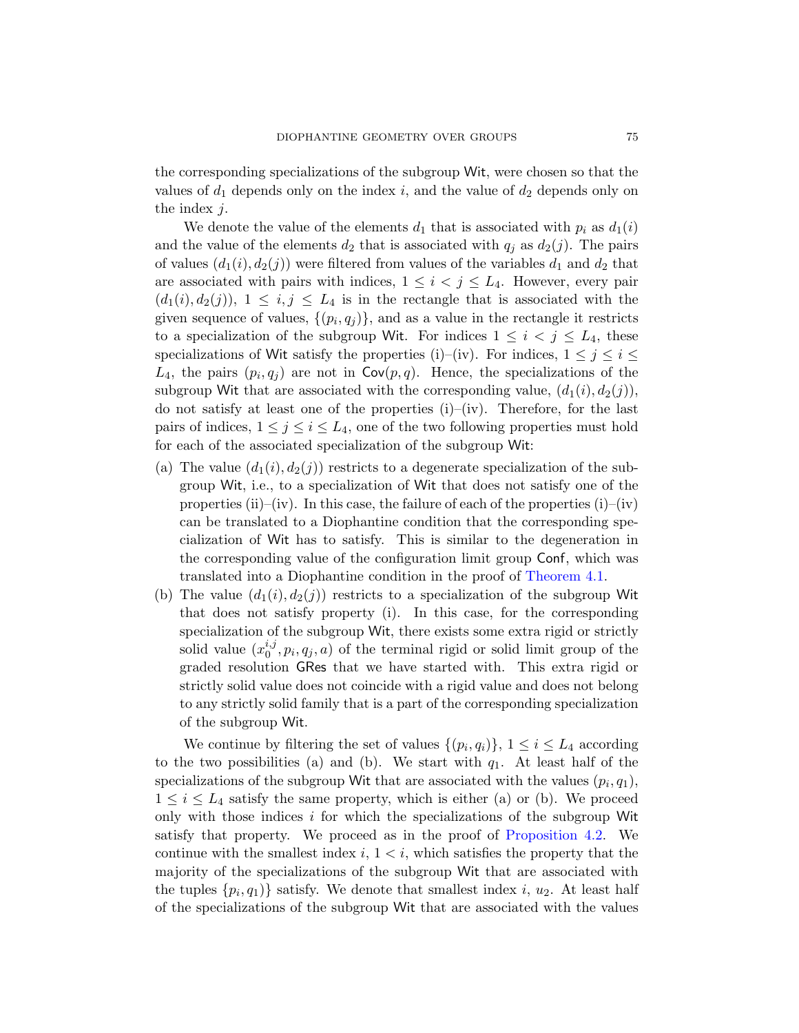the corresponding specializations of the subgroup Wit, were chosen so that the values of $d_1$ depends only on the index $i$, and the value of $d_2$ depends only on the index $j$.

We denote the value of the elements $d_1$ that is associated with $p_i$ as $d_1(i)$ and the value of the elements $d_2$ that is associated with $q_j$ as $d_2(j)$. The pairs of values $(d_1(i), d_2(j))$ were filtered from values of the variables $d_1$ and $d_2$ that are associated with pairs with indices, $1 \leq i < j \leq L_4$. However, every pair $(d_1(i), d_2(j))$, $1 \leq i, j \leq L_4$ is in the rectangle that is associated with the given sequence of values, $\{(p_i, q_j)\}$, and as a value in the rectangle it restricts to a specialization of the subgroup Wit. For indices $1 \leq i < j \leq L_4$, these specializations of Wit satisfy the properties (i)–(iv). For indices, $1 \leq j \leq i \leq L_4$, the pairs $(p_i, q_j)$ are not in $\mathsf{Cov}(p, q)$. Hence, the specializations of the subgroup Wit that are associated with the corresponding value, $(d_1(i), d_2(j))$, do not satisfy at least one of the properties (i)–(iv). Therefore, for the last pairs of indices, $1 \leq j \leq i \leq L_4$, one of the two following properties must hold for each of the associated specialization of the subgroup Wit:

(a) The value $(d_1(i), d_2(j))$ restricts to a degenerate specialization of the subgroup Wit, i.e., to a specialization of Wit that does not satisfy one of the properties (ii)–(iv). In this case, the failure of each of the properties (i)–(iv) can be translated to a Diophantine condition that the corresponding specialization of Wit has to satisfy. This is similar to the degeneration in the corresponding value of the configuration limit group Conf, which was translated into a Diophantine condition in the proof of Theorem 4.1.

(b) The value $(d_1(i), d_2(j))$ restricts to a specialization of the subgroup Wit that does not satisfy property (i). In this case, for the corresponding specialization of the subgroup Wit, there exists some extra rigid or strictly solid value $(x_0^{i,j}, p_i, q_j, a)$ of the terminal rigid or solid limit group of the graded resolution GRes that we have started with. This extra rigid or strictly solid value does not coincide with a rigid value and does not belong to any strictly solid family that is a part of the corresponding specialization of the subgroup Wit.

We continue by filtering the set of values $\{(p_i, q_i)\}$, $1 \leq i \leq L_4$ according to the two possibilities (a) and (b). We start with $q_1$. At least half of the specializations of the subgroup Wit that are associated with the values $(p_i, q_1)$, $1 \leq i \leq L_4$ satisfy the same property, which is either (a) or (b). We proceed only with those indices $i$ for which the specializations of the subgroup Wit satisfy that property. We proceed as in the proof of Proposition 4.2. We continue with the smallest index $i$, $1 < i$, which satisfies the property that the majority of the specializations of the subgroup Wit that are associated with the tuples $\{p_i, q_1)\}$ satisfy. We denote that smallest index $i$, $u_2$. At least half of the specializations of the subgroup Wit that are associated with the values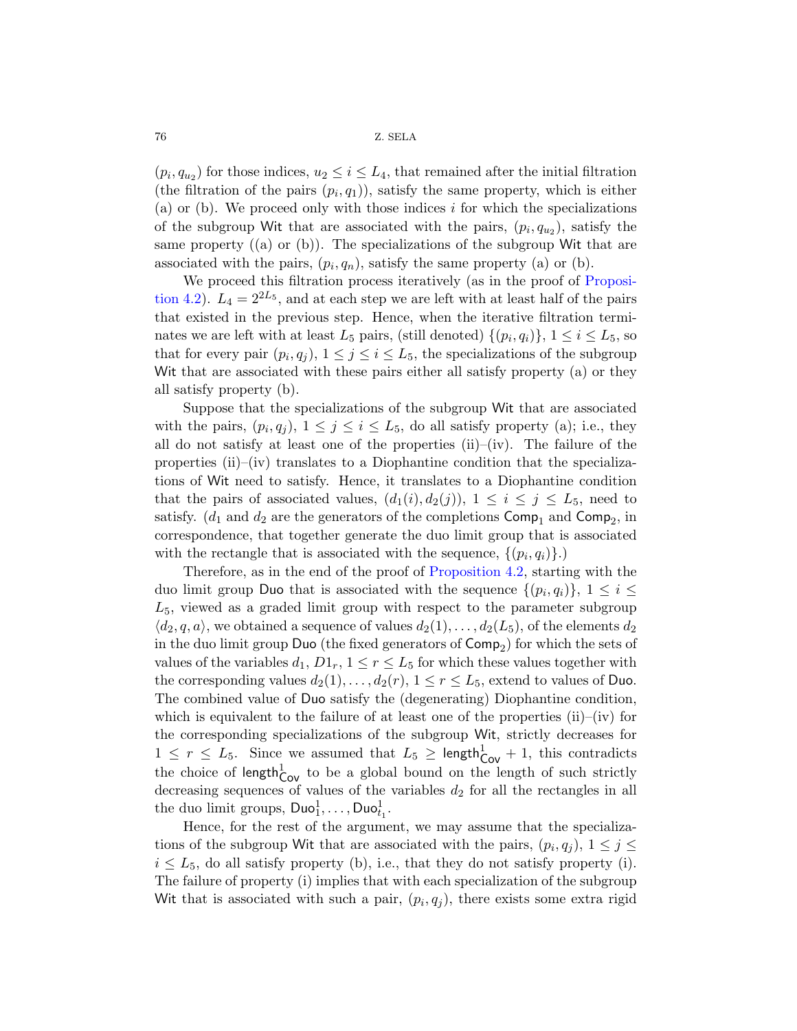$(p_i, q_{u_2})$ for those indices, $u_2 \leq i \leq L_4$, that remained after the initial filtration (the filtration of the pairs $(p_i, q_1)$), satisfy the same property, which is either (a) or (b). We proceed only with those indices $i$ for which the specializations of the subgroup Wit that are associated with the pairs, $(p_i, q_{u_2})$, satisfy the same property ((a) or (b)). The specializations of the subgroup Wit that are associated with the pairs, $(p_i, q_n)$, satisfy the same property (a) or (b).

We proceed this filtration process iteratively (as in the proof of Proposition 4.2). $L_4 = 2^{2L_5}$, and at each step we are left with at least half of the pairs that existed in the previous step. Hence, when the iterative filtration terminates we are left with at least $L_5$ pairs, (still denoted) $\{(p_i, q_i)\}$, $1 \leq i \leq L_5$, so that for every pair $(p_i, q_j)$, $1 \leq j \leq i \leq L_5$, the specializations of the subgroup Wit that are associated with these pairs either all satisfy property (a) or they all satisfy property (b).

Suppose that the specializations of the subgroup Wit that are associated with the pairs, $(p_i, q_j)$, $1 \leq j \leq i \leq L_5$, do all satisfy property (a); i.e., they all do not satisfy at least one of the properties (ii)–(iv). The failure of the properties (ii)–(iv) translates to a Diophantine condition that the specializations of Wit need to satisfy. Hence, it translates to a Diophantine condition that the pairs of associated values, $(d_1(i), d_2(j))$, $1 \leq i \leq j \leq L_5$, need to satisfy. ($d_1$ and $d_2$ are the generators of the completions $\mathsf{Comp}_1$ and $\mathsf{Comp}_2$, in correspondence, that together generate the duo limit group that is associated with the rectangle that is associated with the sequence, $\{(p_i, q_i)\}$.)

Therefore, as in the end of the proof of Proposition 4.2, starting with the duo limit group Duo that is associated with the sequence $\{(p_i, q_i)\}$, $1 \leq i \leq L_5$, viewed as a graded limit group with respect to the parameter subgroup $\langle d_2, q, a \rangle$, we obtained a sequence of values $d_2(1), \dots, d_2(L_5)$, of the elements $d_2$ in the duo limit group Duo (the fixed generators of $\mathsf{Comp}_2$) for which the sets of values of the variables $d_1$, $D1_r$, $1 \leq r \leq L_5$ for which these values together with the corresponding values $d_2(1), \dots, d_2(r)$, $1 \leq r \leq L_5$, extend to values of Duo. The combined value of Duo satisfy the (degenerating) Diophantine condition, which is equivalent to the failure of at least one of the properties (ii)–(iv) for the corresponding specializations of the subgroup Wit, strictly decreases for $1 \leq r \leq L_5$. Since we assumed that $L_5 \geq \mathsf{length}^1_{\mathsf{Cov}} + 1$, this contradicts the choice of $\mathsf{length}^1_{\mathsf{Cov}}$ to be a global bound on the length of such strictly decreasing sequences of values of the variables $d_2$ for all the rectangles in all the duo limit groups, $\mathsf{Duo}^1_1, \dots, \mathsf{Duo}^1_{t_1}$.

Hence, for the rest of the argument, we may assume that the specializations of the subgroup Wit that are associated with the pairs, $(p_i, q_j)$, $1 \leq j \leq i \leq L_5$, do all satisfy property (b), i.e., that they do not satisfy property (i). The failure of property (i) implies that with each specialization of the subgroup Wit that is associated with such a pair, $(p_i, q_j)$, there exists some extra rigid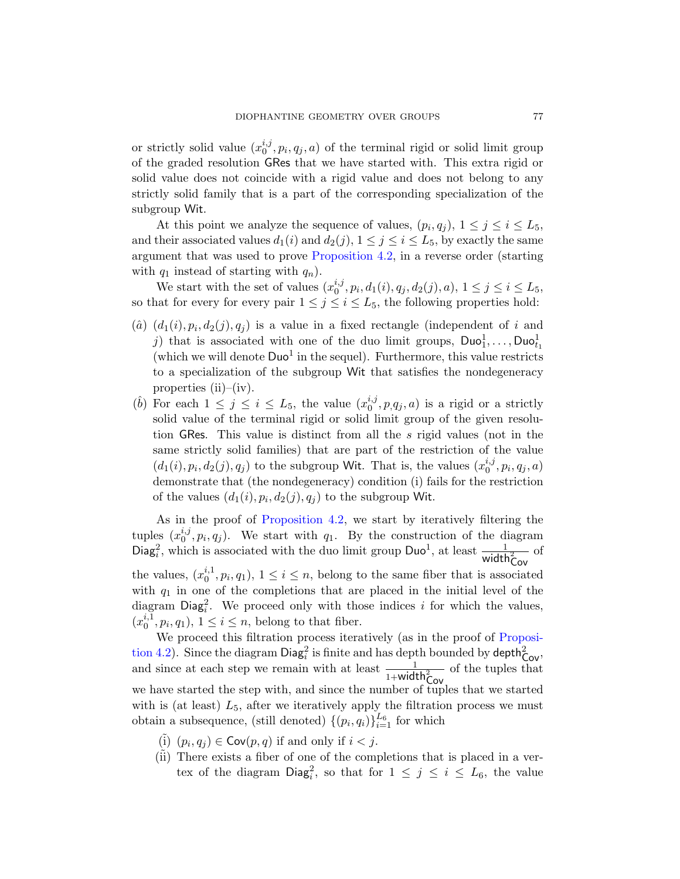or strictly solid value $(x_0^{i,j}, p_i, q_j, a)$ of the terminal rigid or solid limit group of the graded resolution $\mathsf{GRes}$ that we have started with. This extra rigid or solid value does not coincide with a rigid value and does not belong to any strictly solid family that is a part of the corresponding specialization of the subgroup $\mathsf{Wit}$.

At this point we analyze the sequence of values, $(p_i, q_j)$, $1 \leq j \leq i \leq L_5$, and their associated values $d_1(i)$ and $d_2(j)$, $1 \leq j \leq i \leq L_5$, by exactly the same argument that was used to prove Proposition 4.2, in a reverse order (starting with $q_1$ instead of starting with $q_n$).

We start with the set of values $(x_0^{i,j}, p_i, d_1(i), q_j, d_2(j), a)$, $1 \leq j \leq i \leq L_5$, so that for every for every pair $1 \leq j \leq i \leq L_5$, the following properties hold:

- $(\hat{a})$ $(d_1(i), p_i, d_2(j), q_j)$ is a value in a fixed rectangle (independent of $i$ and $j$) that is associated with one of the duo limit groups, $\mathsf{Duo}_1^1, \ldots, \mathsf{Duo}_{t_1}^1$ (which we will denote $\mathsf{Duo}^1$ in the sequel). Furthermore, this value restricts to a specialization of the subgroup $\mathsf{Wit}$ that satisfies the nondegeneracy properties (ii)–(iv).
- $(\hat{b})$ For each $1 \leq j \leq i \leq L_5$, the value $(x_0^{i,j}, p_, q_j, a)$ is a rigid or a strictly solid value of the terminal rigid or solid limit group of the given resolution $\mathsf{GRes}$. This value is distinct from all the $s$ rigid values (not in the same strictly solid families) that are part of the restriction of the value $(d_1(i), p_i, d_2(j), q_j)$ to the subgroup $\mathsf{Wit}$. That is, the values $(x_0^{i,j}, p_i, q_j, a)$ demonstrate that (the nondegeneracy) condition (i) fails for the restriction of the values $(d_1(i), p_i, d_2(j), q_j)$ to the subgroup $\mathsf{Wit}$.

As in the proof of Proposition 4.2, we start by iteratively filtering the tuples $(x_0^{i,j}, p_i, q_j)$. We start with $q_1$. By the construction of the diagram $\mathsf{Diag}_i^2$, which is associated with the duo limit group $\mathsf{Duo}^1$, at least $\frac{1}{\mathsf{width}^2_{\mathsf{Cov}}}$ of the values, $(x_0^{i,1}, p_i, q_1)$, $1 \leq i \leq n$, belong to the same fiber that is associated with $q_1$ in one of the completions that are placed in the initial level of the diagram $\mathsf{Diag}_i^2$. We proceed only with those indices $i$ for which the values, $(x_0^{i,1}, p_i, q_1)$, $1 \leq i \leq n$, belong to that fiber.

We proceed this filtration process iteratively (as in the proof of Proposition 4.2). Since the diagram $\mathsf{Diag}_i^2$ is finite and has depth bounded by $\mathsf{depth}^2_{\mathsf{Cov}}$, and since at each step we remain with at least $\frac{1}{1+\mathsf{width}^2_{\mathsf{Cov}}}$ of the tuples that we have started the step with, and since the number of tuples that we started with is (at least) $L_5$, after we iteratively apply the filtration process we must obtain a subsequence, (still denoted) $\{(p_i, q_i)\}_{i=1}^{L_6}$ for which

- $(\tilde{\text{i}})$ $(p_i, q_j) \in \mathsf{Cov}(p, q)$ if and only if $i < j$.
- $(\tilde{\text{ii}})$ There exists a fiber of one of the completions that is placed in a vertex of the diagram $\mathsf{Diag}_i^2$, so that for $1 \leq j \leq i \leq L_6$, the value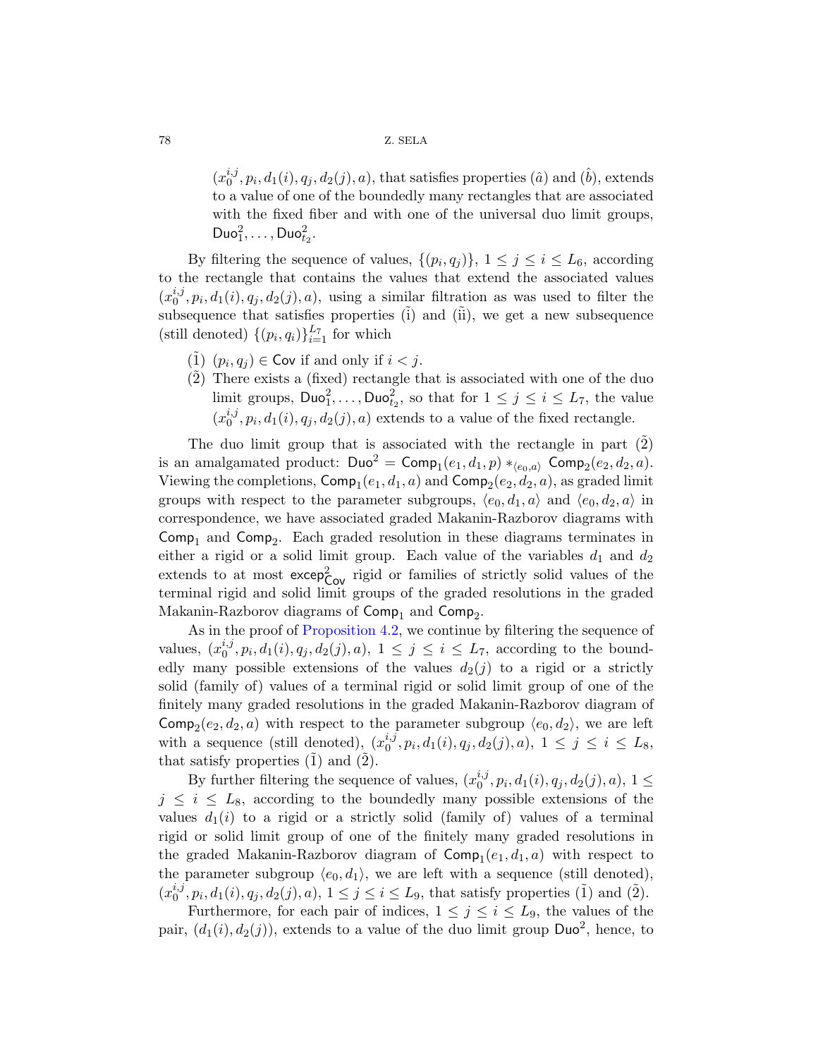$(x_0^{i,j}, p_i, d_1(i), q_j, d_2(j), a)$, that satisfies properties $(\hat{a})$ and $(\hat{b})$, extends to a value of one of the boundedly many rectangles that are associated with the fixed fiber and with one of the universal duo limit groups, $\mathsf{Duo}_1^2, \ldots, \mathsf{Duo}_{t_2}^2$.

By filtering the sequence of values, $\{(p_i, q_j)\}$, $1 \leq j \leq i \leq L_6$, according to the rectangle that contains the values that extend the associated values $(x_0^{i,j}, p_i, d_1(i), q_j, d_2(j), a)$, using a similar filtration as was used to filter the subsequence that satisfies properties $(\bar{\text{i}})$ and $(\bar{\text{ii}})$, we get a new subsequence (still denoted) $\{(p_i, q_i)\}_{i=1}^{L_7}$ for which

- $(\tilde{1})$ $(p_i, q_j) \in \mathsf{Cov}$ if and only if $i < j$.
- $(\tilde{2})$ There exists a (fixed) rectangle that is associated with one of the duo limit groups, $\mathsf{Duo}_1^2, \ldots, \mathsf{Duo}_{t_2}^2$, so that for $1 \leq j \leq i \leq L_7$, the value $(x_0^{i,j}, p_i, d_1(i), q_j, d_2(j), a)$ extends to a value of the fixed rectangle.

The duo limit group that is associated with the rectangle in part $(\tilde{2})$ is an amalgamated product: $\mathsf{Duo}^2 = \mathsf{Comp}_1(e_1, d_1, p) *_{\langle e_0, a \rangle} \mathsf{Comp}_2(e_2, d_2, a)$. Viewing the completions, $\mathsf{Comp}_1(e_1, d_1, a)$ and $\mathsf{Comp}_2(e_2, d_2, a)$, as graded limit groups with respect to the parameter subgroups, $\langle e_0, d_1, a \rangle$ and $\langle e_0, d_2, a \rangle$ in correspondence, we have associated graded Makanin-Razborov diagrams with $\mathsf{Comp}_1$ and $\mathsf{Comp}_2$. Each graded resolution in these diagrams terminates in either a rigid or a solid limit group. Each value of the variables $d_1$ and $d_2$ extends to at most $\mathsf{excep}^2_{\mathsf{Cov}}$ rigid or families of strictly solid values of the terminal rigid and solid limit groups of the graded resolutions in the graded Makanin-Razborov diagrams of $\mathsf{Comp}_1$ and $\mathsf{Comp}_2$.

As in the proof of Proposition 4.2, we continue by filtering the sequence of values, $(x_0^{i,j}, p_i, d_1(i), q_j, d_2(j), a)$, $1 \leq j \leq i \leq L_7$, according to the boundedly many possible extensions of the values $d_2(j)$ to a rigid or a strictly solid (family of) values of a terminal rigid or solid limit group of one of the finitely many graded resolutions in the graded Makanin-Razborov diagram of $\mathsf{Comp}_2(e_2, d_2, a)$ with respect to the parameter subgroup $\langle e_0, d_2 \rangle$, we are left with a sequence (still denoted), $(x_0^{i,j}, p_i, d_1(i), q_j, d_2(j), a)$, $1 \leq j \leq i \leq L_8$, that satisfy properties $(\tilde{1})$ and $(\tilde{2})$.

By further filtering the sequence of values, $(x_0^{i,j}, p_i, d_1(i), q_j, d_2(j), a)$, $1 \leq j \leq i \leq L_8$, according to the boundedly many possible extensions of the values $d_1(i)$ to a rigid or a strictly solid (family of) values of a terminal rigid or solid limit group of one of the finitely many graded resolutions in the graded Makanin-Razborov diagram of $\mathsf{Comp}_1(e_1, d_1, a)$ with respect to the parameter subgroup $\langle e_0, d_1 \rangle$, we are left with a sequence (still denoted), $(x_0^{i,j}, p_i, d_1(i), q_j, d_2(j), a)$, $1 \leq j \leq i \leq L_9$, that satisfy properties $(\tilde{1})$ and $(\tilde{2})$.

Furthermore, for each pair of indices, $1 \leq j \leq i \leq L_9$, the values of the pair, $(d_1(i), d_2(j))$, extends to a value of the duo limit group $\mathsf{Duo}^2$, hence, to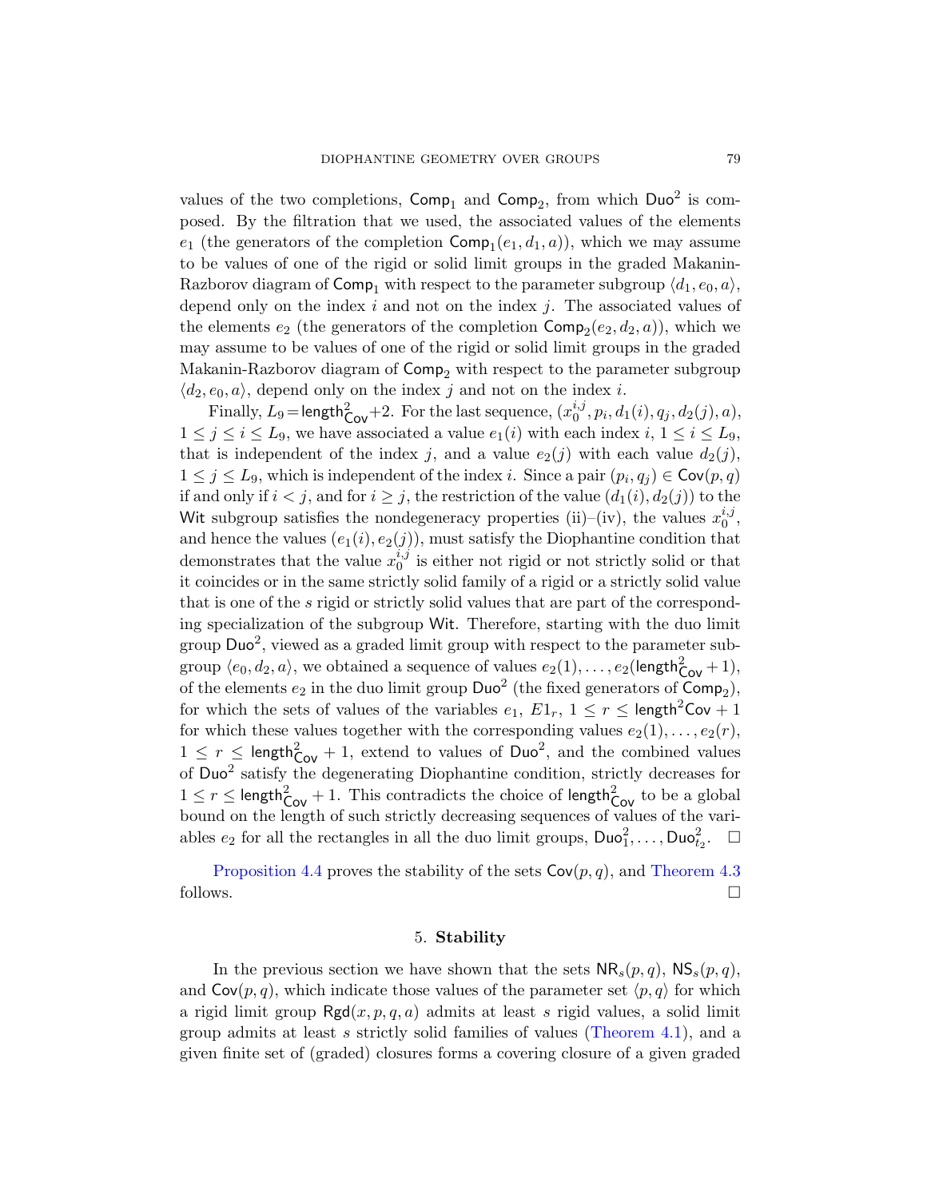values of the two completions, $\mathsf{Comp}_1$ and $\mathsf{Comp}_2$, from which $\mathsf{Duo}^2$ is composed. By the filtration that we used, the associated values of the elements $e_1$ (the generators of the completion $\mathsf{Comp}_1(e_1, d_1, a)$), which we may assume to be values of one of the rigid or solid limit groups in the graded Makanin-Razborov diagram of $\mathsf{Comp}_1$ with respect to the parameter subgroup $\langle d_1, e_0, a\rangle$, depend only on the index $i$ and not on the index $j$. The associated values of the elements $e_2$ (the generators of the completion $\mathsf{Comp}_2(e_2, d_2, a)$), which we may assume to be values of one of the rigid or solid limit groups in the graded Makanin-Razborov diagram of $\mathsf{Comp}_2$ with respect to the parameter subgroup $\langle d_2, e_0, a\rangle$, depend only on the index $j$ and not on the index $i$.

Finally, $L_9 = \mathsf{length}^2_{\mathsf{Cov}} + 2$. For the last sequence, $(x_0^{i,j}, p_i, d_1(i), q_j, d_2(j), a)$, $1 \le j \le i \le L_9$, we have associated a value $e_1(i)$ with each index $i$, $1 \le i \le L_9$, that is independent of the index $j$, and a value $e_2(j)$ with each value $d_2(j)$, $1 \le j \le L_9$, which is independent of the index $i$. Since a pair $(p_i, q_j) \in \mathsf{Cov}(p, q)$ if and only if $i < j$, and for $i \ge j$, the restriction of the value $(d_1(i), d_2(j))$ to the $\mathsf{Wit}$ subgroup satisfies the nondegeneracy properties (ii)–(iv), the values $x_0^{i,j}$, and hence the values $(e_1(i), e_2(j))$, must satisfy the Diophantine condition that demonstrates that the value $x_0^{i,j}$ is either not rigid or not strictly solid or that it coincides or in the same strictly solid family of a rigid or a strictly solid value that is one of the $s$ rigid or strictly solid values that are part of the corresponding specialization of the subgroup $\mathsf{Wit}$. Therefore, starting with the duo limit group $\mathsf{Duo}^2$, viewed as a graded limit group with respect to the parameter subgroup $\langle e_0, d_2, a\rangle$, we obtained a sequence of values $e_2(1), \dots, e_2(\mathsf{length}^2_{\mathsf{Cov}} + 1)$, of the elements $e_2$ in the duo limit group $\mathsf{Duo}^2$ (the fixed generators of $\mathsf{Comp}_2$), for which the sets of values of the variables $e_1$, $E1_r$, $1 \le r \le \mathsf{length}^2\mathsf{Cov} + 1$ for which these values together with the corresponding values $e_2(1), \dots, e_2(r)$, $1 \le r \le \mathsf{length}^2_{\mathsf{Cov}} + 1$, extend to values of $\mathsf{Duo}^2$, and the combined values of $\mathsf{Duo}^2$ satisfy the degenerating Diophantine condition, strictly decreases for $1 \le r \le \mathsf{length}^2_{\mathsf{Cov}} + 1$. This contradicts the choice of $\mathsf{length}^2_{\mathsf{Cov}}$ to be a global bound on the length of such strictly decreasing sequences of values of the variables $e_2$ for all the rectangles in all the duo limit groups, $\mathsf{Duo}^2_1, \dots, \mathsf{Duo}^2_{t_2}$. $\square$

Proposition 4.4 proves the stability of the sets $\mathsf{Cov}(p, q)$, and Theorem 4.3 follows. $\square$

## 5. Stability

In the previous section we have shown that the sets $\mathsf{NR}_s(p, q)$, $\mathsf{NS}_s(p, q)$, and $\mathsf{Cov}(p, q)$, which indicate those values of the parameter set $\langle p, q\rangle$ for which a rigid limit group $\mathsf{Rgd}(x, p, q, a)$ admits at least $s$ rigid values, a solid limit group admits at least $s$ strictly solid families of values (Theorem 4.1), and a given finite set of (graded) closures forms a covering closure of a given graded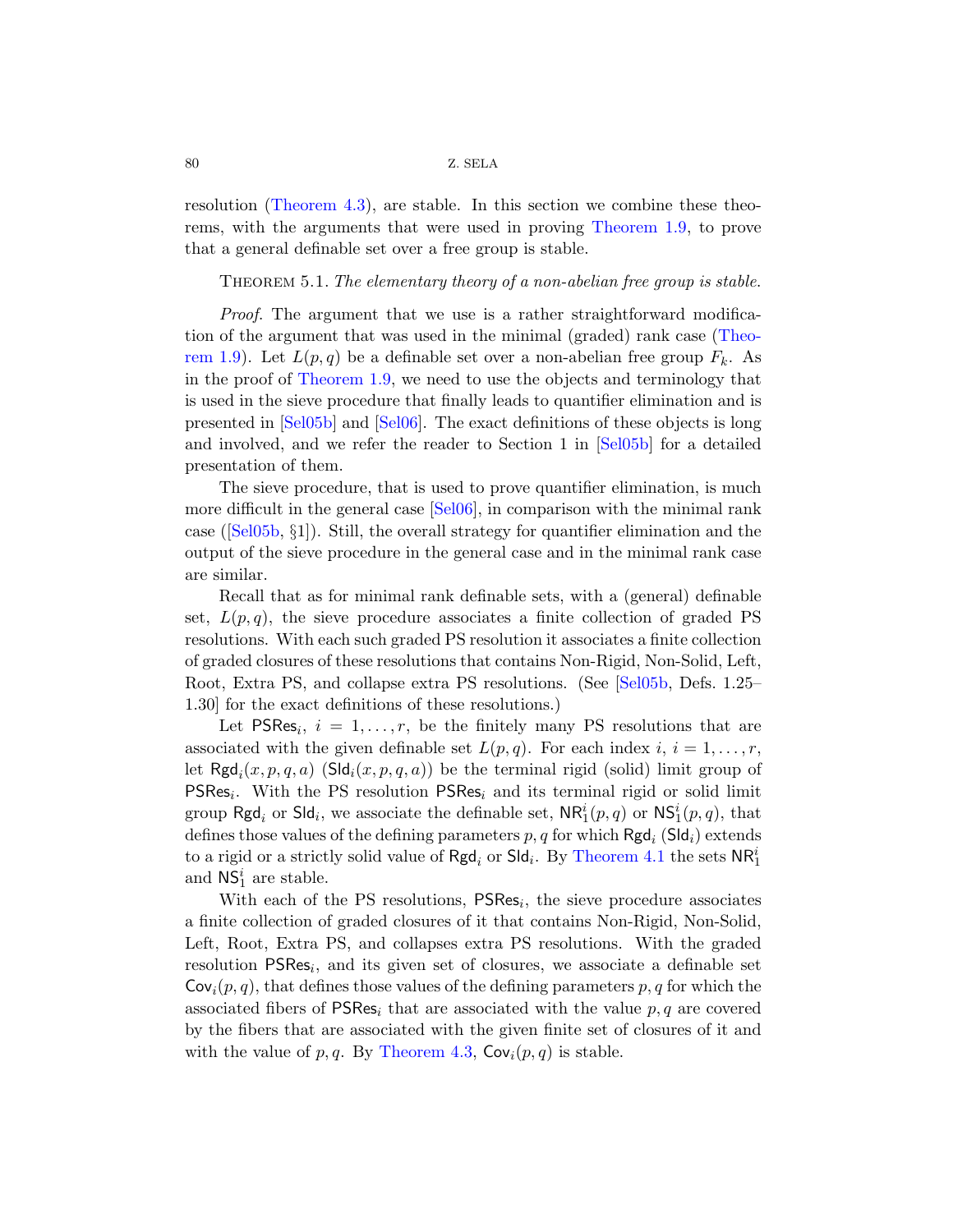resolution (Theorem 4.3), are stable. In this section we combine these theorems, with the arguments that were used in proving Theorem 1.9, to prove that a general definable set over a free group is stable.

Theorem 5.1. *The elementary theory of a non-abelian free group is stable.*

*Proof.* The argument that we use is a rather straightforward modification of the argument that was used in the minimal (graded) rank case (Theorem 1.9). Let $L(p, q)$ be a definable set over a non-abelian free group $F_k$. As in the proof of Theorem 1.9, we need to use the objects and terminology that is used in the sieve procedure that finally leads to quantifier elimination and is presented in [Sel05b] and [Sel06]. The exact definitions of these objects is long and involved, and we refer the reader to Section 1 in [Sel05b] for a detailed presentation of them.

The sieve procedure, that is used to prove quantifier elimination, is much more difficult in the general case [Sel06], in comparison with the minimal rank case ([Sel05b, §1]). Still, the overall strategy for quantifier elimination and the output of the sieve procedure in the general case and in the minimal rank case are similar.

Recall that as for minimal rank definable sets, with a (general) definable set, $L(p, q)$, the sieve procedure associates a finite collection of graded PS resolutions. With each such graded PS resolution it associates a finite collection of graded closures of these resolutions that contains Non-Rigid, Non-Solid, Left, Root, Extra PS, and collapse extra PS resolutions. (See [Sel05b, Defs. 1.25–1.30] for the exact definitions of these resolutions.)

Let $\mathsf{PSRes}_i$, $i = 1, \ldots, r$, be the finitely many PS resolutions that are associated with the given definable set $L(p, q)$. For each index $i$, $i = 1, \ldots, r$, let $\mathsf{Rgd}_i(x, p, q, a)$ ($\mathsf{Sld}_i(x, p, q, a)$) be the terminal rigid (solid) limit group of $\mathsf{PSRes}_i$. With the PS resolution $\mathsf{PSRes}_i$ and its terminal rigid or solid limit group $\mathsf{Rgd}_i$ or $\mathsf{Sld}_i$, we associate the definable set, $\mathsf{NR}_1^i(p, q)$ or $\mathsf{NS}_1^i(p, q)$, that defines those values of the defining parameters $p, q$ for which $\mathsf{Rgd}_i$ ($\mathsf{Sld}_i$) extends to a rigid or a strictly solid value of $\mathsf{Rgd}_i$ or $\mathsf{Sld}_i$. By Theorem 4.1 the sets $\mathsf{NR}_1^i$ and $\mathsf{NS}_1^i$ are stable.

With each of the PS resolutions, $\mathsf{PSRes}_i$, the sieve procedure associates a finite collection of graded closures of it that contains Non-Rigid, Non-Solid, Left, Root, Extra PS, and collapses extra PS resolutions. With the graded resolution $\mathsf{PSRes}_i$, and its given set of closures, we associate a definable set $\mathsf{Cov}_i(p, q)$, that defines those values of the defining parameters $p, q$ for which the associated fibers of $\mathsf{PSRes}_i$ that are associated with the value $p, q$ are covered by the fibers that are associated with the given finite set of closures of it and with the value of $p, q$. By Theorem 4.3, $\mathsf{Cov}_i(p, q)$ is stable.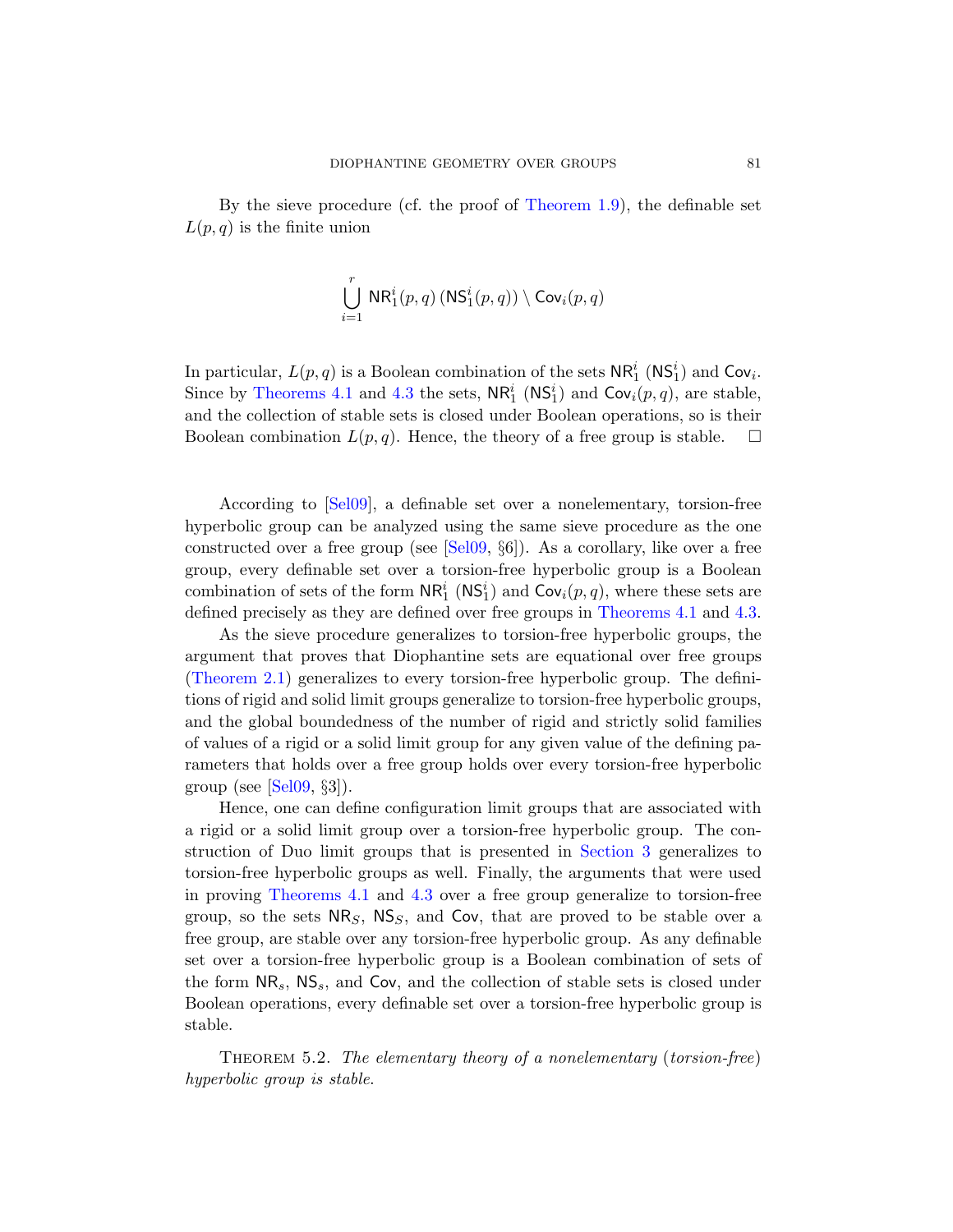By the sieve procedure (cf. the proof of Theorem 1.9), the definable set $L(p,q)$ is the finite union

$$\bigcup_{i=1}^{r} \mathsf{NR}_1^i(p,q)\,(\mathsf{NS}_1^i(p,q)) \setminus \mathsf{Cov}_i(p,q)$$

In particular, $L(p,q)$ is a Boolean combination of the sets $\mathsf{NR}_1^i$ ($\mathsf{NS}_1^i$) and $\mathsf{Cov}_i$. Since by Theorems 4.1 and 4.3 the sets, $\mathsf{NR}_1^i$ ($\mathsf{NS}_1^i$) and $\mathsf{Cov}_i(p,q)$, are stable, and the collection of stable sets is closed under Boolean operations, so is their Boolean combination $L(p,q)$. Hence, the theory of a free group is stable. □

According to [Sel09], a definable set over a nonelementary, torsion-free hyperbolic group can be analyzed using the same sieve procedure as the one constructed over a free group (see [Sel09, §6]). As a corollary, like over a free group, every definable set over a torsion-free hyperbolic group is a Boolean combination of sets of the form $\mathsf{NR}_1^i$ ($\mathsf{NS}_1^i$) and $\mathsf{Cov}_i(p,q)$, where these sets are defined precisely as they are defined over free groups in Theorems 4.1 and 4.3.

As the sieve procedure generalizes to torsion-free hyperbolic groups, the argument that proves that Diophantine sets are equational over free groups (Theorem 2.1) generalizes to every torsion-free hyperbolic group. The definitions of rigid and solid limit groups generalize to torsion-free hyperbolic groups, and the global boundedness of the number of rigid and strictly solid families of values of a rigid or a solid limit group for any given value of the defining parameters that holds over a free group holds over every torsion-free hyperbolic group (see [Sel09, §3]).

Hence, one can define configuration limit groups that are associated with a rigid or a solid limit group over a torsion-free hyperbolic group. The construction of Duo limit groups that is presented in Section 3 generalizes to torsion-free hyperbolic groups as well. Finally, the arguments that were used in proving Theorems 4.1 and 4.3 over a free group generalize to torsion-free group, so the sets $\mathsf{NR}_S$, $\mathsf{NS}_S$, and $\mathsf{Cov}$, that are proved to be stable over a free group, are stable over any torsion-free hyperbolic group. As any definable set over a torsion-free hyperbolic group is a Boolean combination of sets of the form $\mathsf{NR}_s$, $\mathsf{NS}_s$, and $\mathsf{Cov}$, and the collection of stable sets is closed under Boolean operations, every definable set over a torsion-free hyperbolic group is stable.

Theorem 5.2. *The elementary theory of a nonelementary (torsion-free) hyperbolic group is stable.*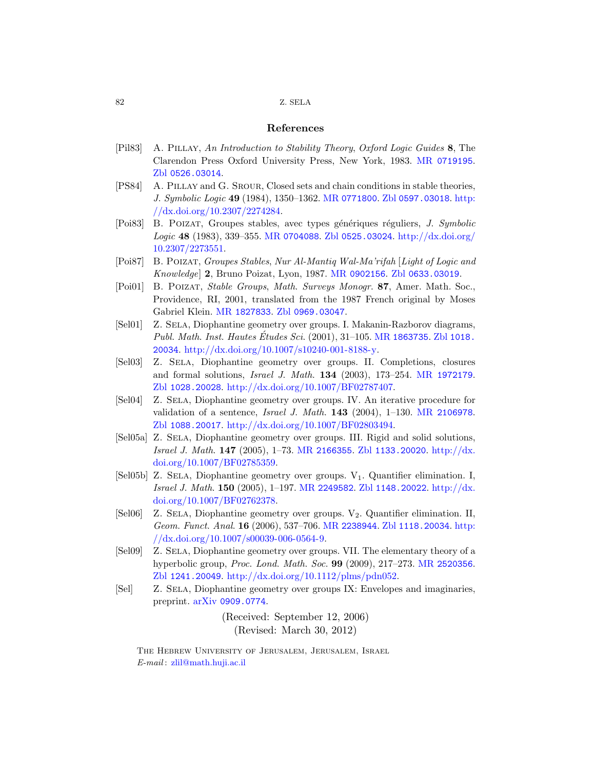## References

- [Pil83] A. Pillay, *An Introduction to Stability Theory*, *Oxford Logic Guides* **8**, The Clarendon Press Oxford University Press, New York, 1983. MR 0719195. Zbl 0526.03014.
- [PS84] A. Pillay and G. Srour, Closed sets and chain conditions in stable theories, *J. Symbolic Logic* **49** (1984), 1350–1362. MR 0771800. Zbl 0597.03018. http://dx.doi.org/10.2307/2274284.
- [Poi83] B. Poizat, Groupes stables, avec types génériques réguliers, *J. Symbolic Logic* **48** (1983), 339–355. MR 0704088. Zbl 0525.03024. http://dx.doi.org/10.2307/2273551.
- [Poi87] B. Poizat, *Groupes Stables*, *Nur Al-Mantiq Wal-Ma'rifah* [*Light of Logic and Knowledge*] **2**, Bruno Poizat, Lyon, 1987. MR 0902156. Zbl 0633.03019.
- [Poi01] B. Poizat, *Stable Groups*, *Math. Surveys Monogr.* **87**, Amer. Math. Soc., Providence, RI, 2001, translated from the 1987 French original by Moses Gabriel Klein. MR 1827833. Zbl 0969.03047.
- [Sel01] Z. Sela, Diophantine geometry over groups. I. Makanin-Razborov diagrams, *Publ. Math. Inst. Hautes Études Sci.* (2001), 31–105. MR 1863735. Zbl 1018.20034. http://dx.doi.org/10.1007/s10240-001-8188-y.
- [Sel03] Z. Sela, Diophantine geometry over groups. II. Completions, closures and formal solutions, *Israel J. Math.* **134** (2003), 173–254. MR 1972179. Zbl 1028.20028. http://dx.doi.org/10.1007/BF02787407.
- [Sel04] Z. Sela, Diophantine geometry over groups. IV. An iterative procedure for validation of a sentence, *Israel J. Math.* **143** (2004), 1–130. MR 2106978. Zbl 1088.20017. http://dx.doi.org/10.1007/BF02803494.
- [Sel05a] Z. Sela, Diophantine geometry over groups. III. Rigid and solid solutions, *Israel J. Math.* **147** (2005), 1–73. MR 2166355. Zbl 1133.20020. http://dx.doi.org/10.1007/BF02785359.
- [Sel05b] Z. Sela, Diophantine geometry over groups. $V_1$. Quantifier elimination. I, *Israel J. Math.* **150** (2005), 1–197. MR 2249582. Zbl 1148.20022. http://dx.doi.org/10.1007/BF02762378.
- [Sel06] Z. Sela, Diophantine geometry over groups. $V_2$. Quantifier elimination. II, *Geom. Funct. Anal.* **16** (2006), 537–706. MR 2238944. Zbl 1118.20034. http://dx.doi.org/10.1007/s00039-006-0564-9.
- [Sel09] Z. Sela, Diophantine geometry over groups. VII. The elementary theory of a hyperbolic group, *Proc. Lond. Math. Soc.* **99** (2009), 217–273. MR 2520356. Zbl 1241.20049. http://dx.doi.org/10.1112/plms/pdn052.
- [Sel] Z. Sela, Diophantine geometry over groups IX: Envelopes and imaginaries, preprint. arXiv 0909.0774.

(Received: September 12, 2006)
(Revised: March 30, 2012)

The Hebrew University of Jerusalem, Jerusalem, Israel
*E-mail*: zlil@math.huji.ac.il